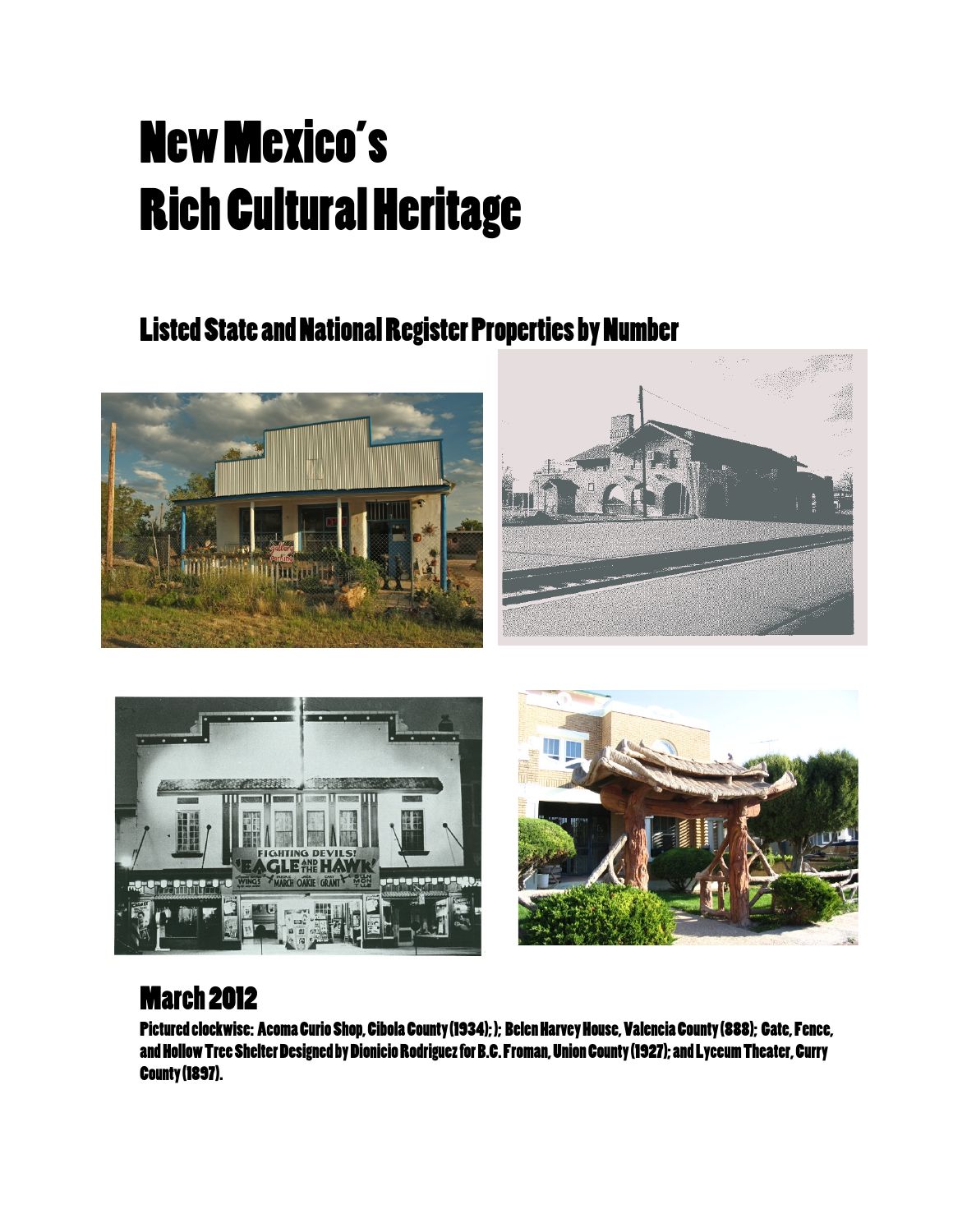# New Mexico's Rich Cultural Heritage

## Listed State and National Register Properties by Number

## March 2012

**Pictured clockwise: Acoma Curio Shop, Cibola County (1934); ); Belen Harvey House, Valencia County (888); Gate, Fence, and Hollow Tree Shelter Designed by Dionicio Rodriguez for B.C. Froman, Union County (1927); and Lyceum Theater, Curry County (1897).**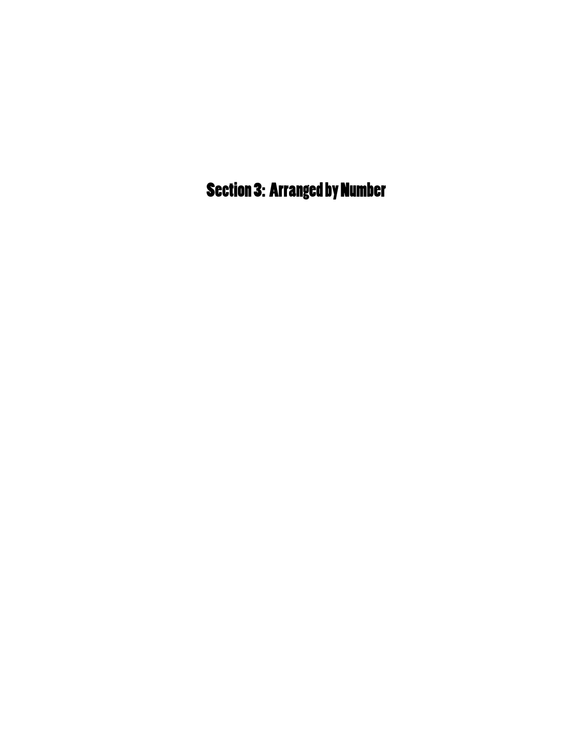# Section 3: Arranged by Number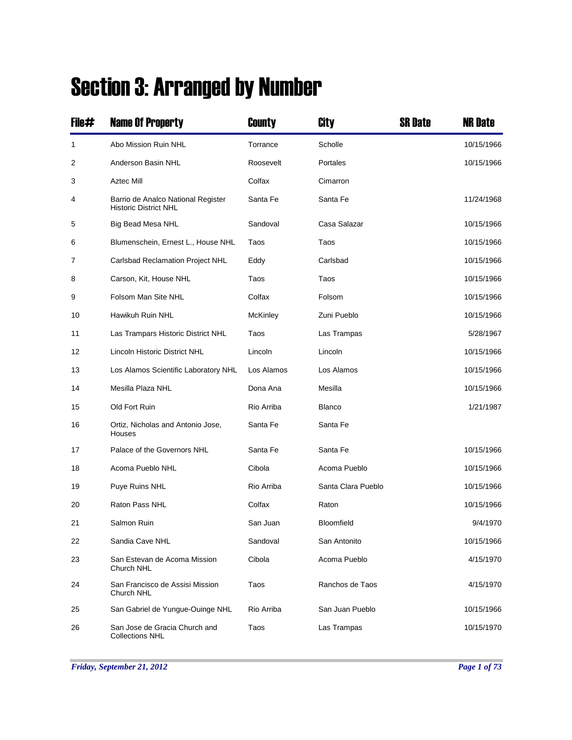# Section 3: Arranged by Number

| File# | Name Of Property | County | City | SR Date | NR Date |
|---|---|---|---|---|---|
| 1 | Abo Mission Ruin NHL | Torrance | Scholle | | 10/15/1966 |
| 2 | Anderson Basin NHL | Roosevelt | Portales | | 10/15/1966 |
| 3 | Aztec Mill | Colfax | Cimarron | | |
| 4 | Barrio de Analco National Register Historic District NHL | Santa Fe | Santa Fe | | 11/24/1968 |
| 5 | Big Bead Mesa NHL | Sandoval | Casa Salazar | | 10/15/1966 |
| 6 | Blumenschein, Ernest L., House NHL | Taos | Taos | | 10/15/1966 |
| 7 | Carlsbad Reclamation Project NHL | Eddy | Carlsbad | | 10/15/1966 |
| 8 | Carson, Kit, House NHL | Taos | Taos | | 10/15/1966 |
| 9 | Folsom Man Site NHL | Colfax | Folsom | | 10/15/1966 |
| 10 | Hawikuh Ruin NHL | McKinley | Zuni Pueblo | | 10/15/1966 |
| 11 | Las Trampars Historic District NHL | Taos | Las Trampas | | 5/28/1967 |
| 12 | Lincoln Historic District NHL | Lincoln | Lincoln | | 10/15/1966 |
| 13 | Los Alamos Scientific Laboratory NHL | Los Alamos | Los Alamos | | 10/15/1966 |
| 14 | Mesilla Plaza NHL | Dona Ana | Mesilla | | 10/15/1966 |
| 15 | Old Fort Ruin | Rio Arriba | Blanco | | 1/21/1987 |
| 16 | Ortiz, Nicholas and Antonio Jose, Houses | Santa Fe | Santa Fe | | |
| 17 | Palace of the Governors NHL | Santa Fe | Santa Fe | | 10/15/1966 |
| 18 | Acoma Pueblo NHL | Cibola | Acoma Pueblo | | 10/15/1966 |
| 19 | Puye Ruins NHL | Rio Arriba | Santa Clara Pueblo | | 10/15/1966 |
| 20 | Raton Pass NHL | Colfax | Raton | | 10/15/1966 |
| 21 | Salmon Ruin | San Juan | Bloomfield | | 9/4/1970 |
| 22 | Sandia Cave NHL | Sandoval | San Antonito | | 10/15/1966 |
| 23 | San Estevan de Acoma Mission Church NHL | Cibola | Acoma Pueblo | | 4/15/1970 |
| 24 | San Francisco de Assisi Mission Church NHL | Taos | Ranchos de Taos | | 4/15/1970 |
| 25 | San Gabriel de Yungue-Ouinge NHL | Rio Arriba | San Juan Pueblo | | 10/15/1966 |
| 26 | San Jose de Gracia Church and Collections NHL | Taos | Las Trampas | | 10/15/1970 |

*Friday, September 21, 2012*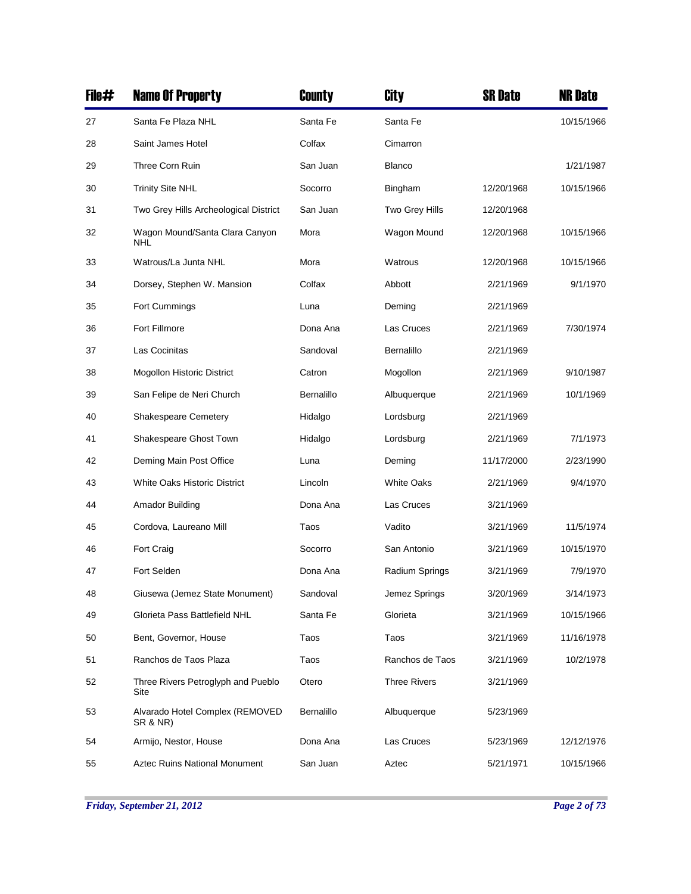| File# | Name Of Property | County | City | SR Date | NR Date |
|---|---|---|---|---|---|
| 27 | Santa Fe Plaza NHL | Santa Fe | Santa Fe | | 10/15/1966 |
| 28 | Saint James Hotel | Colfax | Cimarron | | |
| 29 | Three Corn Ruin | San Juan | Blanco | | 1/21/1987 |
| 30 | Trinity Site NHL | Socorro | Bingham | 12/20/1968 | 10/15/1966 |
| 31 | Two Grey Hills Archeological District | San Juan | Two Grey Hills | 12/20/1968 | |
| 32 | Wagon Mound/Santa Clara Canyon NHL | Mora | Wagon Mound | 12/20/1968 | 10/15/1966 |
| 33 | Watrous/La Junta NHL | Mora | Watrous | 12/20/1968 | 10/15/1966 |
| 34 | Dorsey, Stephen W. Mansion | Colfax | Abbott | 2/21/1969 | 9/1/1970 |
| 35 | Fort Cummings | Luna | Deming | 2/21/1969 | |
| 36 | Fort Fillmore | Dona Ana | Las Cruces | 2/21/1969 | 7/30/1974 |
| 37 | Las Cocinitas | Sandoval | Bernalillo | 2/21/1969 | |
| 38 | Mogollon Historic District | Catron | Mogollon | 2/21/1969 | 9/10/1987 |
| 39 | San Felipe de Neri Church | Bernalillo | Albuquerque | 2/21/1969 | 10/1/1969 |
| 40 | Shakespeare Cemetery | Hidalgo | Lordsburg | 2/21/1969 | |
| 41 | Shakespeare Ghost Town | Hidalgo | Lordsburg | 2/21/1969 | 7/1/1973 |
| 42 | Deming Main Post Office | Luna | Deming | 11/17/2000 | 2/23/1990 |
| 43 | White Oaks Historic District | Lincoln | White Oaks | 2/21/1969 | 9/4/1970 |
| 44 | Amador Building | Dona Ana | Las Cruces | 3/21/1969 | |
| 45 | Cordova, Laureano Mill | Taos | Vadito | 3/21/1969 | 11/5/1974 |
| 46 | Fort Craig | Socorro | San Antonio | 3/21/1969 | 10/15/1970 |
| 47 | Fort Selden | Dona Ana | Radium Springs | 3/21/1969 | 7/9/1970 |
| 48 | Giusewa (Jemez State Monument) | Sandoval | Jemez Springs | 3/20/1969 | 3/14/1973 |
| 49 | Glorieta Pass Battlefield NHL | Santa Fe | Glorieta | 3/21/1969 | 10/15/1966 |
| 50 | Bent, Governor, House | Taos | Taos | 3/21/1969 | 11/16/1978 |
| 51 | Ranchos de Taos Plaza | Taos | Ranchos de Taos | 3/21/1969 | 10/2/1978 |
| 52 | Three Rivers Petroglyph and Pueblo Site | Otero | Three Rivers | 3/21/1969 | |
| 53 | Alvarado Hotel Complex (REMOVED SR & NR) | Bernalillo | Albuquerque | 5/23/1969 | |
| 54 | Armijo, Nestor, House | Dona Ana | Las Cruces | 5/23/1969 | 12/12/1976 |
| 55 | Aztec Ruins National Monument | San Juan | Aztec | 5/21/1971 | 10/15/1966 |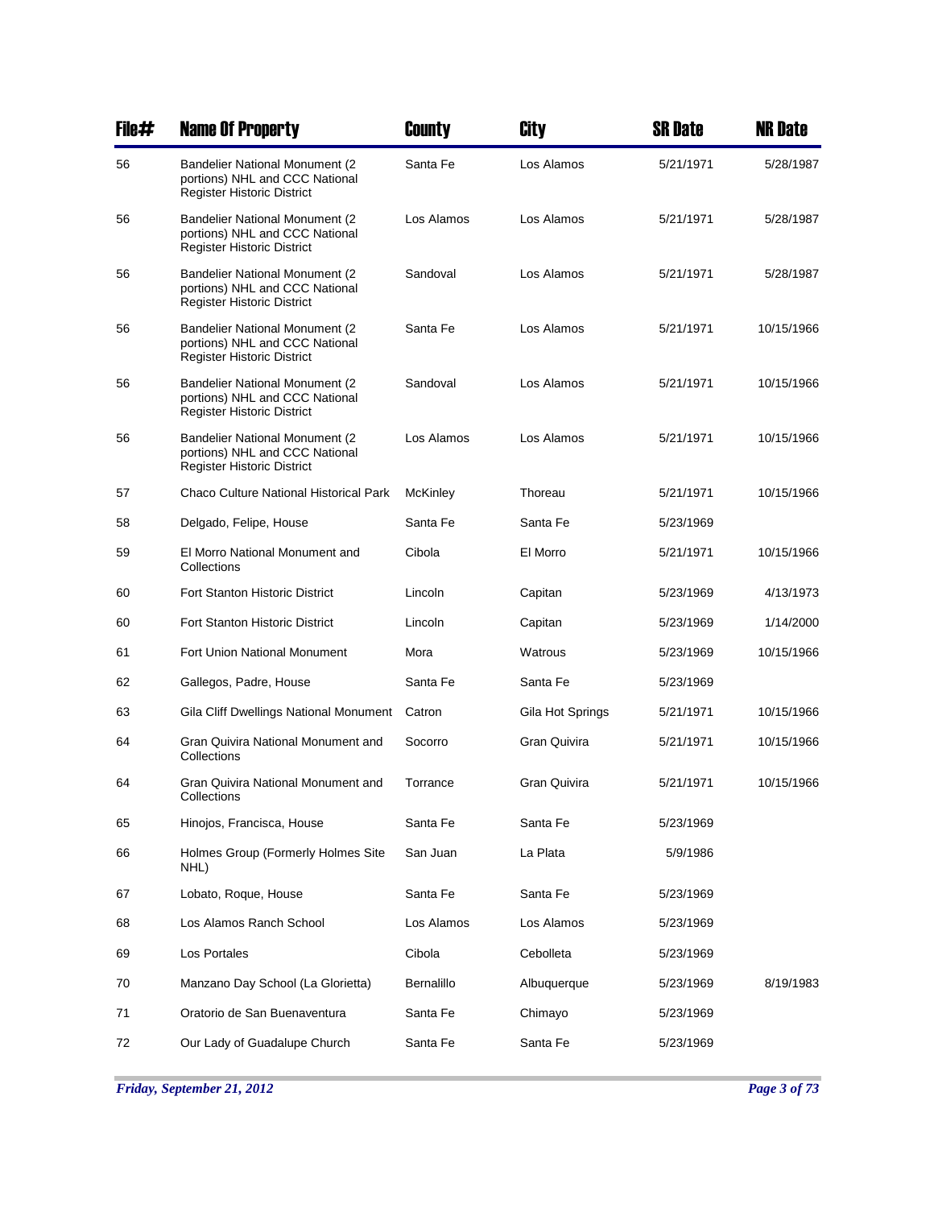| File# | Name Of Property | County | City | SR Date | NR Date |
|---|---|---|---|---|---|
| 56 | Bandelier National Monument (2 portions) NHL and CCC National Register Historic District | Santa Fe | Los Alamos | 5/21/1971 | 5/28/1987 |
| 56 | Bandelier National Monument (2 portions) NHL and CCC National Register Historic District | Los Alamos | Los Alamos | 5/21/1971 | 5/28/1987 |
| 56 | Bandelier National Monument (2 portions) NHL and CCC National Register Historic District | Sandoval | Los Alamos | 5/21/1971 | 5/28/1987 |
| 56 | Bandelier National Monument (2 portions) NHL and CCC National Register Historic District | Santa Fe | Los Alamos | 5/21/1971 | 10/15/1966 |
| 56 | Bandelier National Monument (2 portions) NHL and CCC National Register Historic District | Sandoval | Los Alamos | 5/21/1971 | 10/15/1966 |
| 56 | Bandelier National Monument (2 portions) NHL and CCC National Register Historic District | Los Alamos | Los Alamos | 5/21/1971 | 10/15/1966 |
| 57 | Chaco Culture National Historical Park | McKinley | Thoreau | 5/21/1971 | 10/15/1966 |
| 58 | Delgado, Felipe, House | Santa Fe | Santa Fe | 5/23/1969 | |
| 59 | El Morro National Monument and Collections | Cibola | El Morro | 5/21/1971 | 10/15/1966 |
| 60 | Fort Stanton Historic District | Lincoln | Capitan | 5/23/1969 | 4/13/1973 |
| 60 | Fort Stanton Historic District | Lincoln | Capitan | 5/23/1969 | 1/14/2000 |
| 61 | Fort Union National Monument | Mora | Watrous | 5/23/1969 | 10/15/1966 |
| 62 | Gallegos, Padre, House | Santa Fe | Santa Fe | 5/23/1969 | |
| 63 | Gila Cliff Dwellings National Monument | Catron | Gila Hot Springs | 5/21/1971 | 10/15/1966 |
| 64 | Gran Quivira National Monument and Collections | Socorro | Gran Quivira | 5/21/1971 | 10/15/1966 |
| 64 | Gran Quivira National Monument and Collections | Torrance | Gran Quivira | 5/21/1971 | 10/15/1966 |
| 65 | Hinojos, Francisca, House | Santa Fe | Santa Fe | 5/23/1969 | |
| 66 | Holmes Group (Formerly Holmes Site NHL) | San Juan | La Plata | 5/9/1986 | |
| 67 | Lobato, Roque, House | Santa Fe | Santa Fe | 5/23/1969 | |
| 68 | Los Alamos Ranch School | Los Alamos | Los Alamos | 5/23/1969 | |
| 69 | Los Portales | Cibola | Cebolleta | 5/23/1969 | |
| 70 | Manzano Day School (La Glorietta) | Bernalillo | Albuquerque | 5/23/1969 | 8/19/1983 |
| 71 | Oratorio de San Buenaventura | Santa Fe | Chimayo | 5/23/1969 | |
| 72 | Our Lady of Guadalupe Church | Santa Fe | Santa Fe | 5/23/1969 | |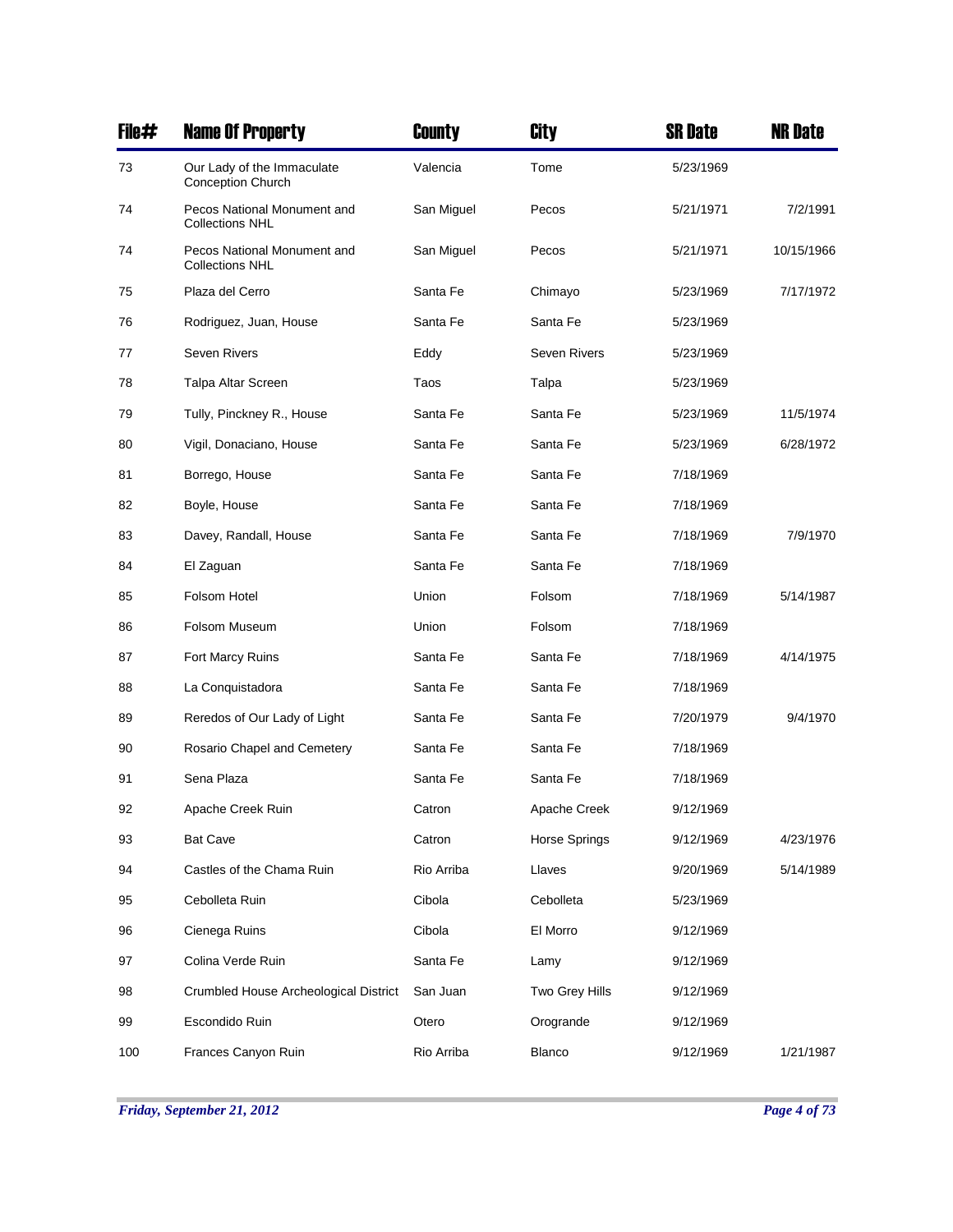| File# | Name Of Property | County | City | SR Date | NR Date |
|---|---|---|---|---|---|
| 73 | Our Lady of the Immaculate Conception Church | Valencia | Tome | 5/23/1969 | |
| 74 | Pecos National Monument and Collections NHL | San Miguel | Pecos | 5/21/1971 | 7/2/1991 |
| 74 | Pecos National Monument and Collections NHL | San Miguel | Pecos | 5/21/1971 | 10/15/1966 |
| 75 | Plaza del Cerro | Santa Fe | Chimayo | 5/23/1969 | 7/17/1972 |
| 76 | Rodriguez, Juan, House | Santa Fe | Santa Fe | 5/23/1969 | |
| 77 | Seven Rivers | Eddy | Seven Rivers | 5/23/1969 | |
| 78 | Talpa Altar Screen | Taos | Talpa | 5/23/1969 | |
| 79 | Tully, Pinckney R., House | Santa Fe | Santa Fe | 5/23/1969 | 11/5/1974 |
| 80 | Vigil, Donaciano, House | Santa Fe | Santa Fe | 5/23/1969 | 6/28/1972 |
| 81 | Borrego, House | Santa Fe | Santa Fe | 7/18/1969 | |
| 82 | Boyle, House | Santa Fe | Santa Fe | 7/18/1969 | |
| 83 | Davey, Randall, House | Santa Fe | Santa Fe | 7/18/1969 | 7/9/1970 |
| 84 | El Zaguan | Santa Fe | Santa Fe | 7/18/1969 | |
| 85 | Folsom Hotel | Union | Folsom | 7/18/1969 | 5/14/1987 |
| 86 | Folsom Museum | Union | Folsom | 7/18/1969 | |
| 87 | Fort Marcy Ruins | Santa Fe | Santa Fe | 7/18/1969 | 4/14/1975 |
| 88 | La Conquistadora | Santa Fe | Santa Fe | 7/18/1969 | |
| 89 | Reredos of Our Lady of Light | Santa Fe | Santa Fe | 7/20/1979 | 9/4/1970 |
| 90 | Rosario Chapel and Cemetery | Santa Fe | Santa Fe | 7/18/1969 | |
| 91 | Sena Plaza | Santa Fe | Santa Fe | 7/18/1969 | |
| 92 | Apache Creek Ruin | Catron | Apache Creek | 9/12/1969 | |
| 93 | Bat Cave | Catron | Horse Springs | 9/12/1969 | 4/23/1976 |
| 94 | Castles of the Chama Ruin | Rio Arriba | Llaves | 9/20/1969 | 5/14/1989 |
| 95 | Cebolleta Ruin | Cibola | Cebolleta | 5/23/1969 | |
| 96 | Cienega Ruins | Cibola | El Morro | 9/12/1969 | |
| 97 | Colina Verde Ruin | Santa Fe | Lamy | 9/12/1969 | |
| 98 | Crumbled House Archeological District | San Juan | Two Grey Hills | 9/12/1969 | |
| 99 | Escondido Ruin | Otero | Orogrande | 9/12/1969 | |
| 100 | Frances Canyon Ruin | Rio Arriba | Blanco | 9/12/1969 | 1/21/1987 |

*Friday, September 21, 2012*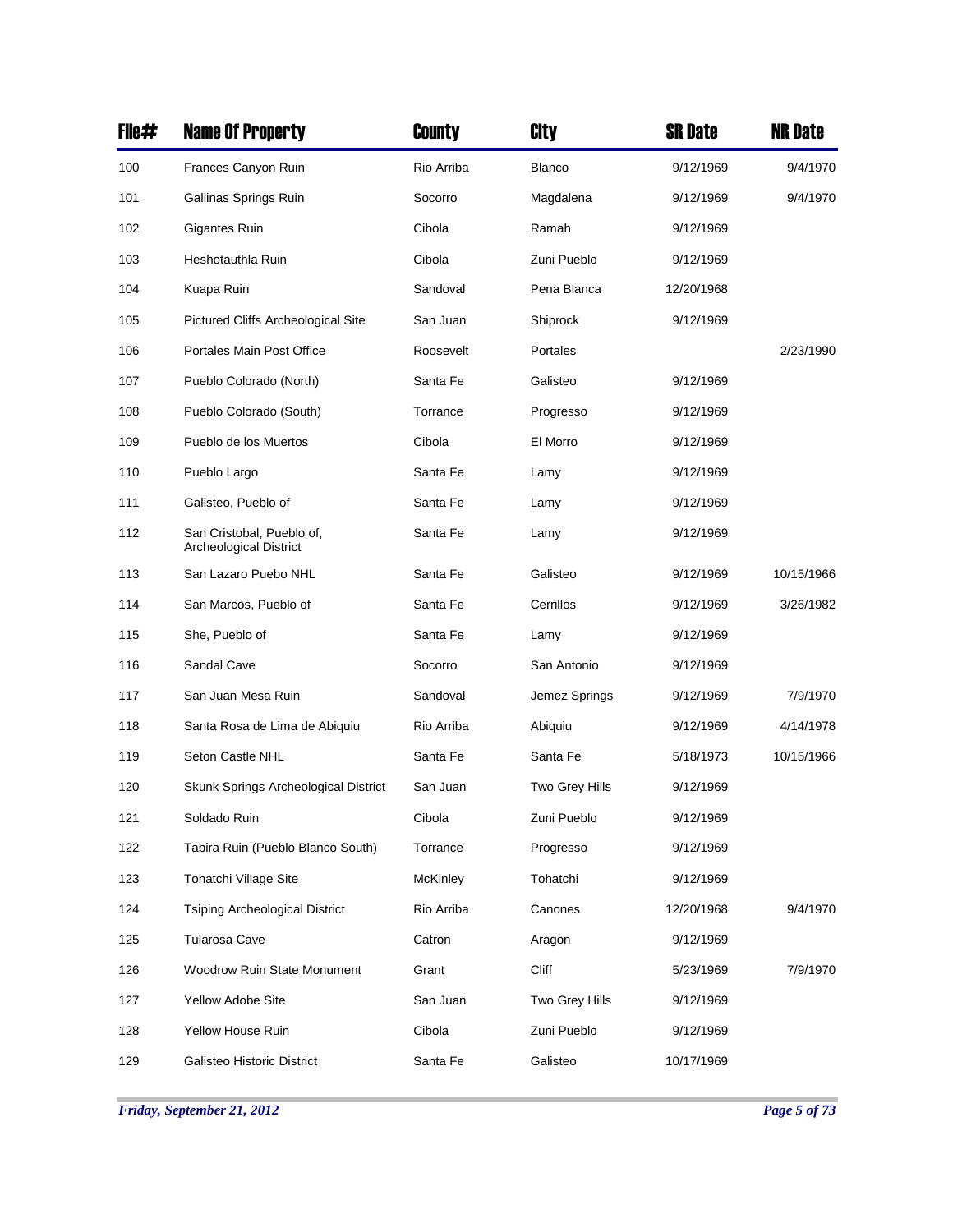| File# | Name Of Property | County | City | SR Date | NR Date |
|---|---|---|---|---|---|
| 100 | Frances Canyon Ruin | Rio Arriba | Blanco | 9/12/1969 | 9/4/1970 |
| 101 | Gallinas Springs Ruin | Socorro | Magdalena | 9/12/1969 | 9/4/1970 |
| 102 | Gigantes Ruin | Cibola | Ramah | 9/12/1969 | |
| 103 | Heshotauthla Ruin | Cibola | Zuni Pueblo | 9/12/1969 | |
| 104 | Kuapa Ruin | Sandoval | Pena Blanca | 12/20/1968 | |
| 105 | Pictured Cliffs Archeological Site | San Juan | Shiprock | 9/12/1969 | |
| 106 | Portales Main Post Office | Roosevelt | Portales | | 2/23/1990 |
| 107 | Pueblo Colorado (North) | Santa Fe | Galisteo | 9/12/1969 | |
| 108 | Pueblo Colorado (South) | Torrance | Progresso | 9/12/1969 | |
| 109 | Pueblo de los Muertos | Cibola | El Morro | 9/12/1969 | |
| 110 | Pueblo Largo | Santa Fe | Lamy | 9/12/1969 | |
| 111 | Galisteo, Pueblo of | Santa Fe | Lamy | 9/12/1969 | |
| 112 | San Cristobal, Pueblo of, Archeological District | Santa Fe | Lamy | 9/12/1969 | |
| 113 | San Lazaro Puebo NHL | Santa Fe | Galisteo | 9/12/1969 | 10/15/1966 |
| 114 | San Marcos, Pueblo of | Santa Fe | Cerrillos | 9/12/1969 | 3/26/1982 |
| 115 | She, Pueblo of | Santa Fe | Lamy | 9/12/1969 | |
| 116 | Sandal Cave | Socorro | San Antonio | 9/12/1969 | |
| 117 | San Juan Mesa Ruin | Sandoval | Jemez Springs | 9/12/1969 | 7/9/1970 |
| 118 | Santa Rosa de Lima de Abiquiu | Rio Arriba | Abiquiu | 9/12/1969 | 4/14/1978 |
| 119 | Seton Castle NHL | Santa Fe | Santa Fe | 5/18/1973 | 10/15/1966 |
| 120 | Skunk Springs Archeological District | San Juan | Two Grey Hills | 9/12/1969 | |
| 121 | Soldado Ruin | Cibola | Zuni Pueblo | 9/12/1969 | |
| 122 | Tabira Ruin (Pueblo Blanco South) | Torrance | Progresso | 9/12/1969 | |
| 123 | Tohatchi Village Site | McKinley | Tohatchi | 9/12/1969 | |
| 124 | Tsiping Archeological District | Rio Arriba | Canones | 12/20/1968 | 9/4/1970 |
| 125 | Tularosa Cave | Catron | Aragon | 9/12/1969 | |
| 126 | Woodrow Ruin State Monument | Grant | Cliff | 5/23/1969 | 7/9/1970 |
| 127 | Yellow Adobe Site | San Juan | Two Grey Hills | 9/12/1969 | |
| 128 | Yellow House Ruin | Cibola | Zuni Pueblo | 9/12/1969 | |
| 129 | Galisteo Historic District | Santa Fe | Galisteo | 10/17/1969 | |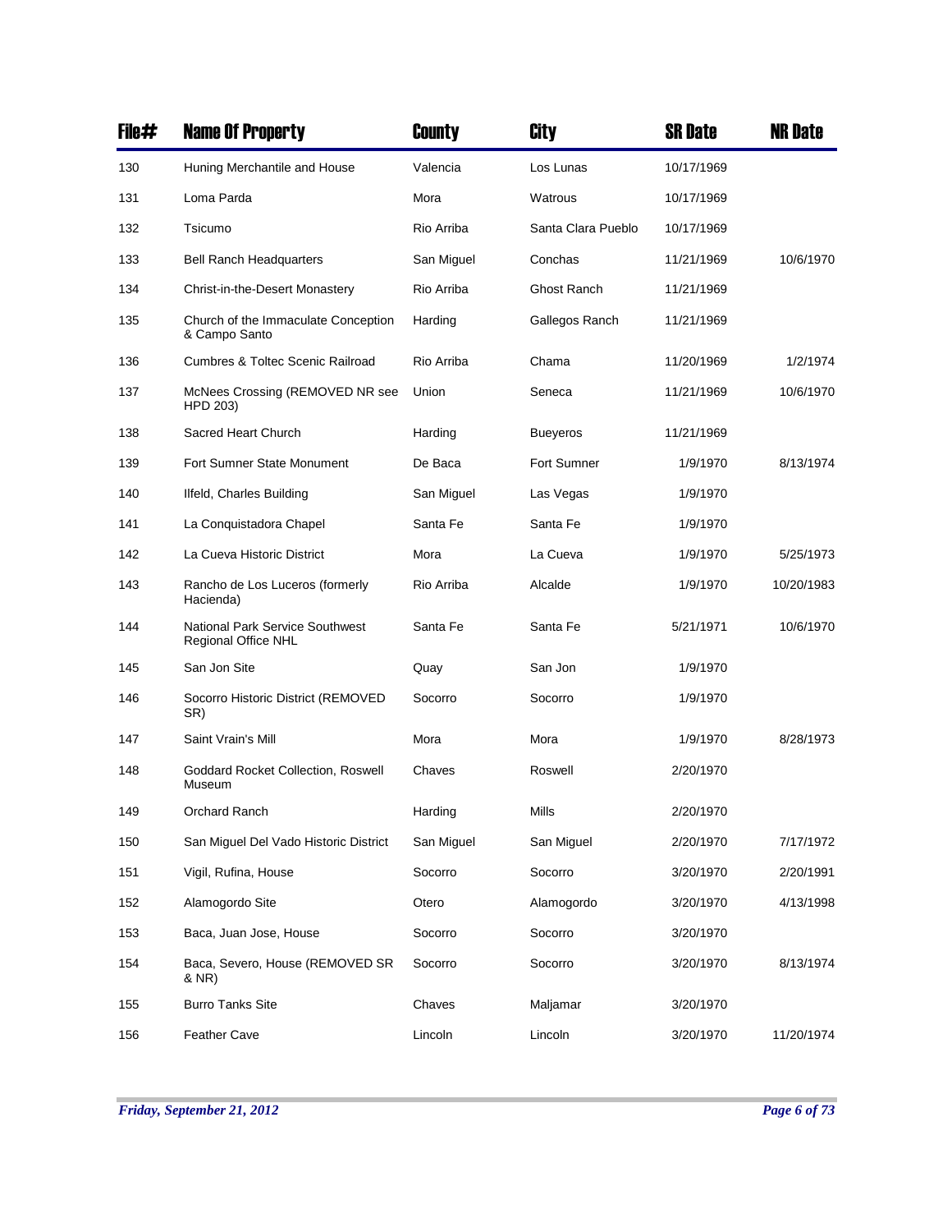| File# | Name Of Property | County | City | SR Date | NR Date |
|---|---|---|---|---|---|
| 130 | Huning Merchantile and House | Valencia | Los Lunas | 10/17/1969 | |
| 131 | Loma Parda | Mora | Watrous | 10/17/1969 | |
| 132 | Tsicumo | Rio Arriba | Santa Clara Pueblo | 10/17/1969 | |
| 133 | Bell Ranch Headquarters | San Miguel | Conchas | 11/21/1969 | 10/6/1970 |
| 134 | Christ-in-the-Desert Monastery | Rio Arriba | Ghost Ranch | 11/21/1969 | |
| 135 | Church of the Immaculate Conception & Campo Santo | Harding | Gallegos Ranch | 11/21/1969 | |
| 136 | Cumbres & Toltec Scenic Railroad | Rio Arriba | Chama | 11/20/1969 | 1/2/1974 |
| 137 | McNees Crossing (REMOVED NR see HPD 203) | Union | Seneca | 11/21/1969 | 10/6/1970 |
| 138 | Sacred Heart Church | Harding | Bueyeros | 11/21/1969 | |
| 139 | Fort Sumner State Monument | De Baca | Fort Sumner | 1/9/1970 | 8/13/1974 |
| 140 | Ilfeld, Charles Building | San Miguel | Las Vegas | 1/9/1970 | |
| 141 | La Conquistadora Chapel | Santa Fe | Santa Fe | 1/9/1970 | |
| 142 | La Cueva Historic District | Mora | La Cueva | 1/9/1970 | 5/25/1973 |
| 143 | Rancho de Los Luceros (formerly Hacienda) | Rio Arriba | Alcalde | 1/9/1970 | 10/20/1983 |
| 144 | National Park Service Southwest Regional Office NHL | Santa Fe | Santa Fe | 5/21/1971 | 10/6/1970 |
| 145 | San Jon Site | Quay | San Jon | 1/9/1970 | |
| 146 | Socorro Historic District (REMOVED SR) | Socorro | Socorro | 1/9/1970 | |
| 147 | Saint Vrain's Mill | Mora | Mora | 1/9/1970 | 8/28/1973 |
| 148 | Goddard Rocket Collection, Roswell Museum | Chaves | Roswell | 2/20/1970 | |
| 149 | Orchard Ranch | Harding | Mills | 2/20/1970 | |
| 150 | San Miguel Del Vado Historic District | San Miguel | San Miguel | 2/20/1970 | 7/17/1972 |
| 151 | Vigil, Rufina, House | Socorro | Socorro | 3/20/1970 | 2/20/1991 |
| 152 | Alamogordo Site | Otero | Alamogordo | 3/20/1970 | 4/13/1998 |
| 153 | Baca, Juan Jose, House | Socorro | Socorro | 3/20/1970 | |
| 154 | Baca, Severo, House (REMOVED SR & NR) | Socorro | Socorro | 3/20/1970 | 8/13/1974 |
| 155 | Burro Tanks Site | Chaves | Maljamar | 3/20/1970 | |
| 156 | Feather Cave | Lincoln | Lincoln | 3/20/1970 | 11/20/1974 |

*Friday, September 21, 2012*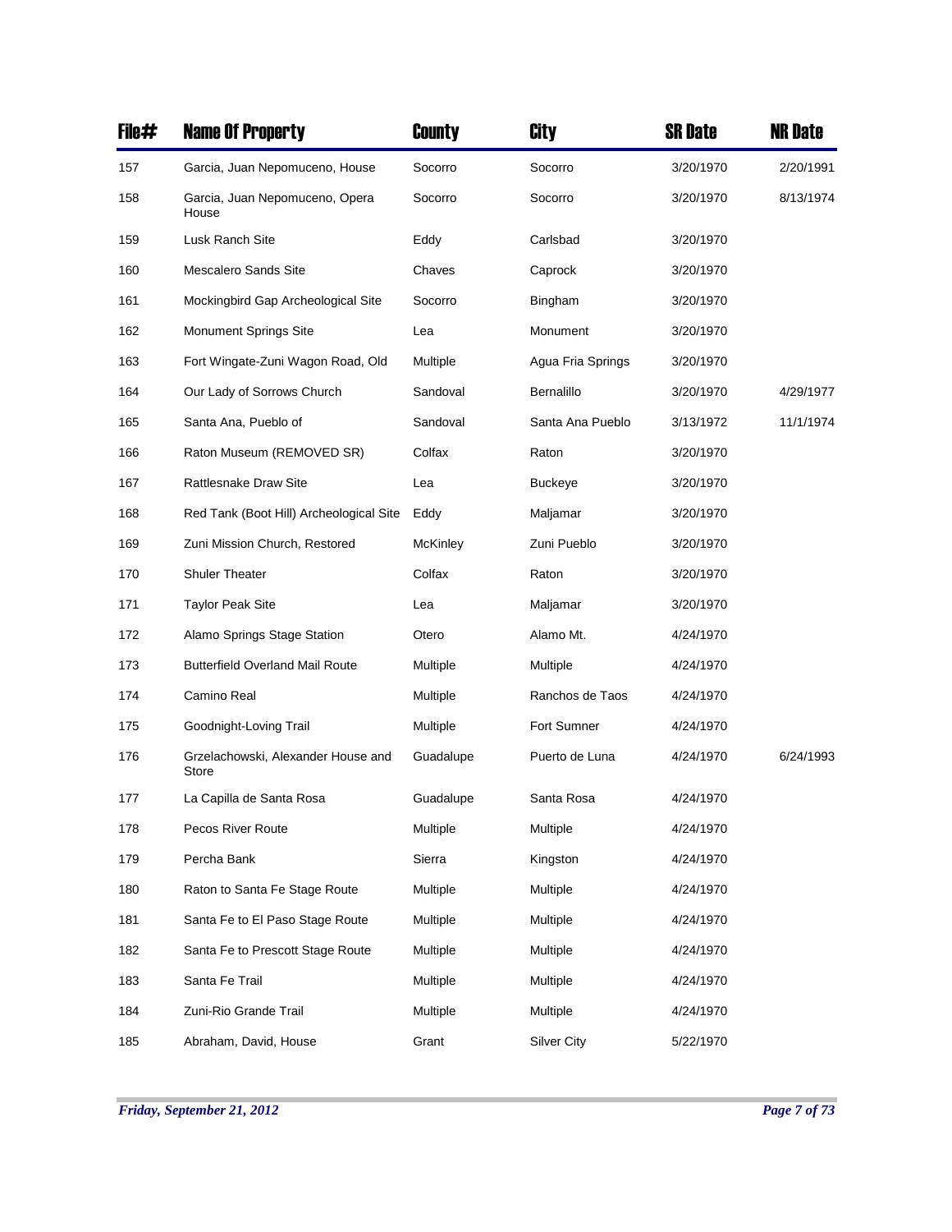| File# | Name Of Property | County | City | SR Date | NR Date |
|---|---|---|---|---|---|
| 157 | Garcia, Juan Nepomuceno, House | Socorro | Socorro | 3/20/1970 | 2/20/1991 |
| 158 | Garcia, Juan Nepomuceno, Opera House | Socorro | Socorro | 3/20/1970 | 8/13/1974 |
| 159 | Lusk Ranch Site | Eddy | Carlsbad | 3/20/1970 | |
| 160 | Mescalero Sands Site | Chaves | Caprock | 3/20/1970 | |
| 161 | Mockingbird Gap Archeological Site | Socorro | Bingham | 3/20/1970 | |
| 162 | Monument Springs Site | Lea | Monument | 3/20/1970 | |
| 163 | Fort Wingate-Zuni Wagon Road, Old | Multiple | Agua Fria Springs | 3/20/1970 | |
| 164 | Our Lady of Sorrows Church | Sandoval | Bernalillo | 3/20/1970 | 4/29/1977 |
| 165 | Santa Ana, Pueblo of | Sandoval | Santa Ana Pueblo | 3/13/1972 | 11/1/1974 |
| 166 | Raton Museum (REMOVED SR) | Colfax | Raton | 3/20/1970 | |
| 167 | Rattlesnake Draw Site | Lea | Buckeye | 3/20/1970 | |
| 168 | Red Tank (Boot Hill) Archeological Site | Eddy | Maljamar | 3/20/1970 | |
| 169 | Zuni Mission Church, Restored | McKinley | Zuni Pueblo | 3/20/1970 | |
| 170 | Shuler Theater | Colfax | Raton | 3/20/1970 | |
| 171 | Taylor Peak Site | Lea | Maljamar | 3/20/1970 | |
| 172 | Alamo Springs Stage Station | Otero | Alamo Mt. | 4/24/1970 | |
| 173 | Butterfield Overland Mail Route | Multiple | Multiple | 4/24/1970 | |
| 174 | Camino Real | Multiple | Ranchos de Taos | 4/24/1970 | |
| 175 | Goodnight-Loving Trail | Multiple | Fort Sumner | 4/24/1970 | |
| 176 | Grzelachowski, Alexander House and Store | Guadalupe | Puerto de Luna | 4/24/1970 | 6/24/1993 |
| 177 | La Capilla de Santa Rosa | Guadalupe | Santa Rosa | 4/24/1970 | |
| 178 | Pecos River Route | Multiple | Multiple | 4/24/1970 | |
| 179 | Percha Bank | Sierra | Kingston | 4/24/1970 | |
| 180 | Raton to Santa Fe Stage Route | Multiple | Multiple | 4/24/1970 | |
| 181 | Santa Fe to El Paso Stage Route | Multiple | Multiple | 4/24/1970 | |
| 182 | Santa Fe to Prescott Stage Route | Multiple | Multiple | 4/24/1970 | |
| 183 | Santa Fe Trail | Multiple | Multiple | 4/24/1970 | |
| 184 | Zuni-Rio Grande Trail | Multiple | Multiple | 4/24/1970 | |
| 185 | Abraham, David, House | Grant | Silver City | 5/22/1970 | |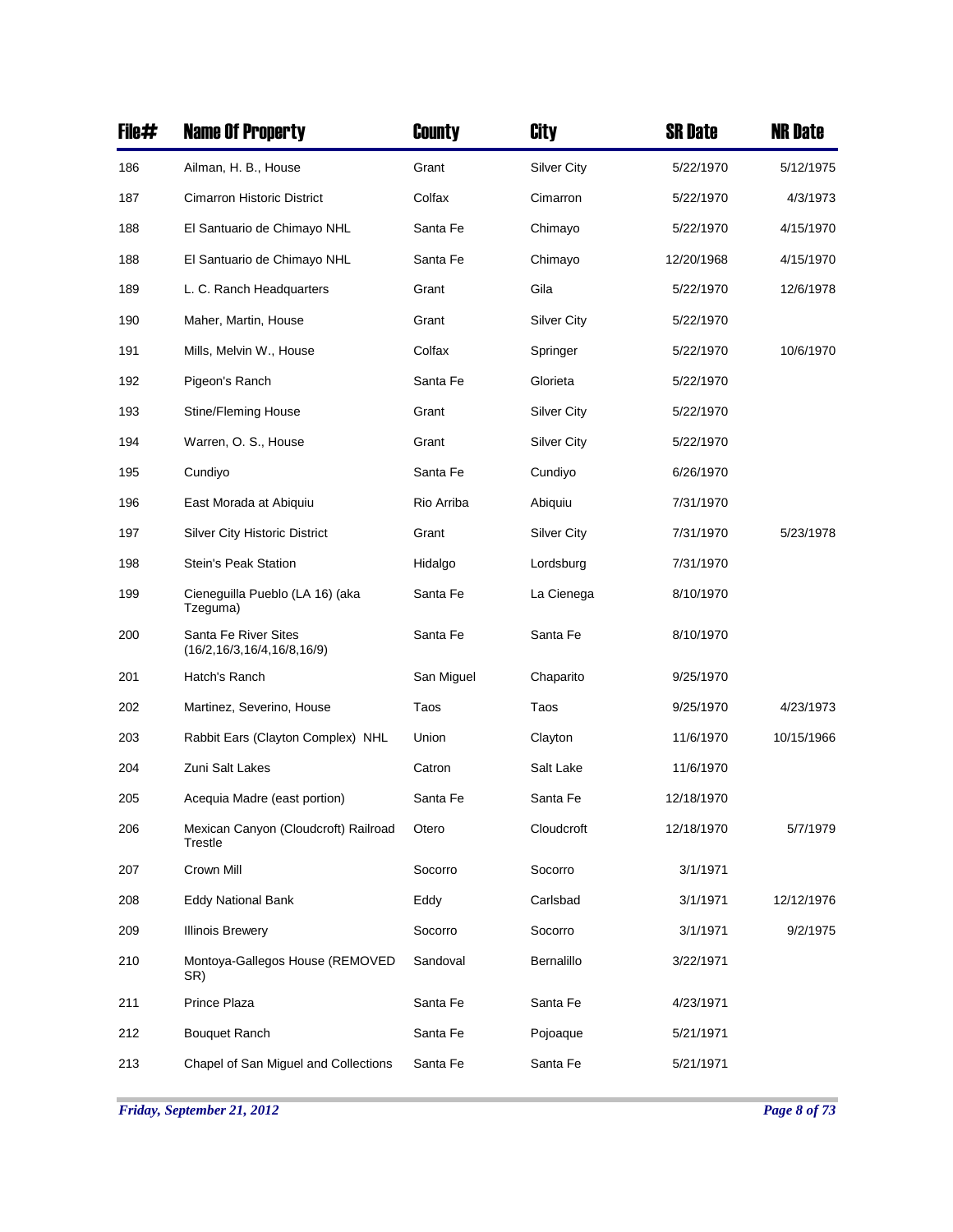| File# | Name Of Property | County | City | SR Date | NR Date |
|---|---|---|---|---|---|
| 186 | Ailman, H. B., House | Grant | Silver City | 5/22/1970 | 5/12/1975 |
| 187 | Cimarron Historic District | Colfax | Cimarron | 5/22/1970 | 4/3/1973 |
| 188 | El Santuario de Chimayo NHL | Santa Fe | Chimayo | 5/22/1970 | 4/15/1970 |
| 188 | El Santuario de Chimayo NHL | Santa Fe | Chimayo | 12/20/1968 | 4/15/1970 |
| 189 | L. C. Ranch Headquarters | Grant | Gila | 5/22/1970 | 12/6/1978 |
| 190 | Maher, Martin, House | Grant | Silver City | 5/22/1970 | |
| 191 | Mills, Melvin W., House | Colfax | Springer | 5/22/1970 | 10/6/1970 |
| 192 | Pigeon's Ranch | Santa Fe | Glorieta | 5/22/1970 | |
| 193 | Stine/Fleming House | Grant | Silver City | 5/22/1970 | |
| 194 | Warren, O. S., House | Grant | Silver City | 5/22/1970 | |
| 195 | Cundiyo | Santa Fe | Cundiyo | 6/26/1970 | |
| 196 | East Morada at Abiquiu | Rio Arriba | Abiquiu | 7/31/1970 | |
| 197 | Silver City Historic District | Grant | Silver City | 7/31/1970 | 5/23/1978 |
| 198 | Stein's Peak Station | Hidalgo | Lordsburg | 7/31/1970 | |
| 199 | Cieneguilla Pueblo (LA 16) (aka Tzeguma) | Santa Fe | La Cienega | 8/10/1970 | |
| 200 | Santa Fe River Sites (16/2,16/3,16/4,16/8,16/9) | Santa Fe | Santa Fe | 8/10/1970 | |
| 201 | Hatch's Ranch | San Miguel | Chaparito | 9/25/1970 | |
| 202 | Martinez, Severino, House | Taos | Taos | 9/25/1970 | 4/23/1973 |
| 203 | Rabbit Ears (Clayton Complex) NHL | Union | Clayton | 11/6/1970 | 10/15/1966 |
| 204 | Zuni Salt Lakes | Catron | Salt Lake | 11/6/1970 | |
| 205 | Acequia Madre (east portion) | Santa Fe | Santa Fe | 12/18/1970 | |
| 206 | Mexican Canyon (Cloudcroft) Railroad Trestle | Otero | Cloudcroft | 12/18/1970 | 5/7/1979 |
| 207 | Crown Mill | Socorro | Socorro | 3/1/1971 | |
| 208 | Eddy National Bank | Eddy | Carlsbad | 3/1/1971 | 12/12/1976 |
| 209 | Illinois Brewery | Socorro | Socorro | 3/1/1971 | 9/2/1975 |
| 210 | Montoya-Gallegos House (REMOVED SR) | Sandoval | Bernalillo | 3/22/1971 | |
| 211 | Prince Plaza | Santa Fe | Santa Fe | 4/23/1971 | |
| 212 | Bouquet Ranch | Santa Fe | Pojoaque | 5/21/1971 | |
| 213 | Chapel of San Miguel and Collections | Santa Fe | Santa Fe | 5/21/1971 | |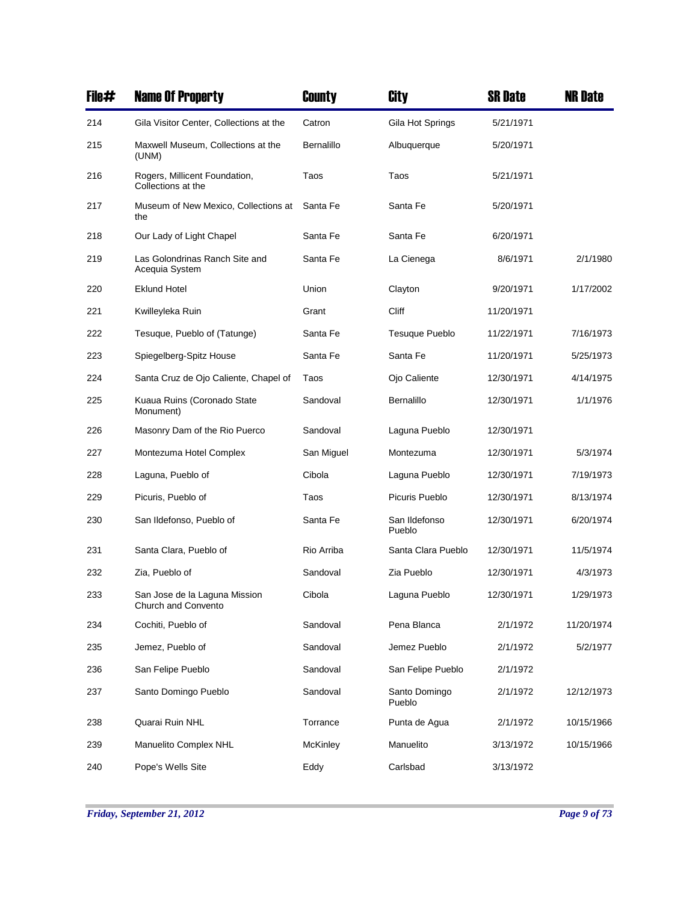| File# | Name Of Property | County | City | SR Date | NR Date |
|---|---|---|---|---|---|
| 214 | Gila Visitor Center, Collections at the | Catron | Gila Hot Springs | 5/21/1971 | |
| 215 | Maxwell Museum, Collections at the (UNM) | Bernalillo | Albuquerque | 5/20/1971 | |
| 216 | Rogers, Millicent Foundation, Collections at the | Taos | Taos | 5/21/1971 | |
| 217 | Museum of New Mexico, Collections at the | Santa Fe | Santa Fe | 5/20/1971 | |
| 218 | Our Lady of Light Chapel | Santa Fe | Santa Fe | 6/20/1971 | |
| 219 | Las Golondrinas Ranch Site and Acequia System | Santa Fe | La Cienega | 8/6/1971 | 2/1/1980 |
| 220 | Eklund Hotel | Union | Clayton | 9/20/1971 | 1/17/2002 |
| 221 | Kwilleyleka Ruin | Grant | Cliff | 11/20/1971 | |
| 222 | Tesuque, Pueblo of (Tatunge) | Santa Fe | Tesuque Pueblo | 11/22/1971 | 7/16/1973 |
| 223 | Spiegelberg-Spitz House | Santa Fe | Santa Fe | 11/20/1971 | 5/25/1973 |
| 224 | Santa Cruz de Ojo Caliente, Chapel of | Taos | Ojo Caliente | 12/30/1971 | 4/14/1975 |
| 225 | Kuaua Ruins (Coronado State Monument) | Sandoval | Bernalillo | 12/30/1971 | 1/1/1976 |
| 226 | Masonry Dam of the Rio Puerco | Sandoval | Laguna Pueblo | 12/30/1971 | |
| 227 | Montezuma Hotel Complex | San Miguel | Montezuma | 12/30/1971 | 5/3/1974 |
| 228 | Laguna, Pueblo of | Cibola | Laguna Pueblo | 12/30/1971 | 7/19/1973 |
| 229 | Picuris, Pueblo of | Taos | Picuris Pueblo | 12/30/1971 | 8/13/1974 |
| 230 | San Ildefonso, Pueblo of | Santa Fe | San Ildefonso Pueblo | 12/30/1971 | 6/20/1974 |
| 231 | Santa Clara, Pueblo of | Rio Arriba | Santa Clara Pueblo | 12/30/1971 | 11/5/1974 |
| 232 | Zia, Pueblo of | Sandoval | Zia Pueblo | 12/30/1971 | 4/3/1973 |
| 233 | San Jose de la Laguna Mission Church and Convento | Cibola | Laguna Pueblo | 12/30/1971 | 1/29/1973 |
| 234 | Cochiti, Pueblo of | Sandoval | Pena Blanca | 2/1/1972 | 11/20/1974 |
| 235 | Jemez, Pueblo of | Sandoval | Jemez Pueblo | 2/1/1972 | 5/2/1977 |
| 236 | San Felipe Pueblo | Sandoval | San Felipe Pueblo | 2/1/1972 | |
| 237 | Santo Domingo Pueblo | Sandoval | Santo Domingo Pueblo | 2/1/1972 | 12/12/1973 |
| 238 | Quarai Ruin NHL | Torrance | Punta de Agua | 2/1/1972 | 10/15/1966 |
| 239 | Manuelito Complex NHL | McKinley | Manuelito | 3/13/1972 | 10/15/1966 |
| 240 | Pope's Wells Site | Eddy | Carlsbad | 3/13/1972 | |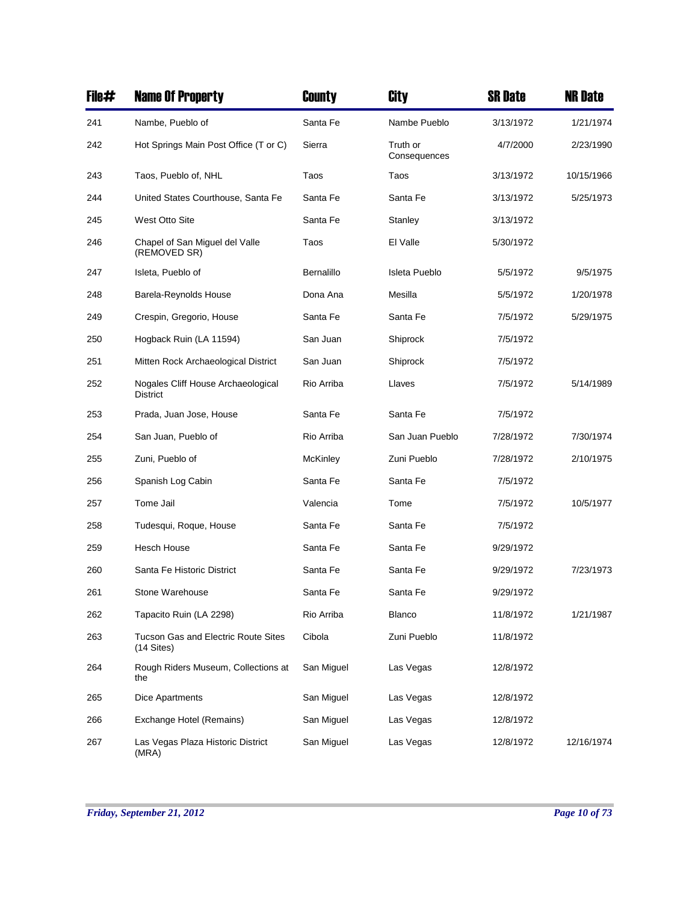| File# | Name Of Property | County | City | SR Date | NR Date |
|---|---|---|---|---|---|
| 241 | Nambe, Pueblo of | Santa Fe | Nambe Pueblo | 3/13/1972 | 1/21/1974 |
| 242 | Hot Springs Main Post Office (T or C) | Sierra | Truth or Consequences | 4/7/2000 | 2/23/1990 |
| 243 | Taos, Pueblo of, NHL | Taos | Taos | 3/13/1972 | 10/15/1966 |
| 244 | United States Courthouse, Santa Fe | Santa Fe | Santa Fe | 3/13/1972 | 5/25/1973 |
| 245 | West Otto Site | Santa Fe | Stanley | 3/13/1972 | |
| 246 | Chapel of San Miguel del Valle (REMOVED SR) | Taos | El Valle | 5/30/1972 | |
| 247 | Isleta, Pueblo of | Bernalillo | Isleta Pueblo | 5/5/1972 | 9/5/1975 |
| 248 | Barela-Reynolds House | Dona Ana | Mesilla | 5/5/1972 | 1/20/1978 |
| 249 | Crespin, Gregorio, House | Santa Fe | Santa Fe | 7/5/1972 | 5/29/1975 |
| 250 | Hogback Ruin (LA 11594) | San Juan | Shiprock | 7/5/1972 | |
| 251 | Mitten Rock Archaeological District | San Juan | Shiprock | 7/5/1972 | |
| 252 | Nogales Cliff House Archaeological District | Rio Arriba | Llaves | 7/5/1972 | 5/14/1989 |
| 253 | Prada, Juan Jose, House | Santa Fe | Santa Fe | 7/5/1972 | |
| 254 | San Juan, Pueblo of | Rio Arriba | San Juan Pueblo | 7/28/1972 | 7/30/1974 |
| 255 | Zuni, Pueblo of | McKinley | Zuni Pueblo | 7/28/1972 | 2/10/1975 |
| 256 | Spanish Log Cabin | Santa Fe | Santa Fe | 7/5/1972 | |
| 257 | Tome Jail | Valencia | Tome | 7/5/1972 | 10/5/1977 |
| 258 | Tudesqui, Roque, House | Santa Fe | Santa Fe | 7/5/1972 | |
| 259 | Hesch House | Santa Fe | Santa Fe | 9/29/1972 | |
| 260 | Santa Fe Historic District | Santa Fe | Santa Fe | 9/29/1972 | 7/23/1973 |
| 261 | Stone Warehouse | Santa Fe | Santa Fe | 9/29/1972 | |
| 262 | Tapacito Ruin (LA 2298) | Rio Arriba | Blanco | 11/8/1972 | 1/21/1987 |
| 263 | Tucson Gas and Electric Route Sites (14 Sites) | Cibola | Zuni Pueblo | 11/8/1972 | |
| 264 | Rough Riders Museum, Collections at the | San Miguel | Las Vegas | 12/8/1972 | |
| 265 | Dice Apartments | San Miguel | Las Vegas | 12/8/1972 | |
| 266 | Exchange Hotel (Remains) | San Miguel | Las Vegas | 12/8/1972 | |
| 267 | Las Vegas Plaza Historic District (MRA) | San Miguel | Las Vegas | 12/8/1972 | 12/16/1974 |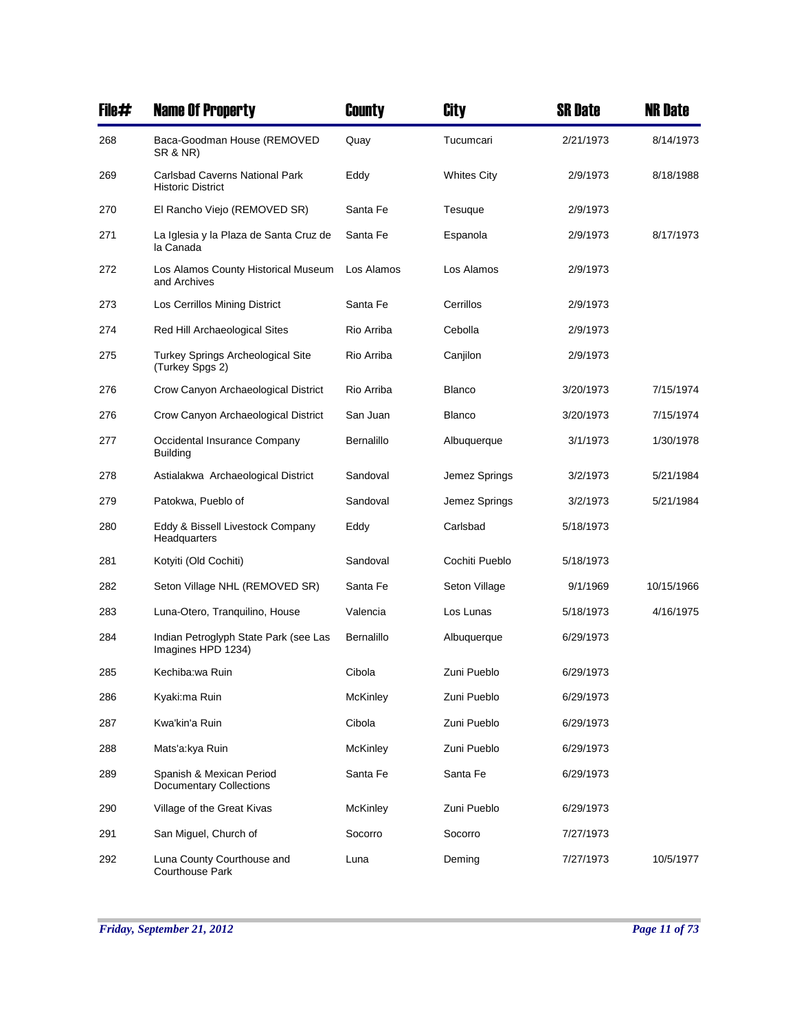| File# | Name Of Property | County | City | SR Date | NR Date |
| --- | --- | --- | --- | --- | --- |
| 268 | Baca-Goodman House (REMOVED SR & NR) | Quay | Tucumcari | 2/21/1973 | 8/14/1973 |
| 269 | Carlsbad Caverns National Park Historic District | Eddy | Whites City | 2/9/1973 | 8/18/1988 |
| 270 | El Rancho Viejo (REMOVED SR) | Santa Fe | Tesuque | 2/9/1973 | |
| 271 | La Iglesia y la Plaza de Santa Cruz de la Canada | Santa Fe | Espanola | 2/9/1973 | 8/17/1973 |
| 272 | Los Alamos County Historical Museum and Archives | Los Alamos | Los Alamos | 2/9/1973 | |
| 273 | Los Cerrillos Mining District | Santa Fe | Cerrillos | 2/9/1973 | |
| 274 | Red Hill Archaeological Sites | Rio Arriba | Cebolla | 2/9/1973 | |
| 275 | Turkey Springs Archeological Site (Turkey Spgs 2) | Rio Arriba | Canjilon | 2/9/1973 | |
| 276 | Crow Canyon Archaeological District | Rio Arriba | Blanco | 3/20/1973 | 7/15/1974 |
| 276 | Crow Canyon Archaeological District | San Juan | Blanco | 3/20/1973 | 7/15/1974 |
| 277 | Occidental Insurance Company Building | Bernalillo | Albuquerque | 3/1/1973 | 1/30/1978 |
| 278 | Astialakwa  Archaeological District | Sandoval | Jemez Springs | 3/2/1973 | 5/21/1984 |
| 279 | Patokwa, Pueblo of | Sandoval | Jemez Springs | 3/2/1973 | 5/21/1984 |
| 280 | Eddy & Bissell Livestock Company Headquarters | Eddy | Carlsbad | 5/18/1973 | |
| 281 | Kotyiti (Old Cochiti) | Sandoval | Cochiti Pueblo | 5/18/1973 | |
| 282 | Seton Village NHL (REMOVED SR) | Santa Fe | Seton Village | 9/1/1969 | 10/15/1966 |
| 283 | Luna-Otero, Tranquilino, House | Valencia | Los Lunas | 5/18/1973 | 4/16/1975 |
| 284 | Indian Petroglyph State Park (see Las Imagines HPD 1234) | Bernalillo | Albuquerque | 6/29/1973 | |
| 285 | Kechiba:wa Ruin | Cibola | Zuni Pueblo | 6/29/1973 | |
| 286 | Kyaki:ma Ruin | McKinley | Zuni Pueblo | 6/29/1973 | |
| 287 | Kwa'kin'a Ruin | Cibola | Zuni Pueblo | 6/29/1973 | |
| 288 | Mats'a:kya Ruin | McKinley | Zuni Pueblo | 6/29/1973 | |
| 289 | Spanish & Mexican Period Documentary Collections | Santa Fe | Santa Fe | 6/29/1973 | |
| 290 | Village of the Great Kivas | McKinley | Zuni Pueblo | 6/29/1973 | |
| 291 | San Miguel, Church of | Socorro | Socorro | 7/27/1973 | |
| 292 | Luna County Courthouse and Courthouse Park | Luna | Deming | 7/27/1973 | 10/5/1977 |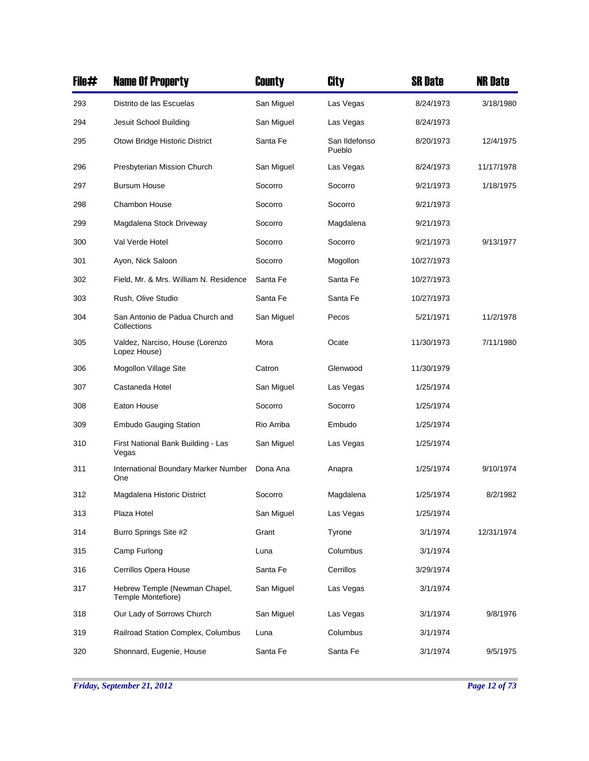| File# | Name Of Property | County | City | SR Date | NR Date |
|---|---|---|---|---|---|
| 293 | Distrito de las Escuelas | San Miguel | Las Vegas | 8/24/1973 | 3/18/1980 |
| 294 | Jesuit School Building | San Miguel | Las Vegas | 8/24/1973 | |
| 295 | Otowi Bridge Historic District | Santa Fe | San Ildefonso Pueblo | 8/20/1973 | 12/4/1975 |
| 296 | Presbyterian Mission Church | San Miguel | Las Vegas | 8/24/1973 | 11/17/1978 |
| 297 | Bursum House | Socorro | Socorro | 9/21/1973 | 1/18/1975 |
| 298 | Chambon House | Socorro | Socorro | 9/21/1973 | |
| 299 | Magdalena Stock Driveway | Socorro | Magdalena | 9/21/1973 | |
| 300 | Val Verde Hotel | Socorro | Socorro | 9/21/1973 | 9/13/1977 |
| 301 | Ayon, Nick Saloon | Socorro | Mogollon | 10/27/1973 | |
| 302 | Field, Mr. & Mrs. William N. Residence | Santa Fe | Santa Fe | 10/27/1973 | |
| 303 | Rush, Olive Studio | Santa Fe | Santa Fe | 10/27/1973 | |
| 304 | San Antonio de Padua Church and Collections | San Miguel | Pecos | 5/21/1971 | 11/2/1978 |
| 305 | Valdez, Narciso, House (Lorenzo Lopez House) | Mora | Ocate | 11/30/1973 | 7/11/1980 |
| 306 | Mogollon Village Site | Catron | Glenwood | 11/30/1979 | |
| 307 | Castaneda Hotel | San Miguel | Las Vegas | 1/25/1974 | |
| 308 | Eaton House | Socorro | Socorro | 1/25/1974 | |
| 309 | Embudo Gauging Station | Rio Arriba | Embudo | 1/25/1974 | |
| 310 | First National Bank Building - Las Vegas | San Miguel | Las Vegas | 1/25/1974 | |
| 311 | International Boundary Marker Number One | Dona Ana | Anapra | 1/25/1974 | 9/10/1974 |
| 312 | Magdalena Historic District | Socorro | Magdalena | 1/25/1974 | 8/2/1982 |
| 313 | Plaza Hotel | San Miguel | Las Vegas | 1/25/1974 | |
| 314 | Burro Springs Site #2 | Grant | Tyrone | 3/1/1974 | 12/31/1974 |
| 315 | Camp Furlong | Luna | Columbus | 3/1/1974 | |
| 316 | Cerrillos Opera House | Santa Fe | Cerrillos | 3/29/1974 | |
| 317 | Hebrew Temple (Newman Chapel, Temple Montefiore) | San Miguel | Las Vegas | 3/1/1974 | |
| 318 | Our Lady of Sorrows Church | San Miguel | Las Vegas | 3/1/1974 | 9/8/1976 |
| 319 | Railroad Station Complex, Columbus | Luna | Columbus | 3/1/1974 | |
| 320 | Shonnard, Eugenie, House | Santa Fe | Santa Fe | 3/1/1974 | 9/5/1975 |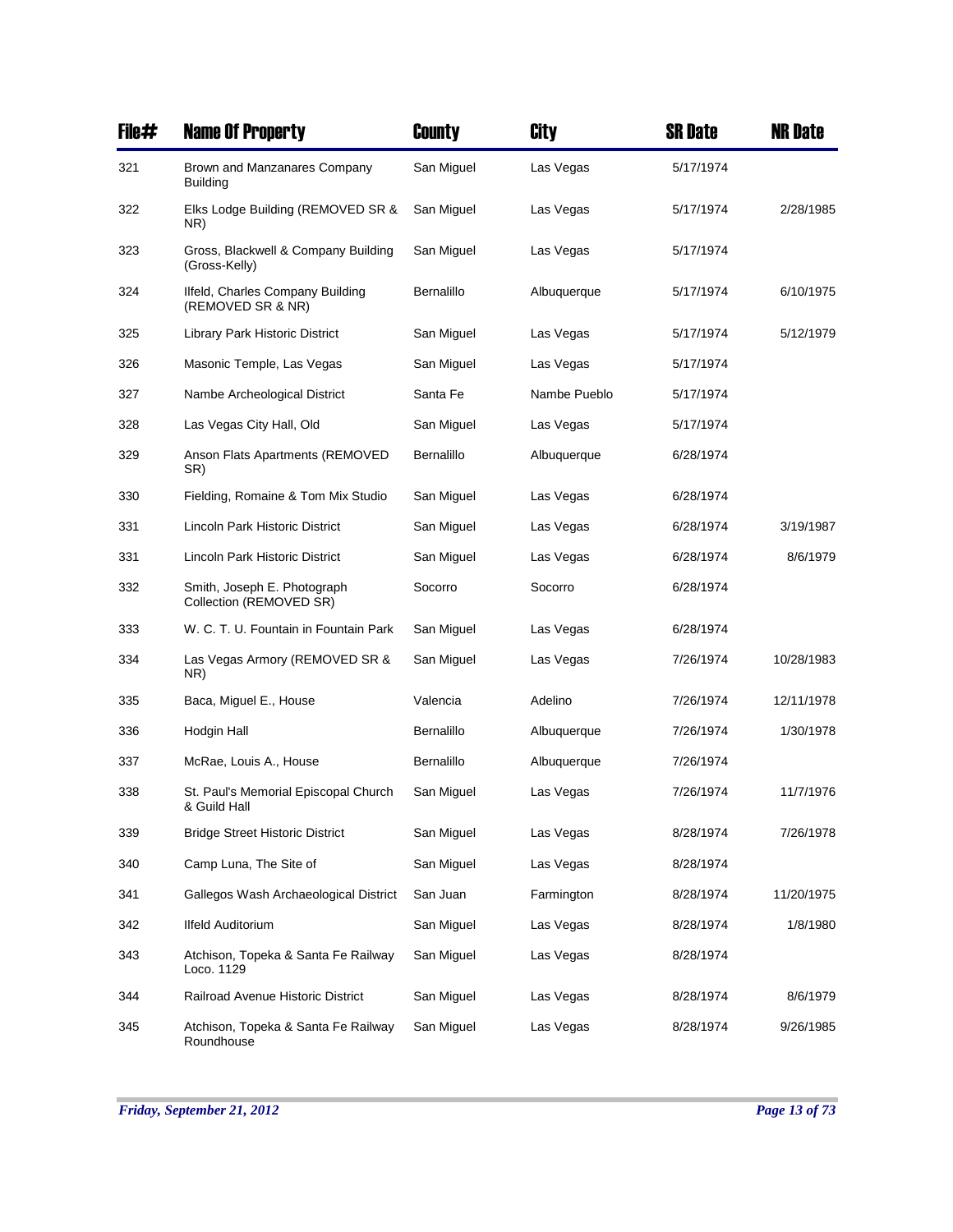| File# | Name Of Property | County | City | SR Date | NR Date |
|---|---|---|---|---|---|
| 321 | Brown and Manzanares Company Building | San Miguel | Las Vegas | 5/17/1974 | |
| 322 | Elks Lodge Building (REMOVED SR & NR) | San Miguel | Las Vegas | 5/17/1974 | 2/28/1985 |
| 323 | Gross, Blackwell & Company Building (Gross-Kelly) | San Miguel | Las Vegas | 5/17/1974 | |
| 324 | Ilfeld, Charles Company Building (REMOVED SR & NR) | Bernalillo | Albuquerque | 5/17/1974 | 6/10/1975 |
| 325 | Library Park Historic District | San Miguel | Las Vegas | 5/17/1974 | 5/12/1979 |
| 326 | Masonic Temple, Las Vegas | San Miguel | Las Vegas | 5/17/1974 | |
| 327 | Nambe Archeological District | Santa Fe | Nambe Pueblo | 5/17/1974 | |
| 328 | Las Vegas City Hall, Old | San Miguel | Las Vegas | 5/17/1974 | |
| 329 | Anson Flats Apartments (REMOVED SR) | Bernalillo | Albuquerque | 6/28/1974 | |
| 330 | Fielding, Romaine & Tom Mix Studio | San Miguel | Las Vegas | 6/28/1974 | |
| 331 | Lincoln Park Historic District | San Miguel | Las Vegas | 6/28/1974 | 3/19/1987 |
| 331 | Lincoln Park Historic District | San Miguel | Las Vegas | 6/28/1974 | 8/6/1979 |
| 332 | Smith, Joseph E. Photograph Collection (REMOVED SR) | Socorro | Socorro | 6/28/1974 | |
| 333 | W. C. T. U. Fountain in Fountain Park | San Miguel | Las Vegas | 6/28/1974 | |
| 334 | Las Vegas Armory (REMOVED SR & NR) | San Miguel | Las Vegas | 7/26/1974 | 10/28/1983 |
| 335 | Baca, Miguel E., House | Valencia | Adelino | 7/26/1974 | 12/11/1978 |
| 336 | Hodgin Hall | Bernalillo | Albuquerque | 7/26/1974 | 1/30/1978 |
| 337 | McRae, Louis A., House | Bernalillo | Albuquerque | 7/26/1974 | |
| 338 | St. Paul's Memorial Episcopal Church & Guild Hall | San Miguel | Las Vegas | 7/26/1974 | 11/7/1976 |
| 339 | Bridge Street Historic District | San Miguel | Las Vegas | 8/28/1974 | 7/26/1978 |
| 340 | Camp Luna, The Site of | San Miguel | Las Vegas | 8/28/1974 | |
| 341 | Gallegos Wash Archaeological District | San Juan | Farmington | 8/28/1974 | 11/20/1975 |
| 342 | Ilfeld Auditorium | San Miguel | Las Vegas | 8/28/1974 | 1/8/1980 |
| 343 | Atchison, Topeka & Santa Fe Railway Loco. 1129 | San Miguel | Las Vegas | 8/28/1974 | |
| 344 | Railroad Avenue Historic District | San Miguel | Las Vegas | 8/28/1974 | 8/6/1979 |
| 345 | Atchison, Topeka & Santa Fe Railway Roundhouse | San Miguel | Las Vegas | 8/28/1974 | 9/26/1985 |

*Friday, September 21, 2012*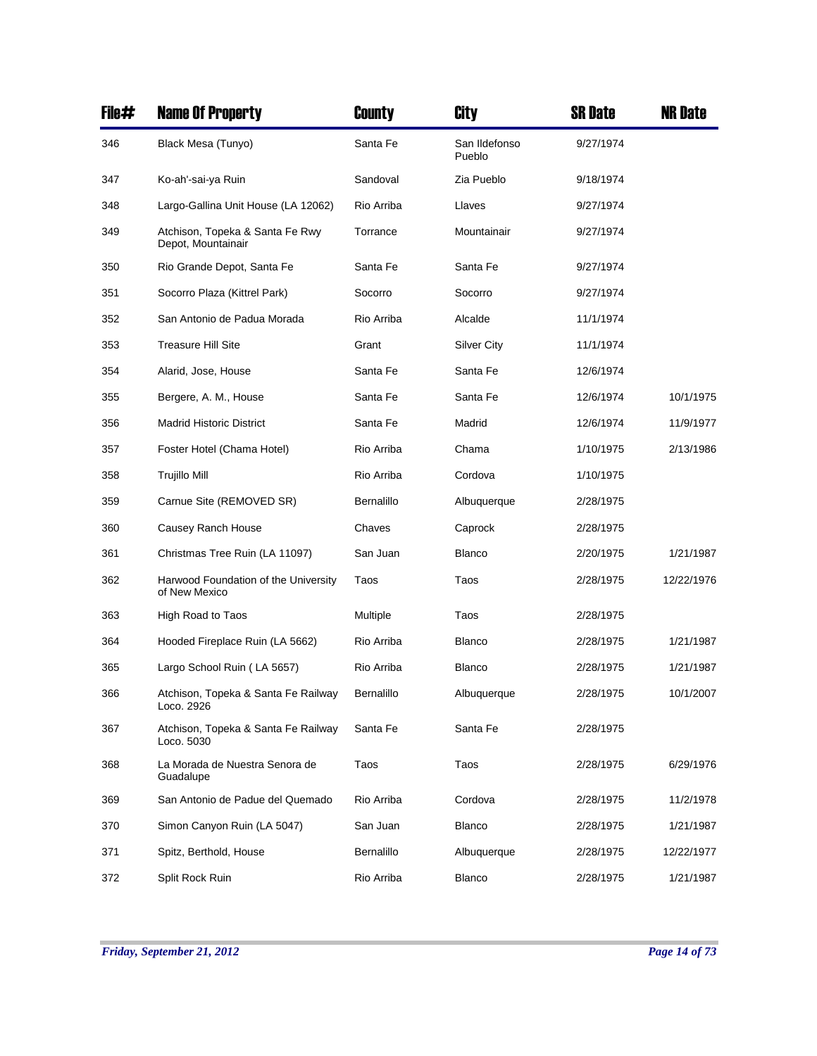| File# | Name Of Property | County | City | SR Date | NR Date |
| --- | --- | --- | --- | --- | --- |
| 346 | Black Mesa (Tunyo) | Santa Fe | San Ildefonso Pueblo | 9/27/1974 | |
| 347 | Ko-ah'-sai-ya Ruin | Sandoval | Zia Pueblo | 9/18/1974 | |
| 348 | Largo-Gallina Unit House (LA 12062) | Rio Arriba | Llaves | 9/27/1974 | |
| 349 | Atchison, Topeka & Santa Fe Rwy Depot, Mountainair | Torrance | Mountainair | 9/27/1974 | |
| 350 | Rio Grande Depot, Santa Fe | Santa Fe | Santa Fe | 9/27/1974 | |
| 351 | Socorro Plaza (Kittrel Park) | Socorro | Socorro | 9/27/1974 | |
| 352 | San Antonio de Padua Morada | Rio Arriba | Alcalde | 11/1/1974 | |
| 353 | Treasure Hill Site | Grant | Silver City | 11/1/1974 | |
| 354 | Alarid, Jose, House | Santa Fe | Santa Fe | 12/6/1974 | |
| 355 | Bergere, A. M., House | Santa Fe | Santa Fe | 12/6/1974 | 10/1/1975 |
| 356 | Madrid Historic District | Santa Fe | Madrid | 12/6/1974 | 11/9/1977 |
| 357 | Foster Hotel (Chama Hotel) | Rio Arriba | Chama | 1/10/1975 | 2/13/1986 |
| 358 | Trujillo Mill | Rio Arriba | Cordova | 1/10/1975 | |
| 359 | Carnue Site (REMOVED SR) | Bernalillo | Albuquerque | 2/28/1975 | |
| 360 | Causey Ranch House | Chaves | Caprock | 2/28/1975 | |
| 361 | Christmas Tree Ruin (LA 11097) | San Juan | Blanco | 2/20/1975 | 1/21/1987 |
| 362 | Harwood Foundation of the University of New Mexico | Taos | Taos | 2/28/1975 | 12/22/1976 |
| 363 | High Road to Taos | Multiple | Taos | 2/28/1975 | |
| 364 | Hooded Fireplace Ruin (LA 5662) | Rio Arriba | Blanco | 2/28/1975 | 1/21/1987 |
| 365 | Largo School Ruin ( LA 5657) | Rio Arriba | Blanco | 2/28/1975 | 1/21/1987 |
| 366 | Atchison, Topeka & Santa Fe Railway Loco. 2926 | Bernalillo | Albuquerque | 2/28/1975 | 10/1/2007 |
| 367 | Atchison, Topeka & Santa Fe Railway Loco. 5030 | Santa Fe | Santa Fe | 2/28/1975 | |
| 368 | La Morada de Nuestra Senora de Guadalupe | Taos | Taos | 2/28/1975 | 6/29/1976 |
| 369 | San Antonio de Padue del Quemado | Rio Arriba | Cordova | 2/28/1975 | 11/2/1978 |
| 370 | Simon Canyon Ruin (LA 5047) | San Juan | Blanco | 2/28/1975 | 1/21/1987 |
| 371 | Spitz, Berthold, House | Bernalillo | Albuquerque | 2/28/1975 | 12/22/1977 |
| 372 | Split Rock Ruin | Rio Arriba | Blanco | 2/28/1975 | 1/21/1987 |

*Friday, September 21, 2012*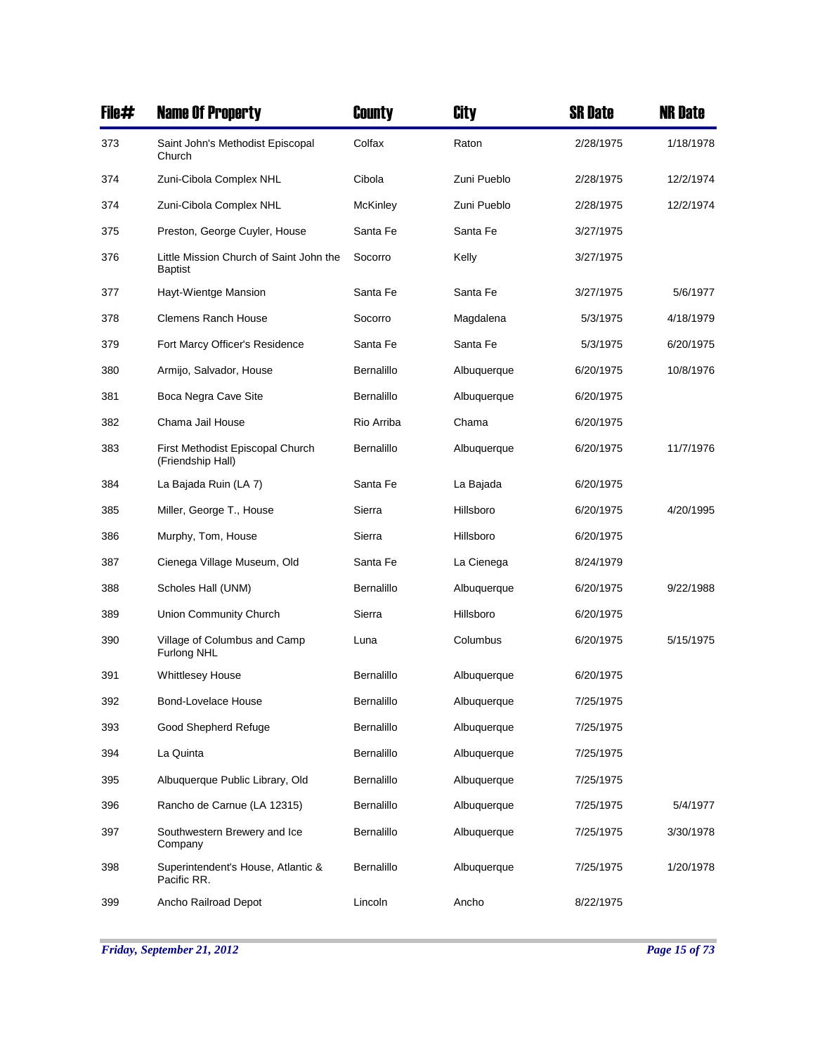| File# | Name Of Property | County | City | SR Date | NR Date |
|---|---|---|---|---|---|
| 373 | Saint John's Methodist Episcopal Church | Colfax | Raton | 2/28/1975 | 1/18/1978 |
| 374 | Zuni-Cibola Complex NHL | Cibola | Zuni Pueblo | 2/28/1975 | 12/2/1974 |
| 374 | Zuni-Cibola Complex NHL | McKinley | Zuni Pueblo | 2/28/1975 | 12/2/1974 |
| 375 | Preston, George Cuyler, House | Santa Fe | Santa Fe | 3/27/1975 | |
| 376 | Little Mission Church of Saint John the Baptist | Socorro | Kelly | 3/27/1975 | |
| 377 | Hayt-Wientge Mansion | Santa Fe | Santa Fe | 3/27/1975 | 5/6/1977 |
| 378 | Clemens Ranch House | Socorro | Magdalena | 5/3/1975 | 4/18/1979 |
| 379 | Fort Marcy Officer's Residence | Santa Fe | Santa Fe | 5/3/1975 | 6/20/1975 |
| 380 | Armijo, Salvador, House | Bernalillo | Albuquerque | 6/20/1975 | 10/8/1976 |
| 381 | Boca Negra Cave Site | Bernalillo | Albuquerque | 6/20/1975 | |
| 382 | Chama Jail House | Rio Arriba | Chama | 6/20/1975 | |
| 383 | First Methodist Episcopal Church (Friendship Hall) | Bernalillo | Albuquerque | 6/20/1975 | 11/7/1976 |
| 384 | La Bajada Ruin (LA 7) | Santa Fe | La Bajada | 6/20/1975 | |
| 385 | Miller, George T., House | Sierra | Hillsboro | 6/20/1975 | 4/20/1995 |
| 386 | Murphy, Tom, House | Sierra | Hillsboro | 6/20/1975 | |
| 387 | Cienega Village Museum, Old | Santa Fe | La Cienega | 8/24/1979 | |
| 388 | Scholes Hall (UNM) | Bernalillo | Albuquerque | 6/20/1975 | 9/22/1988 |
| 389 | Union Community Church | Sierra | Hillsboro | 6/20/1975 | |
| 390 | Village of Columbus and Camp Furlong NHL | Luna | Columbus | 6/20/1975 | 5/15/1975 |
| 391 | Whittlesey House | Bernalillo | Albuquerque | 6/20/1975 | |
| 392 | Bond-Lovelace House | Bernalillo | Albuquerque | 7/25/1975 | |
| 393 | Good Shepherd Refuge | Bernalillo | Albuquerque | 7/25/1975 | |
| 394 | La Quinta | Bernalillo | Albuquerque | 7/25/1975 | |
| 395 | Albuquerque Public Library, Old | Bernalillo | Albuquerque | 7/25/1975 | |
| 396 | Rancho de Carnue (LA 12315) | Bernalillo | Albuquerque | 7/25/1975 | 5/4/1977 |
| 397 | Southwestern Brewery and Ice Company | Bernalillo | Albuquerque | 7/25/1975 | 3/30/1978 |
| 398 | Superintendent's House, Atlantic & Pacific RR. | Bernalillo | Albuquerque | 7/25/1975 | 1/20/1978 |
| 399 | Ancho Railroad Depot | Lincoln | Ancho | 8/22/1975 | |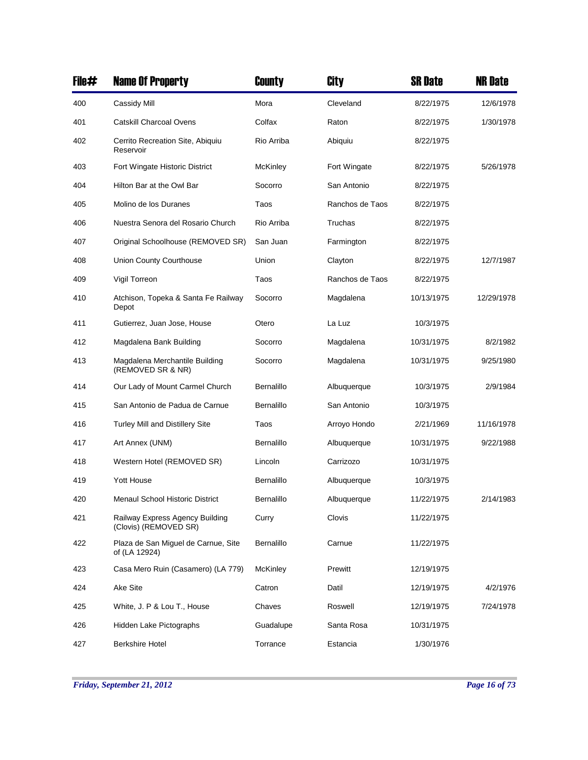| File# | Name Of Property | County | City | SR Date | NR Date |
|---|---|---|---|---|---|
| 400 | Cassidy Mill | Mora | Cleveland | 8/22/1975 | 12/6/1978 |
| 401 | Catskill Charcoal Ovens | Colfax | Raton | 8/22/1975 | 1/30/1978 |
| 402 | Cerrito Recreation Site, Abiquiu Reservoir | Rio Arriba | Abiquiu | 8/22/1975 | |
| 403 | Fort Wingate Historic District | McKinley | Fort Wingate | 8/22/1975 | 5/26/1978 |
| 404 | Hilton Bar at the Owl Bar | Socorro | San Antonio | 8/22/1975 | |
| 405 | Molino de los Duranes | Taos | Ranchos de Taos | 8/22/1975 | |
| 406 | Nuestra Senora del Rosario Church | Rio Arriba | Truchas | 8/22/1975 | |
| 407 | Original Schoolhouse (REMOVED SR) | San Juan | Farmington | 8/22/1975 | |
| 408 | Union County Courthouse | Union | Clayton | 8/22/1975 | 12/7/1987 |
| 409 | Vigil Torreon | Taos | Ranchos de Taos | 8/22/1975 | |
| 410 | Atchison, Topeka & Santa Fe Railway Depot | Socorro | Magdalena | 10/13/1975 | 12/29/1978 |
| 411 | Gutierrez, Juan Jose, House | Otero | La Luz | 10/3/1975 | |
| 412 | Magdalena Bank Building | Socorro | Magdalena | 10/31/1975 | 8/2/1982 |
| 413 | Magdalena Merchantile Building (REMOVED SR & NR) | Socorro | Magdalena | 10/31/1975 | 9/25/1980 |
| 414 | Our Lady of Mount Carmel Church | Bernalillo | Albuquerque | 10/3/1975 | 2/9/1984 |
| 415 | San Antonio de Padua de Carnue | Bernalillo | San Antonio | 10/3/1975 | |
| 416 | Turley Mill and Distillery Site | Taos | Arroyo Hondo | 2/21/1969 | 11/16/1978 |
| 417 | Art Annex (UNM) | Bernalillo | Albuquerque | 10/31/1975 | 9/22/1988 |
| 418 | Western Hotel (REMOVED SR) | Lincoln | Carrizozo | 10/31/1975 | |
| 419 | Yott House | Bernalillo | Albuquerque | 10/3/1975 | |
| 420 | Menaul School Historic District | Bernalillo | Albuquerque | 11/22/1975 | 2/14/1983 |
| 421 | Railway Express Agency Building (Clovis) (REMOVED SR) | Curry | Clovis | 11/22/1975 | |
| 422 | Plaza de San Miguel de Carnue, Site of (LA 12924) | Bernalillo | Carnue | 11/22/1975 | |
| 423 | Casa Mero Ruin (Casamero) (LA 779) | McKinley | Prewitt | 12/19/1975 | |
| 424 | Ake Site | Catron | Datil | 12/19/1975 | 4/2/1976 |
| 425 | White, J. P & Lou T., House | Chaves | Roswell | 12/19/1975 | 7/24/1978 |
| 426 | Hidden Lake Pictographs | Guadalupe | Santa Rosa | 10/31/1975 | |
| 427 | Berkshire Hotel | Torrance | Estancia | 1/30/1976 | |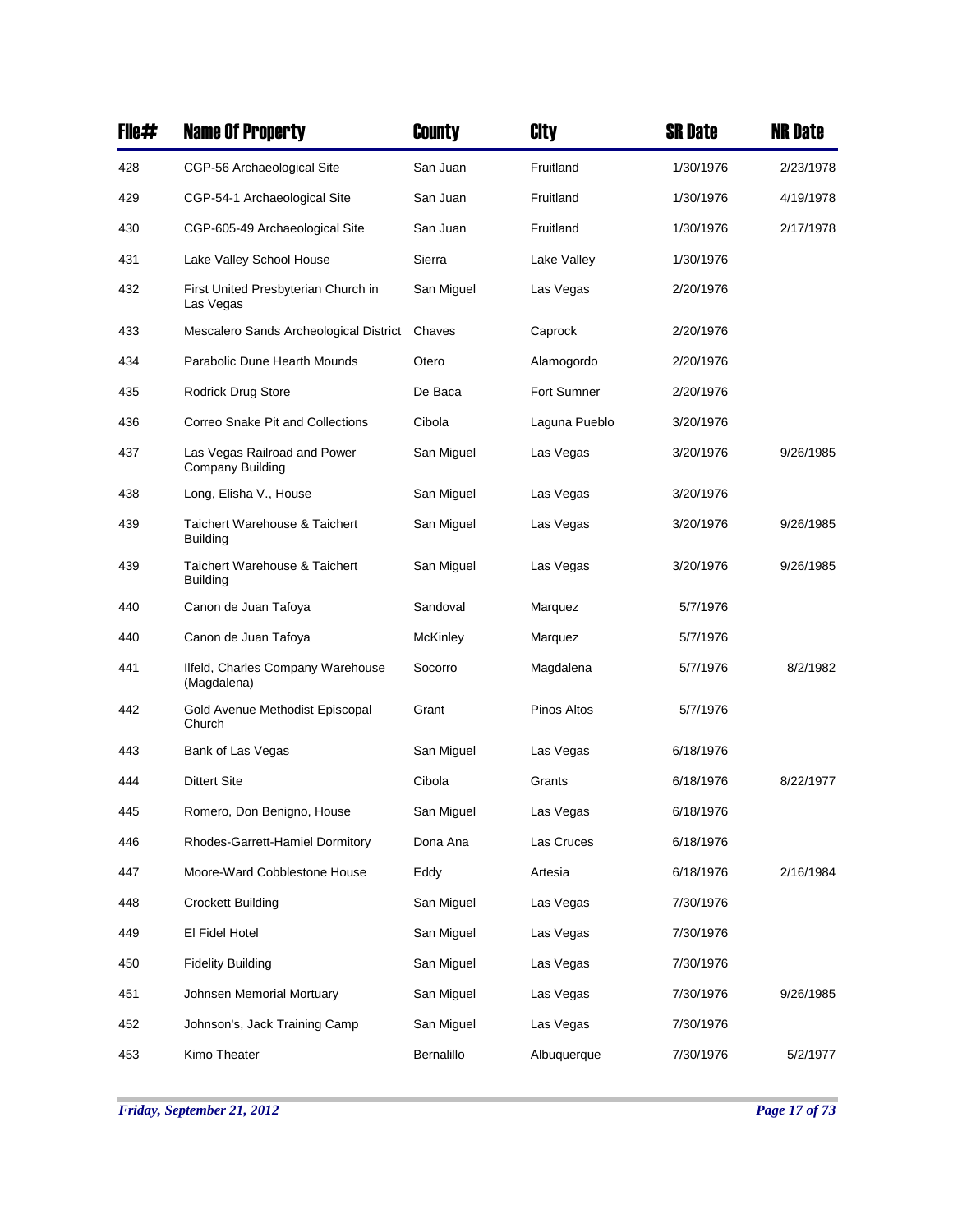| File# | Name Of Property | County | City | SR Date | NR Date |
|---|---|---|---|---|---|
| 428 | CGP-56 Archaeological Site | San Juan | Fruitland | 1/30/1976 | 2/23/1978 |
| 429 | CGP-54-1 Archaeological Site | San Juan | Fruitland | 1/30/1976 | 4/19/1978 |
| 430 | CGP-605-49 Archaeological Site | San Juan | Fruitland | 1/30/1976 | 2/17/1978 |
| 431 | Lake Valley School House | Sierra | Lake Valley | 1/30/1976 | |
| 432 | First United Presbyterian Church in Las Vegas | San Miguel | Las Vegas | 2/20/1976 | |
| 433 | Mescalero Sands Archeological District | Chaves | Caprock | 2/20/1976 | |
| 434 | Parabolic Dune Hearth Mounds | Otero | Alamogordo | 2/20/1976 | |
| 435 | Rodrick Drug Store | De Baca | Fort Sumner | 2/20/1976 | |
| 436 | Correo Snake Pit and Collections | Cibola | Laguna Pueblo | 3/20/1976 | |
| 437 | Las Vegas Railroad and Power Company Building | San Miguel | Las Vegas | 3/20/1976 | 9/26/1985 |
| 438 | Long, Elisha V., House | San Miguel | Las Vegas | 3/20/1976 | |
| 439 | Taichert Warehouse & Taichert Building | San Miguel | Las Vegas | 3/20/1976 | 9/26/1985 |
| 439 | Taichert Warehouse & Taichert Building | San Miguel | Las Vegas | 3/20/1976 | 9/26/1985 |
| 440 | Canon de Juan Tafoya | Sandoval | Marquez | 5/7/1976 | |
| 440 | Canon de Juan Tafoya | McKinley | Marquez | 5/7/1976 | |
| 441 | Ilfeld, Charles Company Warehouse (Magdalena) | Socorro | Magdalena | 5/7/1976 | 8/2/1982 |
| 442 | Gold Avenue Methodist Episcopal Church | Grant | Pinos Altos | 5/7/1976 | |
| 443 | Bank of Las Vegas | San Miguel | Las Vegas | 6/18/1976 | |
| 444 | Dittert Site | Cibola | Grants | 6/18/1976 | 8/22/1977 |
| 445 | Romero, Don Benigno, House | San Miguel | Las Vegas | 6/18/1976 | |
| 446 | Rhodes-Garrett-Hamiel Dormitory | Dona Ana | Las Cruces | 6/18/1976 | |
| 447 | Moore-Ward Cobblestone House | Eddy | Artesia | 6/18/1976 | 2/16/1984 |
| 448 | Crockett Building | San Miguel | Las Vegas | 7/30/1976 | |
| 449 | El Fidel Hotel | San Miguel | Las Vegas | 7/30/1976 | |
| 450 | Fidelity Building | San Miguel | Las Vegas | 7/30/1976 | |
| 451 | Johnsen Memorial Mortuary | San Miguel | Las Vegas | 7/30/1976 | 9/26/1985 |
| 452 | Johnson's, Jack Training Camp | San Miguel | Las Vegas | 7/30/1976 | |
| 453 | Kimo Theater | Bernalillo | Albuquerque | 7/30/1976 | 5/2/1977 |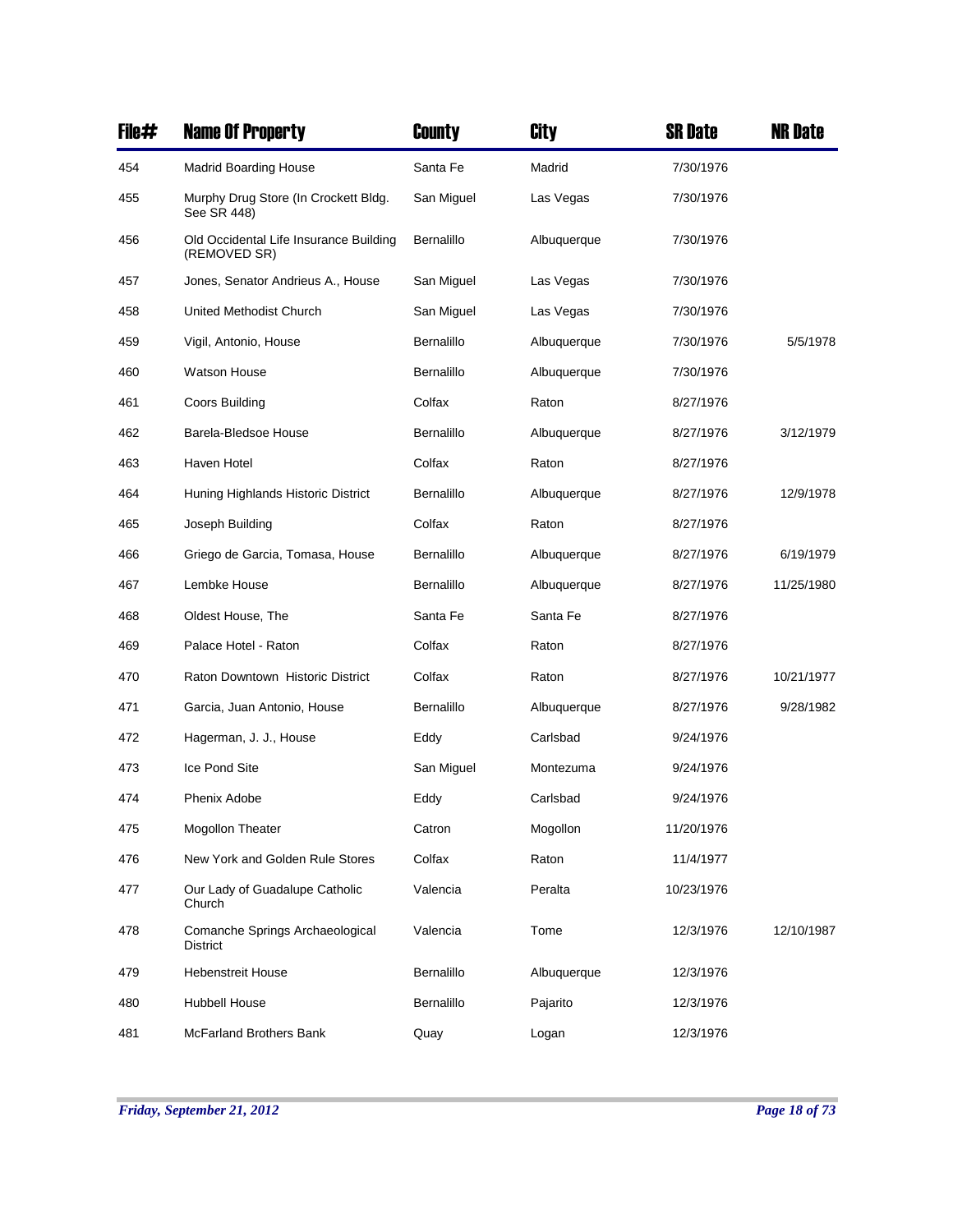| File# | Name Of Property | County | City | SR Date | NR Date |
|---|---|---|---|---|---|
| 454 | Madrid Boarding House | Santa Fe | Madrid | 7/30/1976 | |
| 455 | Murphy Drug Store (In Crockett Bldg. See SR 448) | San Miguel | Las Vegas | 7/30/1976 | |
| 456 | Old Occidental Life Insurance Building (REMOVED SR) | Bernalillo | Albuquerque | 7/30/1976 | |
| 457 | Jones, Senator Andrieus A., House | San Miguel | Las Vegas | 7/30/1976 | |
| 458 | United Methodist Church | San Miguel | Las Vegas | 7/30/1976 | |
| 459 | Vigil, Antonio, House | Bernalillo | Albuquerque | 7/30/1976 | 5/5/1978 |
| 460 | Watson House | Bernalillo | Albuquerque | 7/30/1976 | |
| 461 | Coors Building | Colfax | Raton | 8/27/1976 | |
| 462 | Barela-Bledsoe House | Bernalillo | Albuquerque | 8/27/1976 | 3/12/1979 |
| 463 | Haven Hotel | Colfax | Raton | 8/27/1976 | |
| 464 | Huning Highlands Historic District | Bernalillo | Albuquerque | 8/27/1976 | 12/9/1978 |
| 465 | Joseph Building | Colfax | Raton | 8/27/1976 | |
| 466 | Griego de Garcia, Tomasa, House | Bernalillo | Albuquerque | 8/27/1976 | 6/19/1979 |
| 467 | Lembke House | Bernalillo | Albuquerque | 8/27/1976 | 11/25/1980 |
| 468 | Oldest House, The | Santa Fe | Santa Fe | 8/27/1976 | |
| 469 | Palace Hotel - Raton | Colfax | Raton | 8/27/1976 | |
| 470 | Raton Downtown Historic District | Colfax | Raton | 8/27/1976 | 10/21/1977 |
| 471 | Garcia, Juan Antonio, House | Bernalillo | Albuquerque | 8/27/1976 | 9/28/1982 |
| 472 | Hagerman, J. J., House | Eddy | Carlsbad | 9/24/1976 | |
| 473 | Ice Pond Site | San Miguel | Montezuma | 9/24/1976 | |
| 474 | Phenix Adobe | Eddy | Carlsbad | 9/24/1976 | |
| 475 | Mogollon Theater | Catron | Mogollon | 11/20/1976 | |
| 476 | New York and Golden Rule Stores | Colfax | Raton | 11/4/1977 | |
| 477 | Our Lady of Guadalupe Catholic Church | Valencia | Peralta | 10/23/1976 | |
| 478 | Comanche Springs Archaeological District | Valencia | Tome | 12/3/1976 | 12/10/1987 |
| 479 | Hebenstreit House | Bernalillo | Albuquerque | 12/3/1976 | |
| 480 | Hubbell House | Bernalillo | Pajarito | 12/3/1976 | |
| 481 | McFarland Brothers Bank | Quay | Logan | 12/3/1976 | |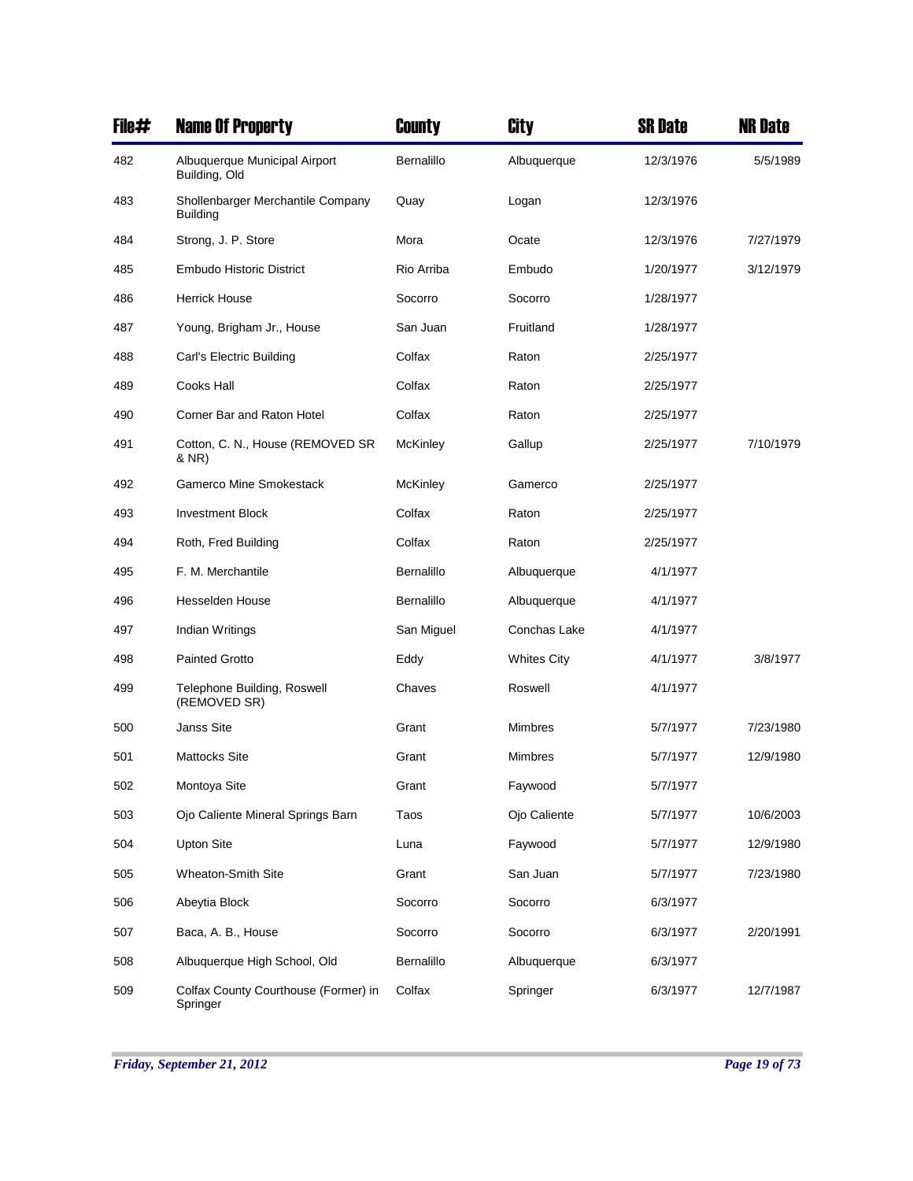| File# | Name Of Property | County | City | SR Date | NR Date |
|---|---|---|---|---|---|
| 482 | Albuquerque Municipal Airport Building, Old | Bernalillo | Albuquerque | 12/3/1976 | 5/5/1989 |
| 483 | Shollenbarger Merchantile Company Building | Quay | Logan | 12/3/1976 | |
| 484 | Strong, J. P. Store | Mora | Ocate | 12/3/1976 | 7/27/1979 |
| 485 | Embudo Historic District | Rio Arriba | Embudo | 1/20/1977 | 3/12/1979 |
| 486 | Herrick House | Socorro | Socorro | 1/28/1977 | |
| 487 | Young, Brigham Jr., House | San Juan | Fruitland | 1/28/1977 | |
| 488 | Carl's Electric Building | Colfax | Raton | 2/25/1977 | |
| 489 | Cooks Hall | Colfax | Raton | 2/25/1977 | |
| 490 | Corner Bar and Raton Hotel | Colfax | Raton | 2/25/1977 | |
| 491 | Cotton, C. N., House (REMOVED SR & NR) | McKinley | Gallup | 2/25/1977 | 7/10/1979 |
| 492 | Gamerco Mine Smokestack | McKinley | Gamerco | 2/25/1977 | |
| 493 | Investment Block | Colfax | Raton | 2/25/1977 | |
| 494 | Roth, Fred Building | Colfax | Raton | 2/25/1977 | |
| 495 | F. M. Merchantile | Bernalillo | Albuquerque | 4/1/1977 | |
| 496 | Hesselden House | Bernalillo | Albuquerque | 4/1/1977 | |
| 497 | Indian Writings | San Miguel | Conchas Lake | 4/1/1977 | |
| 498 | Painted Grotto | Eddy | Whites City | 4/1/1977 | 3/8/1977 |
| 499 | Telephone Building, Roswell (REMOVED SR) | Chaves | Roswell | 4/1/1977 | |
| 500 | Janss Site | Grant | Mimbres | 5/7/1977 | 7/23/1980 |
| 501 | Mattocks Site | Grant | Mimbres | 5/7/1977 | 12/9/1980 |
| 502 | Montoya Site | Grant | Faywood | 5/7/1977 | |
| 503 | Ojo Caliente Mineral Springs Barn | Taos | Ojo Caliente | 5/7/1977 | 10/6/2003 |
| 504 | Upton Site | Luna | Faywood | 5/7/1977 | 12/9/1980 |
| 505 | Wheaton-Smith Site | Grant | San Juan | 5/7/1977 | 7/23/1980 |
| 506 | Abeytia Block | Socorro | Socorro | 6/3/1977 | |
| 507 | Baca, A. B., House | Socorro | Socorro | 6/3/1977 | 2/20/1991 |
| 508 | Albuquerque High School, Old | Bernalillo | Albuquerque | 6/3/1977 | |
| 509 | Colfax County Courthouse (Former) in Springer | Colfax | Springer | 6/3/1977 | 12/7/1987 |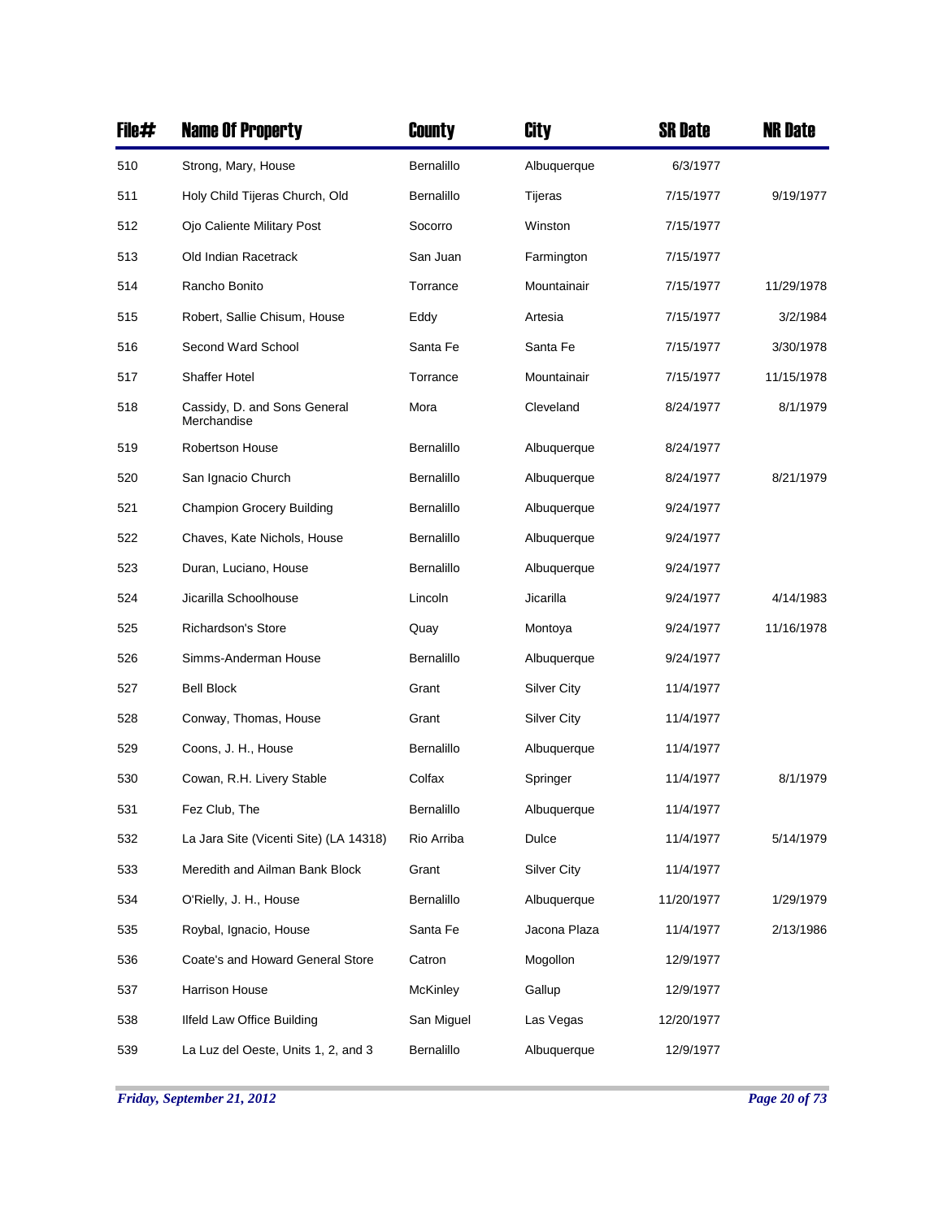| File# | Name Of Property | County | City | SR Date | NR Date |
|---|---|---|---|---|---|
| 510 | Strong, Mary, House | Bernalillo | Albuquerque | 6/3/1977 | |
| 511 | Holy Child Tijeras Church, Old | Bernalillo | Tijeras | 7/15/1977 | 9/19/1977 |
| 512 | Ojo Caliente Military Post | Socorro | Winston | 7/15/1977 | |
| 513 | Old Indian Racetrack | San Juan | Farmington | 7/15/1977 | |
| 514 | Rancho Bonito | Torrance | Mountainair | 7/15/1977 | 11/29/1978 |
| 515 | Robert, Sallie Chisum, House | Eddy | Artesia | 7/15/1977 | 3/2/1984 |
| 516 | Second Ward School | Santa Fe | Santa Fe | 7/15/1977 | 3/30/1978 |
| 517 | Shaffer Hotel | Torrance | Mountainair | 7/15/1977 | 11/15/1978 |
| 518 | Cassidy, D. and Sons General Merchandise | Mora | Cleveland | 8/24/1977 | 8/1/1979 |
| 519 | Robertson House | Bernalillo | Albuquerque | 8/24/1977 | |
| 520 | San Ignacio Church | Bernalillo | Albuquerque | 8/24/1977 | 8/21/1979 |
| 521 | Champion Grocery Building | Bernalillo | Albuquerque | 9/24/1977 | |
| 522 | Chaves, Kate Nichols, House | Bernalillo | Albuquerque | 9/24/1977 | |
| 523 | Duran, Luciano, House | Bernalillo | Albuquerque | 9/24/1977 | |
| 524 | Jicarilla Schoolhouse | Lincoln | Jicarilla | 9/24/1977 | 4/14/1983 |
| 525 | Richardson's Store | Quay | Montoya | 9/24/1977 | 11/16/1978 |
| 526 | Simms-Anderman House | Bernalillo | Albuquerque | 9/24/1977 | |
| 527 | Bell Block | Grant | Silver City | 11/4/1977 | |
| 528 | Conway, Thomas, House | Grant | Silver City | 11/4/1977 | |
| 529 | Coons, J. H., House | Bernalillo | Albuquerque | 11/4/1977 | |
| 530 | Cowan, R.H. Livery Stable | Colfax | Springer | 11/4/1977 | 8/1/1979 |
| 531 | Fez Club, The | Bernalillo | Albuquerque | 11/4/1977 | |
| 532 | La Jara Site (Vicenti Site) (LA 14318) | Rio Arriba | Dulce | 11/4/1977 | 5/14/1979 |
| 533 | Meredith and Ailman Bank Block | Grant | Silver City | 11/4/1977 | |
| 534 | O'Rielly, J. H., House | Bernalillo | Albuquerque | 11/20/1977 | 1/29/1979 |
| 535 | Roybal, Ignacio, House | Santa Fe | Jacona Plaza | 11/4/1977 | 2/13/1986 |
| 536 | Coate's and Howard General Store | Catron | Mogollon | 12/9/1977 | |
| 537 | Harrison House | McKinley | Gallup | 12/9/1977 | |
| 538 | Ilfeld Law Office Building | San Miguel | Las Vegas | 12/20/1977 | |
| 539 | La Luz del Oeste, Units 1, 2, and 3 | Bernalillo | Albuquerque | 12/9/1977 | |

*Friday, September 21, 2012*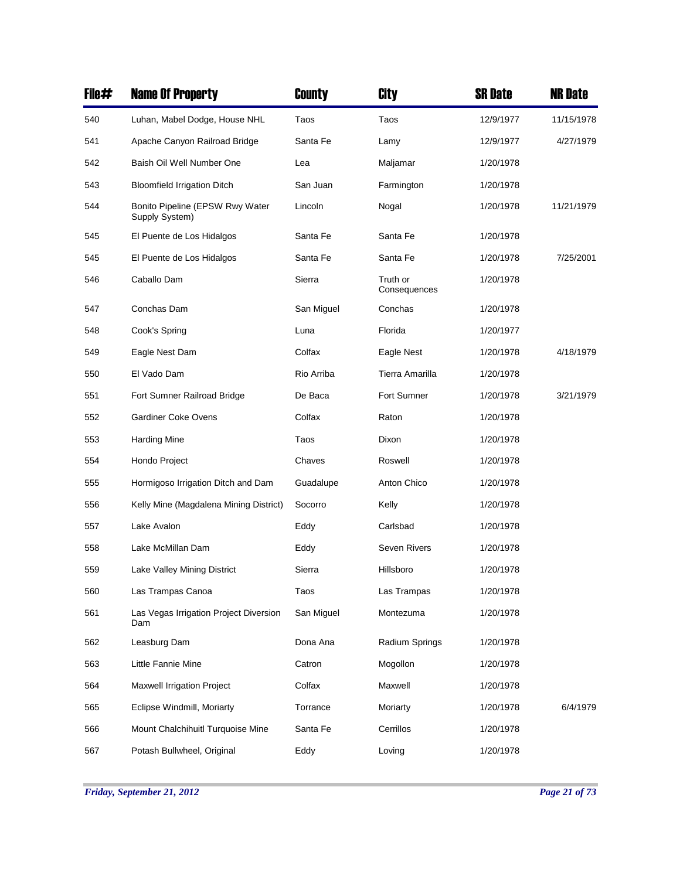| File# | Name Of Property | County | City | SR Date | NR Date |
|---|---|---|---|---|---|
| 540 | Luhan, Mabel Dodge, House NHL | Taos | Taos | 12/9/1977 | 11/15/1978 |
| 541 | Apache Canyon Railroad Bridge | Santa Fe | Lamy | 12/9/1977 | 4/27/1979 |
| 542 | Baish Oil Well Number One | Lea | Maljamar | 1/20/1978 | |
| 543 | Bloomfield Irrigation Ditch | San Juan | Farmington | 1/20/1978 | |
| 544 | Bonito Pipeline (EPSW Rwy Water Supply System) | Lincoln | Nogal | 1/20/1978 | 11/21/1979 |
| 545 | El Puente de Los Hidalgos | Santa Fe | Santa Fe | 1/20/1978 | |
| 545 | El Puente de Los Hidalgos | Santa Fe | Santa Fe | 1/20/1978 | 7/25/2001 |
| 546 | Caballo Dam | Sierra | Truth or Consequences | 1/20/1978 | |
| 547 | Conchas Dam | San Miguel | Conchas | 1/20/1978 | |
| 548 | Cook's Spring | Luna | Florida | 1/20/1977 | |
| 549 | Eagle Nest Dam | Colfax | Eagle Nest | 1/20/1978 | 4/18/1979 |
| 550 | El Vado Dam | Rio Arriba | Tierra Amarilla | 1/20/1978 | |
| 551 | Fort Sumner Railroad Bridge | De Baca | Fort Sumner | 1/20/1978 | 3/21/1979 |
| 552 | Gardiner Coke Ovens | Colfax | Raton | 1/20/1978 | |
| 553 | Harding Mine | Taos | Dixon | 1/20/1978 | |
| 554 | Hondo Project | Chaves | Roswell | 1/20/1978 | |
| 555 | Hormigoso Irrigation Ditch and Dam | Guadalupe | Anton Chico | 1/20/1978 | |
| 556 | Kelly Mine (Magdalena Mining District) | Socorro | Kelly | 1/20/1978 | |
| 557 | Lake Avalon | Eddy | Carlsbad | 1/20/1978 | |
| 558 | Lake McMillan Dam | Eddy | Seven Rivers | 1/20/1978 | |
| 559 | Lake Valley Mining District | Sierra | Hillsboro | 1/20/1978 | |
| 560 | Las Trampas Canoa | Taos | Las Trampas | 1/20/1978 | |
| 561 | Las Vegas Irrigation Project Diversion Dam | San Miguel | Montezuma | 1/20/1978 | |
| 562 | Leasburg Dam | Dona Ana | Radium Springs | 1/20/1978 | |
| 563 | Little Fannie Mine | Catron | Mogollon | 1/20/1978 | |
| 564 | Maxwell Irrigation Project | Colfax | Maxwell | 1/20/1978 | |
| 565 | Eclipse Windmill, Moriarty | Torrance | Moriarty | 1/20/1978 | 6/4/1979 |
| 566 | Mount Chalchihuitl Turquoise Mine | Santa Fe | Cerrillos | 1/20/1978 | |
| 567 | Potash Bullwheel, Original | Eddy | Loving | 1/20/1978 | |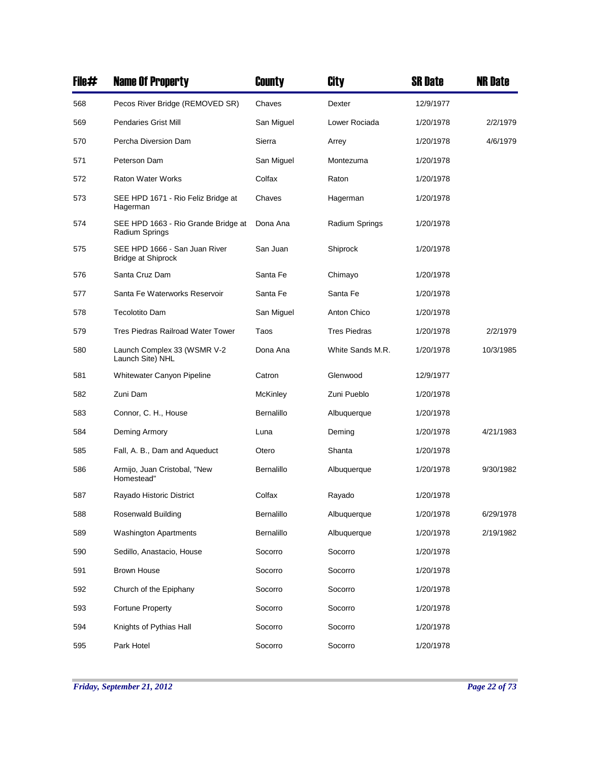| File# | Name Of Property | County | City | SR Date | NR Date |
| --- | --- | --- | --- | --- | --- |
| 568 | Pecos River Bridge (REMOVED SR) | Chaves | Dexter | 12/9/1977 | |
| 569 | Pendaries Grist Mill | San Miguel | Lower Rociada | 1/20/1978 | 2/2/1979 |
| 570 | Percha Diversion Dam | Sierra | Arrey | 1/20/1978 | 4/6/1979 |
| 571 | Peterson Dam | San Miguel | Montezuma | 1/20/1978 | |
| 572 | Raton Water Works | Colfax | Raton | 1/20/1978 | |
| 573 | SEE HPD 1671 - Rio Feliz Bridge at Hagerman | Chaves | Hagerman | 1/20/1978 | |
| 574 | SEE HPD 1663 - Rio Grande Bridge at Radium Springs | Dona Ana | Radium Springs | 1/20/1978 | |
| 575 | SEE HPD 1666 - San Juan River Bridge at Shiprock | San Juan | Shiprock | 1/20/1978 | |
| 576 | Santa Cruz Dam | Santa Fe | Chimayo | 1/20/1978 | |
| 577 | Santa Fe Waterworks Reservoir | Santa Fe | Santa Fe | 1/20/1978 | |
| 578 | Tecolotito Dam | San Miguel | Anton Chico | 1/20/1978 | |
| 579 | Tres Piedras Railroad Water Tower | Taos | Tres Piedras | 1/20/1978 | 2/2/1979 |
| 580 | Launch Complex 33 (WSMR V-2 Launch Site) NHL | Dona Ana | White Sands M.R. | 1/20/1978 | 10/3/1985 |
| 581 | Whitewater Canyon Pipeline | Catron | Glenwood | 12/9/1977 | |
| 582 | Zuni Dam | McKinley | Zuni Pueblo | 1/20/1978 | |
| 583 | Connor, C. H., House | Bernalillo | Albuquerque | 1/20/1978 | |
| 584 | Deming Armory | Luna | Deming | 1/20/1978 | 4/21/1983 |
| 585 | Fall, A. B., Dam and Aqueduct | Otero | Shanta | 1/20/1978 | |
| 586 | Armijo, Juan Cristobal, "New Homestead" | Bernalillo | Albuquerque | 1/20/1978 | 9/30/1982 |
| 587 | Rayado Historic District | Colfax | Rayado | 1/20/1978 | |
| 588 | Rosenwald Building | Bernalillo | Albuquerque | 1/20/1978 | 6/29/1978 |
| 589 | Washington Apartments | Bernalillo | Albuquerque | 1/20/1978 | 2/19/1982 |
| 590 | Sedillo, Anastacio, House | Socorro | Socorro | 1/20/1978 | |
| 591 | Brown House | Socorro | Socorro | 1/20/1978 | |
| 592 | Church of the Epiphany | Socorro | Socorro | 1/20/1978 | |
| 593 | Fortune Property | Socorro | Socorro | 1/20/1978 | |
| 594 | Knights of Pythias Hall | Socorro | Socorro | 1/20/1978 | |
| 595 | Park Hotel | Socorro | Socorro | 1/20/1978 | |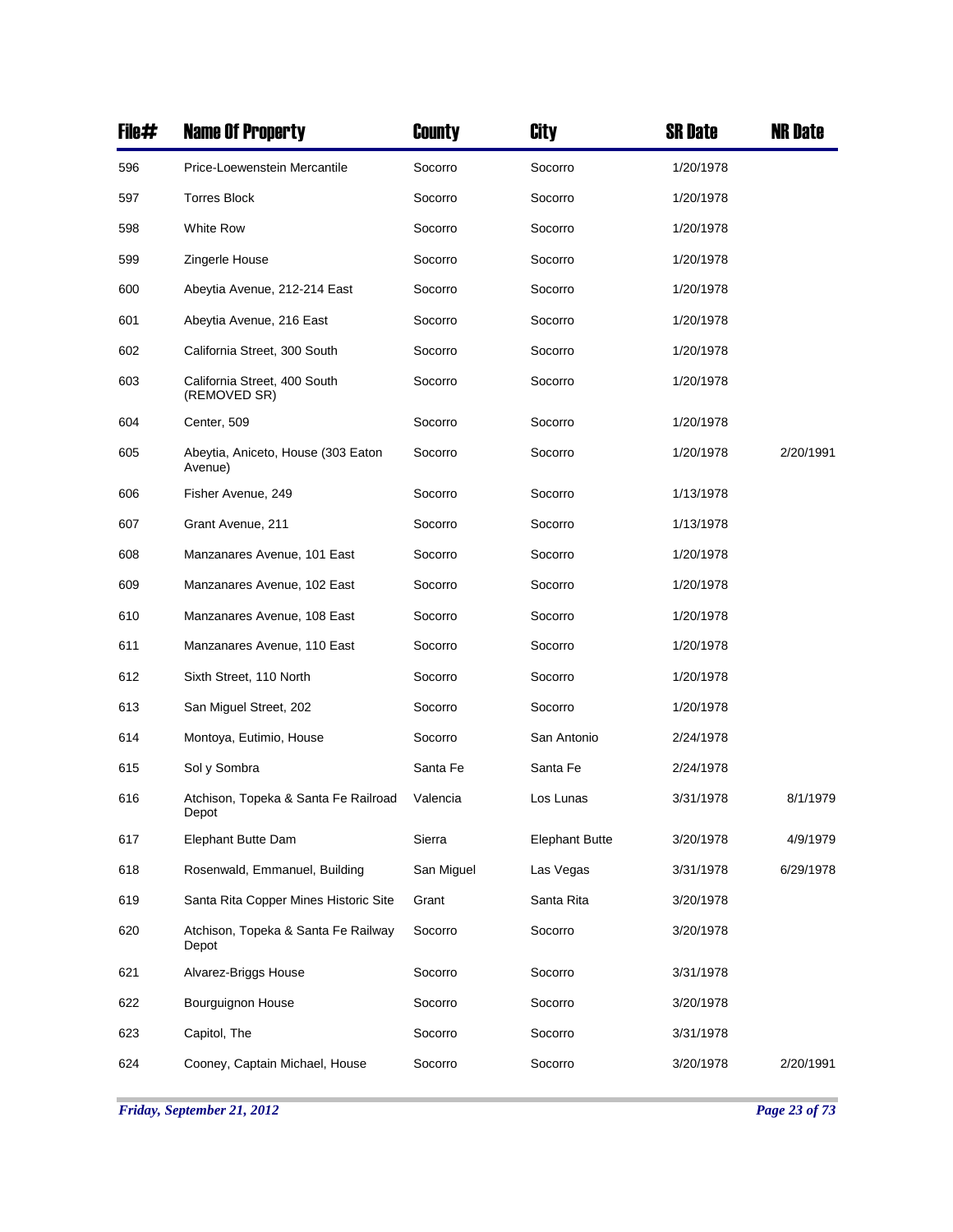| File# | Name Of Property | County | City | SR Date | NR Date |
| --- | --- | --- | --- | --- | --- |
| 596 | Price-Loewenstein Mercantile | Socorro | Socorro | 1/20/1978 | |
| 597 | Torres Block | Socorro | Socorro | 1/20/1978 | |
| 598 | White Row | Socorro | Socorro | 1/20/1978 | |
| 599 | Zingerle House | Socorro | Socorro | 1/20/1978 | |
| 600 | Abeytia Avenue, 212-214 East | Socorro | Socorro | 1/20/1978 | |
| 601 | Abeytia Avenue, 216 East | Socorro | Socorro | 1/20/1978 | |
| 602 | California Street, 300 South | Socorro | Socorro | 1/20/1978 | |
| 603 | California Street, 400 South (REMOVED SR) | Socorro | Socorro | 1/20/1978 | |
| 604 | Center, 509 | Socorro | Socorro | 1/20/1978 | |
| 605 | Abeytia, Aniceto, House (303 Eaton Avenue) | Socorro | Socorro | 1/20/1978 | 2/20/1991 |
| 606 | Fisher Avenue, 249 | Socorro | Socorro | 1/13/1978 | |
| 607 | Grant Avenue, 211 | Socorro | Socorro | 1/13/1978 | |
| 608 | Manzanares Avenue, 101 East | Socorro | Socorro | 1/20/1978 | |
| 609 | Manzanares Avenue, 102 East | Socorro | Socorro | 1/20/1978 | |
| 610 | Manzanares Avenue, 108 East | Socorro | Socorro | 1/20/1978 | |
| 611 | Manzanares Avenue, 110 East | Socorro | Socorro | 1/20/1978 | |
| 612 | Sixth Street, 110 North | Socorro | Socorro | 1/20/1978 | |
| 613 | San Miguel Street, 202 | Socorro | Socorro | 1/20/1978 | |
| 614 | Montoya, Eutimio, House | Socorro | San Antonio | 2/24/1978 | |
| 615 | Sol y Sombra | Santa Fe | Santa Fe | 2/24/1978 | |
| 616 | Atchison, Topeka & Santa Fe Railroad Depot | Valencia | Los Lunas | 3/31/1978 | 8/1/1979 |
| 617 | Elephant Butte Dam | Sierra | Elephant Butte | 3/20/1978 | 4/9/1979 |
| 618 | Rosenwald, Emmanuel, Building | San Miguel | Las Vegas | 3/31/1978 | 6/29/1978 |
| 619 | Santa Rita Copper Mines Historic Site | Grant | Santa Rita | 3/20/1978 | |
| 620 | Atchison, Topeka & Santa Fe Railway Depot | Socorro | Socorro | 3/20/1978 | |
| 621 | Alvarez-Briggs House | Socorro | Socorro | 3/31/1978 | |
| 622 | Bourguignon House | Socorro | Socorro | 3/20/1978 | |
| 623 | Capitol, The | Socorro | Socorro | 3/31/1978 | |
| 624 | Cooney, Captain Michael, House | Socorro | Socorro | 3/20/1978 | 2/20/1991 |

*Friday, September 21, 2012*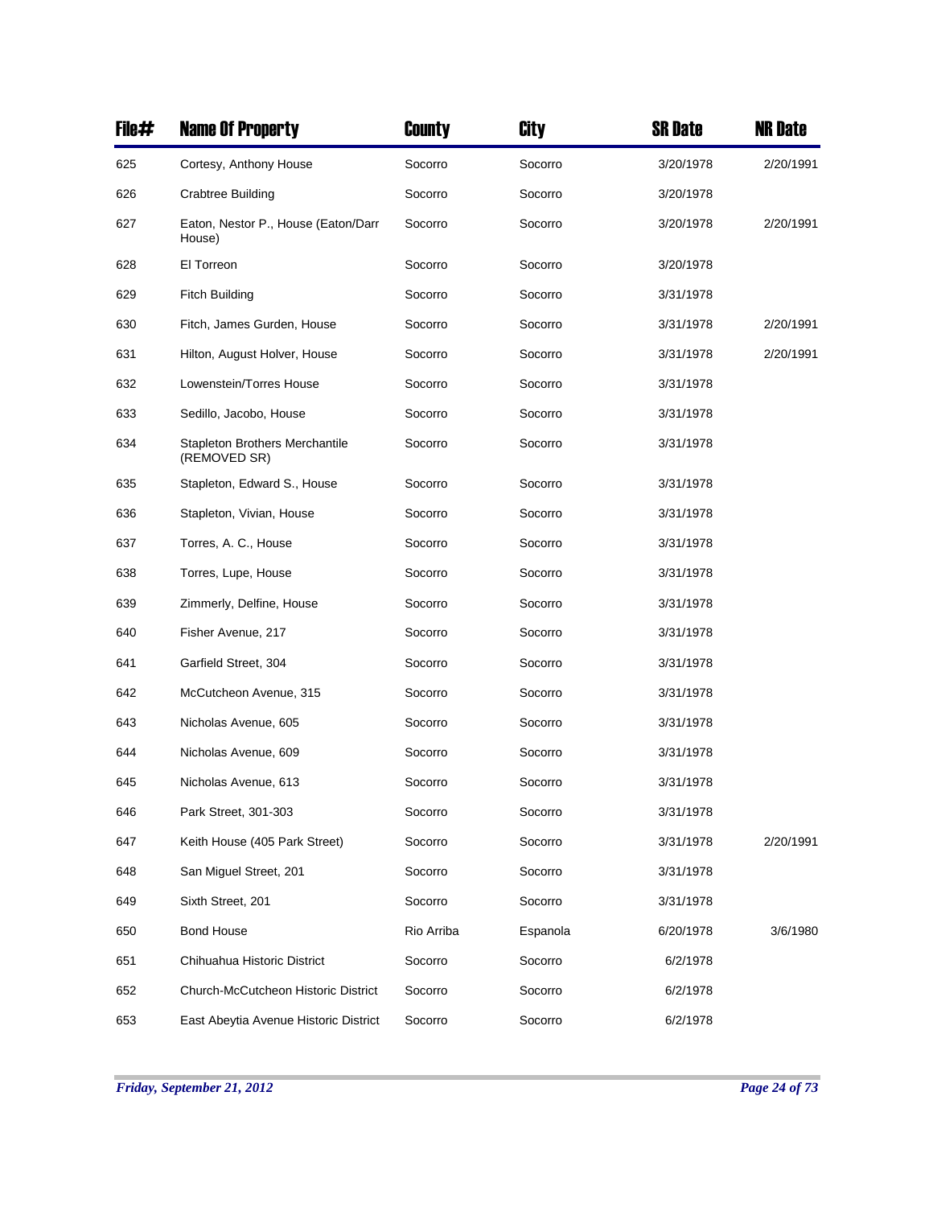| File# | Name Of Property | County | City | SR Date | NR Date |
|---|---|---|---|---|---|
| 625 | Cortesy, Anthony House | Socorro | Socorro | 3/20/1978 | 2/20/1991 |
| 626 | Crabtree Building | Socorro | Socorro | 3/20/1978 | |
| 627 | Eaton, Nestor P., House (Eaton/Darr House) | Socorro | Socorro | 3/20/1978 | 2/20/1991 |
| 628 | El Torreon | Socorro | Socorro | 3/20/1978 | |
| 629 | Fitch Building | Socorro | Socorro | 3/31/1978 | |
| 630 | Fitch, James Gurden, House | Socorro | Socorro | 3/31/1978 | 2/20/1991 |
| 631 | Hilton, August Holver, House | Socorro | Socorro | 3/31/1978 | 2/20/1991 |
| 632 | Lowenstein/Torres House | Socorro | Socorro | 3/31/1978 | |
| 633 | Sedillo, Jacobo, House | Socorro | Socorro | 3/31/1978 | |
| 634 | Stapleton Brothers Merchantile (REMOVED SR) | Socorro | Socorro | 3/31/1978 | |
| 635 | Stapleton, Edward S., House | Socorro | Socorro | 3/31/1978 | |
| 636 | Stapleton, Vivian, House | Socorro | Socorro | 3/31/1978 | |
| 637 | Torres, A. C., House | Socorro | Socorro | 3/31/1978 | |
| 638 | Torres, Lupe, House | Socorro | Socorro | 3/31/1978 | |
| 639 | Zimmerly, Delfine, House | Socorro | Socorro | 3/31/1978 | |
| 640 | Fisher Avenue, 217 | Socorro | Socorro | 3/31/1978 | |
| 641 | Garfield Street, 304 | Socorro | Socorro | 3/31/1978 | |
| 642 | McCutcheon Avenue, 315 | Socorro | Socorro | 3/31/1978 | |
| 643 | Nicholas Avenue, 605 | Socorro | Socorro | 3/31/1978 | |
| 644 | Nicholas Avenue, 609 | Socorro | Socorro | 3/31/1978 | |
| 645 | Nicholas Avenue, 613 | Socorro | Socorro | 3/31/1978 | |
| 646 | Park Street, 301-303 | Socorro | Socorro | 3/31/1978 | |
| 647 | Keith House (405 Park Street) | Socorro | Socorro | 3/31/1978 | 2/20/1991 |
| 648 | San Miguel Street, 201 | Socorro | Socorro | 3/31/1978 | |
| 649 | Sixth Street, 201 | Socorro | Socorro | 3/31/1978 | |
| 650 | Bond House | Rio Arriba | Espanola | 6/20/1978 | 3/6/1980 |
| 651 | Chihuahua Historic District | Socorro | Socorro | 6/2/1978 | |
| 652 | Church-McCutcheon Historic District | Socorro | Socorro | 6/2/1978 | |
| 653 | East Abeytia Avenue Historic District | Socorro | Socorro | 6/2/1978 | |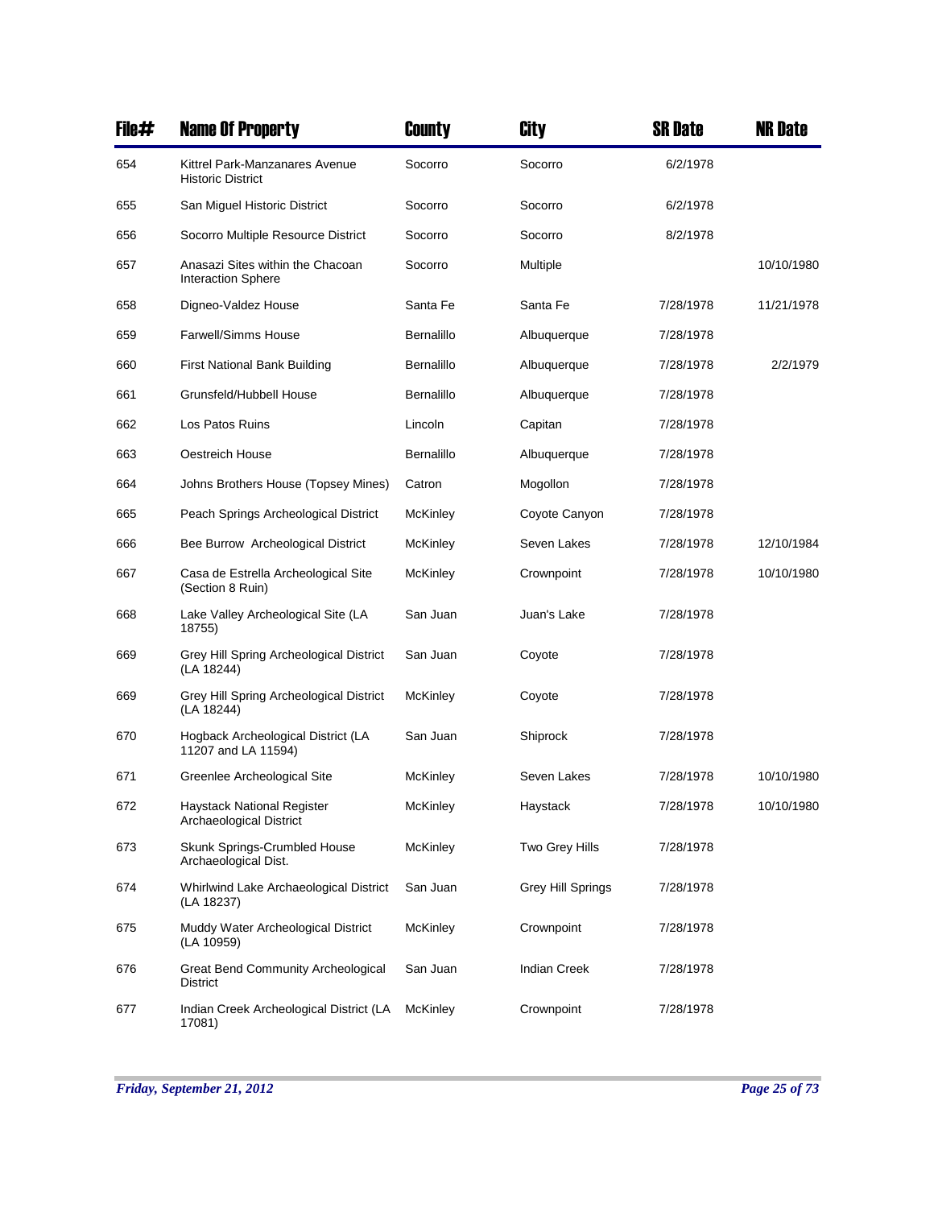| File# | Name Of Property | County | City | SR Date | NR Date |
|---|---|---|---|---|---|
| 654 | Kittrel Park-Manzanares Avenue Historic District | Socorro | Socorro | 6/2/1978 | |
| 655 | San Miguel Historic District | Socorro | Socorro | 6/2/1978 | |
| 656 | Socorro Multiple Resource District | Socorro | Socorro | 8/2/1978 | |
| 657 | Anasazi Sites within the Chacoan Interaction Sphere | Socorro | Multiple | | 10/10/1980 |
| 658 | Digneo-Valdez House | Santa Fe | Santa Fe | 7/28/1978 | 11/21/1978 |
| 659 | Farwell/Simms House | Bernalillo | Albuquerque | 7/28/1978 | |
| 660 | First National Bank Building | Bernalillo | Albuquerque | 7/28/1978 | 2/2/1979 |
| 661 | Grunsfeld/Hubbell House | Bernalillo | Albuquerque | 7/28/1978 | |
| 662 | Los Patos Ruins | Lincoln | Capitan | 7/28/1978 | |
| 663 | Oestreich House | Bernalillo | Albuquerque | 7/28/1978 | |
| 664 | Johns Brothers House (Topsey Mines) | Catron | Mogollon | 7/28/1978 | |
| 665 | Peach Springs Archeological District | McKinley | Coyote Canyon | 7/28/1978 | |
| 666 | Bee Burrow Archeological District | McKinley | Seven Lakes | 7/28/1978 | 12/10/1984 |
| 667 | Casa de Estrella Archeological Site (Section 8 Ruin) | McKinley | Crownpoint | 7/28/1978 | 10/10/1980 |
| 668 | Lake Valley Archeological Site (LA 18755) | San Juan | Juan's Lake | 7/28/1978 | |
| 669 | Grey Hill Spring Archeological District (LA 18244) | San Juan | Coyote | 7/28/1978 | |
| 669 | Grey Hill Spring Archeological District (LA 18244) | McKinley | Coyote | 7/28/1978 | |
| 670 | Hogback Archeological District (LA 11207 and LA 11594) | San Juan | Shiprock | 7/28/1978 | |
| 671 | Greenlee Archeological Site | McKinley | Seven Lakes | 7/28/1978 | 10/10/1980 |
| 672 | Haystack National Register Archaeological District | McKinley | Haystack | 7/28/1978 | 10/10/1980 |
| 673 | Skunk Springs-Crumbled House Archaeological Dist. | McKinley | Two Grey Hills | 7/28/1978 | |
| 674 | Whirlwind Lake Archaeological District (LA 18237) | San Juan | Grey Hill Springs | 7/28/1978 | |
| 675 | Muddy Water Archeological District (LA 10959) | McKinley | Crownpoint | 7/28/1978 | |
| 676 | Great Bend Community Archeological District | San Juan | Indian Creek | 7/28/1978 | |
| 677 | Indian Creek Archeological District (LA 17081) | McKinley | Crownpoint | 7/28/1978 | |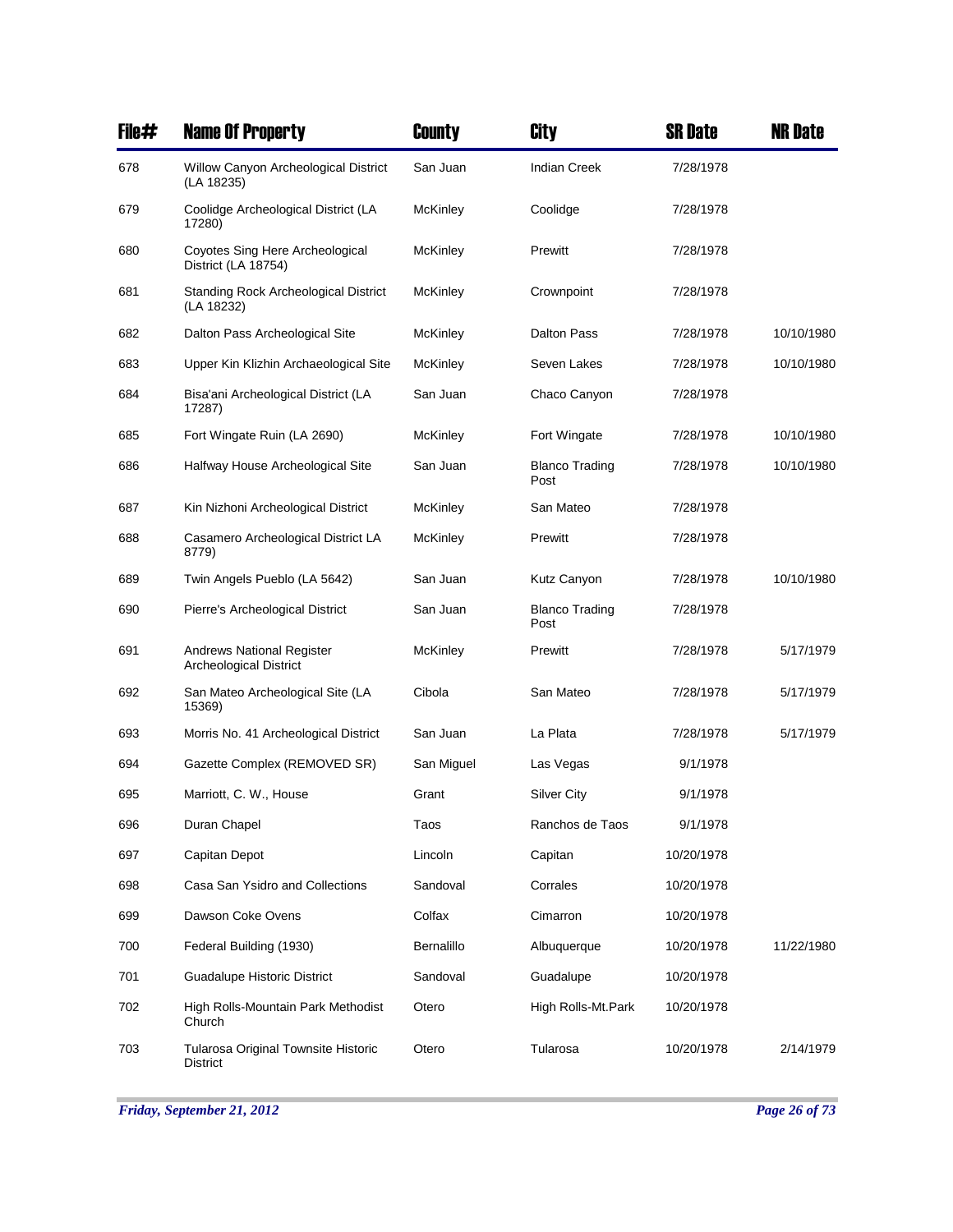| File# | Name Of Property | County | City | SR Date | NR Date |
| --- | --- | --- | --- | --- | --- |
| 678 | Willow Canyon Archeological District (LA 18235) | San Juan | Indian Creek | 7/28/1978 | |
| 679 | Coolidge Archeological District (LA 17280) | McKinley | Coolidge | 7/28/1978 | |
| 680 | Coyotes Sing Here Archeological District (LA 18754) | McKinley | Prewitt | 7/28/1978 | |
| 681 | Standing Rock Archeological District (LA 18232) | McKinley | Crownpoint | 7/28/1978 | |
| 682 | Dalton Pass Archeological Site | McKinley | Dalton Pass | 7/28/1978 | 10/10/1980 |
| 683 | Upper Kin Klizhin Archaeological Site | McKinley | Seven Lakes | 7/28/1978 | 10/10/1980 |
| 684 | Bisa'ani Archeological District (LA 17287) | San Juan | Chaco Canyon | 7/28/1978 | |
| 685 | Fort Wingate Ruin (LA 2690) | McKinley | Fort Wingate | 7/28/1978 | 10/10/1980 |
| 686 | Halfway House Archeological Site | San Juan | Blanco Trading Post | 7/28/1978 | 10/10/1980 |
| 687 | Kin Nizhoni Archeological District | McKinley | San Mateo | 7/28/1978 | |
| 688 | Casamero Archeological District LA 8779) | McKinley | Prewitt | 7/28/1978 | |
| 689 | Twin Angels Pueblo (LA 5642) | San Juan | Kutz Canyon | 7/28/1978 | 10/10/1980 |
| 690 | Pierre's Archeological District | San Juan | Blanco Trading Post | 7/28/1978 | |
| 691 | Andrews National Register Archeological District | McKinley | Prewitt | 7/28/1978 | 5/17/1979 |
| 692 | San Mateo Archeological Site (LA 15369) | Cibola | San Mateo | 7/28/1978 | 5/17/1979 |
| 693 | Morris No. 41 Archeological District | San Juan | La Plata | 7/28/1978 | 5/17/1979 |
| 694 | Gazette Complex (REMOVED SR) | San Miguel | Las Vegas | 9/1/1978 | |
| 695 | Marriott, C. W., House | Grant | Silver City | 9/1/1978 | |
| 696 | Duran Chapel | Taos | Ranchos de Taos | 9/1/1978 | |
| 697 | Capitan Depot | Lincoln | Capitan | 10/20/1978 | |
| 698 | Casa San Ysidro and Collections | Sandoval | Corrales | 10/20/1978 | |
| 699 | Dawson Coke Ovens | Colfax | Cimarron | 10/20/1978 | |
| 700 | Federal Building (1930) | Bernalillo | Albuquerque | 10/20/1978 | 11/22/1980 |
| 701 | Guadalupe Historic District | Sandoval | Guadalupe | 10/20/1978 | |
| 702 | High Rolls-Mountain Park Methodist Church | Otero | High Rolls-Mt.Park | 10/20/1978 | |
| 703 | Tularosa Original Townsite Historic District | Otero | Tularosa | 10/20/1978 | 2/14/1979 |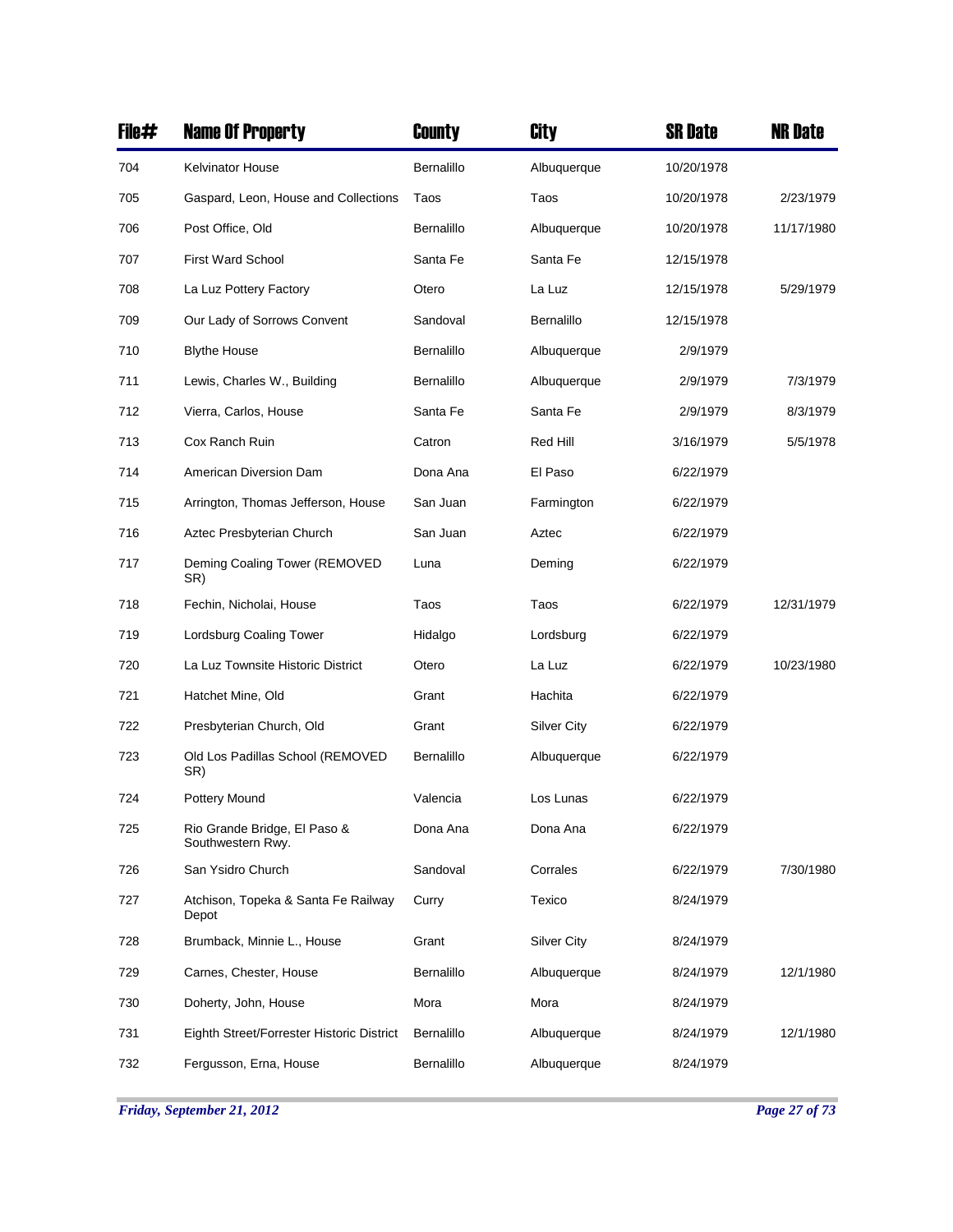| File# | Name Of Property | County | City | SR Date | NR Date |
| --- | --- | --- | --- | --- | --- |
| 704 | Kelvinator House | Bernalillo | Albuquerque | 10/20/1978 | |
| 705 | Gaspard, Leon, House and Collections | Taos | Taos | 10/20/1978 | 2/23/1979 |
| 706 | Post Office, Old | Bernalillo | Albuquerque | 10/20/1978 | 11/17/1980 |
| 707 | First Ward School | Santa Fe | Santa Fe | 12/15/1978 | |
| 708 | La Luz Pottery Factory | Otero | La Luz | 12/15/1978 | 5/29/1979 |
| 709 | Our Lady of Sorrows Convent | Sandoval | Bernalillo | 12/15/1978 | |
| 710 | Blythe House | Bernalillo | Albuquerque | 2/9/1979 | |
| 711 | Lewis, Charles W., Building | Bernalillo | Albuquerque | 2/9/1979 | 7/3/1979 |
| 712 | Vierra, Carlos, House | Santa Fe | Santa Fe | 2/9/1979 | 8/3/1979 |
| 713 | Cox Ranch Ruin | Catron | Red Hill | 3/16/1979 | 5/5/1978 |
| 714 | American Diversion Dam | Dona Ana | El Paso | 6/22/1979 | |
| 715 | Arrington, Thomas Jefferson, House | San Juan | Farmington | 6/22/1979 | |
| 716 | Aztec Presbyterian Church | San Juan | Aztec | 6/22/1979 | |
| 717 | Deming Coaling Tower (REMOVED SR) | Luna | Deming | 6/22/1979 | |
| 718 | Fechin, Nicholai, House | Taos | Taos | 6/22/1979 | 12/31/1979 |
| 719 | Lordsburg Coaling Tower | Hidalgo | Lordsburg | 6/22/1979 | |
| 720 | La Luz Townsite Historic District | Otero | La Luz | 6/22/1979 | 10/23/1980 |
| 721 | Hatchet Mine, Old | Grant | Hachita | 6/22/1979 | |
| 722 | Presbyterian Church, Old | Grant | Silver City | 6/22/1979 | |
| 723 | Old Los Padillas School (REMOVED SR) | Bernalillo | Albuquerque | 6/22/1979 | |
| 724 | Pottery Mound | Valencia | Los Lunas | 6/22/1979 | |
| 725 | Rio Grande Bridge, El Paso & Southwestern Rwy. | Dona Ana | Dona Ana | 6/22/1979 | |
| 726 | San Ysidro Church | Sandoval | Corrales | 6/22/1979 | 7/30/1980 |
| 727 | Atchison, Topeka & Santa Fe Railway Depot | Curry | Texico | 8/24/1979 | |
| 728 | Brumback, Minnie L., House | Grant | Silver City | 8/24/1979 | |
| 729 | Carnes, Chester, House | Bernalillo | Albuquerque | 8/24/1979 | 12/1/1980 |
| 730 | Doherty, John, House | Mora | Mora | 8/24/1979 | |
| 731 | Eighth Street/Forrester Historic District | Bernalillo | Albuquerque | 8/24/1979 | 12/1/1980 |
| 732 | Fergusson, Erna, House | Bernalillo | Albuquerque | 8/24/1979 | |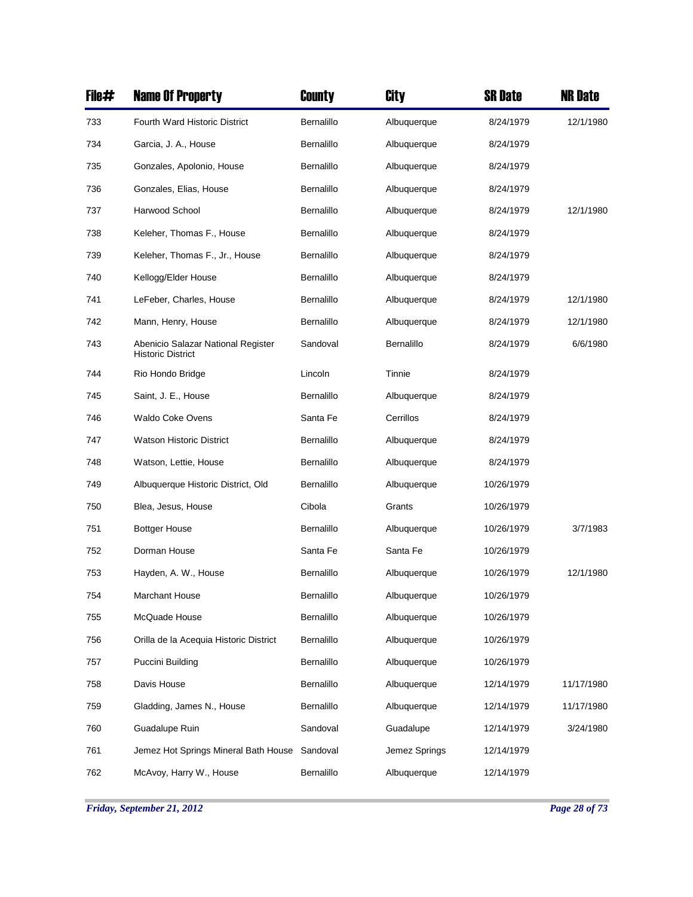| File# | Name Of Property | County | City | SR Date | NR Date |
| --- | --- | --- | --- | --- | --- |
| 733 | Fourth Ward Historic District | Bernalillo | Albuquerque | 8/24/1979 | 12/1/1980 |
| 734 | Garcia, J. A., House | Bernalillo | Albuquerque | 8/24/1979 | |
| 735 | Gonzales, Apolonio, House | Bernalillo | Albuquerque | 8/24/1979 | |
| 736 | Gonzales, Elias, House | Bernalillo | Albuquerque | 8/24/1979 | |
| 737 | Harwood School | Bernalillo | Albuquerque | 8/24/1979 | 12/1/1980 |
| 738 | Keleher, Thomas F., House | Bernalillo | Albuquerque | 8/24/1979 | |
| 739 | Keleher, Thomas F., Jr., House | Bernalillo | Albuquerque | 8/24/1979 | |
| 740 | Kellogg/Elder House | Bernalillo | Albuquerque | 8/24/1979 | |
| 741 | LeFeber, Charles, House | Bernalillo | Albuquerque | 8/24/1979 | 12/1/1980 |
| 742 | Mann, Henry, House | Bernalillo | Albuquerque | 8/24/1979 | 12/1/1980 |
| 743 | Abenicio Salazar National Register Historic District | Sandoval | Bernalillo | 8/24/1979 | 6/6/1980 |
| 744 | Rio Hondo Bridge | Lincoln | Tinnie | 8/24/1979 | |
| 745 | Saint, J. E., House | Bernalillo | Albuquerque | 8/24/1979 | |
| 746 | Waldo Coke Ovens | Santa Fe | Cerrillos | 8/24/1979 | |
| 747 | Watson Historic District | Bernalillo | Albuquerque | 8/24/1979 | |
| 748 | Watson, Lettie, House | Bernalillo | Albuquerque | 8/24/1979 | |
| 749 | Albuquerque Historic District, Old | Bernalillo | Albuquerque | 10/26/1979 | |
| 750 | Blea, Jesus, House | Cibola | Grants | 10/26/1979 | |
| 751 | Bottger House | Bernalillo | Albuquerque | 10/26/1979 | 3/7/1983 |
| 752 | Dorman House | Santa Fe | Santa Fe | 10/26/1979 | |
| 753 | Hayden, A. W., House | Bernalillo | Albuquerque | 10/26/1979 | 12/1/1980 |
| 754 | Marchant House | Bernalillo | Albuquerque | 10/26/1979 | |
| 755 | McQuade House | Bernalillo | Albuquerque | 10/26/1979 | |
| 756 | Orilla de la Acequia Historic District | Bernalillo | Albuquerque | 10/26/1979 | |
| 757 | Puccini Building | Bernalillo | Albuquerque | 10/26/1979 | |
| 758 | Davis House | Bernalillo | Albuquerque | 12/14/1979 | 11/17/1980 |
| 759 | Gladding, James N., House | Bernalillo | Albuquerque | 12/14/1979 | 11/17/1980 |
| 760 | Guadalupe Ruin | Sandoval | Guadalupe | 12/14/1979 | 3/24/1980 |
| 761 | Jemez Hot Springs Mineral Bath House | Sandoval | Jemez Springs | 12/14/1979 | |
| 762 | McAvoy, Harry W., House | Bernalillo | Albuquerque | 12/14/1979 | |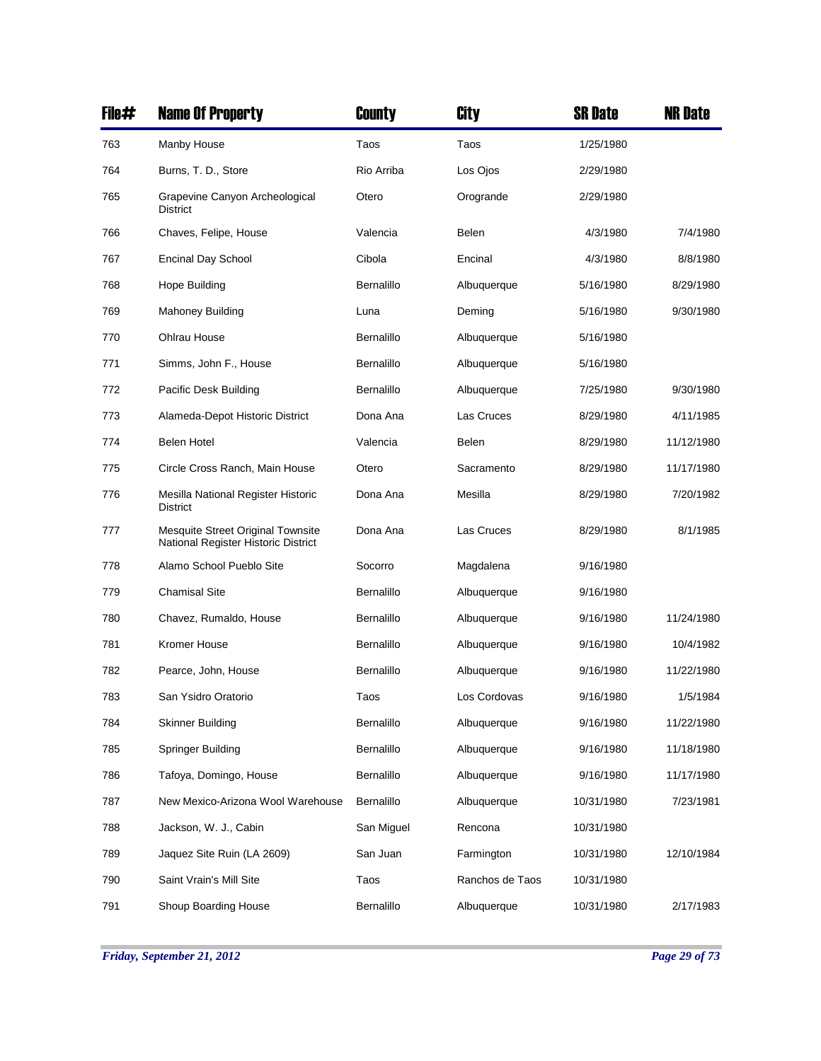| File# | Name Of Property | County | City | SR Date | NR Date |
|---|---|---|---|---|---|
| 763 | Manby House | Taos | Taos | 1/25/1980 | |
| 764 | Burns, T. D., Store | Rio Arriba | Los Ojos | 2/29/1980 | |
| 765 | Grapevine Canyon Archeological District | Otero | Orogrande | 2/29/1980 | |
| 766 | Chaves, Felipe, House | Valencia | Belen | 4/3/1980 | 7/4/1980 |
| 767 | Encinal Day School | Cibola | Encinal | 4/3/1980 | 8/8/1980 |
| 768 | Hope Building | Bernalillo | Albuquerque | 5/16/1980 | 8/29/1980 |
| 769 | Mahoney Building | Luna | Deming | 5/16/1980 | 9/30/1980 |
| 770 | Ohlrau House | Bernalillo | Albuquerque | 5/16/1980 | |
| 771 | Simms, John F., House | Bernalillo | Albuquerque | 5/16/1980 | |
| 772 | Pacific Desk Building | Bernalillo | Albuquerque | 7/25/1980 | 9/30/1980 |
| 773 | Alameda-Depot Historic District | Dona Ana | Las Cruces | 8/29/1980 | 4/11/1985 |
| 774 | Belen Hotel | Valencia | Belen | 8/29/1980 | 11/12/1980 |
| 775 | Circle Cross Ranch, Main House | Otero | Sacramento | 8/29/1980 | 11/17/1980 |
| 776 | Mesilla National Register Historic District | Dona Ana | Mesilla | 8/29/1980 | 7/20/1982 |
| 777 | Mesquite Street Original Townsite National Register Historic District | Dona Ana | Las Cruces | 8/29/1980 | 8/1/1985 |
| 778 | Alamo School Pueblo Site | Socorro | Magdalena | 9/16/1980 | |
| 779 | Chamisal Site | Bernalillo | Albuquerque | 9/16/1980 | |
| 780 | Chavez, Rumaldo, House | Bernalillo | Albuquerque | 9/16/1980 | 11/24/1980 |
| 781 | Kromer House | Bernalillo | Albuquerque | 9/16/1980 | 10/4/1982 |
| 782 | Pearce, John, House | Bernalillo | Albuquerque | 9/16/1980 | 11/22/1980 |
| 783 | San Ysidro Oratorio | Taos | Los Cordovas | 9/16/1980 | 1/5/1984 |
| 784 | Skinner Building | Bernalillo | Albuquerque | 9/16/1980 | 11/22/1980 |
| 785 | Springer Building | Bernalillo | Albuquerque | 9/16/1980 | 11/18/1980 |
| 786 | Tafoya, Domingo, House | Bernalillo | Albuquerque | 9/16/1980 | 11/17/1980 |
| 787 | New Mexico-Arizona Wool Warehouse | Bernalillo | Albuquerque | 10/31/1980 | 7/23/1981 |
| 788 | Jackson, W. J., Cabin | San Miguel | Rencona | 10/31/1980 | |
| 789 | Jaquez Site Ruin (LA 2609) | San Juan | Farmington | 10/31/1980 | 12/10/1984 |
| 790 | Saint Vrain's Mill Site | Taos | Ranchos de Taos | 10/31/1980 | |
| 791 | Shoup Boarding House | Bernalillo | Albuquerque | 10/31/1980 | 2/17/1983 |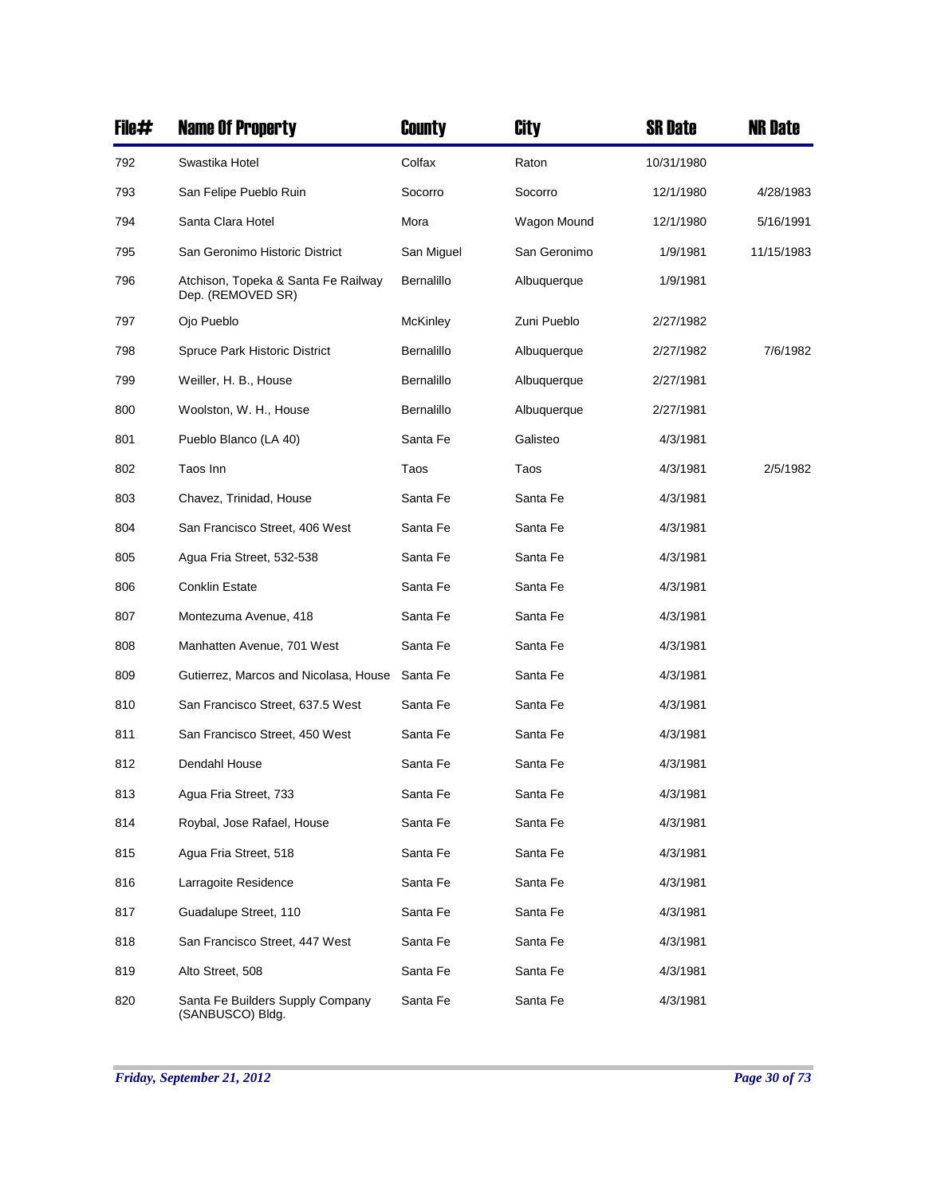| File# | Name Of Property | County | City | SR Date | NR Date |
|---|---|---|---|---|---|
| 792 | Swastika Hotel | Colfax | Raton | 10/31/1980 | |
| 793 | San Felipe Pueblo Ruin | Socorro | Socorro | 12/1/1980 | 4/28/1983 |
| 794 | Santa Clara Hotel | Mora | Wagon Mound | 12/1/1980 | 5/16/1991 |
| 795 | San Geronimo Historic District | San Miguel | San Geronimo | 1/9/1981 | 11/15/1983 |
| 796 | Atchison, Topeka & Santa Fe Railway Dep. (REMOVED SR) | Bernalillo | Albuquerque | 1/9/1981 | |
| 797 | Ojo Pueblo | McKinley | Zuni Pueblo | 2/27/1982 | |
| 798 | Spruce Park Historic District | Bernalillo | Albuquerque | 2/27/1982 | 7/6/1982 |
| 799 | Weiller, H. B., House | Bernalillo | Albuquerque | 2/27/1981 | |
| 800 | Woolston, W. H., House | Bernalillo | Albuquerque | 2/27/1981 | |
| 801 | Pueblo Blanco (LA 40) | Santa Fe | Galisteo | 4/3/1981 | |
| 802 | Taos Inn | Taos | Taos | 4/3/1981 | 2/5/1982 |
| 803 | Chavez, Trinidad, House | Santa Fe | Santa Fe | 4/3/1981 | |
| 804 | San Francisco Street, 406 West | Santa Fe | Santa Fe | 4/3/1981 | |
| 805 | Agua Fria Street, 532-538 | Santa Fe | Santa Fe | 4/3/1981 | |
| 806 | Conklin Estate | Santa Fe | Santa Fe | 4/3/1981 | |
| 807 | Montezuma Avenue, 418 | Santa Fe | Santa Fe | 4/3/1981 | |
| 808 | Manhatten Avenue, 701 West | Santa Fe | Santa Fe | 4/3/1981 | |
| 809 | Gutierrez, Marcos and Nicolasa, House | Santa Fe | Santa Fe | 4/3/1981 | |
| 810 | San Francisco Street, 637.5 West | Santa Fe | Santa Fe | 4/3/1981 | |
| 811 | San Francisco Street, 450 West | Santa Fe | Santa Fe | 4/3/1981 | |
| 812 | Dendahl House | Santa Fe | Santa Fe | 4/3/1981 | |
| 813 | Agua Fria Street, 733 | Santa Fe | Santa Fe | 4/3/1981 | |
| 814 | Roybal, Jose Rafael, House | Santa Fe | Santa Fe | 4/3/1981 | |
| 815 | Agua Fria Street, 518 | Santa Fe | Santa Fe | 4/3/1981 | |
| 816 | Larragoite Residence | Santa Fe | Santa Fe | 4/3/1981 | |
| 817 | Guadalupe Street, 110 | Santa Fe | Santa Fe | 4/3/1981 | |
| 818 | San Francisco Street, 447 West | Santa Fe | Santa Fe | 4/3/1981 | |
| 819 | Alto Street, 508 | Santa Fe | Santa Fe | 4/3/1981 | |
| 820 | Santa Fe Builders Supply Company (SANBUSCO) Bldg. | Santa Fe | Santa Fe | 4/3/1981 | |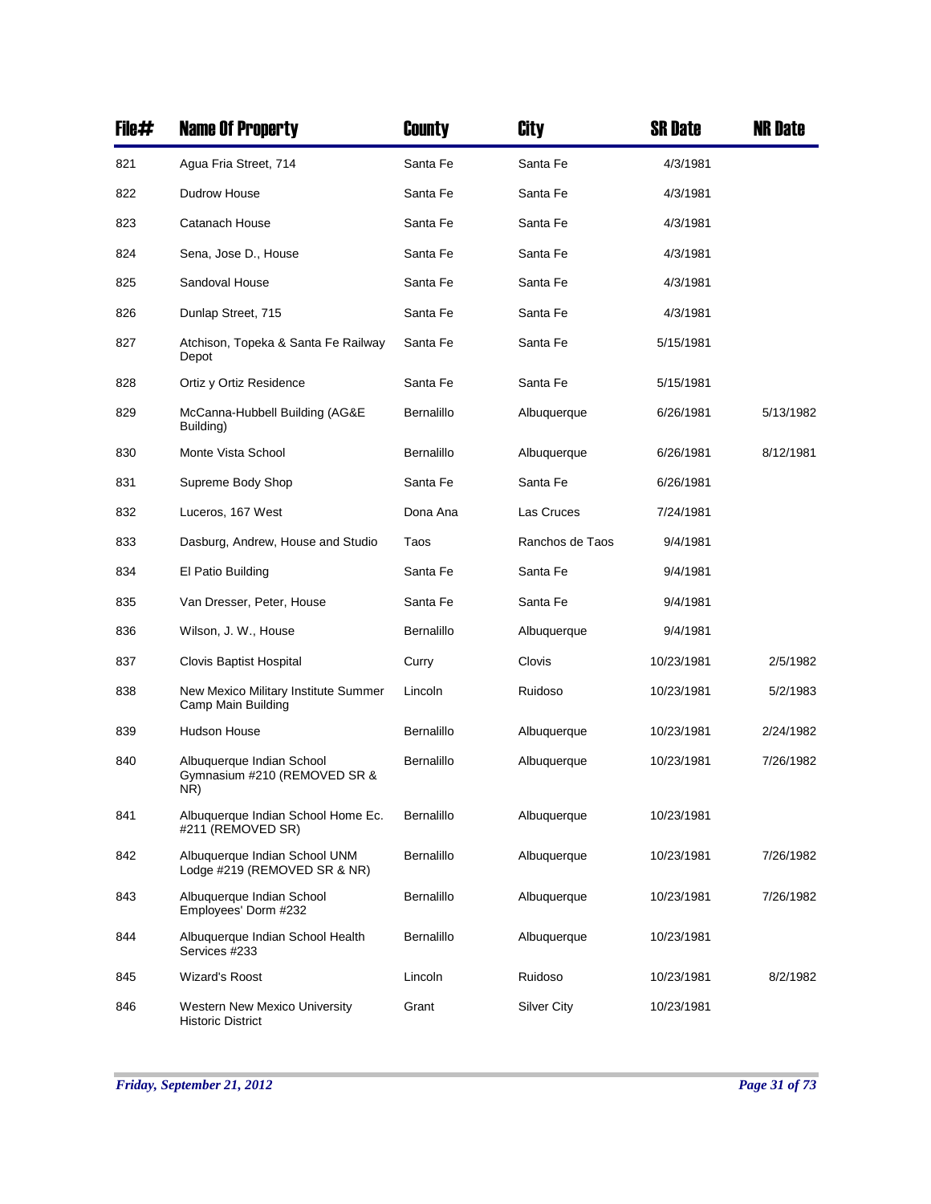| File# | Name Of Property | County | City | SR Date | NR Date |
| --- | --- | --- | --- | --- | --- |
| 821 | Agua Fria Street, 714 | Santa Fe | Santa Fe | 4/3/1981 | |
| 822 | Dudrow House | Santa Fe | Santa Fe | 4/3/1981 | |
| 823 | Catanach House | Santa Fe | Santa Fe | 4/3/1981 | |
| 824 | Sena, Jose D., House | Santa Fe | Santa Fe | 4/3/1981 | |
| 825 | Sandoval House | Santa Fe | Santa Fe | 4/3/1981 | |
| 826 | Dunlap Street, 715 | Santa Fe | Santa Fe | 4/3/1981 | |
| 827 | Atchison, Topeka & Santa Fe Railway Depot | Santa Fe | Santa Fe | 5/15/1981 | |
| 828 | Ortiz y Ortiz Residence | Santa Fe | Santa Fe | 5/15/1981 | |
| 829 | McCanna-Hubbell Building (AG&E Building) | Bernalillo | Albuquerque | 6/26/1981 | 5/13/1982 |
| 830 | Monte Vista School | Bernalillo | Albuquerque | 6/26/1981 | 8/12/1981 |
| 831 | Supreme Body Shop | Santa Fe | Santa Fe | 6/26/1981 | |
| 832 | Luceros, 167 West | Dona Ana | Las Cruces | 7/24/1981 | |
| 833 | Dasburg, Andrew, House and Studio | Taos | Ranchos de Taos | 9/4/1981 | |
| 834 | El Patio Building | Santa Fe | Santa Fe | 9/4/1981 | |
| 835 | Van Dresser, Peter, House | Santa Fe | Santa Fe | 9/4/1981 | |
| 836 | Wilson, J. W., House | Bernalillo | Albuquerque | 9/4/1981 | |
| 837 | Clovis Baptist Hospital | Curry | Clovis | 10/23/1981 | 2/5/1982 |
| 838 | New Mexico Military Institute Summer Camp Main Building | Lincoln | Ruidoso | 10/23/1981 | 5/2/1983 |
| 839 | Hudson House | Bernalillo | Albuquerque | 10/23/1981 | 2/24/1982 |
| 840 | Albuquerque Indian School Gymnasium #210 (REMOVED SR & NR) | Bernalillo | Albuquerque | 10/23/1981 | 7/26/1982 |
| 841 | Albuquerque Indian School Home Ec. #211 (REMOVED SR) | Bernalillo | Albuquerque | 10/23/1981 | |
| 842 | Albuquerque Indian School UNM Lodge #219 (REMOVED SR & NR) | Bernalillo | Albuquerque | 10/23/1981 | 7/26/1982 |
| 843 | Albuquerque Indian School Employees' Dorm #232 | Bernalillo | Albuquerque | 10/23/1981 | 7/26/1982 |
| 844 | Albuquerque Indian School Health Services #233 | Bernalillo | Albuquerque | 10/23/1981 | |
| 845 | Wizard's Roost | Lincoln | Ruidoso | 10/23/1981 | 8/2/1982 |
| 846 | Western New Mexico University Historic District | Grant | Silver City | 10/23/1981 | |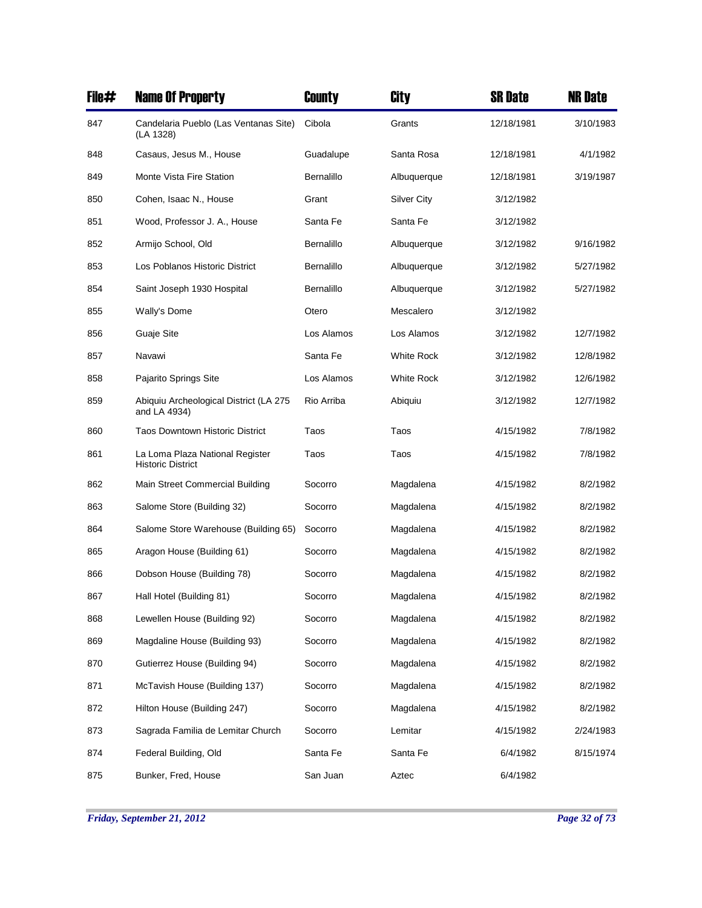| File# | Name Of Property | County | City | SR Date | NR Date |
|---|---|---|---|---|---|
| 847 | Candelaria Pueblo (Las Ventanas Site) (LA 1328) | Cibola | Grants | 12/18/1981 | 3/10/1983 |
| 848 | Casaus, Jesus M., House | Guadalupe | Santa Rosa | 12/18/1981 | 4/1/1982 |
| 849 | Monte Vista Fire Station | Bernalillo | Albuquerque | 12/18/1981 | 3/19/1987 |
| 850 | Cohen, Isaac N., House | Grant | Silver City | 3/12/1982 | |
| 851 | Wood, Professor J. A., House | Santa Fe | Santa Fe | 3/12/1982 | |
| 852 | Armijo School, Old | Bernalillo | Albuquerque | 3/12/1982 | 9/16/1982 |
| 853 | Los Poblanos Historic District | Bernalillo | Albuquerque | 3/12/1982 | 5/27/1982 |
| 854 | Saint Joseph 1930 Hospital | Bernalillo | Albuquerque | 3/12/1982 | 5/27/1982 |
| 855 | Wally's Dome | Otero | Mescalero | 3/12/1982 | |
| 856 | Guaje Site | Los Alamos | Los Alamos | 3/12/1982 | 12/7/1982 |
| 857 | Navawi | Santa Fe | White Rock | 3/12/1982 | 12/8/1982 |
| 858 | Pajarito Springs Site | Los Alamos | White Rock | 3/12/1982 | 12/6/1982 |
| 859 | Abiquiu Archeological District (LA 275 and LA 4934) | Rio Arriba | Abiquiu | 3/12/1982 | 12/7/1982 |
| 860 | Taos Downtown Historic District | Taos | Taos | 4/15/1982 | 7/8/1982 |
| 861 | La Loma Plaza National Register Historic District | Taos | Taos | 4/15/1982 | 7/8/1982 |
| 862 | Main Street Commercial Building | Socorro | Magdalena | 4/15/1982 | 8/2/1982 |
| 863 | Salome Store (Building 32) | Socorro | Magdalena | 4/15/1982 | 8/2/1982 |
| 864 | Salome Store Warehouse (Building 65) | Socorro | Magdalena | 4/15/1982 | 8/2/1982 |
| 865 | Aragon House (Building 61) | Socorro | Magdalena | 4/15/1982 | 8/2/1982 |
| 866 | Dobson House (Building 78) | Socorro | Magdalena | 4/15/1982 | 8/2/1982 |
| 867 | Hall Hotel (Building 81) | Socorro | Magdalena | 4/15/1982 | 8/2/1982 |
| 868 | Lewellen House (Building 92) | Socorro | Magdalena | 4/15/1982 | 8/2/1982 |
| 869 | Magdaline House (Building 93) | Socorro | Magdalena | 4/15/1982 | 8/2/1982 |
| 870 | Gutierrez House (Building 94) | Socorro | Magdalena | 4/15/1982 | 8/2/1982 |
| 871 | McTavish House (Building 137) | Socorro | Magdalena | 4/15/1982 | 8/2/1982 |
| 872 | Hilton House (Building 247) | Socorro | Magdalena | 4/15/1982 | 8/2/1982 |
| 873 | Sagrada Familia de Lemitar Church | Socorro | Lemitar | 4/15/1982 | 2/24/1983 |
| 874 | Federal Building, Old | Santa Fe | Santa Fe | 6/4/1982 | 8/15/1974 |
| 875 | Bunker, Fred, House | San Juan | Aztec | 6/4/1982 | |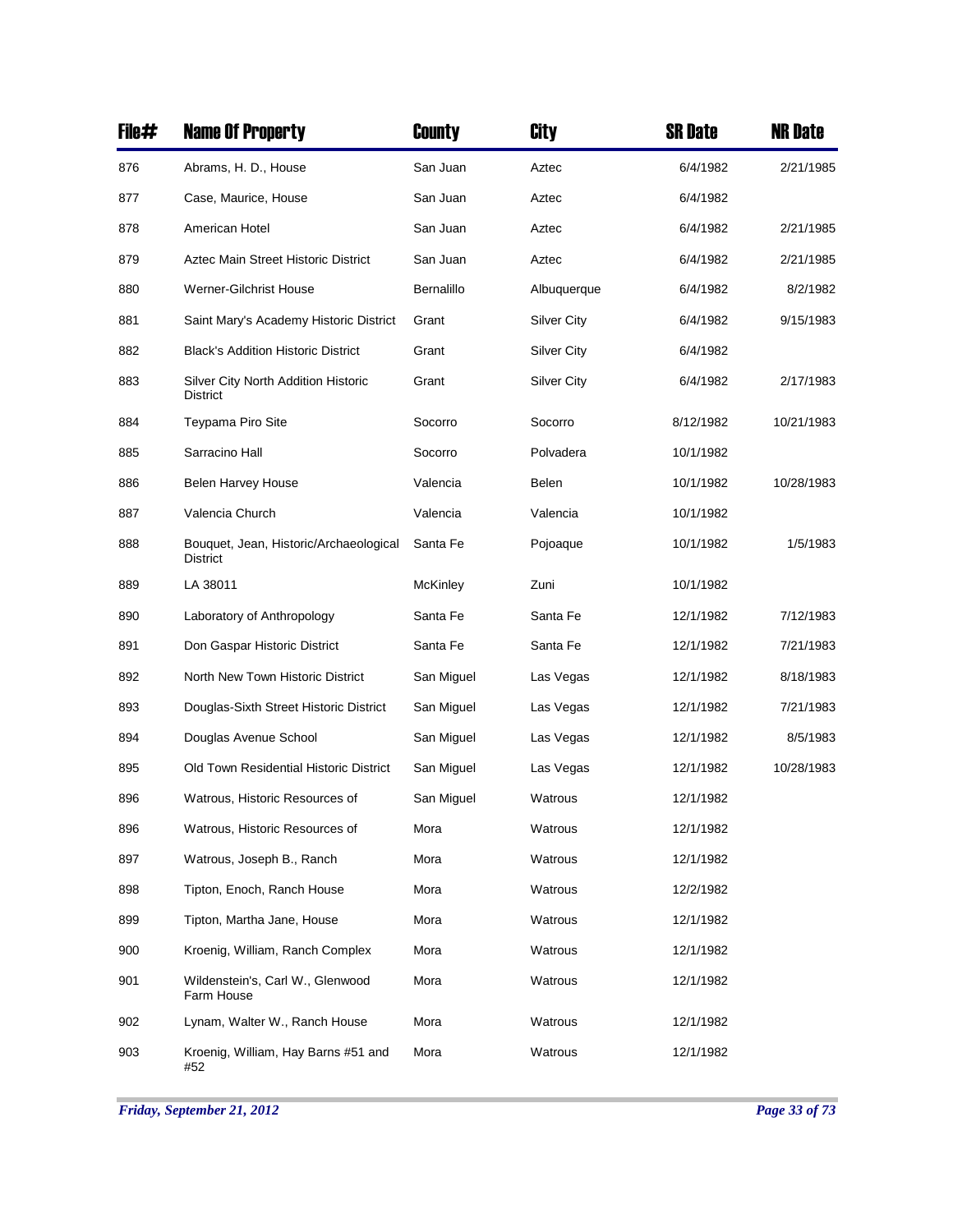| File# | Name Of Property | County | City | SR Date | NR Date |
|---|---|---|---|---|---|
| 876 | Abrams, H. D., House | San Juan | Aztec | 6/4/1982 | 2/21/1985 |
| 877 | Case, Maurice, House | San Juan | Aztec | 6/4/1982 | |
| 878 | American Hotel | San Juan | Aztec | 6/4/1982 | 2/21/1985 |
| 879 | Aztec Main Street Historic District | San Juan | Aztec | 6/4/1982 | 2/21/1985 |
| 880 | Werner-Gilchrist House | Bernalillo | Albuquerque | 6/4/1982 | 8/2/1982 |
| 881 | Saint Mary's Academy Historic District | Grant | Silver City | 6/4/1982 | 9/15/1983 |
| 882 | Black's Addition Historic District | Grant | Silver City | 6/4/1982 | |
| 883 | Silver City North Addition Historic District | Grant | Silver City | 6/4/1982 | 2/17/1983 |
| 884 | Teypama Piro Site | Socorro | Socorro | 8/12/1982 | 10/21/1983 |
| 885 | Sarracino Hall | Socorro | Polvadera | 10/1/1982 | |
| 886 | Belen Harvey House | Valencia | Belen | 10/1/1982 | 10/28/1983 |
| 887 | Valencia Church | Valencia | Valencia | 10/1/1982 | |
| 888 | Bouquet, Jean, Historic/Archaeological District | Santa Fe | Pojoaque | 10/1/1982 | 1/5/1983 |
| 889 | LA 38011 | McKinley | Zuni | 10/1/1982 | |
| 890 | Laboratory of Anthropology | Santa Fe | Santa Fe | 12/1/1982 | 7/12/1983 |
| 891 | Don Gaspar Historic District | Santa Fe | Santa Fe | 12/1/1982 | 7/21/1983 |
| 892 | North New Town Historic District | San Miguel | Las Vegas | 12/1/1982 | 8/18/1983 |
| 893 | Douglas-Sixth Street Historic District | San Miguel | Las Vegas | 12/1/1982 | 7/21/1983 |
| 894 | Douglas Avenue School | San Miguel | Las Vegas | 12/1/1982 | 8/5/1983 |
| 895 | Old Town Residential Historic District | San Miguel | Las Vegas | 12/1/1982 | 10/28/1983 |
| 896 | Watrous, Historic Resources of | San Miguel | Watrous | 12/1/1982 | |
| 896 | Watrous, Historic Resources of | Mora | Watrous | 12/1/1982 | |
| 897 | Watrous, Joseph B., Ranch | Mora | Watrous | 12/1/1982 | |
| 898 | Tipton, Enoch, Ranch House | Mora | Watrous | 12/2/1982 | |
| 899 | Tipton, Martha Jane, House | Mora | Watrous | 12/1/1982 | |
| 900 | Kroenig, William, Ranch Complex | Mora | Watrous | 12/1/1982 | |
| 901 | Wildenstein's, Carl W., Glenwood Farm House | Mora | Watrous | 12/1/1982 | |
| 902 | Lynam, Walter W., Ranch House | Mora | Watrous | 12/1/1982 | |
| 903 | Kroenig, William, Hay Barns #51 and #52 | Mora | Watrous | 12/1/1982 | |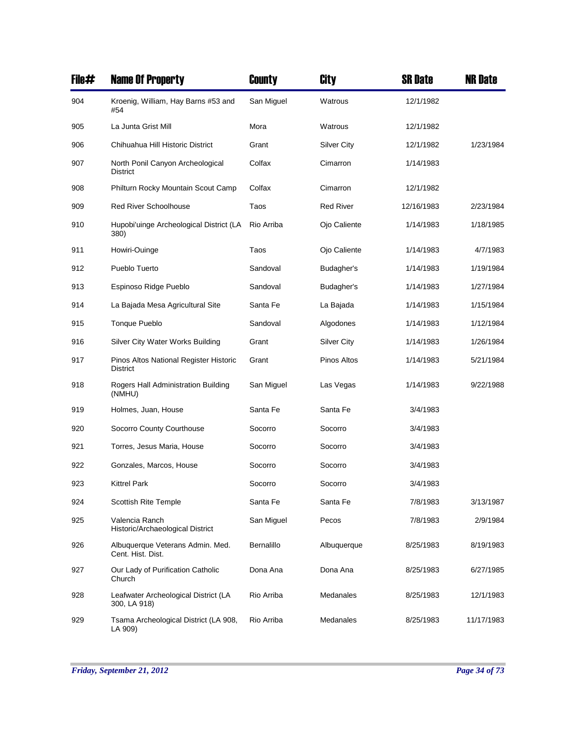| File# | Name Of Property | County | City | SR Date | NR Date |
|---|---|---|---|---|---|
| 904 | Kroenig, William, Hay Barns #53 and #54 | San Miguel | Watrous | 12/1/1982 | |
| 905 | La Junta Grist Mill | Mora | Watrous | 12/1/1982 | |
| 906 | Chihuahua Hill Historic District | Grant | Silver City | 12/1/1982 | 1/23/1984 |
| 907 | North Ponil Canyon Archeological District | Colfax | Cimarron | 1/14/1983 | |
| 908 | Philturn Rocky Mountain Scout Camp | Colfax | Cimarron | 12/1/1982 | |
| 909 | Red River Schoolhouse | Taos | Red River | 12/16/1983 | 2/23/1984 |
| 910 | Hupobi'uinge Archeological District (LA 380) | Rio Arriba | Ojo Caliente | 1/14/1983 | 1/18/1985 |
| 911 | Howiri-Ouinge | Taos | Ojo Caliente | 1/14/1983 | 4/7/1983 |
| 912 | Pueblo Tuerto | Sandoval | Budagher's | 1/14/1983 | 1/19/1984 |
| 913 | Espinoso Ridge Pueblo | Sandoval | Budagher's | 1/14/1983 | 1/27/1984 |
| 914 | La Bajada Mesa Agricultural Site | Santa Fe | La Bajada | 1/14/1983 | 1/15/1984 |
| 915 | Tonque Pueblo | Sandoval | Algodones | 1/14/1983 | 1/12/1984 |
| 916 | Silver City Water Works Building | Grant | Silver City | 1/14/1983 | 1/26/1984 |
| 917 | Pinos Altos National Register Historic District | Grant | Pinos Altos | 1/14/1983 | 5/21/1984 |
| 918 | Rogers Hall Administration Building (NMHU) | San Miguel | Las Vegas | 1/14/1983 | 9/22/1988 |
| 919 | Holmes, Juan, House | Santa Fe | Santa Fe | 3/4/1983 | |
| 920 | Socorro County Courthouse | Socorro | Socorro | 3/4/1983 | |
| 921 | Torres, Jesus Maria, House | Socorro | Socorro | 3/4/1983 | |
| 922 | Gonzales, Marcos, House | Socorro | Socorro | 3/4/1983 | |
| 923 | Kittrel Park | Socorro | Socorro | 3/4/1983 | |
| 924 | Scottish Rite Temple | Santa Fe | Santa Fe | 7/8/1983 | 3/13/1987 |
| 925 | Valencia Ranch Historic/Archaeological District | San Miguel | Pecos | 7/8/1983 | 2/9/1984 |
| 926 | Albuquerque Veterans Admin. Med. Cent. Hist. Dist. | Bernalillo | Albuquerque | 8/25/1983 | 8/19/1983 |
| 927 | Our Lady of Purification Catholic Church | Dona Ana | Dona Ana | 8/25/1983 | 6/27/1985 |
| 928 | Leafwater Archeological District (LA 300, LA 918) | Rio Arriba | Medanales | 8/25/1983 | 12/1/1983 |
| 929 | Tsama Archeological District (LA 908, LA 909) | Rio Arriba | Medanales | 8/25/1983 | 11/17/1983 |

*Friday, September 21, 2012*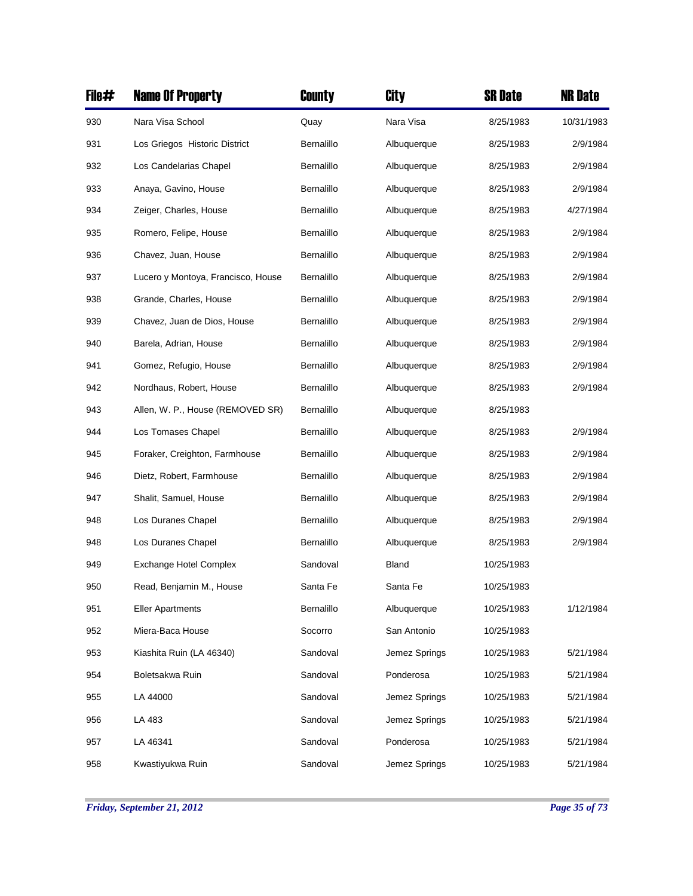| File# | Name Of Property | County | City | SR Date | NR Date |
|---|---|---|---|---|---|
| 930 | Nara Visa School | Quay | Nara Visa | 8/25/1983 | 10/31/1983 |
| 931 | Los Griegos Historic District | Bernalillo | Albuquerque | 8/25/1983 | 2/9/1984 |
| 932 | Los Candelarias Chapel | Bernalillo | Albuquerque | 8/25/1983 | 2/9/1984 |
| 933 | Anaya, Gavino, House | Bernalillo | Albuquerque | 8/25/1983 | 2/9/1984 |
| 934 | Zeiger, Charles, House | Bernalillo | Albuquerque | 8/25/1983 | 4/27/1984 |
| 935 | Romero, Felipe, House | Bernalillo | Albuquerque | 8/25/1983 | 2/9/1984 |
| 936 | Chavez, Juan, House | Bernalillo | Albuquerque | 8/25/1983 | 2/9/1984 |
| 937 | Lucero y Montoya, Francisco, House | Bernalillo | Albuquerque | 8/25/1983 | 2/9/1984 |
| 938 | Grande, Charles, House | Bernalillo | Albuquerque | 8/25/1983 | 2/9/1984 |
| 939 | Chavez, Juan de Dios, House | Bernalillo | Albuquerque | 8/25/1983 | 2/9/1984 |
| 940 | Barela, Adrian, House | Bernalillo | Albuquerque | 8/25/1983 | 2/9/1984 |
| 941 | Gomez, Refugio, House | Bernalillo | Albuquerque | 8/25/1983 | 2/9/1984 |
| 942 | Nordhaus, Robert, House | Bernalillo | Albuquerque | 8/25/1983 | 2/9/1984 |
| 943 | Allen, W. P., House (REMOVED SR) | Bernalillo | Albuquerque | 8/25/1983 | |
| 944 | Los Tomases Chapel | Bernalillo | Albuquerque | 8/25/1983 | 2/9/1984 |
| 945 | Foraker, Creighton, Farmhouse | Bernalillo | Albuquerque | 8/25/1983 | 2/9/1984 |
| 946 | Dietz, Robert, Farmhouse | Bernalillo | Albuquerque | 8/25/1983 | 2/9/1984 |
| 947 | Shalit, Samuel, House | Bernalillo | Albuquerque | 8/25/1983 | 2/9/1984 |
| 948 | Los Duranes Chapel | Bernalillo | Albuquerque | 8/25/1983 | 2/9/1984 |
| 948 | Los Duranes Chapel | Bernalillo | Albuquerque | 8/25/1983 | 2/9/1984 |
| 949 | Exchange Hotel Complex | Sandoval | Bland | 10/25/1983 | |
| 950 | Read, Benjamin M., House | Santa Fe | Santa Fe | 10/25/1983 | |
| 951 | Eller Apartments | Bernalillo | Albuquerque | 10/25/1983 | 1/12/1984 |
| 952 | Miera-Baca House | Socorro | San Antonio | 10/25/1983 | |
| 953 | Kiashita Ruin (LA 46340) | Sandoval | Jemez Springs | 10/25/1983 | 5/21/1984 |
| 954 | Boletsakwa Ruin | Sandoval | Ponderosa | 10/25/1983 | 5/21/1984 |
| 955 | LA 44000 | Sandoval | Jemez Springs | 10/25/1983 | 5/21/1984 |
| 956 | LA 483 | Sandoval | Jemez Springs | 10/25/1983 | 5/21/1984 |
| 957 | LA 46341 | Sandoval | Ponderosa | 10/25/1983 | 5/21/1984 |
| 958 | Kwastiyukwa Ruin | Sandoval | Jemez Springs | 10/25/1983 | 5/21/1984 |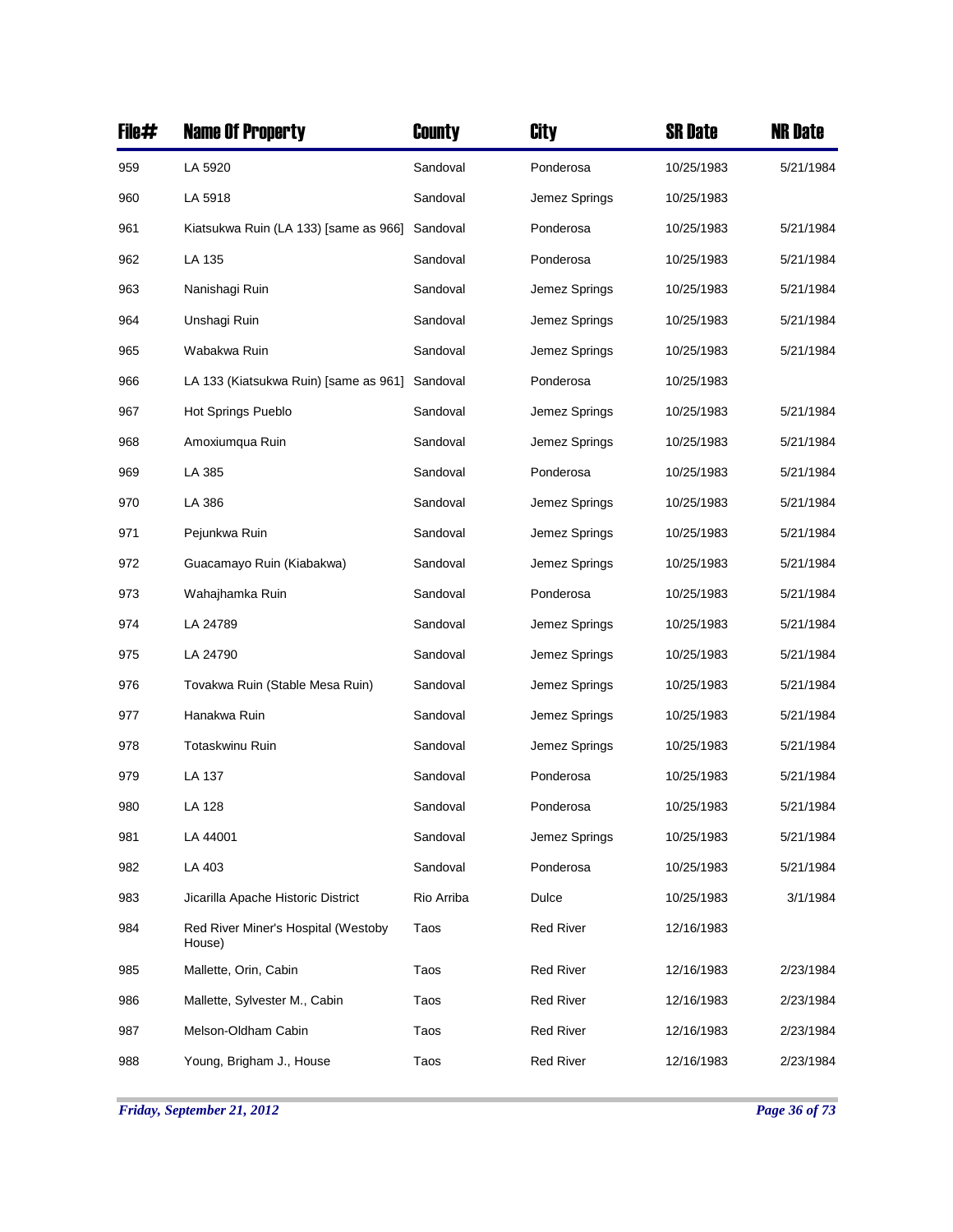| File# | Name Of Property | County | City | SR Date | NR Date |
|---|---|---|---|---|---|
| 959 | LA 5920 | Sandoval | Ponderosa | 10/25/1983 | 5/21/1984 |
| 960 | LA 5918 | Sandoval | Jemez Springs | 10/25/1983 | |
| 961 | Kiatsukwa Ruin (LA 133) [same as 966] | Sandoval | Ponderosa | 10/25/1983 | 5/21/1984 |
| 962 | LA 135 | Sandoval | Ponderosa | 10/25/1983 | 5/21/1984 |
| 963 | Nanishagi Ruin | Sandoval | Jemez Springs | 10/25/1983 | 5/21/1984 |
| 964 | Unshagi Ruin | Sandoval | Jemez Springs | 10/25/1983 | 5/21/1984 |
| 965 | Wabakwa Ruin | Sandoval | Jemez Springs | 10/25/1983 | 5/21/1984 |
| 966 | LA 133 (Kiatsukwa Ruin) [same as 961] | Sandoval | Ponderosa | 10/25/1983 | |
| 967 | Hot Springs Pueblo | Sandoval | Jemez Springs | 10/25/1983 | 5/21/1984 |
| 968 | Amoxiumqua Ruin | Sandoval | Jemez Springs | 10/25/1983 | 5/21/1984 |
| 969 | LA 385 | Sandoval | Ponderosa | 10/25/1983 | 5/21/1984 |
| 970 | LA 386 | Sandoval | Jemez Springs | 10/25/1983 | 5/21/1984 |
| 971 | Pejunkwa Ruin | Sandoval | Jemez Springs | 10/25/1983 | 5/21/1984 |
| 972 | Guacamayo Ruin (Kiabakwa) | Sandoval | Jemez Springs | 10/25/1983 | 5/21/1984 |
| 973 | Wahajhamka Ruin | Sandoval | Ponderosa | 10/25/1983 | 5/21/1984 |
| 974 | LA 24789 | Sandoval | Jemez Springs | 10/25/1983 | 5/21/1984 |
| 975 | LA 24790 | Sandoval | Jemez Springs | 10/25/1983 | 5/21/1984 |
| 976 | Tovakwa Ruin (Stable Mesa Ruin) | Sandoval | Jemez Springs | 10/25/1983 | 5/21/1984 |
| 977 | Hanakwa Ruin | Sandoval | Jemez Springs | 10/25/1983 | 5/21/1984 |
| 978 | Totaskwinu Ruin | Sandoval | Jemez Springs | 10/25/1983 | 5/21/1984 |
| 979 | LA 137 | Sandoval | Ponderosa | 10/25/1983 | 5/21/1984 |
| 980 | LA 128 | Sandoval | Ponderosa | 10/25/1983 | 5/21/1984 |
| 981 | LA 44001 | Sandoval | Jemez Springs | 10/25/1983 | 5/21/1984 |
| 982 | LA 403 | Sandoval | Ponderosa | 10/25/1983 | 5/21/1984 |
| 983 | Jicarilla Apache Historic District | Rio Arriba | Dulce | 10/25/1983 | 3/1/1984 |
| 984 | Red River Miner's Hospital (Westoby House) | Taos | Red River | 12/16/1983 | |
| 985 | Mallette, Orin, Cabin | Taos | Red River | 12/16/1983 | 2/23/1984 |
| 986 | Mallette, Sylvester M., Cabin | Taos | Red River | 12/16/1983 | 2/23/1984 |
| 987 | Melson-Oldham Cabin | Taos | Red River | 12/16/1983 | 2/23/1984 |
| 988 | Young, Brigham J., House | Taos | Red River | 12/16/1983 | 2/23/1984 |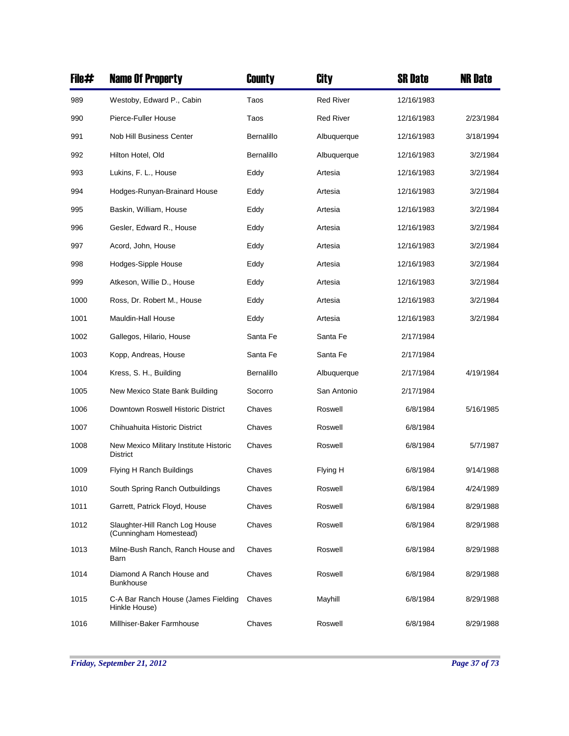| File# | Name Of Property | County | City | SR Date | NR Date |
|---|---|---|---|---|---|
| 989 | Westoby, Edward P., Cabin | Taos | Red River | 12/16/1983 | |
| 990 | Pierce-Fuller House | Taos | Red River | 12/16/1983 | 2/23/1984 |
| 991 | Nob Hill Business Center | Bernalillo | Albuquerque | 12/16/1983 | 3/18/1994 |
| 992 | Hilton Hotel, Old | Bernalillo | Albuquerque | 12/16/1983 | 3/2/1984 |
| 993 | Lukins, F. L., House | Eddy | Artesia | 12/16/1983 | 3/2/1984 |
| 994 | Hodges-Runyan-Brainard House | Eddy | Artesia | 12/16/1983 | 3/2/1984 |
| 995 | Baskin, William, House | Eddy | Artesia | 12/16/1983 | 3/2/1984 |
| 996 | Gesler, Edward R., House | Eddy | Artesia | 12/16/1983 | 3/2/1984 |
| 997 | Acord, John, House | Eddy | Artesia | 12/16/1983 | 3/2/1984 |
| 998 | Hodges-Sipple House | Eddy | Artesia | 12/16/1983 | 3/2/1984 |
| 999 | Atkeson, Willie D., House | Eddy | Artesia | 12/16/1983 | 3/2/1984 |
| 1000 | Ross, Dr. Robert M., House | Eddy | Artesia | 12/16/1983 | 3/2/1984 |
| 1001 | Mauldin-Hall House | Eddy | Artesia | 12/16/1983 | 3/2/1984 |
| 1002 | Gallegos, Hilario, House | Santa Fe | Santa Fe | 2/17/1984 | |
| 1003 | Kopp, Andreas, House | Santa Fe | Santa Fe | 2/17/1984 | |
| 1004 | Kress, S. H., Building | Bernalillo | Albuquerque | 2/17/1984 | 4/19/1984 |
| 1005 | New Mexico State Bank Building | Socorro | San Antonio | 2/17/1984 | |
| 1006 | Downtown Roswell Historic District | Chaves | Roswell | 6/8/1984 | 5/16/1985 |
| 1007 | Chihuahuita Historic District | Chaves | Roswell | 6/8/1984 | |
| 1008 | New Mexico Military Institute Historic District | Chaves | Roswell | 6/8/1984 | 5/7/1987 |
| 1009 | Flying H Ranch Buildings | Chaves | Flying H | 6/8/1984 | 9/14/1988 |
| 1010 | South Spring Ranch Outbuildings | Chaves | Roswell | 6/8/1984 | 4/24/1989 |
| 1011 | Garrett, Patrick Floyd, House | Chaves | Roswell | 6/8/1984 | 8/29/1988 |
| 1012 | Slaughter-Hill Ranch Log House (Cunningham Homestead) | Chaves | Roswell | 6/8/1984 | 8/29/1988 |
| 1013 | Milne-Bush Ranch, Ranch House and Barn | Chaves | Roswell | 6/8/1984 | 8/29/1988 |
| 1014 | Diamond A Ranch House and Bunkhouse | Chaves | Roswell | 6/8/1984 | 8/29/1988 |
| 1015 | C-A Bar Ranch House (James Fielding Hinkle House) | Chaves | Mayhill | 6/8/1984 | 8/29/1988 |
| 1016 | Millhiser-Baker Farmhouse | Chaves | Roswell | 6/8/1984 | 8/29/1988 |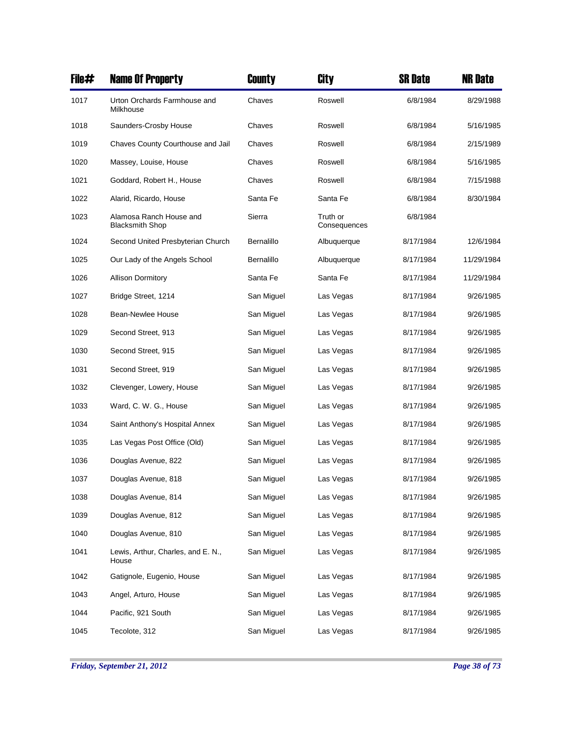| File# | Name Of Property | County | City | SR Date | NR Date |
|---|---|---|---|---|---|
| 1017 | Urton Orchards Farmhouse and Milkhouse | Chaves | Roswell | 6/8/1984 | 8/29/1988 |
| 1018 | Saunders-Crosby House | Chaves | Roswell | 6/8/1984 | 5/16/1985 |
| 1019 | Chaves County Courthouse and Jail | Chaves | Roswell | 6/8/1984 | 2/15/1989 |
| 1020 | Massey, Louise, House | Chaves | Roswell | 6/8/1984 | 5/16/1985 |
| 1021 | Goddard, Robert H., House | Chaves | Roswell | 6/8/1984 | 7/15/1988 |
| 1022 | Alarid, Ricardo, House | Santa Fe | Santa Fe | 6/8/1984 | 8/30/1984 |
| 1023 | Alamosa Ranch House and Blacksmith Shop | Sierra | Truth or Consequences | 6/8/1984 | |
| 1024 | Second United Presbyterian Church | Bernalillo | Albuquerque | 8/17/1984 | 12/6/1984 |
| 1025 | Our Lady of the Angels School | Bernalillo | Albuquerque | 8/17/1984 | 11/29/1984 |
| 1026 | Allison Dormitory | Santa Fe | Santa Fe | 8/17/1984 | 11/29/1984 |
| 1027 | Bridge Street, 1214 | San Miguel | Las Vegas | 8/17/1984 | 9/26/1985 |
| 1028 | Bean-Newlee House | San Miguel | Las Vegas | 8/17/1984 | 9/26/1985 |
| 1029 | Second Street, 913 | San Miguel | Las Vegas | 8/17/1984 | 9/26/1985 |
| 1030 | Second Street, 915 | San Miguel | Las Vegas | 8/17/1984 | 9/26/1985 |
| 1031 | Second Street, 919 | San Miguel | Las Vegas | 8/17/1984 | 9/26/1985 |
| 1032 | Clevenger, Lowery, House | San Miguel | Las Vegas | 8/17/1984 | 9/26/1985 |
| 1033 | Ward, C. W. G., House | San Miguel | Las Vegas | 8/17/1984 | 9/26/1985 |
| 1034 | Saint Anthony's Hospital Annex | San Miguel | Las Vegas | 8/17/1984 | 9/26/1985 |
| 1035 | Las Vegas Post Office (Old) | San Miguel | Las Vegas | 8/17/1984 | 9/26/1985 |
| 1036 | Douglas Avenue, 822 | San Miguel | Las Vegas | 8/17/1984 | 9/26/1985 |
| 1037 | Douglas Avenue, 818 | San Miguel | Las Vegas | 8/17/1984 | 9/26/1985 |
| 1038 | Douglas Avenue, 814 | San Miguel | Las Vegas | 8/17/1984 | 9/26/1985 |
| 1039 | Douglas Avenue, 812 | San Miguel | Las Vegas | 8/17/1984 | 9/26/1985 |
| 1040 | Douglas Avenue, 810 | San Miguel | Las Vegas | 8/17/1984 | 9/26/1985 |
| 1041 | Lewis, Arthur, Charles, and E. N., House | San Miguel | Las Vegas | 8/17/1984 | 9/26/1985 |
| 1042 | Gatignole, Eugenio, House | San Miguel | Las Vegas | 8/17/1984 | 9/26/1985 |
| 1043 | Angel, Arturo, House | San Miguel | Las Vegas | 8/17/1984 | 9/26/1985 |
| 1044 | Pacific, 921 South | San Miguel | Las Vegas | 8/17/1984 | 9/26/1985 |
| 1045 | Tecolote, 312 | San Miguel | Las Vegas | 8/17/1984 | 9/26/1985 |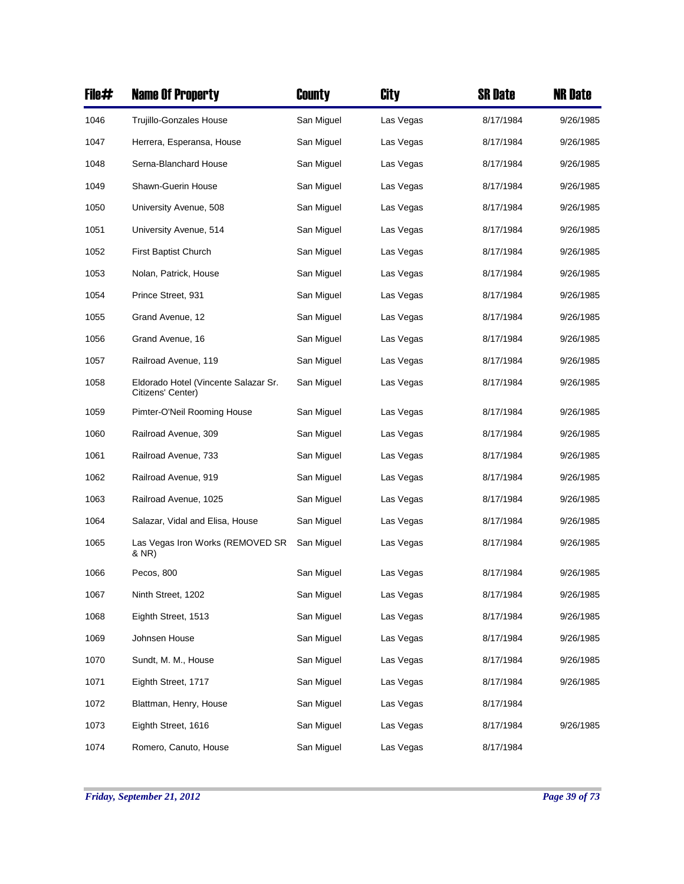| File# | Name Of Property | County | City | SR Date | NR Date |
|---|---|---|---|---|---|
| 1046 | Trujillo-Gonzales House | San Miguel | Las Vegas | 8/17/1984 | 9/26/1985 |
| 1047 | Herrera, Esperansa, House | San Miguel | Las Vegas | 8/17/1984 | 9/26/1985 |
| 1048 | Serna-Blanchard House | San Miguel | Las Vegas | 8/17/1984 | 9/26/1985 |
| 1049 | Shawn-Guerin House | San Miguel | Las Vegas | 8/17/1984 | 9/26/1985 |
| 1050 | University Avenue, 508 | San Miguel | Las Vegas | 8/17/1984 | 9/26/1985 |
| 1051 | University Avenue, 514 | San Miguel | Las Vegas | 8/17/1984 | 9/26/1985 |
| 1052 | First Baptist Church | San Miguel | Las Vegas | 8/17/1984 | 9/26/1985 |
| 1053 | Nolan, Patrick, House | San Miguel | Las Vegas | 8/17/1984 | 9/26/1985 |
| 1054 | Prince Street, 931 | San Miguel | Las Vegas | 8/17/1984 | 9/26/1985 |
| 1055 | Grand Avenue, 12 | San Miguel | Las Vegas | 8/17/1984 | 9/26/1985 |
| 1056 | Grand Avenue, 16 | San Miguel | Las Vegas | 8/17/1984 | 9/26/1985 |
| 1057 | Railroad Avenue, 119 | San Miguel | Las Vegas | 8/17/1984 | 9/26/1985 |
| 1058 | Eldorado Hotel (Vincente Salazar Sr. Citizens' Center) | San Miguel | Las Vegas | 8/17/1984 | 9/26/1985 |
| 1059 | Pimter-O'Neil Rooming House | San Miguel | Las Vegas | 8/17/1984 | 9/26/1985 |
| 1060 | Railroad Avenue, 309 | San Miguel | Las Vegas | 8/17/1984 | 9/26/1985 |
| 1061 | Railroad Avenue, 733 | San Miguel | Las Vegas | 8/17/1984 | 9/26/1985 |
| 1062 | Railroad Avenue, 919 | San Miguel | Las Vegas | 8/17/1984 | 9/26/1985 |
| 1063 | Railroad Avenue, 1025 | San Miguel | Las Vegas | 8/17/1984 | 9/26/1985 |
| 1064 | Salazar, Vidal and Elisa, House | San Miguel | Las Vegas | 8/17/1984 | 9/26/1985 |
| 1065 | Las Vegas Iron Works (REMOVED SR & NR) | San Miguel | Las Vegas | 8/17/1984 | 9/26/1985 |
| 1066 | Pecos, 800 | San Miguel | Las Vegas | 8/17/1984 | 9/26/1985 |
| 1067 | Ninth Street, 1202 | San Miguel | Las Vegas | 8/17/1984 | 9/26/1985 |
| 1068 | Eighth Street, 1513 | San Miguel | Las Vegas | 8/17/1984 | 9/26/1985 |
| 1069 | Johnsen House | San Miguel | Las Vegas | 8/17/1984 | 9/26/1985 |
| 1070 | Sundt, M. M., House | San Miguel | Las Vegas | 8/17/1984 | 9/26/1985 |
| 1071 | Eighth Street, 1717 | San Miguel | Las Vegas | 8/17/1984 | 9/26/1985 |
| 1072 | Blattman, Henry, House | San Miguel | Las Vegas | 8/17/1984 | |
| 1073 | Eighth Street, 1616 | San Miguel | Las Vegas | 8/17/1984 | 9/26/1985 |
| 1074 | Romero, Canuto, House | San Miguel | Las Vegas | 8/17/1984 | |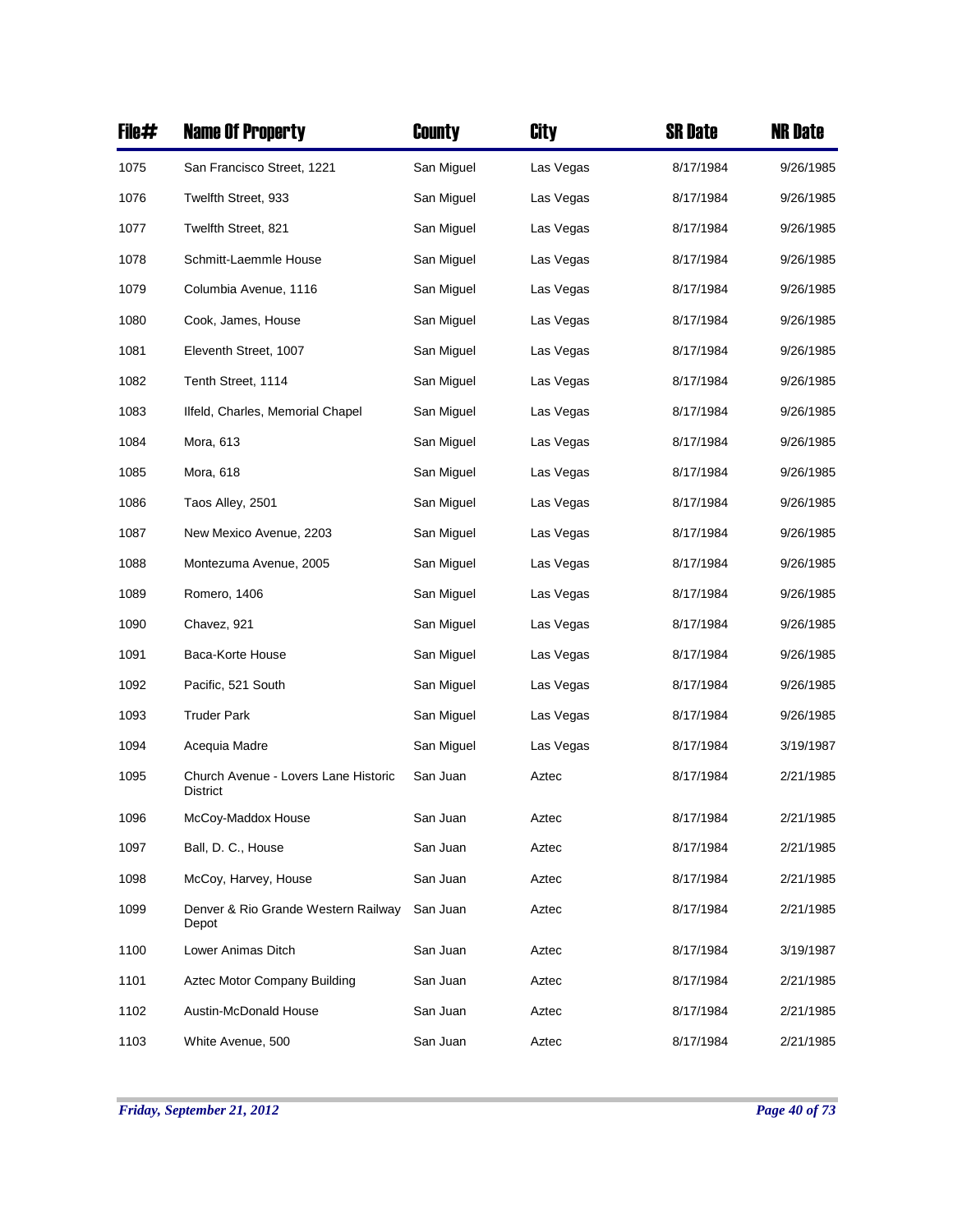| File# | Name Of Property | County | City | SR Date | NR Date |
|---|---|---|---|---|---|
| 1075 | San Francisco Street, 1221 | San Miguel | Las Vegas | 8/17/1984 | 9/26/1985 |
| 1076 | Twelfth Street, 933 | San Miguel | Las Vegas | 8/17/1984 | 9/26/1985 |
| 1077 | Twelfth Street, 821 | San Miguel | Las Vegas | 8/17/1984 | 9/26/1985 |
| 1078 | Schmitt-Laemmle House | San Miguel | Las Vegas | 8/17/1984 | 9/26/1985 |
| 1079 | Columbia Avenue, 1116 | San Miguel | Las Vegas | 8/17/1984 | 9/26/1985 |
| 1080 | Cook, James, House | San Miguel | Las Vegas | 8/17/1984 | 9/26/1985 |
| 1081 | Eleventh Street, 1007 | San Miguel | Las Vegas | 8/17/1984 | 9/26/1985 |
| 1082 | Tenth Street, 1114 | San Miguel | Las Vegas | 8/17/1984 | 9/26/1985 |
| 1083 | Ilfeld, Charles, Memorial Chapel | San Miguel | Las Vegas | 8/17/1984 | 9/26/1985 |
| 1084 | Mora, 613 | San Miguel | Las Vegas | 8/17/1984 | 9/26/1985 |
| 1085 | Mora, 618 | San Miguel | Las Vegas | 8/17/1984 | 9/26/1985 |
| 1086 | Taos Alley, 2501 | San Miguel | Las Vegas | 8/17/1984 | 9/26/1985 |
| 1087 | New Mexico Avenue, 2203 | San Miguel | Las Vegas | 8/17/1984 | 9/26/1985 |
| 1088 | Montezuma Avenue, 2005 | San Miguel | Las Vegas | 8/17/1984 | 9/26/1985 |
| 1089 | Romero, 1406 | San Miguel | Las Vegas | 8/17/1984 | 9/26/1985 |
| 1090 | Chavez, 921 | San Miguel | Las Vegas | 8/17/1984 | 9/26/1985 |
| 1091 | Baca-Korte House | San Miguel | Las Vegas | 8/17/1984 | 9/26/1985 |
| 1092 | Pacific, 521 South | San Miguel | Las Vegas | 8/17/1984 | 9/26/1985 |
| 1093 | Truder Park | San Miguel | Las Vegas | 8/17/1984 | 9/26/1985 |
| 1094 | Acequia Madre | San Miguel | Las Vegas | 8/17/1984 | 3/19/1987 |
| 1095 | Church Avenue - Lovers Lane Historic District | San Juan | Aztec | 8/17/1984 | 2/21/1985 |
| 1096 | McCoy-Maddox House | San Juan | Aztec | 8/17/1984 | 2/21/1985 |
| 1097 | Ball, D. C., House | San Juan | Aztec | 8/17/1984 | 2/21/1985 |
| 1098 | McCoy, Harvey, House | San Juan | Aztec | 8/17/1984 | 2/21/1985 |
| 1099 | Denver & Rio Grande Western Railway Depot | San Juan | Aztec | 8/17/1984 | 2/21/1985 |
| 1100 | Lower Animas Ditch | San Juan | Aztec | 8/17/1984 | 3/19/1987 |
| 1101 | Aztec Motor Company Building | San Juan | Aztec | 8/17/1984 | 2/21/1985 |
| 1102 | Austin-McDonald House | San Juan | Aztec | 8/17/1984 | 2/21/1985 |
| 1103 | White Avenue, 500 | San Juan | Aztec | 8/17/1984 | 2/21/1985 |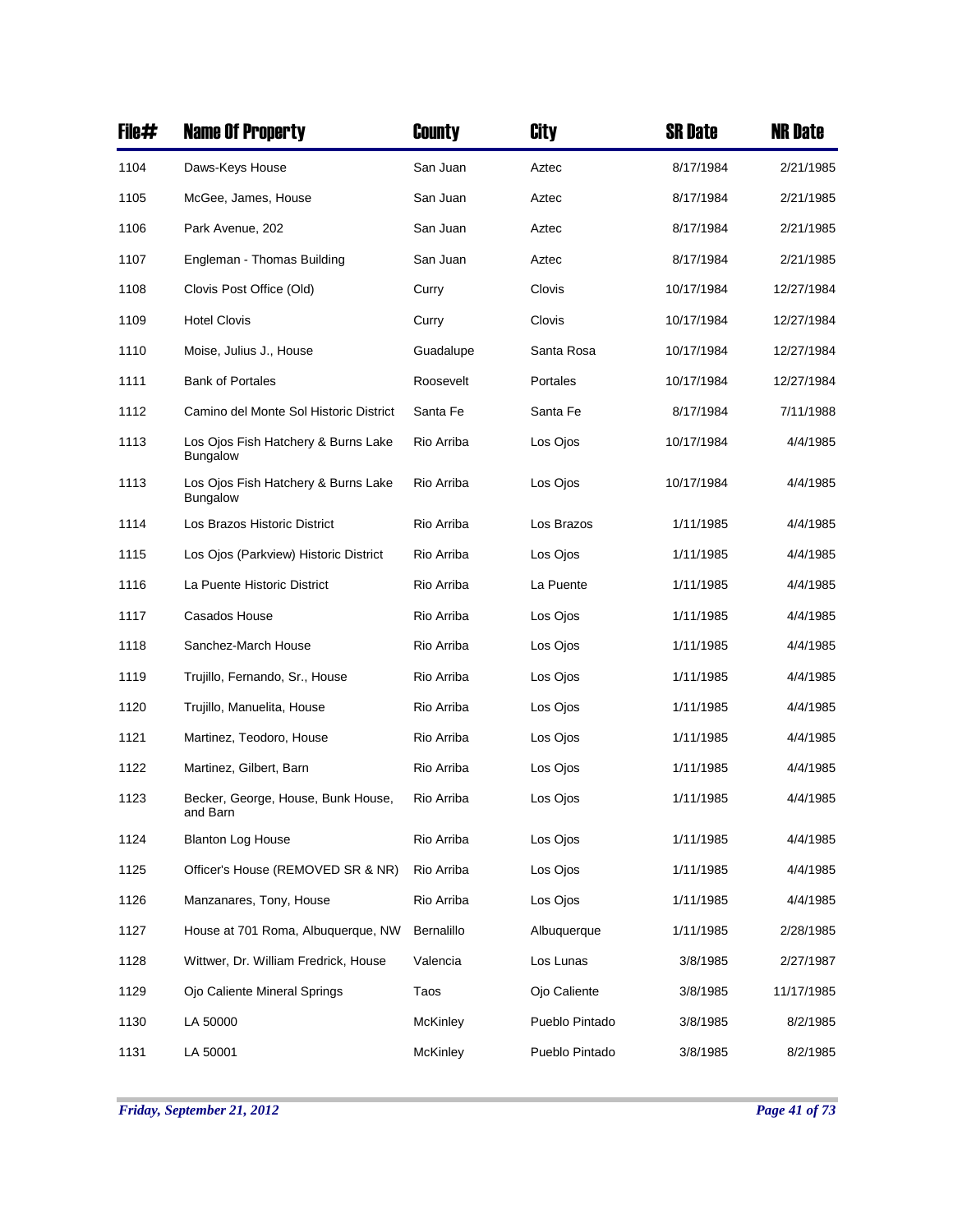| File# | Name Of Property | County | City | SR Date | NR Date |
|---|---|---|---|---|---|
| 1104 | Daws-Keys House | San Juan | Aztec | 8/17/1984 | 2/21/1985 |
| 1105 | McGee, James, House | San Juan | Aztec | 8/17/1984 | 2/21/1985 |
| 1106 | Park Avenue, 202 | San Juan | Aztec | 8/17/1984 | 2/21/1985 |
| 1107 | Engleman - Thomas Building | San Juan | Aztec | 8/17/1984 | 2/21/1985 |
| 1108 | Clovis Post Office (Old) | Curry | Clovis | 10/17/1984 | 12/27/1984 |
| 1109 | Hotel Clovis | Curry | Clovis | 10/17/1984 | 12/27/1984 |
| 1110 | Moise, Julius J., House | Guadalupe | Santa Rosa | 10/17/1984 | 12/27/1984 |
| 1111 | Bank of Portales | Roosevelt | Portales | 10/17/1984 | 12/27/1984 |
| 1112 | Camino del Monte Sol Historic District | Santa Fe | Santa Fe | 8/17/1984 | 7/11/1988 |
| 1113 | Los Ojos Fish Hatchery & Burns Lake Bungalow | Rio Arriba | Los Ojos | 10/17/1984 | 4/4/1985 |
| 1113 | Los Ojos Fish Hatchery & Burns Lake Bungalow | Rio Arriba | Los Ojos | 10/17/1984 | 4/4/1985 |
| 1114 | Los Brazos Historic District | Rio Arriba | Los Brazos | 1/11/1985 | 4/4/1985 |
| 1115 | Los Ojos (Parkview) Historic District | Rio Arriba | Los Ojos | 1/11/1985 | 4/4/1985 |
| 1116 | La Puente Historic District | Rio Arriba | La Puente | 1/11/1985 | 4/4/1985 |
| 1117 | Casados House | Rio Arriba | Los Ojos | 1/11/1985 | 4/4/1985 |
| 1118 | Sanchez-March House | Rio Arriba | Los Ojos | 1/11/1985 | 4/4/1985 |
| 1119 | Trujillo, Fernando, Sr., House | Rio Arriba | Los Ojos | 1/11/1985 | 4/4/1985 |
| 1120 | Trujillo, Manuelita, House | Rio Arriba | Los Ojos | 1/11/1985 | 4/4/1985 |
| 1121 | Martinez, Teodoro, House | Rio Arriba | Los Ojos | 1/11/1985 | 4/4/1985 |
| 1122 | Martinez, Gilbert, Barn | Rio Arriba | Los Ojos | 1/11/1985 | 4/4/1985 |
| 1123 | Becker, George, House, Bunk House, and Barn | Rio Arriba | Los Ojos | 1/11/1985 | 4/4/1985 |
| 1124 | Blanton Log House | Rio Arriba | Los Ojos | 1/11/1985 | 4/4/1985 |
| 1125 | Officer's House (REMOVED SR & NR) | Rio Arriba | Los Ojos | 1/11/1985 | 4/4/1985 |
| 1126 | Manzanares, Tony, House | Rio Arriba | Los Ojos | 1/11/1985 | 4/4/1985 |
| 1127 | House at 701 Roma, Albuquerque, NW | Bernalillo | Albuquerque | 1/11/1985 | 2/28/1985 |
| 1128 | Wittwer, Dr. William Fredrick, House | Valencia | Los Lunas | 3/8/1985 | 2/27/1987 |
| 1129 | Ojo Caliente Mineral Springs | Taos | Ojo Caliente | 3/8/1985 | 11/17/1985 |
| 1130 | LA 50000 | McKinley | Pueblo Pintado | 3/8/1985 | 8/2/1985 |
| 1131 | LA 50001 | McKinley | Pueblo Pintado | 3/8/1985 | 8/2/1985 |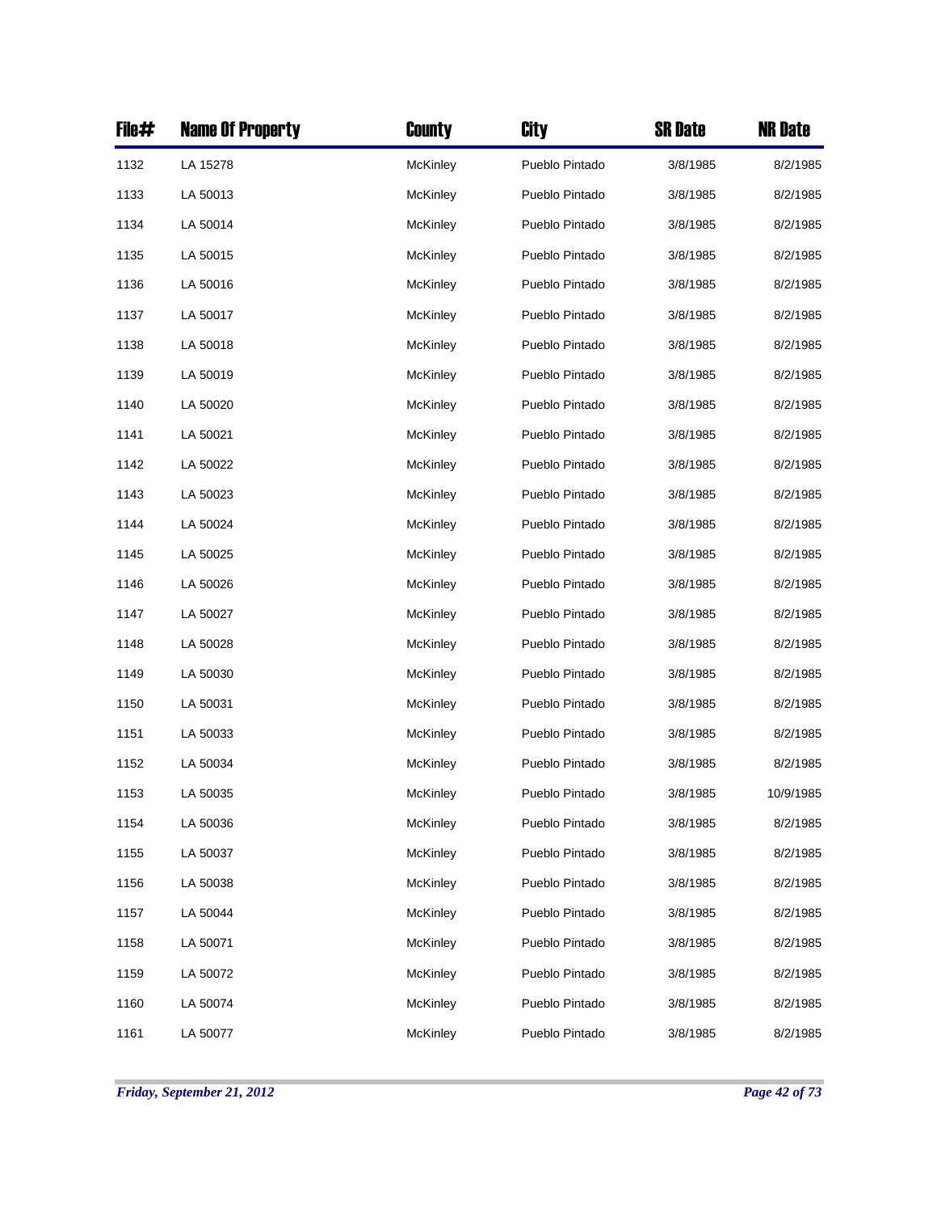| File# | Name Of Property | County | City | SR Date | NR Date |
| --- | --- | --- | --- | --- | --- |
| 1132 | LA 15278 | McKinley | Pueblo Pintado | 3/8/1985 | 8/2/1985 |
| 1133 | LA 50013 | McKinley | Pueblo Pintado | 3/8/1985 | 8/2/1985 |
| 1134 | LA 50014 | McKinley | Pueblo Pintado | 3/8/1985 | 8/2/1985 |
| 1135 | LA 50015 | McKinley | Pueblo Pintado | 3/8/1985 | 8/2/1985 |
| 1136 | LA 50016 | McKinley | Pueblo Pintado | 3/8/1985 | 8/2/1985 |
| 1137 | LA 50017 | McKinley | Pueblo Pintado | 3/8/1985 | 8/2/1985 |
| 1138 | LA 50018 | McKinley | Pueblo Pintado | 3/8/1985 | 8/2/1985 |
| 1139 | LA 50019 | McKinley | Pueblo Pintado | 3/8/1985 | 8/2/1985 |
| 1140 | LA 50020 | McKinley | Pueblo Pintado | 3/8/1985 | 8/2/1985 |
| 1141 | LA 50021 | McKinley | Pueblo Pintado | 3/8/1985 | 8/2/1985 |
| 1142 | LA 50022 | McKinley | Pueblo Pintado | 3/8/1985 | 8/2/1985 |
| 1143 | LA 50023 | McKinley | Pueblo Pintado | 3/8/1985 | 8/2/1985 |
| 1144 | LA 50024 | McKinley | Pueblo Pintado | 3/8/1985 | 8/2/1985 |
| 1145 | LA 50025 | McKinley | Pueblo Pintado | 3/8/1985 | 8/2/1985 |
| 1146 | LA 50026 | McKinley | Pueblo Pintado | 3/8/1985 | 8/2/1985 |
| 1147 | LA 50027 | McKinley | Pueblo Pintado | 3/8/1985 | 8/2/1985 |
| 1148 | LA 50028 | McKinley | Pueblo Pintado | 3/8/1985 | 8/2/1985 |
| 1149 | LA 50030 | McKinley | Pueblo Pintado | 3/8/1985 | 8/2/1985 |
| 1150 | LA 50031 | McKinley | Pueblo Pintado | 3/8/1985 | 8/2/1985 |
| 1151 | LA 50033 | McKinley | Pueblo Pintado | 3/8/1985 | 8/2/1985 |
| 1152 | LA 50034 | McKinley | Pueblo Pintado | 3/8/1985 | 8/2/1985 |
| 1153 | LA 50035 | McKinley | Pueblo Pintado | 3/8/1985 | 10/9/1985 |
| 1154 | LA 50036 | McKinley | Pueblo Pintado | 3/8/1985 | 8/2/1985 |
| 1155 | LA 50037 | McKinley | Pueblo Pintado | 3/8/1985 | 8/2/1985 |
| 1156 | LA 50038 | McKinley | Pueblo Pintado | 3/8/1985 | 8/2/1985 |
| 1157 | LA 50044 | McKinley | Pueblo Pintado | 3/8/1985 | 8/2/1985 |
| 1158 | LA 50071 | McKinley | Pueblo Pintado | 3/8/1985 | 8/2/1985 |
| 1159 | LA 50072 | McKinley | Pueblo Pintado | 3/8/1985 | 8/2/1985 |
| 1160 | LA 50074 | McKinley | Pueblo Pintado | 3/8/1985 | 8/2/1985 |
| 1161 | LA 50077 | McKinley | Pueblo Pintado | 3/8/1985 | 8/2/1985 |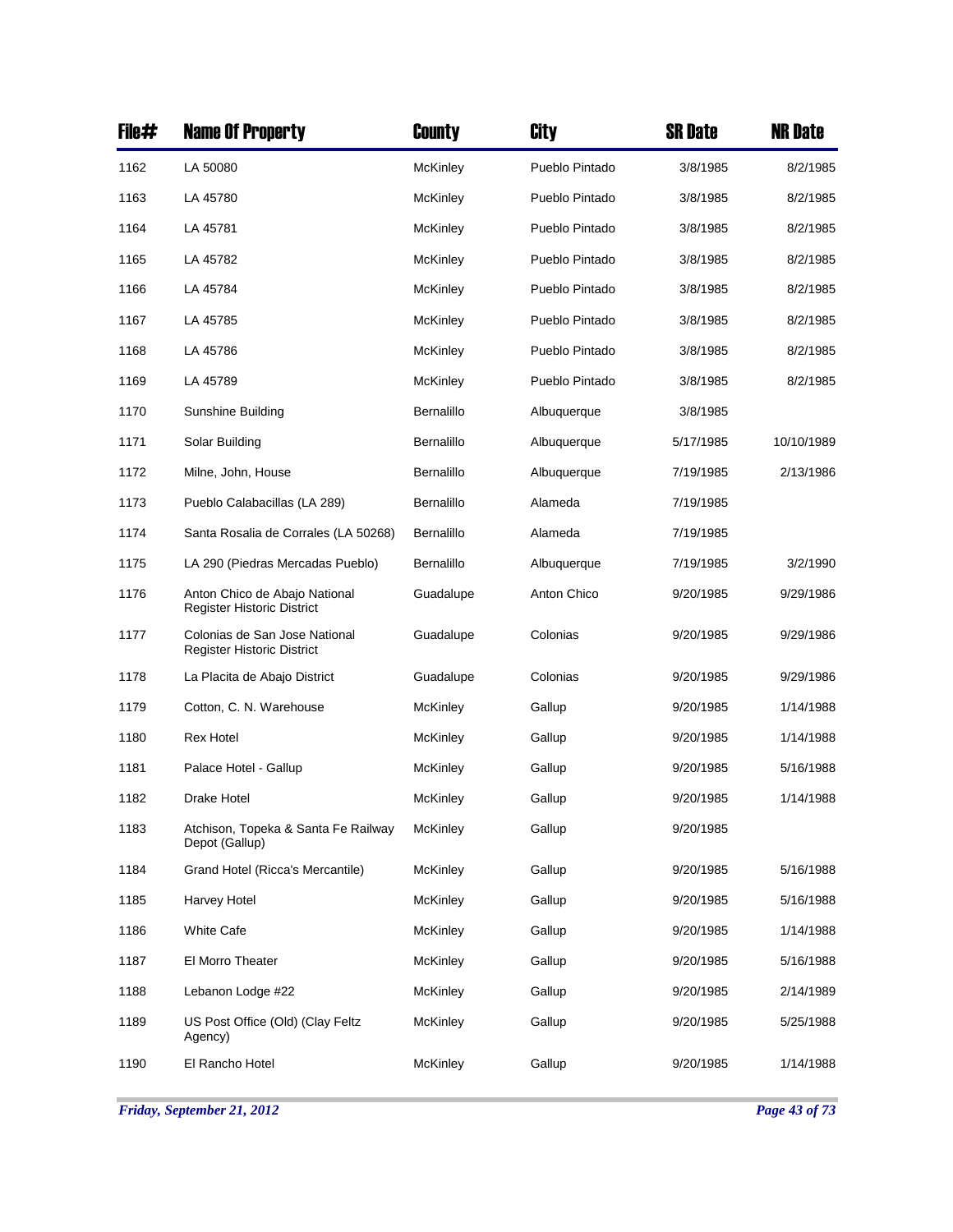| File# | Name Of Property | County | City | SR Date | NR Date |
|---|---|---|---|---|---|
| 1162 | LA 50080 | McKinley | Pueblo Pintado | 3/8/1985 | 8/2/1985 |
| 1163 | LA 45780 | McKinley | Pueblo Pintado | 3/8/1985 | 8/2/1985 |
| 1164 | LA 45781 | McKinley | Pueblo Pintado | 3/8/1985 | 8/2/1985 |
| 1165 | LA 45782 | McKinley | Pueblo Pintado | 3/8/1985 | 8/2/1985 |
| 1166 | LA 45784 | McKinley | Pueblo Pintado | 3/8/1985 | 8/2/1985 |
| 1167 | LA 45785 | McKinley | Pueblo Pintado | 3/8/1985 | 8/2/1985 |
| 1168 | LA 45786 | McKinley | Pueblo Pintado | 3/8/1985 | 8/2/1985 |
| 1169 | LA 45789 | McKinley | Pueblo Pintado | 3/8/1985 | 8/2/1985 |
| 1170 | Sunshine Building | Bernalillo | Albuquerque | 3/8/1985 | |
| 1171 | Solar Building | Bernalillo | Albuquerque | 5/17/1985 | 10/10/1989 |
| 1172 | Milne, John, House | Bernalillo | Albuquerque | 7/19/1985 | 2/13/1986 |
| 1173 | Pueblo Calabacillas (LA 289) | Bernalillo | Alameda | 7/19/1985 | |
| 1174 | Santa Rosalia de Corrales (LA 50268) | Bernalillo | Alameda | 7/19/1985 | |
| 1175 | LA 290 (Piedras Mercadas Pueblo) | Bernalillo | Albuquerque | 7/19/1985 | 3/2/1990 |
| 1176 | Anton Chico de Abajo National Register Historic District | Guadalupe | Anton Chico | 9/20/1985 | 9/29/1986 |
| 1177 | Colonias de San Jose National Register Historic District | Guadalupe | Colonias | 9/20/1985 | 9/29/1986 |
| 1178 | La Placita de Abajo District | Guadalupe | Colonias | 9/20/1985 | 9/29/1986 |
| 1179 | Cotton, C. N. Warehouse | McKinley | Gallup | 9/20/1985 | 1/14/1988 |
| 1180 | Rex Hotel | McKinley | Gallup | 9/20/1985 | 1/14/1988 |
| 1181 | Palace Hotel - Gallup | McKinley | Gallup | 9/20/1985 | 5/16/1988 |
| 1182 | Drake Hotel | McKinley | Gallup | 9/20/1985 | 1/14/1988 |
| 1183 | Atchison, Topeka & Santa Fe Railway Depot (Gallup) | McKinley | Gallup | 9/20/1985 | |
| 1184 | Grand Hotel (Ricca's Mercantile) | McKinley | Gallup | 9/20/1985 | 5/16/1988 |
| 1185 | Harvey Hotel | McKinley | Gallup | 9/20/1985 | 5/16/1988 |
| 1186 | White Cafe | McKinley | Gallup | 9/20/1985 | 1/14/1988 |
| 1187 | El Morro Theater | McKinley | Gallup | 9/20/1985 | 5/16/1988 |
| 1188 | Lebanon Lodge #22 | McKinley | Gallup | 9/20/1985 | 2/14/1989 |
| 1189 | US Post Office (Old) (Clay Feltz Agency) | McKinley | Gallup | 9/20/1985 | 5/25/1988 |
| 1190 | El Rancho Hotel | McKinley | Gallup | 9/20/1985 | 1/14/1988 |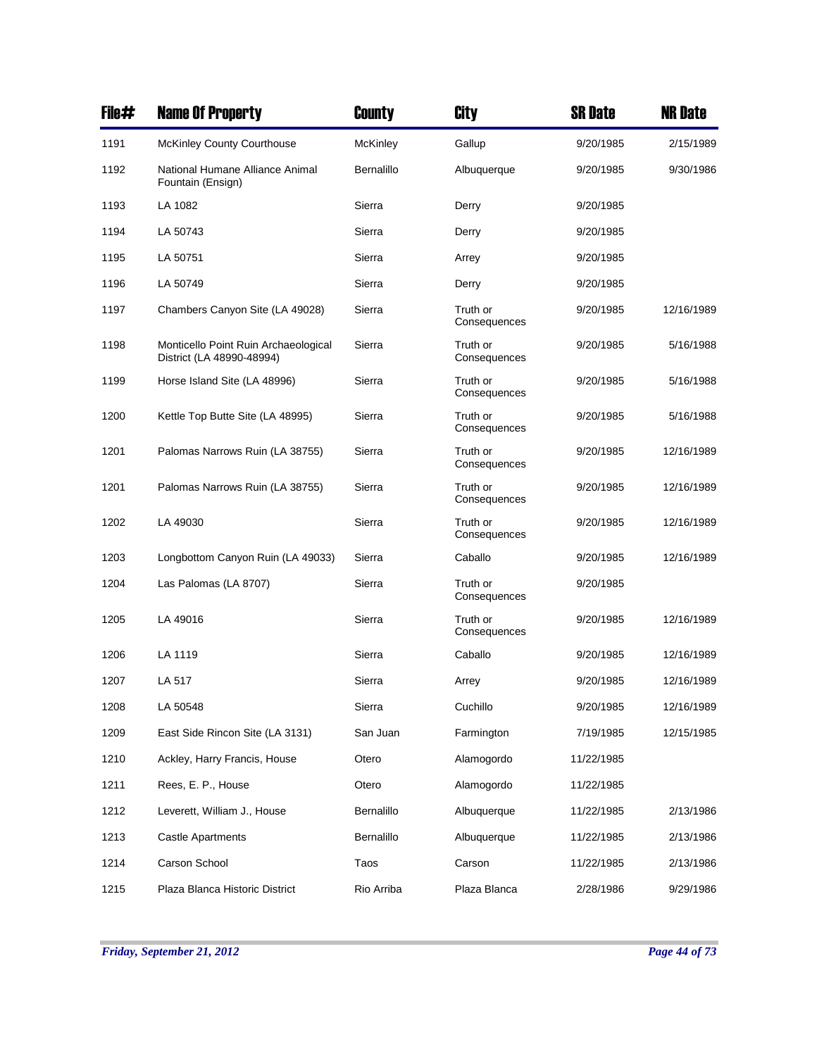| File# | Name Of Property | County | City | SR Date | NR Date |
|---|---|---|---|---|---|
| 1191 | McKinley County Courthouse | McKinley | Gallup | 9/20/1985 | 2/15/1989 |
| 1192 | National Humane Alliance Animal Fountain (Ensign) | Bernalillo | Albuquerque | 9/20/1985 | 9/30/1986 |
| 1193 | LA 1082 | Sierra | Derry | 9/20/1985 | |
| 1194 | LA 50743 | Sierra | Derry | 9/20/1985 | |
| 1195 | LA 50751 | Sierra | Arrey | 9/20/1985 | |
| 1196 | LA 50749 | Sierra | Derry | 9/20/1985 | |
| 1197 | Chambers Canyon Site (LA 49028) | Sierra | Truth or Consequences | 9/20/1985 | 12/16/1989 |
| 1198 | Monticello Point Ruin Archaeological District (LA 48990-48994) | Sierra | Truth or Consequences | 9/20/1985 | 5/16/1988 |
| 1199 | Horse Island Site (LA 48996) | Sierra | Truth or Consequences | 9/20/1985 | 5/16/1988 |
| 1200 | Kettle Top Butte Site (LA 48995) | Sierra | Truth or Consequences | 9/20/1985 | 5/16/1988 |
| 1201 | Palomas Narrows Ruin (LA 38755) | Sierra | Truth or Consequences | 9/20/1985 | 12/16/1989 |
| 1201 | Palomas Narrows Ruin (LA 38755) | Sierra | Truth or Consequences | 9/20/1985 | 12/16/1989 |
| 1202 | LA 49030 | Sierra | Truth or Consequences | 9/20/1985 | 12/16/1989 |
| 1203 | Longbottom Canyon Ruin (LA 49033) | Sierra | Caballo | 9/20/1985 | 12/16/1989 |
| 1204 | Las Palomas (LA 8707) | Sierra | Truth or Consequences | 9/20/1985 | |
| 1205 | LA 49016 | Sierra | Truth or Consequences | 9/20/1985 | 12/16/1989 |
| 1206 | LA 1119 | Sierra | Caballo | 9/20/1985 | 12/16/1989 |
| 1207 | LA 517 | Sierra | Arrey | 9/20/1985 | 12/16/1989 |
| 1208 | LA 50548 | Sierra | Cuchillo | 9/20/1985 | 12/16/1989 |
| 1209 | East Side Rincon Site (LA 3131) | San Juan | Farmington | 7/19/1985 | 12/15/1985 |
| 1210 | Ackley, Harry Francis, House | Otero | Alamogordo | 11/22/1985 | |
| 1211 | Rees, E. P., House | Otero | Alamogordo | 11/22/1985 | |
| 1212 | Leverett, William J., House | Bernalillo | Albuquerque | 11/22/1985 | 2/13/1986 |
| 1213 | Castle Apartments | Bernalillo | Albuquerque | 11/22/1985 | 2/13/1986 |
| 1214 | Carson School | Taos | Carson | 11/22/1985 | 2/13/1986 |
| 1215 | Plaza Blanca Historic District | Rio Arriba | Plaza Blanca | 2/28/1986 | 9/29/1986 |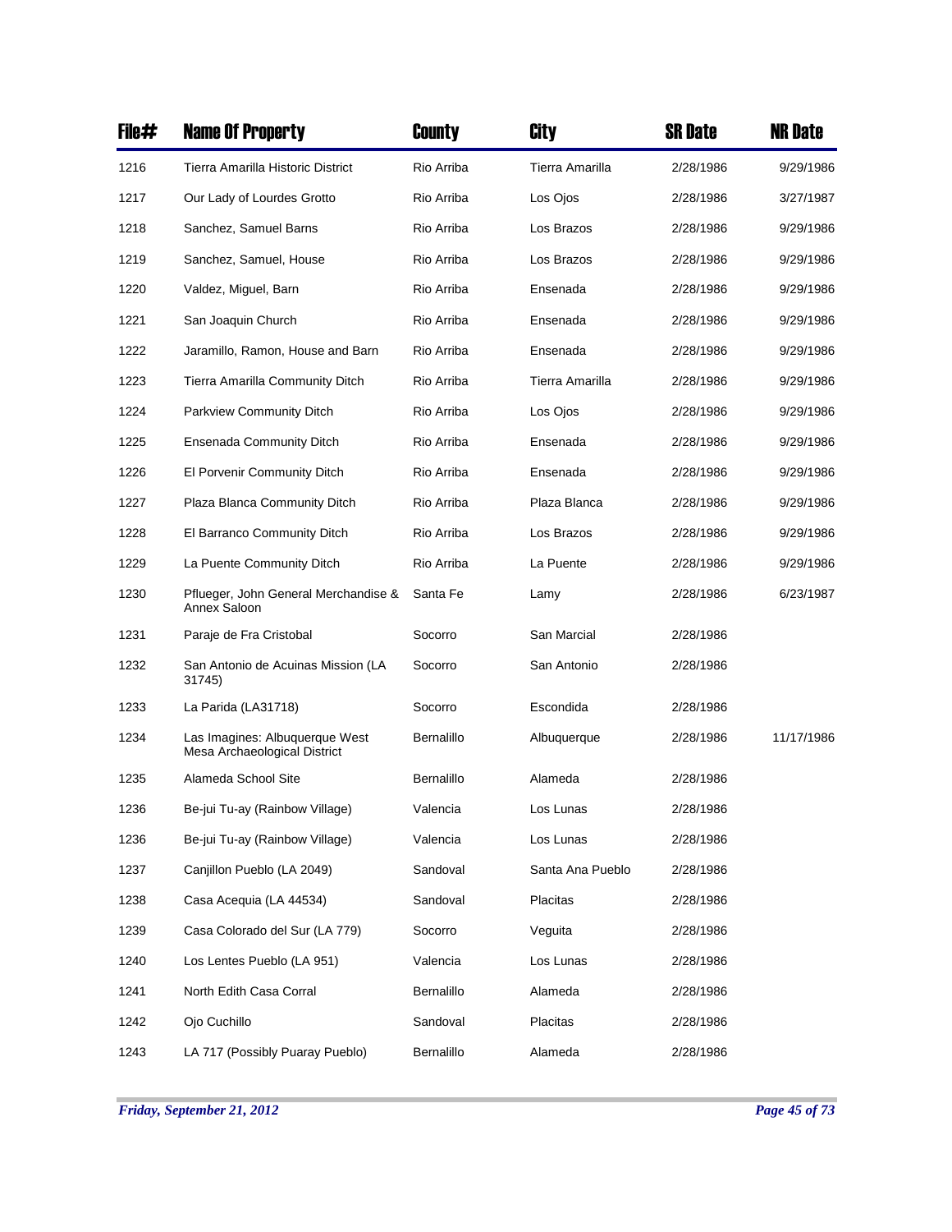| File# | Name Of Property | County | City | SR Date | NR Date |
|---|---|---|---|---|---|
| 1216 | Tierra Amarilla Historic District | Rio Arriba | Tierra Amarilla | 2/28/1986 | 9/29/1986 |
| 1217 | Our Lady of Lourdes Grotto | Rio Arriba | Los Ojos | 2/28/1986 | 3/27/1987 |
| 1218 | Sanchez, Samuel Barns | Rio Arriba | Los Brazos | 2/28/1986 | 9/29/1986 |
| 1219 | Sanchez, Samuel, House | Rio Arriba | Los Brazos | 2/28/1986 | 9/29/1986 |
| 1220 | Valdez, Miguel, Barn | Rio Arriba | Ensenada | 2/28/1986 | 9/29/1986 |
| 1221 | San Joaquin Church | Rio Arriba | Ensenada | 2/28/1986 | 9/29/1986 |
| 1222 | Jaramillo, Ramon, House and Barn | Rio Arriba | Ensenada | 2/28/1986 | 9/29/1986 |
| 1223 | Tierra Amarilla Community Ditch | Rio Arriba | Tierra Amarilla | 2/28/1986 | 9/29/1986 |
| 1224 | Parkview Community Ditch | Rio Arriba | Los Ojos | 2/28/1986 | 9/29/1986 |
| 1225 | Ensenada Community Ditch | Rio Arriba | Ensenada | 2/28/1986 | 9/29/1986 |
| 1226 | El Porvenir Community Ditch | Rio Arriba | Ensenada | 2/28/1986 | 9/29/1986 |
| 1227 | Plaza Blanca Community Ditch | Rio Arriba | Plaza Blanca | 2/28/1986 | 9/29/1986 |
| 1228 | El Barranco Community Ditch | Rio Arriba | Los Brazos | 2/28/1986 | 9/29/1986 |
| 1229 | La Puente Community Ditch | Rio Arriba | La Puente | 2/28/1986 | 9/29/1986 |
| 1230 | Pflueger, John General Merchandise & Annex Saloon | Santa Fe | Lamy | 2/28/1986 | 6/23/1987 |
| 1231 | Paraje de Fra Cristobal | Socorro | San Marcial | 2/28/1986 | |
| 1232 | San Antonio de Acuinas Mission (LA 31745) | Socorro | San Antonio | 2/28/1986 | |
| 1233 | La Parida (LA31718) | Socorro | Escondida | 2/28/1986 | |
| 1234 | Las Imagines: Albuquerque West Mesa Archaeological District | Bernalillo | Albuquerque | 2/28/1986 | 11/17/1986 |
| 1235 | Alameda School Site | Bernalillo | Alameda | 2/28/1986 | |
| 1236 | Be-jui Tu-ay (Rainbow Village) | Valencia | Los Lunas | 2/28/1986 | |
| 1236 | Be-jui Tu-ay (Rainbow Village) | Valencia | Los Lunas | 2/28/1986 | |
| 1237 | Canjillon Pueblo (LA 2049) | Sandoval | Santa Ana Pueblo | 2/28/1986 | |
| 1238 | Casa Acequia (LA 44534) | Sandoval | Placitas | 2/28/1986 | |
| 1239 | Casa Colorado del Sur (LA 779) | Socorro | Veguita | 2/28/1986 | |
| 1240 | Los Lentes Pueblo (LA 951) | Valencia | Los Lunas | 2/28/1986 | |
| 1241 | North Edith Casa Corral | Bernalillo | Alameda | 2/28/1986 | |
| 1242 | Ojo Cuchillo | Sandoval | Placitas | 2/28/1986 | |
| 1243 | LA 717 (Possibly Puaray Pueblo) | Bernalillo | Alameda | 2/28/1986 | |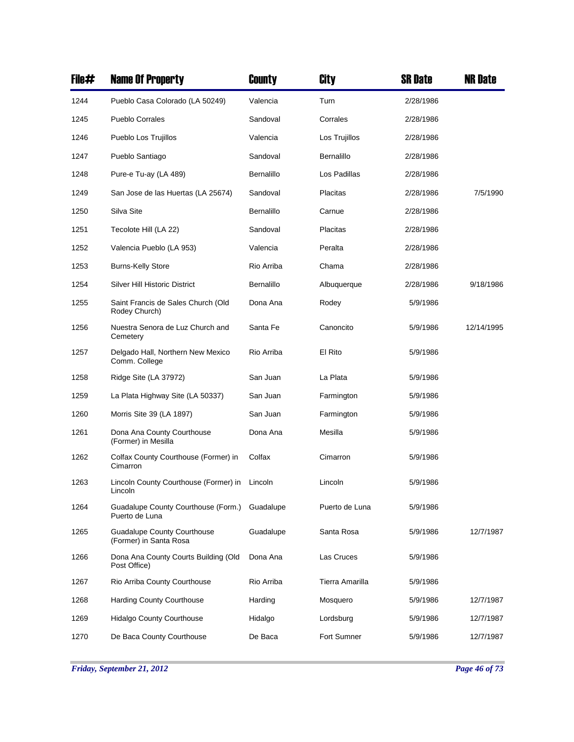| File# | Name Of Property | County | City | SR Date | NR Date |
|---|---|---|---|---|---|
| 1244 | Pueblo Casa Colorado (LA 50249) | Valencia | Turn | 2/28/1986 | |
| 1245 | Pueblo Corrales | Sandoval | Corrales | 2/28/1986 | |
| 1246 | Pueblo Los Trujillos | Valencia | Los Trujillos | 2/28/1986 | |
| 1247 | Pueblo Santiago | Sandoval | Bernalillo | 2/28/1986 | |
| 1248 | Pure-e Tu-ay (LA 489) | Bernalillo | Los Padillas | 2/28/1986 | |
| 1249 | San Jose de las Huertas (LA 25674) | Sandoval | Placitas | 2/28/1986 | 7/5/1990 |
| 1250 | Silva Site | Bernalillo | Carnue | 2/28/1986 | |
| 1251 | Tecolote Hill (LA 22) | Sandoval | Placitas | 2/28/1986 | |
| 1252 | Valencia Pueblo (LA 953) | Valencia | Peralta | 2/28/1986 | |
| 1253 | Burns-Kelly Store | Rio Arriba | Chama | 2/28/1986 | |
| 1254 | Silver Hill Historic District | Bernalillo | Albuquerque | 2/28/1986 | 9/18/1986 |
| 1255 | Saint Francis de Sales Church (Old Rodey Church) | Dona Ana | Rodey | 5/9/1986 | |
| 1256 | Nuestra Senora de Luz Church and Cemetery | Santa Fe | Canoncito | 5/9/1986 | 12/14/1995 |
| 1257 | Delgado Hall, Northern New Mexico Comm. College | Rio Arriba | El Rito | 5/9/1986 | |
| 1258 | Ridge Site (LA 37972) | San Juan | La Plata | 5/9/1986 | |
| 1259 | La Plata Highway Site (LA 50337) | San Juan | Farmington | 5/9/1986 | |
| 1260 | Morris Site 39 (LA 1897) | San Juan | Farmington | 5/9/1986 | |
| 1261 | Dona Ana County Courthouse (Former) in Mesilla | Dona Ana | Mesilla | 5/9/1986 | |
| 1262 | Colfax County Courthouse (Former) in Cimarron | Colfax | Cimarron | 5/9/1986 | |
| 1263 | Lincoln County Courthouse (Former) in Lincoln | Lincoln | Lincoln | 5/9/1986 | |
| 1264 | Guadalupe County Courthouse (Form.) Puerto de Luna | Guadalupe | Puerto de Luna | 5/9/1986 | |
| 1265 | Guadalupe County Courthouse (Former) in Santa Rosa | Guadalupe | Santa Rosa | 5/9/1986 | 12/7/1987 |
| 1266 | Dona Ana County Courts Building (Old Post Office) | Dona Ana | Las Cruces | 5/9/1986 | |
| 1267 | Rio Arriba County Courthouse | Rio Arriba | Tierra Amarilla | 5/9/1986 | |
| 1268 | Harding County Courthouse | Harding | Mosquero | 5/9/1986 | 12/7/1987 |
| 1269 | Hidalgo County Courthouse | Hidalgo | Lordsburg | 5/9/1986 | 12/7/1987 |
| 1270 | De Baca County Courthouse | De Baca | Fort Sumner | 5/9/1986 | 12/7/1987 |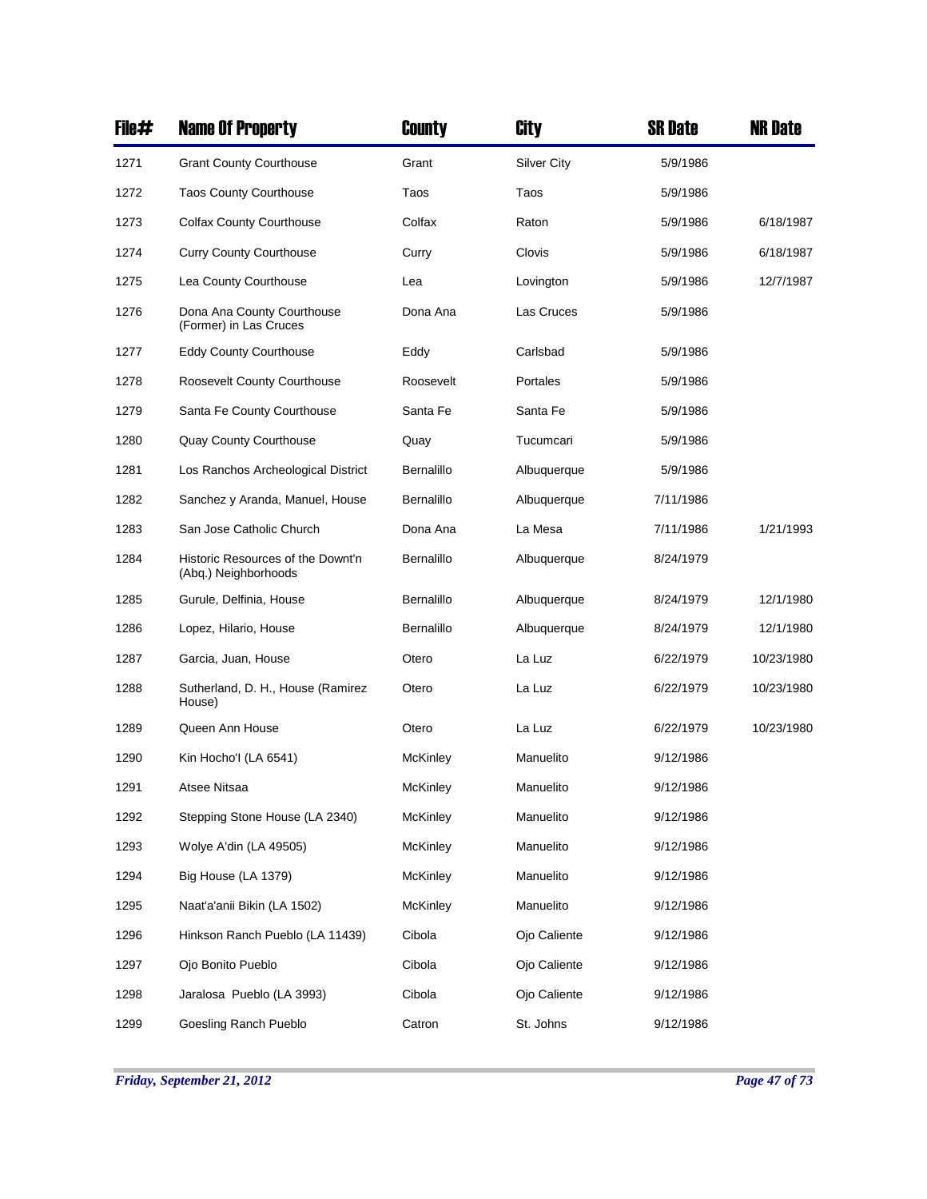| File# | Name Of Property | County | City | SR Date | NR Date |
|---|---|---|---|---|---|
| 1271 | Grant County Courthouse | Grant | Silver City | 5/9/1986 | |
| 1272 | Taos County Courthouse | Taos | Taos | 5/9/1986 | |
| 1273 | Colfax County Courthouse | Colfax | Raton | 5/9/1986 | 6/18/1987 |
| 1274 | Curry County Courthouse | Curry | Clovis | 5/9/1986 | 6/18/1987 |
| 1275 | Lea County Courthouse | Lea | Lovington | 5/9/1986 | 12/7/1987 |
| 1276 | Dona Ana County Courthouse (Former) in Las Cruces | Dona Ana | Las Cruces | 5/9/1986 | |
| 1277 | Eddy County Courthouse | Eddy | Carlsbad | 5/9/1986 | |
| 1278 | Roosevelt County Courthouse | Roosevelt | Portales | 5/9/1986 | |
| 1279 | Santa Fe County Courthouse | Santa Fe | Santa Fe | 5/9/1986 | |
| 1280 | Quay County Courthouse | Quay | Tucumcari | 5/9/1986 | |
| 1281 | Los Ranchos Archeological District | Bernalillo | Albuquerque | 5/9/1986 | |
| 1282 | Sanchez y Aranda, Manuel, House | Bernalillo | Albuquerque | 7/11/1986 | |
| 1283 | San Jose Catholic Church | Dona Ana | La Mesa | 7/11/1986 | 1/21/1993 |
| 1284 | Historic Resources of the Downt'n (Abq.) Neighborhoods | Bernalillo | Albuquerque | 8/24/1979 | |
| 1285 | Gurule, Delfinia, House | Bernalillo | Albuquerque | 8/24/1979 | 12/1/1980 |
| 1286 | Lopez, Hilario, House | Bernalillo | Albuquerque | 8/24/1979 | 12/1/1980 |
| 1287 | Garcia, Juan, House | Otero | La Luz | 6/22/1979 | 10/23/1980 |
| 1288 | Sutherland, D. H., House (Ramirez House) | Otero | La Luz | 6/22/1979 | 10/23/1980 |
| 1289 | Queen Ann House | Otero | La Luz | 6/22/1979 | 10/23/1980 |
| 1290 | Kin Hocho'I (LA 6541) | McKinley | Manuelito | 9/12/1986 | |
| 1291 | Atsee Nitsaa | McKinley | Manuelito | 9/12/1986 | |
| 1292 | Stepping Stone House (LA 2340) | McKinley | Manuelito | 9/12/1986 | |
| 1293 | Wolye A'din (LA 49505) | McKinley | Manuelito | 9/12/1986 | |
| 1294 | Big House (LA 1379) | McKinley | Manuelito | 9/12/1986 | |
| 1295 | Naat'a'anii Bikin (LA 1502) | McKinley | Manuelito | 9/12/1986 | |
| 1296 | Hinkson Ranch Pueblo (LA 11439) | Cibola | Ojo Caliente | 9/12/1986 | |
| 1297 | Ojo Bonito Pueblo | Cibola | Ojo Caliente | 9/12/1986 | |
| 1298 | Jaralosa Pueblo (LA 3993) | Cibola | Ojo Caliente | 9/12/1986 | |
| 1299 | Goesling Ranch Pueblo | Catron | St. Johns | 9/12/1986 | |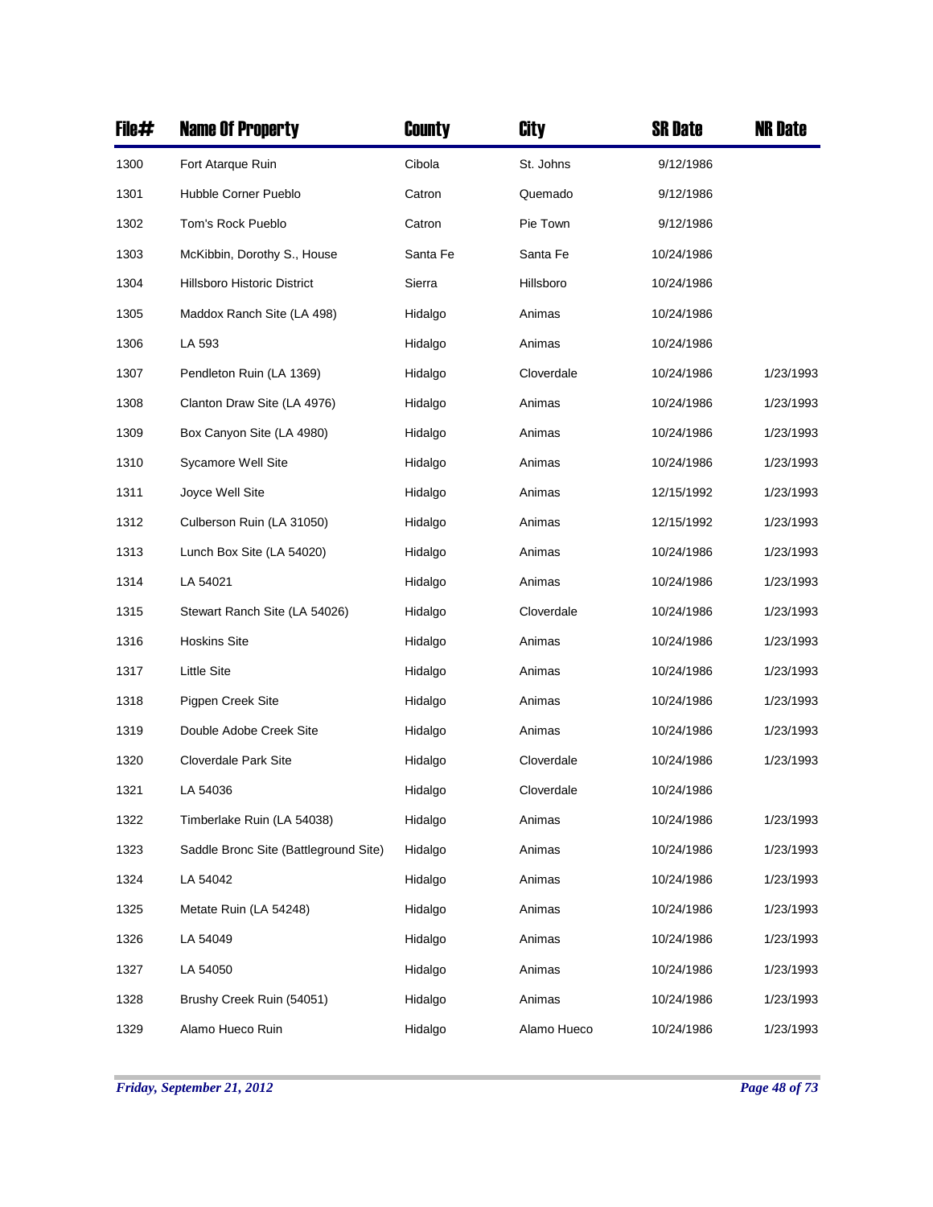| File# | Name Of Property | County | City | SR Date | NR Date |
|---|---|---|---|---|---|
| 1300 | Fort Atarque Ruin | Cibola | St. Johns | 9/12/1986 | |
| 1301 | Hubble Corner Pueblo | Catron | Quemado | 9/12/1986 | |
| 1302 | Tom's Rock Pueblo | Catron | Pie Town | 9/12/1986 | |
| 1303 | McKibbin, Dorothy S., House | Santa Fe | Santa Fe | 10/24/1986 | |
| 1304 | Hillsboro Historic District | Sierra | Hillsboro | 10/24/1986 | |
| 1305 | Maddox Ranch Site (LA 498) | Hidalgo | Animas | 10/24/1986 | |
| 1306 | LA 593 | Hidalgo | Animas | 10/24/1986 | |
| 1307 | Pendleton Ruin (LA 1369) | Hidalgo | Cloverdale | 10/24/1986 | 1/23/1993 |
| 1308 | Clanton Draw Site (LA 4976) | Hidalgo | Animas | 10/24/1986 | 1/23/1993 |
| 1309 | Box Canyon Site (LA 4980) | Hidalgo | Animas | 10/24/1986 | 1/23/1993 |
| 1310 | Sycamore Well Site | Hidalgo | Animas | 10/24/1986 | 1/23/1993 |
| 1311 | Joyce Well Site | Hidalgo | Animas | 12/15/1992 | 1/23/1993 |
| 1312 | Culberson Ruin (LA 31050) | Hidalgo | Animas | 12/15/1992 | 1/23/1993 |
| 1313 | Lunch Box Site (LA 54020) | Hidalgo | Animas | 10/24/1986 | 1/23/1993 |
| 1314 | LA 54021 | Hidalgo | Animas | 10/24/1986 | 1/23/1993 |
| 1315 | Stewart Ranch Site (LA 54026) | Hidalgo | Cloverdale | 10/24/1986 | 1/23/1993 |
| 1316 | Hoskins Site | Hidalgo | Animas | 10/24/1986 | 1/23/1993 |
| 1317 | Little Site | Hidalgo | Animas | 10/24/1986 | 1/23/1993 |
| 1318 | Pigpen Creek Site | Hidalgo | Animas | 10/24/1986 | 1/23/1993 |
| 1319 | Double Adobe Creek Site | Hidalgo | Animas | 10/24/1986 | 1/23/1993 |
| 1320 | Cloverdale Park Site | Hidalgo | Cloverdale | 10/24/1986 | 1/23/1993 |
| 1321 | LA 54036 | Hidalgo | Cloverdale | 10/24/1986 | |
| 1322 | Timberlake Ruin (LA 54038) | Hidalgo | Animas | 10/24/1986 | 1/23/1993 |
| 1323 | Saddle Bronc Site (Battleground Site) | Hidalgo | Animas | 10/24/1986 | 1/23/1993 |
| 1324 | LA 54042 | Hidalgo | Animas | 10/24/1986 | 1/23/1993 |
| 1325 | Metate Ruin (LA 54248) | Hidalgo | Animas | 10/24/1986 | 1/23/1993 |
| 1326 | LA 54049 | Hidalgo | Animas | 10/24/1986 | 1/23/1993 |
| 1327 | LA 54050 | Hidalgo | Animas | 10/24/1986 | 1/23/1993 |
| 1328 | Brushy Creek Ruin (54051) | Hidalgo | Animas | 10/24/1986 | 1/23/1993 |
| 1329 | Alamo Hueco Ruin | Hidalgo | Alamo Hueco | 10/24/1986 | 1/23/1993 |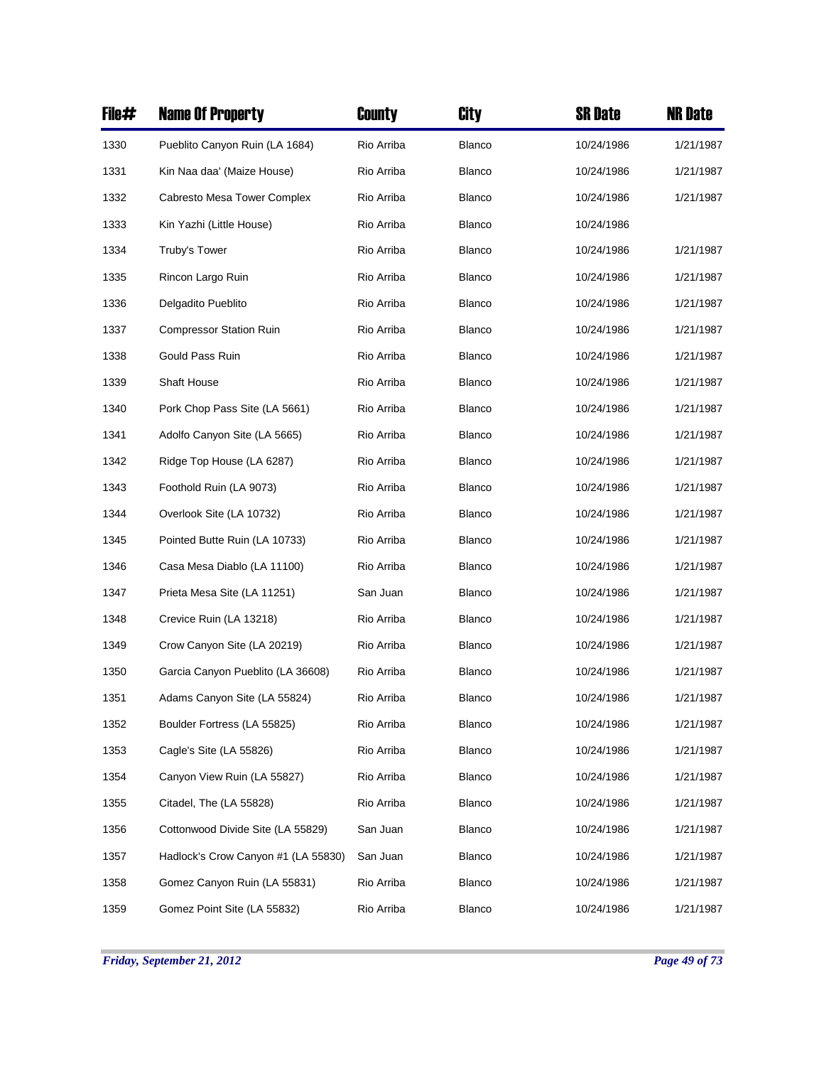| File# | Name Of Property | County | City | SR Date | NR Date |
|---|---|---|---|---|---|
| 1330 | Pueblito Canyon Ruin (LA 1684) | Rio Arriba | Blanco | 10/24/1986 | 1/21/1987 |
| 1331 | Kin Naa daa' (Maize House) | Rio Arriba | Blanco | 10/24/1986 | 1/21/1987 |
| 1332 | Cabresto Mesa Tower Complex | Rio Arriba | Blanco | 10/24/1986 | 1/21/1987 |
| 1333 | Kin Yazhi (Little House) | Rio Arriba | Blanco | 10/24/1986 | |
| 1334 | Truby's Tower | Rio Arriba | Blanco | 10/24/1986 | 1/21/1987 |
| 1335 | Rincon Largo Ruin | Rio Arriba | Blanco | 10/24/1986 | 1/21/1987 |
| 1336 | Delgadito Pueblito | Rio Arriba | Blanco | 10/24/1986 | 1/21/1987 |
| 1337 | Compressor Station Ruin | Rio Arriba | Blanco | 10/24/1986 | 1/21/1987 |
| 1338 | Gould Pass Ruin | Rio Arriba | Blanco | 10/24/1986 | 1/21/1987 |
| 1339 | Shaft House | Rio Arriba | Blanco | 10/24/1986 | 1/21/1987 |
| 1340 | Pork Chop Pass Site (LA 5661) | Rio Arriba | Blanco | 10/24/1986 | 1/21/1987 |
| 1341 | Adolfo Canyon Site (LA 5665) | Rio Arriba | Blanco | 10/24/1986 | 1/21/1987 |
| 1342 | Ridge Top House (LA 6287) | Rio Arriba | Blanco | 10/24/1986 | 1/21/1987 |
| 1343 | Foothold Ruin (LA 9073) | Rio Arriba | Blanco | 10/24/1986 | 1/21/1987 |
| 1344 | Overlook Site (LA 10732) | Rio Arriba | Blanco | 10/24/1986 | 1/21/1987 |
| 1345 | Pointed Butte Ruin (LA 10733) | Rio Arriba | Blanco | 10/24/1986 | 1/21/1987 |
| 1346 | Casa Mesa Diablo (LA 11100) | Rio Arriba | Blanco | 10/24/1986 | 1/21/1987 |
| 1347 | Prieta Mesa Site (LA 11251) | San Juan | Blanco | 10/24/1986 | 1/21/1987 |
| 1348 | Crevice Ruin (LA 13218) | Rio Arriba | Blanco | 10/24/1986 | 1/21/1987 |
| 1349 | Crow Canyon Site (LA 20219) | Rio Arriba | Blanco | 10/24/1986 | 1/21/1987 |
| 1350 | Garcia Canyon Pueblito (LA 36608) | Rio Arriba | Blanco | 10/24/1986 | 1/21/1987 |
| 1351 | Adams Canyon Site (LA 55824) | Rio Arriba | Blanco | 10/24/1986 | 1/21/1987 |
| 1352 | Boulder Fortress (LA 55825) | Rio Arriba | Blanco | 10/24/1986 | 1/21/1987 |
| 1353 | Cagle's Site (LA 55826) | Rio Arriba | Blanco | 10/24/1986 | 1/21/1987 |
| 1354 | Canyon View Ruin (LA 55827) | Rio Arriba | Blanco | 10/24/1986 | 1/21/1987 |
| 1355 | Citadel, The (LA 55828) | Rio Arriba | Blanco | 10/24/1986 | 1/21/1987 |
| 1356 | Cottonwood Divide Site (LA 55829) | San Juan | Blanco | 10/24/1986 | 1/21/1987 |
| 1357 | Hadlock's Crow Canyon #1 (LA 55830) | San Juan | Blanco | 10/24/1986 | 1/21/1987 |
| 1358 | Gomez Canyon Ruin (LA 55831) | Rio Arriba | Blanco | 10/24/1986 | 1/21/1987 |
| 1359 | Gomez Point Site (LA 55832) | Rio Arriba | Blanco | 10/24/1986 | 1/21/1987 |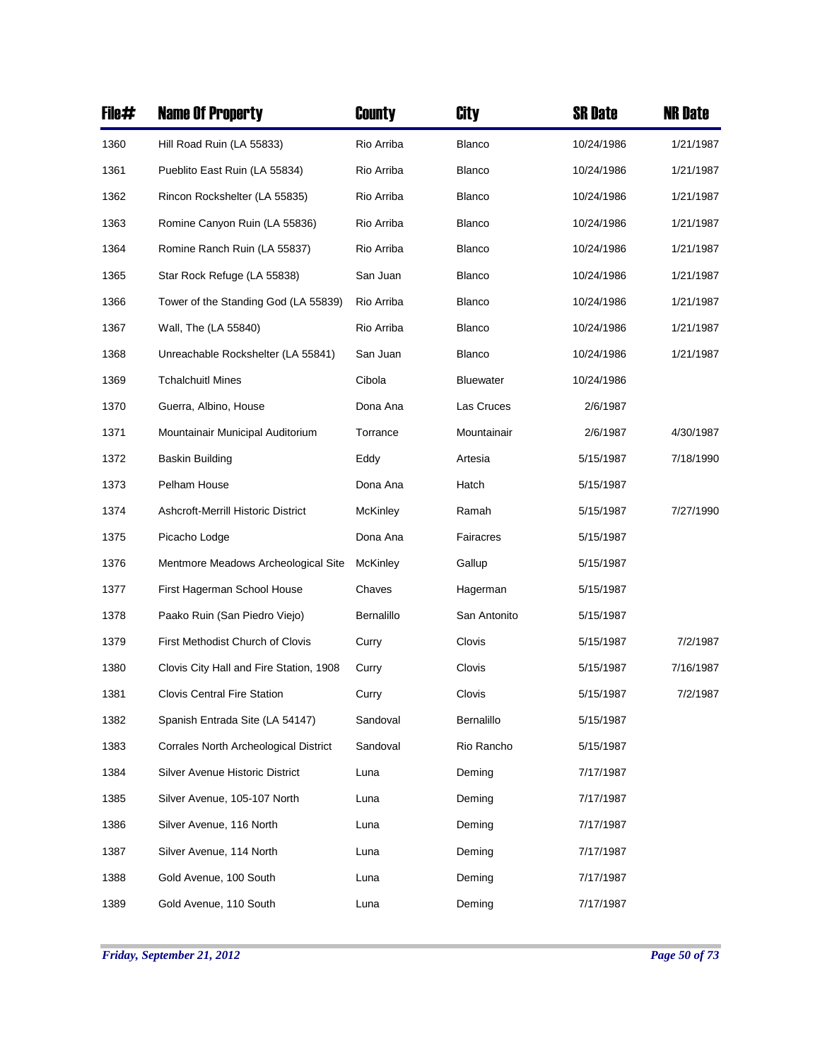| File# | Name Of Property | County | City | SR Date | NR Date |
|---|---|---|---|---|---|
| 1360 | Hill Road Ruin (LA 55833) | Rio Arriba | Blanco | 10/24/1986 | 1/21/1987 |
| 1361 | Pueblito East Ruin (LA 55834) | Rio Arriba | Blanco | 10/24/1986 | 1/21/1987 |
| 1362 | Rincon Rockshelter (LA 55835) | Rio Arriba | Blanco | 10/24/1986 | 1/21/1987 |
| 1363 | Romine Canyon Ruin (LA 55836) | Rio Arriba | Blanco | 10/24/1986 | 1/21/1987 |
| 1364 | Romine Ranch Ruin (LA 55837) | Rio Arriba | Blanco | 10/24/1986 | 1/21/1987 |
| 1365 | Star Rock Refuge (LA 55838) | San Juan | Blanco | 10/24/1986 | 1/21/1987 |
| 1366 | Tower of the Standing God (LA 55839) | Rio Arriba | Blanco | 10/24/1986 | 1/21/1987 |
| 1367 | Wall, The (LA 55840) | Rio Arriba | Blanco | 10/24/1986 | 1/21/1987 |
| 1368 | Unreachable Rockshelter (LA 55841) | San Juan | Blanco | 10/24/1986 | 1/21/1987 |
| 1369 | Tchalchuitl Mines | Cibola | Bluewater | 10/24/1986 | |
| 1370 | Guerra, Albino, House | Dona Ana | Las Cruces | 2/6/1987 | |
| 1371 | Mountainair Municipal Auditorium | Torrance | Mountainair | 2/6/1987 | 4/30/1987 |
| 1372 | Baskin Building | Eddy | Artesia | 5/15/1987 | 7/18/1990 |
| 1373 | Pelham House | Dona Ana | Hatch | 5/15/1987 | |
| 1374 | Ashcroft-Merrill Historic District | McKinley | Ramah | 5/15/1987 | 7/27/1990 |
| 1375 | Picacho Lodge | Dona Ana | Fairacres | 5/15/1987 | |
| 1376 | Mentmore Meadows Archeological Site | McKinley | Gallup | 5/15/1987 | |
| 1377 | First Hagerman School House | Chaves | Hagerman | 5/15/1987 | |
| 1378 | Paako Ruin (San Piedro Viejo) | Bernalillo | San Antonito | 5/15/1987 | |
| 1379 | First Methodist Church of Clovis | Curry | Clovis | 5/15/1987 | 7/2/1987 |
| 1380 | Clovis City Hall and Fire Station, 1908 | Curry | Clovis | 5/15/1987 | 7/16/1987 |
| 1381 | Clovis Central Fire Station | Curry | Clovis | 5/15/1987 | 7/2/1987 |
| 1382 | Spanish Entrada Site (LA 54147) | Sandoval | Bernalillo | 5/15/1987 | |
| 1383 | Corrales North Archeological District | Sandoval | Rio Rancho | 5/15/1987 | |
| 1384 | Silver Avenue Historic District | Luna | Deming | 7/17/1987 | |
| 1385 | Silver Avenue, 105-107 North | Luna | Deming | 7/17/1987 | |
| 1386 | Silver Avenue, 116 North | Luna | Deming | 7/17/1987 | |
| 1387 | Silver Avenue, 114 North | Luna | Deming | 7/17/1987 | |
| 1388 | Gold Avenue, 100 South | Luna | Deming | 7/17/1987 | |
| 1389 | Gold Avenue, 110 South | Luna | Deming | 7/17/1987 | |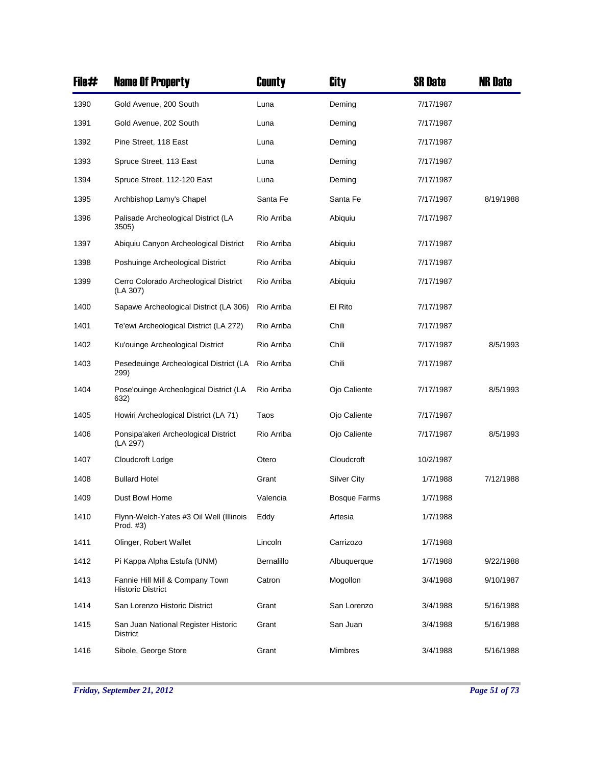| File# | Name Of Property | County | City | SR Date | NR Date |
|---|---|---|---|---|---|
| 1390 | Gold Avenue, 200 South | Luna | Deming | 7/17/1987 | |
| 1391 | Gold Avenue, 202 South | Luna | Deming | 7/17/1987 | |
| 1392 | Pine Street, 118 East | Luna | Deming | 7/17/1987 | |
| 1393 | Spruce Street, 113 East | Luna | Deming | 7/17/1987 | |
| 1394 | Spruce Street, 112-120 East | Luna | Deming | 7/17/1987 | |
| 1395 | Archbishop Lamy's Chapel | Santa Fe | Santa Fe | 7/17/1987 | 8/19/1988 |
| 1396 | Palisade Archeological District (LA 3505) | Rio Arriba | Abiquiu | 7/17/1987 | |
| 1397 | Abiquiu Canyon Archeological District | Rio Arriba | Abiquiu | 7/17/1987 | |
| 1398 | Poshuinge Archeological District | Rio Arriba | Abiquiu | 7/17/1987 | |
| 1399 | Cerro Colorado Archeological District (LA 307) | Rio Arriba | Abiquiu | 7/17/1987 | |
| 1400 | Sapawe Archeological District (LA 306) | Rio Arriba | El Rito | 7/17/1987 | |
| 1401 | Te'ewi Archeological District (LA 272) | Rio Arriba | Chili | 7/17/1987 | |
| 1402 | Ku'ouinge Archeological District | Rio Arriba | Chili | 7/17/1987 | 8/5/1993 |
| 1403 | Pesedeuinge Archeological District (LA 299) | Rio Arriba | Chili | 7/17/1987 | |
| 1404 | Pose'ouinge Archeological District (LA 632) | Rio Arriba | Ojo Caliente | 7/17/1987 | 8/5/1993 |
| 1405 | Howiri Archeological District (LA 71) | Taos | Ojo Caliente | 7/17/1987 | |
| 1406 | Ponsipa'akeri Archeological District (LA 297) | Rio Arriba | Ojo Caliente | 7/17/1987 | 8/5/1993 |
| 1407 | Cloudcroft Lodge | Otero | Cloudcroft | 10/2/1987 | |
| 1408 | Bullard Hotel | Grant | Silver City | 1/7/1988 | 7/12/1988 |
| 1409 | Dust Bowl Home | Valencia | Bosque Farms | 1/7/1988 | |
| 1410 | Flynn-Welch-Yates #3 Oil Well (Illinois Prod. #3) | Eddy | Artesia | 1/7/1988 | |
| 1411 | Olinger, Robert Wallet | Lincoln | Carrizozo | 1/7/1988 | |
| 1412 | Pi Kappa Alpha Estufa (UNM) | Bernalillo | Albuquerque | 1/7/1988 | 9/22/1988 |
| 1413 | Fannie Hill Mill & Company Town Historic District | Catron | Mogollon | 3/4/1988 | 9/10/1987 |
| 1414 | San Lorenzo Historic District | Grant | San Lorenzo | 3/4/1988 | 5/16/1988 |
| 1415 | San Juan National Register Historic District | Grant | San Juan | 3/4/1988 | 5/16/1988 |
| 1416 | Sibole, George Store | Grant | Mimbres | 3/4/1988 | 5/16/1988 |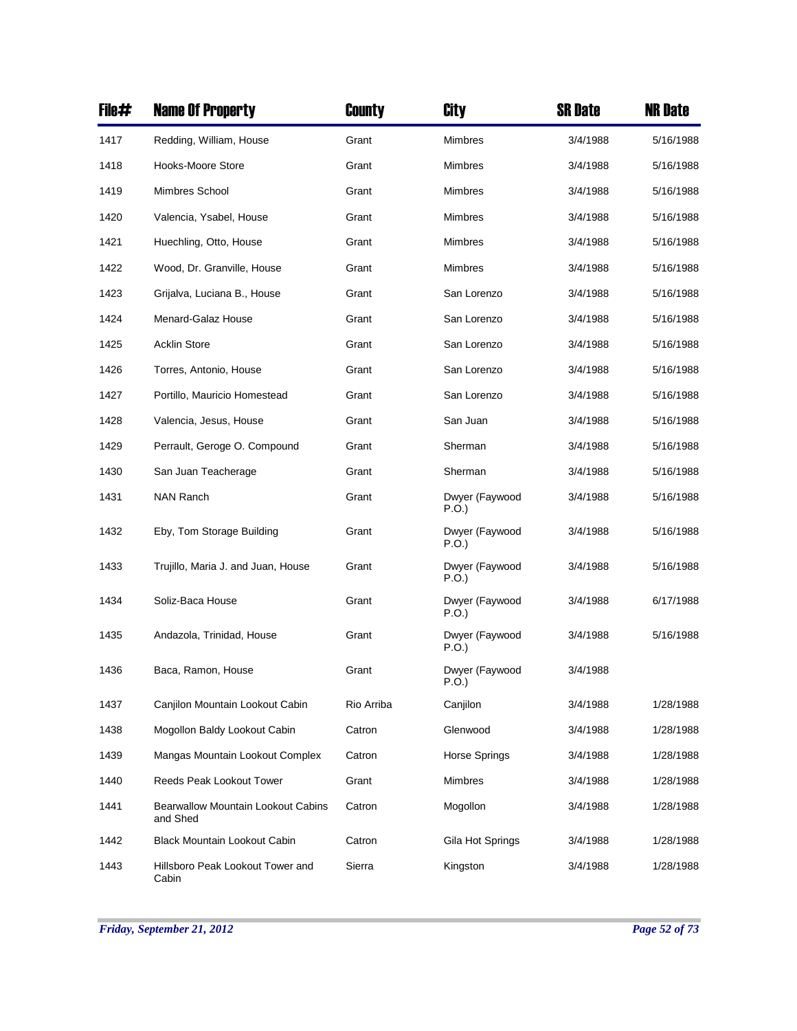| File# | Name Of Property | County | City | SR Date | NR Date |
| --- | --- | --- | --- | --- | --- |
| 1417 | Redding, William, House | Grant | Mimbres | 3/4/1988 | 5/16/1988 |
| 1418 | Hooks-Moore Store | Grant | Mimbres | 3/4/1988 | 5/16/1988 |
| 1419 | Mimbres School | Grant | Mimbres | 3/4/1988 | 5/16/1988 |
| 1420 | Valencia, Ysabel, House | Grant | Mimbres | 3/4/1988 | 5/16/1988 |
| 1421 | Huechling, Otto, House | Grant | Mimbres | 3/4/1988 | 5/16/1988 |
| 1422 | Wood, Dr. Granville, House | Grant | Mimbres | 3/4/1988 | 5/16/1988 |
| 1423 | Grijalva, Luciana B., House | Grant | San Lorenzo | 3/4/1988 | 5/16/1988 |
| 1424 | Menard-Galaz House | Grant | San Lorenzo | 3/4/1988 | 5/16/1988 |
| 1425 | Acklin Store | Grant | San Lorenzo | 3/4/1988 | 5/16/1988 |
| 1426 | Torres, Antonio, House | Grant | San Lorenzo | 3/4/1988 | 5/16/1988 |
| 1427 | Portillo, Mauricio Homestead | Grant | San Lorenzo | 3/4/1988 | 5/16/1988 |
| 1428 | Valencia, Jesus, House | Grant | San Juan | 3/4/1988 | 5/16/1988 |
| 1429 | Perrault, Geroge O. Compound | Grant | Sherman | 3/4/1988 | 5/16/1988 |
| 1430 | San Juan Teacherage | Grant | Sherman | 3/4/1988 | 5/16/1988 |
| 1431 | NAN Ranch | Grant | Dwyer (Faywood P.O.) | 3/4/1988 | 5/16/1988 |
| 1432 | Eby, Tom Storage Building | Grant | Dwyer (Faywood P.O.) | 3/4/1988 | 5/16/1988 |
| 1433 | Trujillo, Maria J. and Juan, House | Grant | Dwyer (Faywood P.O.) | 3/4/1988 | 5/16/1988 |
| 1434 | Soliz-Baca House | Grant | Dwyer (Faywood P.O.) | 3/4/1988 | 6/17/1988 |
| 1435 | Andazola, Trinidad, House | Grant | Dwyer (Faywood P.O.) | 3/4/1988 | 5/16/1988 |
| 1436 | Baca, Ramon, House | Grant | Dwyer (Faywood P.O.) | 3/4/1988 | |
| 1437 | Canjilon Mountain Lookout Cabin | Rio Arriba | Canjilon | 3/4/1988 | 1/28/1988 |
| 1438 | Mogollon Baldy Lookout Cabin | Catron | Glenwood | 3/4/1988 | 1/28/1988 |
| 1439 | Mangas Mountain Lookout Complex | Catron | Horse Springs | 3/4/1988 | 1/28/1988 |
| 1440 | Reeds Peak Lookout Tower | Grant | Mimbres | 3/4/1988 | 1/28/1988 |
| 1441 | Bearwallow Mountain Lookout Cabins and Shed | Catron | Mogollon | 3/4/1988 | 1/28/1988 |
| 1442 | Black Mountain Lookout Cabin | Catron | Gila Hot Springs | 3/4/1988 | 1/28/1988 |
| 1443 | Hillsboro Peak Lookout Tower and Cabin | Sierra | Kingston | 3/4/1988 | 1/28/1988 |

*Friday, September 21, 2012*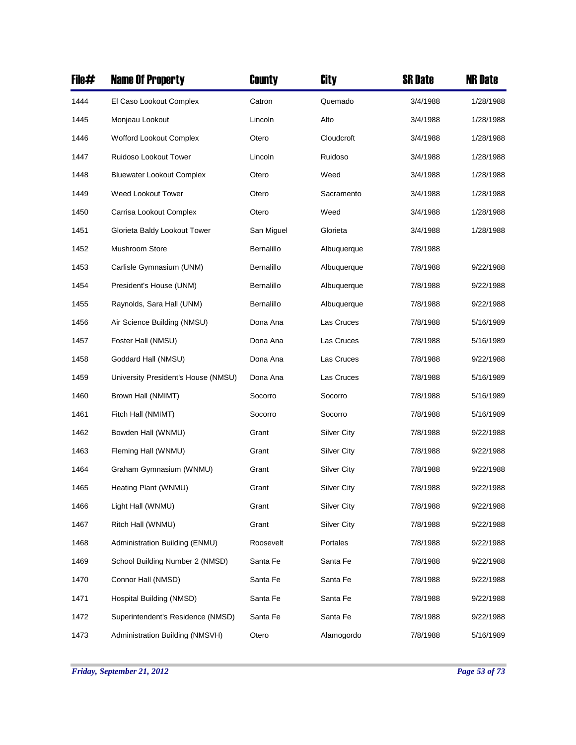| File# | Name Of Property | County | City | SR Date | NR Date |
|---|---|---|---|---|---|
| 1444 | El Caso Lookout Complex | Catron | Quemado | 3/4/1988 | 1/28/1988 |
| 1445 | Monjeau Lookout | Lincoln | Alto | 3/4/1988 | 1/28/1988 |
| 1446 | Wofford Lookout Complex | Otero | Cloudcroft | 3/4/1988 | 1/28/1988 |
| 1447 | Ruidoso Lookout Tower | Lincoln | Ruidoso | 3/4/1988 | 1/28/1988 |
| 1448 | Bluewater Lookout Complex | Otero | Weed | 3/4/1988 | 1/28/1988 |
| 1449 | Weed Lookout Tower | Otero | Sacramento | 3/4/1988 | 1/28/1988 |
| 1450 | Carrisa Lookout Complex | Otero | Weed | 3/4/1988 | 1/28/1988 |
| 1451 | Glorieta Baldy Lookout Tower | San Miguel | Glorieta | 3/4/1988 | 1/28/1988 |
| 1452 | Mushroom Store | Bernalillo | Albuquerque | 7/8/1988 | |
| 1453 | Carlisle Gymnasium (UNM) | Bernalillo | Albuquerque | 7/8/1988 | 9/22/1988 |
| 1454 | President's House (UNM) | Bernalillo | Albuquerque | 7/8/1988 | 9/22/1988 |
| 1455 | Raynolds, Sara Hall (UNM) | Bernalillo | Albuquerque | 7/8/1988 | 9/22/1988 |
| 1456 | Air Science Building (NMSU) | Dona Ana | Las Cruces | 7/8/1988 | 5/16/1989 |
| 1457 | Foster Hall (NMSU) | Dona Ana | Las Cruces | 7/8/1988 | 5/16/1989 |
| 1458 | Goddard Hall (NMSU) | Dona Ana | Las Cruces | 7/8/1988 | 9/22/1988 |
| 1459 | University President's House (NMSU) | Dona Ana | Las Cruces | 7/8/1988 | 5/16/1989 |
| 1460 | Brown Hall (NMIMT) | Socorro | Socorro | 7/8/1988 | 5/16/1989 |
| 1461 | Fitch Hall (NMIMT) | Socorro | Socorro | 7/8/1988 | 5/16/1989 |
| 1462 | Bowden Hall (WNMU) | Grant | Silver City | 7/8/1988 | 9/22/1988 |
| 1463 | Fleming Hall (WNMU) | Grant | Silver City | 7/8/1988 | 9/22/1988 |
| 1464 | Graham Gymnasium (WNMU) | Grant | Silver City | 7/8/1988 | 9/22/1988 |
| 1465 | Heating Plant (WNMU) | Grant | Silver City | 7/8/1988 | 9/22/1988 |
| 1466 | Light Hall (WNMU) | Grant | Silver City | 7/8/1988 | 9/22/1988 |
| 1467 | Ritch Hall (WNMU) | Grant | Silver City | 7/8/1988 | 9/22/1988 |
| 1468 | Administration Building (ENMU) | Roosevelt | Portales | 7/8/1988 | 9/22/1988 |
| 1469 | School Building Number 2 (NMSD) | Santa Fe | Santa Fe | 7/8/1988 | 9/22/1988 |
| 1470 | Connor Hall (NMSD) | Santa Fe | Santa Fe | 7/8/1988 | 9/22/1988 |
| 1471 | Hospital Building (NMSD) | Santa Fe | Santa Fe | 7/8/1988 | 9/22/1988 |
| 1472 | Superintendent's Residence (NMSD) | Santa Fe | Santa Fe | 7/8/1988 | 9/22/1988 |
| 1473 | Administration Building (NMSVH) | Otero | Alamogordo | 7/8/1988 | 5/16/1989 |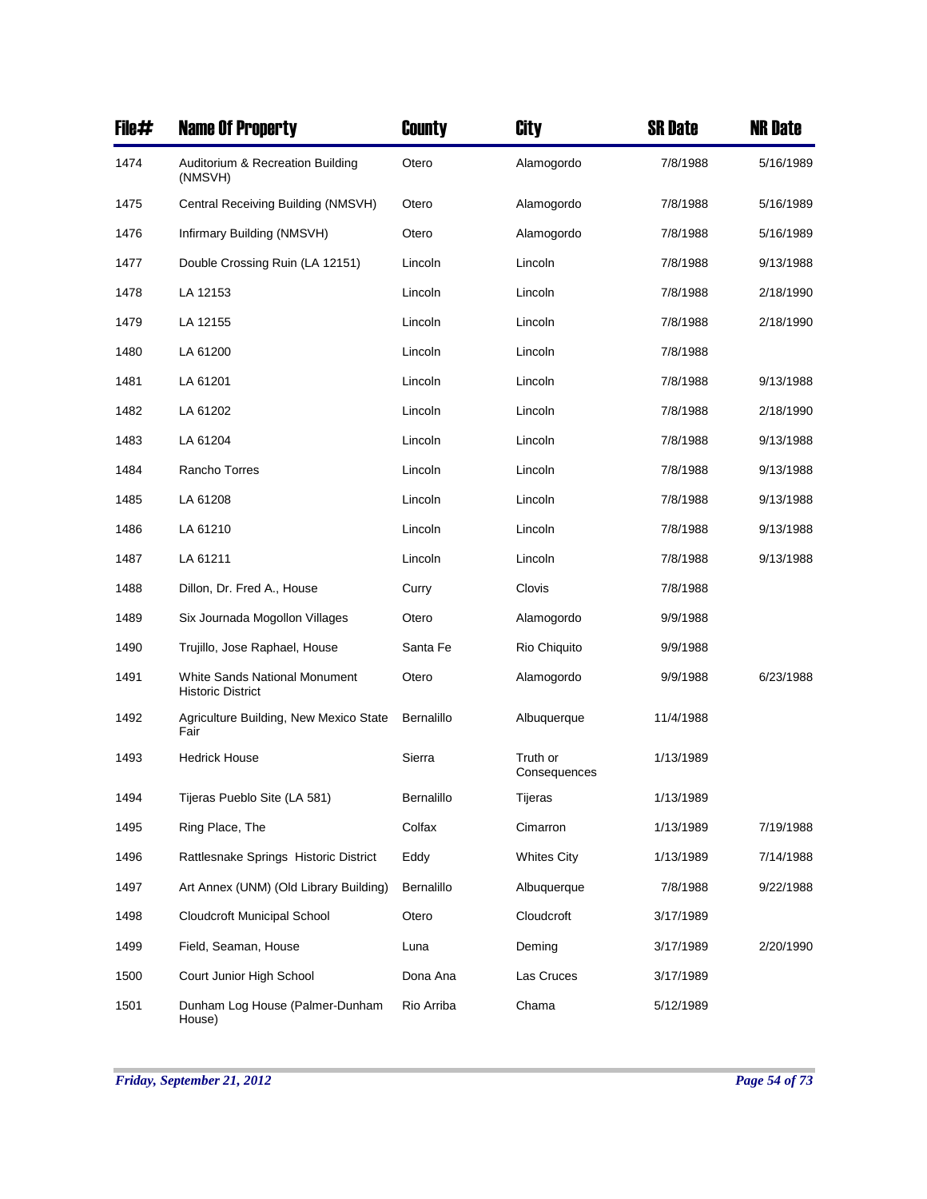| File# | Name Of Property | County | City | SR Date | NR Date |
|---|---|---|---|---|---|
| 1474 | Auditorium & Recreation Building (NMSVH) | Otero | Alamogordo | 7/8/1988 | 5/16/1989 |
| 1475 | Central Receiving Building (NMSVH) | Otero | Alamogordo | 7/8/1988 | 5/16/1989 |
| 1476 | Infirmary Building (NMSVH) | Otero | Alamogordo | 7/8/1988 | 5/16/1989 |
| 1477 | Double Crossing Ruin (LA 12151) | Lincoln | Lincoln | 7/8/1988 | 9/13/1988 |
| 1478 | LA 12153 | Lincoln | Lincoln | 7/8/1988 | 2/18/1990 |
| 1479 | LA 12155 | Lincoln | Lincoln | 7/8/1988 | 2/18/1990 |
| 1480 | LA 61200 | Lincoln | Lincoln | 7/8/1988 | |
| 1481 | LA 61201 | Lincoln | Lincoln | 7/8/1988 | 9/13/1988 |
| 1482 | LA 61202 | Lincoln | Lincoln | 7/8/1988 | 2/18/1990 |
| 1483 | LA 61204 | Lincoln | Lincoln | 7/8/1988 | 9/13/1988 |
| 1484 | Rancho Torres | Lincoln | Lincoln | 7/8/1988 | 9/13/1988 |
| 1485 | LA 61208 | Lincoln | Lincoln | 7/8/1988 | 9/13/1988 |
| 1486 | LA 61210 | Lincoln | Lincoln | 7/8/1988 | 9/13/1988 |
| 1487 | LA 61211 | Lincoln | Lincoln | 7/8/1988 | 9/13/1988 |
| 1488 | Dillon, Dr. Fred A., House | Curry | Clovis | 7/8/1988 | |
| 1489 | Six Journada Mogollon Villages | Otero | Alamogordo | 9/9/1988 | |
| 1490 | Trujillo, Jose Raphael, House | Santa Fe | Rio Chiquito | 9/9/1988 | |
| 1491 | White Sands National Monument Historic District | Otero | Alamogordo | 9/9/1988 | 6/23/1988 |
| 1492 | Agriculture Building, New Mexico State Fair | Bernalillo | Albuquerque | 11/4/1988 | |
| 1493 | Hedrick House | Sierra | Truth or Consequences | 1/13/1989 | |
| 1494 | Tijeras Pueblo Site (LA 581) | Bernalillo | Tijeras | 1/13/1989 | |
| 1495 | Ring Place, The | Colfax | Cimarron | 1/13/1989 | 7/19/1988 |
| 1496 | Rattlesnake Springs Historic District | Eddy | Whites City | 1/13/1989 | 7/14/1988 |
| 1497 | Art Annex (UNM) (Old Library Building) | Bernalillo | Albuquerque | 7/8/1988 | 9/22/1988 |
| 1498 | Cloudcroft Municipal School | Otero | Cloudcroft | 3/17/1989 | |
| 1499 | Field, Seaman, House | Luna | Deming | 3/17/1989 | 2/20/1990 |
| 1500 | Court Junior High School | Dona Ana | Las Cruces | 3/17/1989 | |
| 1501 | Dunham Log House (Palmer-Dunham House) | Rio Arriba | Chama | 5/12/1989 | |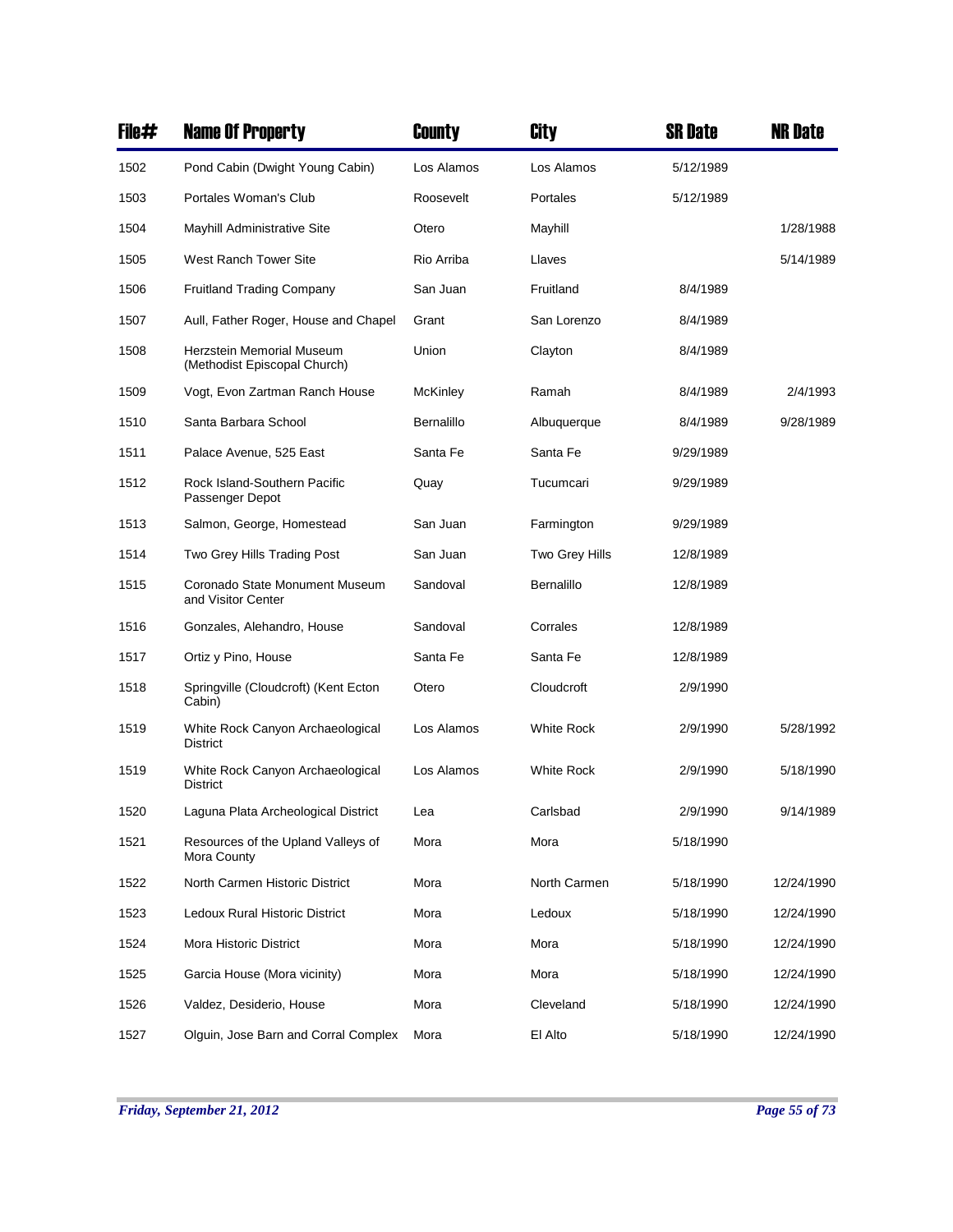| File# | Name Of Property | County | City | SR Date | NR Date |
|---|---|---|---|---|---|
| 1502 | Pond Cabin (Dwight Young Cabin) | Los Alamos | Los Alamos | 5/12/1989 | |
| 1503 | Portales Woman's Club | Roosevelt | Portales | 5/12/1989 | |
| 1504 | Mayhill Administrative Site | Otero | Mayhill | | 1/28/1988 |
| 1505 | West Ranch Tower Site | Rio Arriba | Llaves | | 5/14/1989 |
| 1506 | Fruitland Trading Company | San Juan | Fruitland | 8/4/1989 | |
| 1507 | Aull, Father Roger, House and Chapel | Grant | San Lorenzo | 8/4/1989 | |
| 1508 | Herzstein Memorial Museum (Methodist Episcopal Church) | Union | Clayton | 8/4/1989 | |
| 1509 | Vogt, Evon Zartman Ranch House | McKinley | Ramah | 8/4/1989 | 2/4/1993 |
| 1510 | Santa Barbara School | Bernalillo | Albuquerque | 8/4/1989 | 9/28/1989 |
| 1511 | Palace Avenue, 525 East | Santa Fe | Santa Fe | 9/29/1989 | |
| 1512 | Rock Island-Southern Pacific Passenger Depot | Quay | Tucumcari | 9/29/1989 | |
| 1513 | Salmon, George, Homestead | San Juan | Farmington | 9/29/1989 | |
| 1514 | Two Grey Hills Trading Post | San Juan | Two Grey Hills | 12/8/1989 | |
| 1515 | Coronado State Monument Museum and Visitor Center | Sandoval | Bernalillo | 12/8/1989 | |
| 1516 | Gonzales, Alehandro, House | Sandoval | Corrales | 12/8/1989 | |
| 1517 | Ortiz y Pino, House | Santa Fe | Santa Fe | 12/8/1989 | |
| 1518 | Springville (Cloudcroft) (Kent Ecton Cabin) | Otero | Cloudcroft | 2/9/1990 | |
| 1519 | White Rock Canyon Archaeological District | Los Alamos | White Rock | 2/9/1990 | 5/28/1992 |
| 1519 | White Rock Canyon Archaeological District | Los Alamos | White Rock | 2/9/1990 | 5/18/1990 |
| 1520 | Laguna Plata Archeological District | Lea | Carlsbad | 2/9/1990 | 9/14/1989 |
| 1521 | Resources of the Upland Valleys of Mora County | Mora | Mora | 5/18/1990 | |
| 1522 | North Carmen Historic District | Mora | North Carmen | 5/18/1990 | 12/24/1990 |
| 1523 | Ledoux Rural Historic District | Mora | Ledoux | 5/18/1990 | 12/24/1990 |
| 1524 | Mora Historic District | Mora | Mora | 5/18/1990 | 12/24/1990 |
| 1525 | Garcia House (Mora vicinity) | Mora | Mora | 5/18/1990 | 12/24/1990 |
| 1526 | Valdez, Desiderio, House | Mora | Cleveland | 5/18/1990 | 12/24/1990 |
| 1527 | Olguin, Jose Barn and Corral Complex | Mora | El Alto | 5/18/1990 | 12/24/1990 |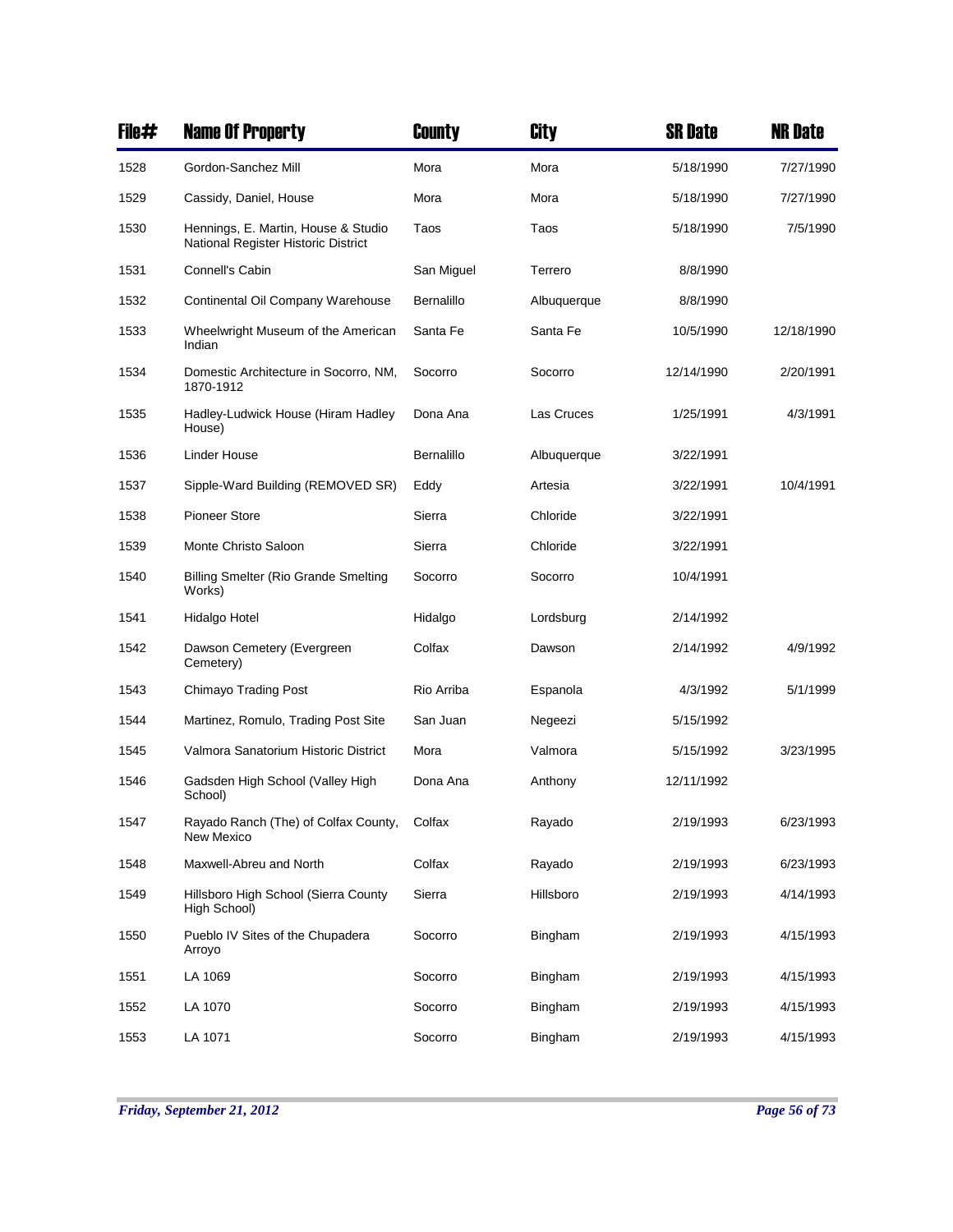| File# | Name Of Property | County | City | SR Date | NR Date |
|---|---|---|---|---|---|
| 1528 | Gordon-Sanchez Mill | Mora | Mora | 5/18/1990 | 7/27/1990 |
| 1529 | Cassidy, Daniel, House | Mora | Mora | 5/18/1990 | 7/27/1990 |
| 1530 | Hennings, E. Martin, House & Studio National Register Historic District | Taos | Taos | 5/18/1990 | 7/5/1990 |
| 1531 | Connell's Cabin | San Miguel | Terrero | 8/8/1990 | |
| 1532 | Continental Oil Company Warehouse | Bernalillo | Albuquerque | 8/8/1990 | |
| 1533 | Wheelwright Museum of the American Indian | Santa Fe | Santa Fe | 10/5/1990 | 12/18/1990 |
| 1534 | Domestic Architecture in Socorro, NM, 1870-1912 | Socorro | Socorro | 12/14/1990 | 2/20/1991 |
| 1535 | Hadley-Ludwick House (Hiram Hadley House) | Dona Ana | Las Cruces | 1/25/1991 | 4/3/1991 |
| 1536 | Linder House | Bernalillo | Albuquerque | 3/22/1991 | |
| 1537 | Sipple-Ward Building (REMOVED SR) | Eddy | Artesia | 3/22/1991 | 10/4/1991 |
| 1538 | Pioneer Store | Sierra | Chloride | 3/22/1991 | |
| 1539 | Monte Christo Saloon | Sierra | Chloride | 3/22/1991 | |
| 1540 | Billing Smelter (Rio Grande Smelting Works) | Socorro | Socorro | 10/4/1991 | |
| 1541 | Hidalgo Hotel | Hidalgo | Lordsburg | 2/14/1992 | |
| 1542 | Dawson Cemetery (Evergreen Cemetery) | Colfax | Dawson | 2/14/1992 | 4/9/1992 |
| 1543 | Chimayo Trading Post | Rio Arriba | Espanola | 4/3/1992 | 5/1/1999 |
| 1544 | Martinez, Romulo, Trading Post Site | San Juan | Negeezi | 5/15/1992 | |
| 1545 | Valmora Sanatorium Historic District | Mora | Valmora | 5/15/1992 | 3/23/1995 |
| 1546 | Gadsden High School (Valley High School) | Dona Ana | Anthony | 12/11/1992 | |
| 1547 | Rayado Ranch (The) of Colfax County, New Mexico | Colfax | Rayado | 2/19/1993 | 6/23/1993 |
| 1548 | Maxwell-Abreu and North | Colfax | Rayado | 2/19/1993 | 6/23/1993 |
| 1549 | Hillsboro High School (Sierra County High School) | Sierra | Hillsboro | 2/19/1993 | 4/14/1993 |
| 1550 | Pueblo IV Sites of the Chupadera Arroyo | Socorro | Bingham | 2/19/1993 | 4/15/1993 |
| 1551 | LA 1069 | Socorro | Bingham | 2/19/1993 | 4/15/1993 |
| 1552 | LA 1070 | Socorro | Bingham | 2/19/1993 | 4/15/1993 |
| 1553 | LA 1071 | Socorro | Bingham | 2/19/1993 | 4/15/1993 |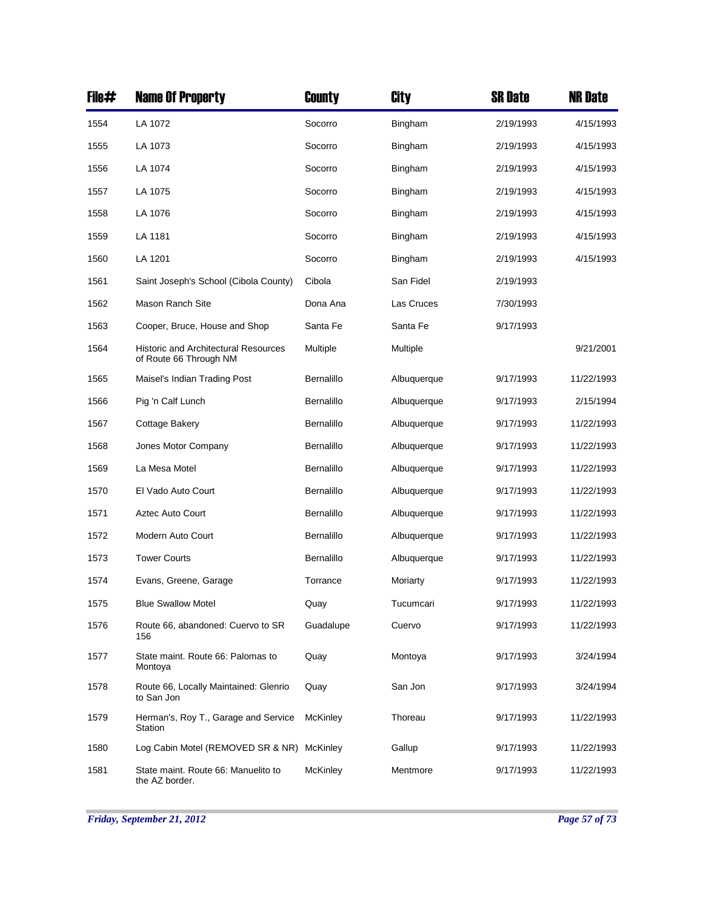| File# | Name Of Property | County | City | SR Date | NR Date |
|---|---|---|---|---|---|
| 1554 | LA 1072 | Socorro | Bingham | 2/19/1993 | 4/15/1993 |
| 1555 | LA 1073 | Socorro | Bingham | 2/19/1993 | 4/15/1993 |
| 1556 | LA 1074 | Socorro | Bingham | 2/19/1993 | 4/15/1993 |
| 1557 | LA 1075 | Socorro | Bingham | 2/19/1993 | 4/15/1993 |
| 1558 | LA 1076 | Socorro | Bingham | 2/19/1993 | 4/15/1993 |
| 1559 | LA 1181 | Socorro | Bingham | 2/19/1993 | 4/15/1993 |
| 1560 | LA 1201 | Socorro | Bingham | 2/19/1993 | 4/15/1993 |
| 1561 | Saint Joseph's School (Cibola County) | Cibola | San Fidel | 2/19/1993 | |
| 1562 | Mason Ranch Site | Dona Ana | Las Cruces | 7/30/1993 | |
| 1563 | Cooper, Bruce, House and Shop | Santa Fe | Santa Fe | 9/17/1993 | |
| 1564 | Historic and Architectural Resources of Route 66 Through NM | Multiple | Multiple | | 9/21/2001 |
| 1565 | Maisel's Indian Trading Post | Bernalillo | Albuquerque | 9/17/1993 | 11/22/1993 |
| 1566 | Pig 'n Calf Lunch | Bernalillo | Albuquerque | 9/17/1993 | 2/15/1994 |
| 1567 | Cottage Bakery | Bernalillo | Albuquerque | 9/17/1993 | 11/22/1993 |
| 1568 | Jones Motor Company | Bernalillo | Albuquerque | 9/17/1993 | 11/22/1993 |
| 1569 | La Mesa Motel | Bernalillo | Albuquerque | 9/17/1993 | 11/22/1993 |
| 1570 | El Vado Auto Court | Bernalillo | Albuquerque | 9/17/1993 | 11/22/1993 |
| 1571 | Aztec Auto Court | Bernalillo | Albuquerque | 9/17/1993 | 11/22/1993 |
| 1572 | Modern Auto Court | Bernalillo | Albuquerque | 9/17/1993 | 11/22/1993 |
| 1573 | Tower Courts | Bernalillo | Albuquerque | 9/17/1993 | 11/22/1993 |
| 1574 | Evans, Greene, Garage | Torrance | Moriarty | 9/17/1993 | 11/22/1993 |
| 1575 | Blue Swallow Motel | Quay | Tucumcari | 9/17/1993 | 11/22/1993 |
| 1576 | Route 66, abandoned: Cuervo to SR 156 | Guadalupe | Cuervo | 9/17/1993 | 11/22/1993 |
| 1577 | State maint. Route 66: Palomas to Montoya | Quay | Montoya | 9/17/1993 | 3/24/1994 |
| 1578 | Route 66, Locally Maintained: Glenrio to San Jon | Quay | San Jon | 9/17/1993 | 3/24/1994 |
| 1579 | Herman's, Roy T., Garage and Service Station | McKinley | Thoreau | 9/17/1993 | 11/22/1993 |
| 1580 | Log Cabin Motel (REMOVED SR & NR) | McKinley | Gallup | 9/17/1993 | 11/22/1993 |
| 1581 | State maint. Route 66: Manuelito to the AZ border. | McKinley | Mentmore | 9/17/1993 | 11/22/1993 |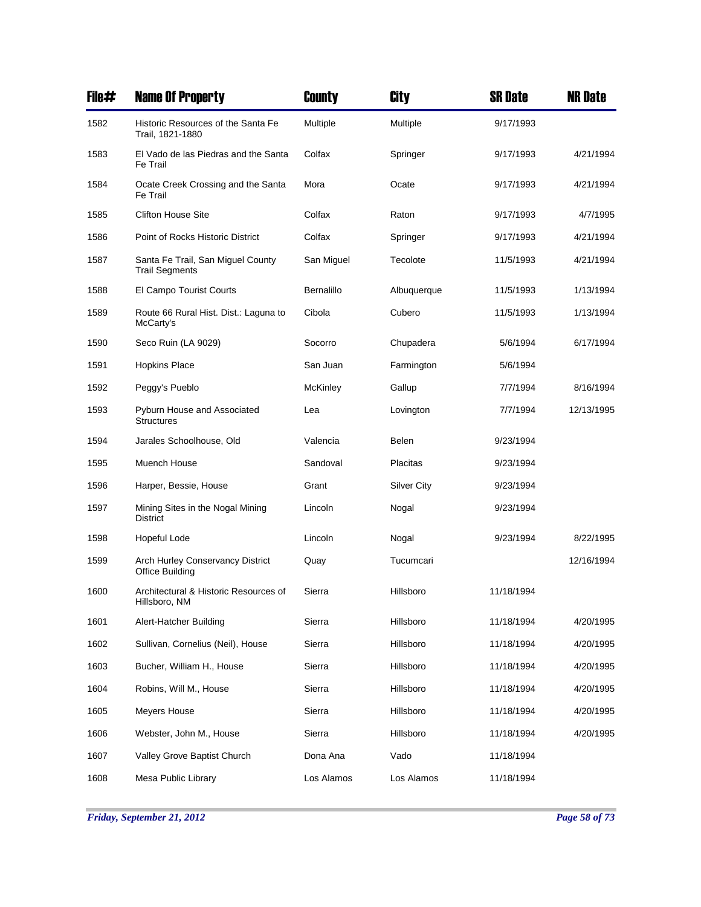| File# | Name Of Property | County | City | SR Date | NR Date |
|---|---|---|---|---|---|
| 1582 | Historic Resources of the Santa Fe Trail, 1821-1880 | Multiple | Multiple | 9/17/1993 | |
| 1583 | El Vado de las Piedras and the Santa Fe Trail | Colfax | Springer | 9/17/1993 | 4/21/1994 |
| 1584 | Ocate Creek Crossing and the Santa Fe Trail | Mora | Ocate | 9/17/1993 | 4/21/1994 |
| 1585 | Clifton House Site | Colfax | Raton | 9/17/1993 | 4/7/1995 |
| 1586 | Point of Rocks Historic District | Colfax | Springer | 9/17/1993 | 4/21/1994 |
| 1587 | Santa Fe Trail, San Miguel County Trail Segments | San Miguel | Tecolote | 11/5/1993 | 4/21/1994 |
| 1588 | El Campo Tourist Courts | Bernalillo | Albuquerque | 11/5/1993 | 1/13/1994 |
| 1589 | Route 66 Rural Hist. Dist.: Laguna to McCarty's | Cibola | Cubero | 11/5/1993 | 1/13/1994 |
| 1590 | Seco Ruin (LA 9029) | Socorro | Chupadera | 5/6/1994 | 6/17/1994 |
| 1591 | Hopkins Place | San Juan | Farmington | 5/6/1994 | |
| 1592 | Peggy's Pueblo | McKinley | Gallup | 7/7/1994 | 8/16/1994 |
| 1593 | Pyburn House and Associated Structures | Lea | Lovington | 7/7/1994 | 12/13/1995 |
| 1594 | Jarales Schoolhouse, Old | Valencia | Belen | 9/23/1994 | |
| 1595 | Muench House | Sandoval | Placitas | 9/23/1994 | |
| 1596 | Harper, Bessie, House | Grant | Silver City | 9/23/1994 | |
| 1597 | Mining Sites in the Nogal Mining District | Lincoln | Nogal | 9/23/1994 | |
| 1598 | Hopeful Lode | Lincoln | Nogal | 9/23/1994 | 8/22/1995 |
| 1599 | Arch Hurley Conservancy District Office Building | Quay | Tucumcari | | 12/16/1994 |
| 1600 | Architectural & Historic Resources of Hillsboro, NM | Sierra | Hillsboro | 11/18/1994 | |
| 1601 | Alert-Hatcher Building | Sierra | Hillsboro | 11/18/1994 | 4/20/1995 |
| 1602 | Sullivan, Cornelius (Neil), House | Sierra | Hillsboro | 11/18/1994 | 4/20/1995 |
| 1603 | Bucher, William H., House | Sierra | Hillsboro | 11/18/1994 | 4/20/1995 |
| 1604 | Robins, Will M., House | Sierra | Hillsboro | 11/18/1994 | 4/20/1995 |
| 1605 | Meyers House | Sierra | Hillsboro | 11/18/1994 | 4/20/1995 |
| 1606 | Webster, John M., House | Sierra | Hillsboro | 11/18/1994 | 4/20/1995 |
| 1607 | Valley Grove Baptist Church | Dona Ana | Vado | 11/18/1994 | |
| 1608 | Mesa Public Library | Los Alamos | Los Alamos | 11/18/1994 | |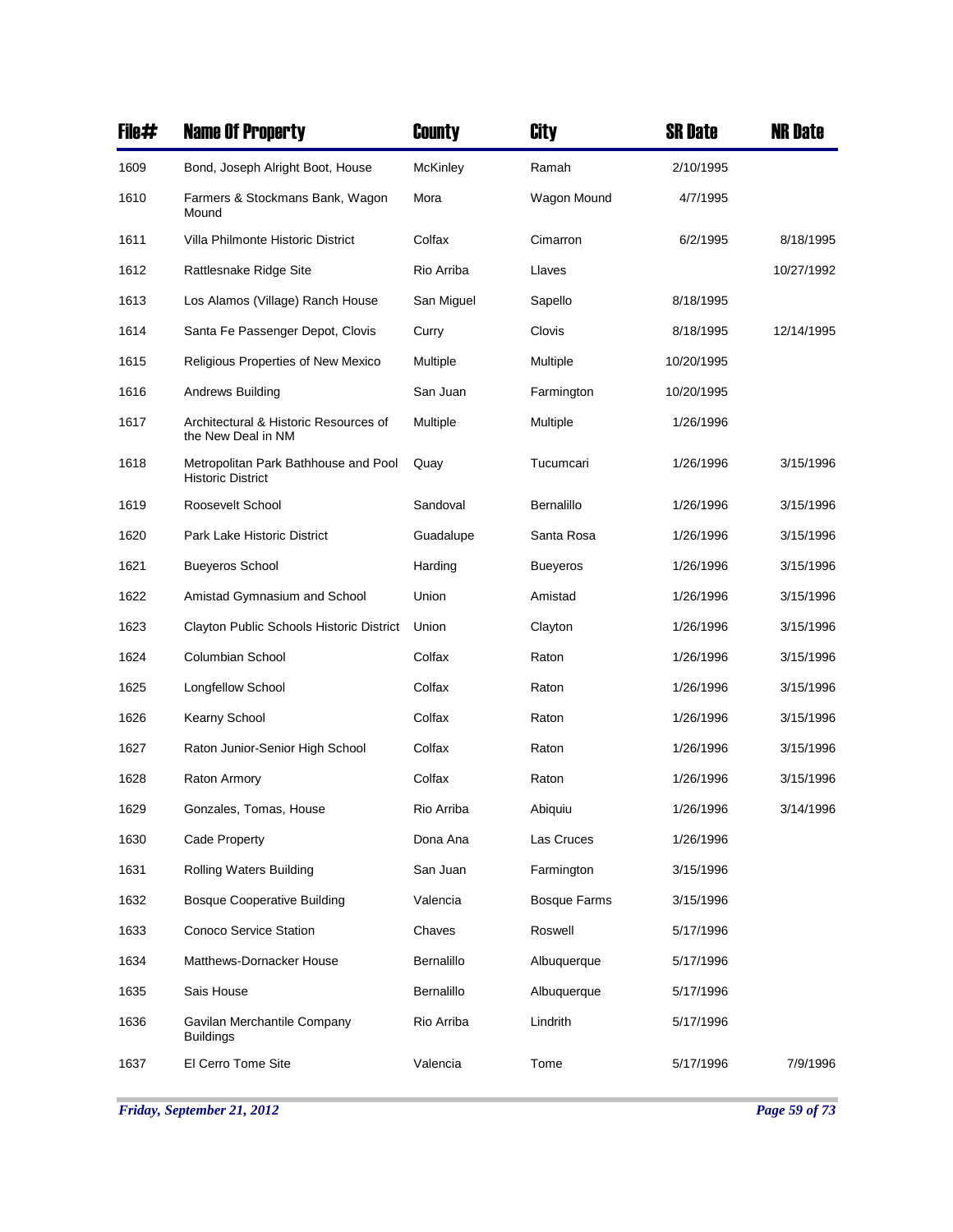| File# | Name Of Property | County | City | SR Date | NR Date |
|---|---|---|---|---|---|
| 1609 | Bond, Joseph Alright Boot, House | McKinley | Ramah | 2/10/1995 | |
| 1610 | Farmers & Stockmans Bank, Wagon Mound | Mora | Wagon Mound | 4/7/1995 | |
| 1611 | Villa Philmonte Historic District | Colfax | Cimarron | 6/2/1995 | 8/18/1995 |
| 1612 | Rattlesnake Ridge Site | Rio Arriba | Llaves | | 10/27/1992 |
| 1613 | Los Alamos (Village) Ranch House | San Miguel | Sapello | 8/18/1995 | |
| 1614 | Santa Fe Passenger Depot, Clovis | Curry | Clovis | 8/18/1995 | 12/14/1995 |
| 1615 | Religious Properties of New Mexico | Multiple | Multiple | 10/20/1995 | |
| 1616 | Andrews Building | San Juan | Farmington | 10/20/1995 | |
| 1617 | Architectural & Historic Resources of the New Deal in NM | Multiple | Multiple | 1/26/1996 | |
| 1618 | Metropolitan Park Bathhouse and Pool Historic District | Quay | Tucumcari | 1/26/1996 | 3/15/1996 |
| 1619 | Roosevelt School | Sandoval | Bernalillo | 1/26/1996 | 3/15/1996 |
| 1620 | Park Lake Historic District | Guadalupe | Santa Rosa | 1/26/1996 | 3/15/1996 |
| 1621 | Bueyeros School | Harding | Bueyeros | 1/26/1996 | 3/15/1996 |
| 1622 | Amistad Gymnasium and School | Union | Amistad | 1/26/1996 | 3/15/1996 |
| 1623 | Clayton Public Schools Historic District | Union | Clayton | 1/26/1996 | 3/15/1996 |
| 1624 | Columbian School | Colfax | Raton | 1/26/1996 | 3/15/1996 |
| 1625 | Longfellow School | Colfax | Raton | 1/26/1996 | 3/15/1996 |
| 1626 | Kearny School | Colfax | Raton | 1/26/1996 | 3/15/1996 |
| 1627 | Raton Junior-Senior High School | Colfax | Raton | 1/26/1996 | 3/15/1996 |
| 1628 | Raton Armory | Colfax | Raton | 1/26/1996 | 3/15/1996 |
| 1629 | Gonzales, Tomas, House | Rio Arriba | Abiquiu | 1/26/1996 | 3/14/1996 |
| 1630 | Cade Property | Dona Ana | Las Cruces | 1/26/1996 | |
| 1631 | Rolling Waters Building | San Juan | Farmington | 3/15/1996 | |
| 1632 | Bosque Cooperative Building | Valencia | Bosque Farms | 3/15/1996 | |
| 1633 | Conoco Service Station | Chaves | Roswell | 5/17/1996 | |
| 1634 | Matthews-Dornacker House | Bernalillo | Albuquerque | 5/17/1996 | |
| 1635 | Sais House | Bernalillo | Albuquerque | 5/17/1996 | |
| 1636 | Gavilan Merchantile Company Buildings | Rio Arriba | Lindrith | 5/17/1996 | |
| 1637 | El Cerro Tome Site | Valencia | Tome | 5/17/1996 | 7/9/1996 |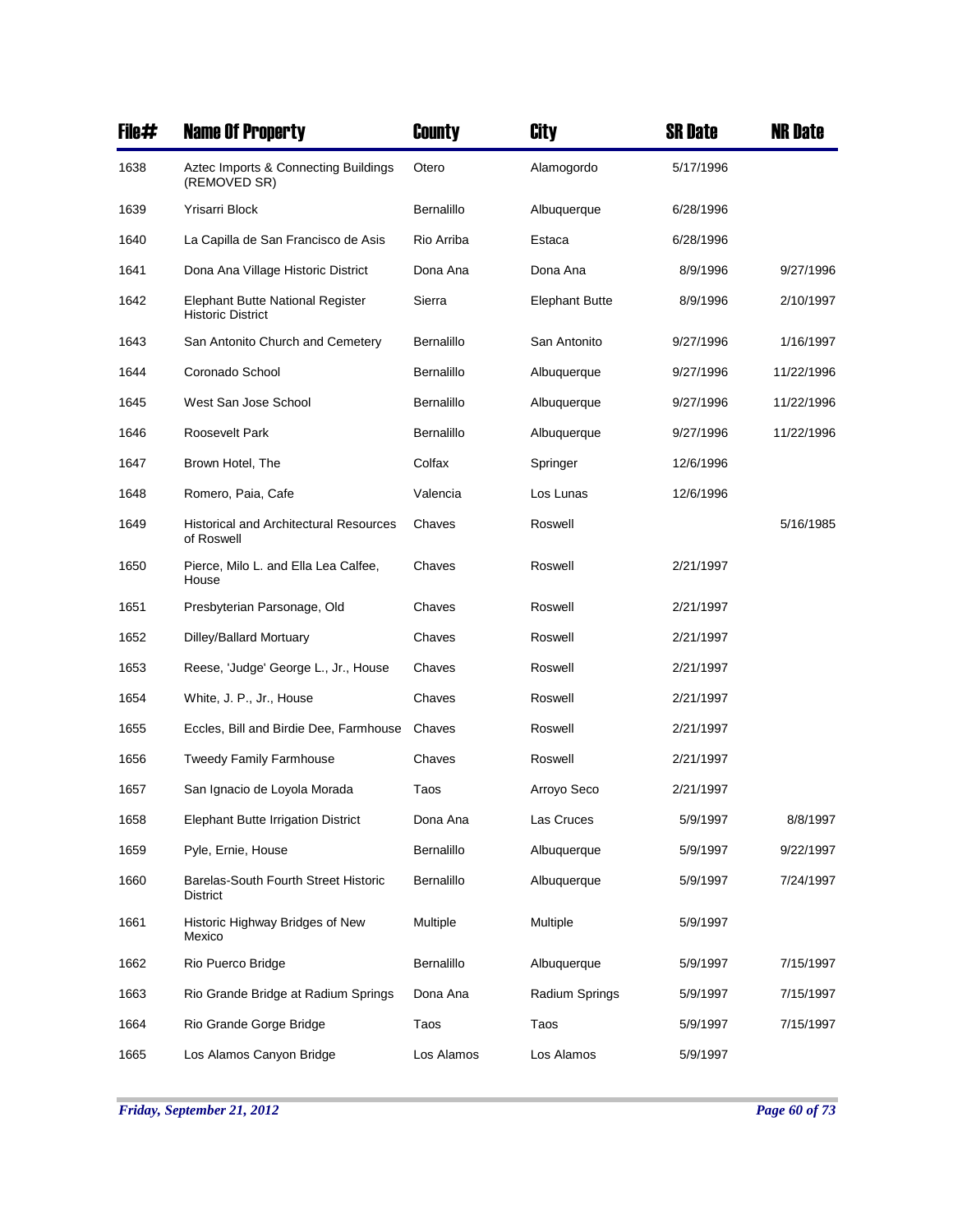| File# | Name Of Property | County | City | SR Date | NR Date |
|---|---|---|---|---|---|
| 1638 | Aztec Imports & Connecting Buildings (REMOVED SR) | Otero | Alamogordo | 5/17/1996 | |
| 1639 | Yrisarri Block | Bernalillo | Albuquerque | 6/28/1996 | |
| 1640 | La Capilla de San Francisco de Asis | Rio Arriba | Estaca | 6/28/1996 | |
| 1641 | Dona Ana Village Historic District | Dona Ana | Dona Ana | 8/9/1996 | 9/27/1996 |
| 1642 | Elephant Butte National Register Historic District | Sierra | Elephant Butte | 8/9/1996 | 2/10/1997 |
| 1643 | San Antonito Church and Cemetery | Bernalillo | San Antonito | 9/27/1996 | 1/16/1997 |
| 1644 | Coronado School | Bernalillo | Albuquerque | 9/27/1996 | 11/22/1996 |
| 1645 | West San Jose School | Bernalillo | Albuquerque | 9/27/1996 | 11/22/1996 |
| 1646 | Roosevelt Park | Bernalillo | Albuquerque | 9/27/1996 | 11/22/1996 |
| 1647 | Brown Hotel, The | Colfax | Springer | 12/6/1996 | |
| 1648 | Romero, Paia, Cafe | Valencia | Los Lunas | 12/6/1996 | |
| 1649 | Historical and Architectural Resources of Roswell | Chaves | Roswell | | 5/16/1985 |
| 1650 | Pierce, Milo L. and Ella Lea Calfee, House | Chaves | Roswell | 2/21/1997 | |
| 1651 | Presbyterian Parsonage, Old | Chaves | Roswell | 2/21/1997 | |
| 1652 | Dilley/Ballard Mortuary | Chaves | Roswell | 2/21/1997 | |
| 1653 | Reese, 'Judge' George L., Jr., House | Chaves | Roswell | 2/21/1997 | |
| 1654 | White, J. P., Jr., House | Chaves | Roswell | 2/21/1997 | |
| 1655 | Eccles, Bill and Birdie Dee, Farmhouse | Chaves | Roswell | 2/21/1997 | |
| 1656 | Tweedy Family Farmhouse | Chaves | Roswell | 2/21/1997 | |
| 1657 | San Ignacio de Loyola Morada | Taos | Arroyo Seco | 2/21/1997 | |
| 1658 | Elephant Butte Irrigation District | Dona Ana | Las Cruces | 5/9/1997 | 8/8/1997 |
| 1659 | Pyle, Ernie, House | Bernalillo | Albuquerque | 5/9/1997 | 9/22/1997 |
| 1660 | Barelas-South Fourth Street Historic District | Bernalillo | Albuquerque | 5/9/1997 | 7/24/1997 |
| 1661 | Historic Highway Bridges of New Mexico | Multiple | Multiple | 5/9/1997 | |
| 1662 | Rio Puerco Bridge | Bernalillo | Albuquerque | 5/9/1997 | 7/15/1997 |
| 1663 | Rio Grande Bridge at Radium Springs | Dona Ana | Radium Springs | 5/9/1997 | 7/15/1997 |
| 1664 | Rio Grande Gorge Bridge | Taos | Taos | 5/9/1997 | 7/15/1997 |
| 1665 | Los Alamos Canyon Bridge | Los Alamos | Los Alamos | 5/9/1997 | |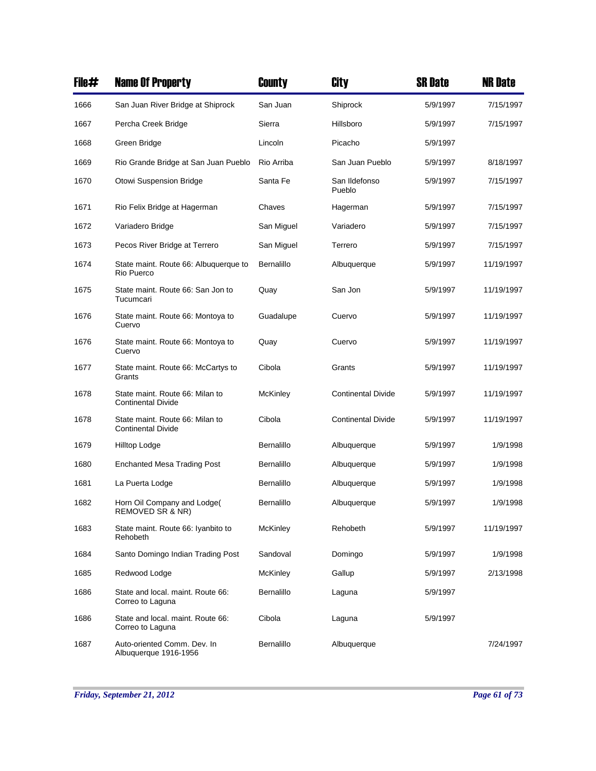| File# | Name Of Property | County | City | SR Date | NR Date |
|---|---|---|---|---|---|
| 1666 | San Juan River Bridge at Shiprock | San Juan | Shiprock | 5/9/1997 | 7/15/1997 |
| 1667 | Percha Creek Bridge | Sierra | Hillsboro | 5/9/1997 | 7/15/1997 |
| 1668 | Green Bridge | Lincoln | Picacho | 5/9/1997 | |
| 1669 | Rio Grande Bridge at San Juan Pueblo | Rio Arriba | San Juan Pueblo | 5/9/1997 | 8/18/1997 |
| 1670 | Otowi Suspension Bridge | Santa Fe | San Ildefonso Pueblo | 5/9/1997 | 7/15/1997 |
| 1671 | Rio Felix Bridge at Hagerman | Chaves | Hagerman | 5/9/1997 | 7/15/1997 |
| 1672 | Variadero Bridge | San Miguel | Variadero | 5/9/1997 | 7/15/1997 |
| 1673 | Pecos River Bridge at Terrero | San Miguel | Terrero | 5/9/1997 | 7/15/1997 |
| 1674 | State maint. Route 66: Albuquerque to Rio Puerco | Bernalillo | Albuquerque | 5/9/1997 | 11/19/1997 |
| 1675 | State maint. Route 66: San Jon to Tucumcari | Quay | San Jon | 5/9/1997 | 11/19/1997 |
| 1676 | State maint. Route 66: Montoya to Cuervo | Guadalupe | Cuervo | 5/9/1997 | 11/19/1997 |
| 1676 | State maint. Route 66: Montoya to Cuervo | Quay | Cuervo | 5/9/1997 | 11/19/1997 |
| 1677 | State maint. Route 66: McCartys to Grants | Cibola | Grants | 5/9/1997 | 11/19/1997 |
| 1678 | State maint. Route 66: Milan to Continental Divide | McKinley | Continental Divide | 5/9/1997 | 11/19/1997 |
| 1678 | State maint. Route 66: Milan to Continental Divide | Cibola | Continental Divide | 5/9/1997 | 11/19/1997 |
| 1679 | Hilltop Lodge | Bernalillo | Albuquerque | 5/9/1997 | 1/9/1998 |
| 1680 | Enchanted Mesa Trading Post | Bernalillo | Albuquerque | 5/9/1997 | 1/9/1998 |
| 1681 | La Puerta Lodge | Bernalillo | Albuquerque | 5/9/1997 | 1/9/1998 |
| 1682 | Horn Oil Company and Lodge( REMOVED SR & NR) | Bernalillo | Albuquerque | 5/9/1997 | 1/9/1998 |
| 1683 | State maint. Route 66: Iyanbito to Rehobeth | McKinley | Rehobeth | 5/9/1997 | 11/19/1997 |
| 1684 | Santo Domingo Indian Trading Post | Sandoval | Domingo | 5/9/1997 | 1/9/1998 |
| 1685 | Redwood Lodge | McKinley | Gallup | 5/9/1997 | 2/13/1998 |
| 1686 | State and local. maint. Route 66: Correo to Laguna | Bernalillo | Laguna | 5/9/1997 | |
| 1686 | State and local. maint. Route 66: Correo to Laguna | Cibola | Laguna | 5/9/1997 | |
| 1687 | Auto-oriented Comm. Dev. In Albuquerque 1916-1956 | Bernalillo | Albuquerque | | 7/24/1997 |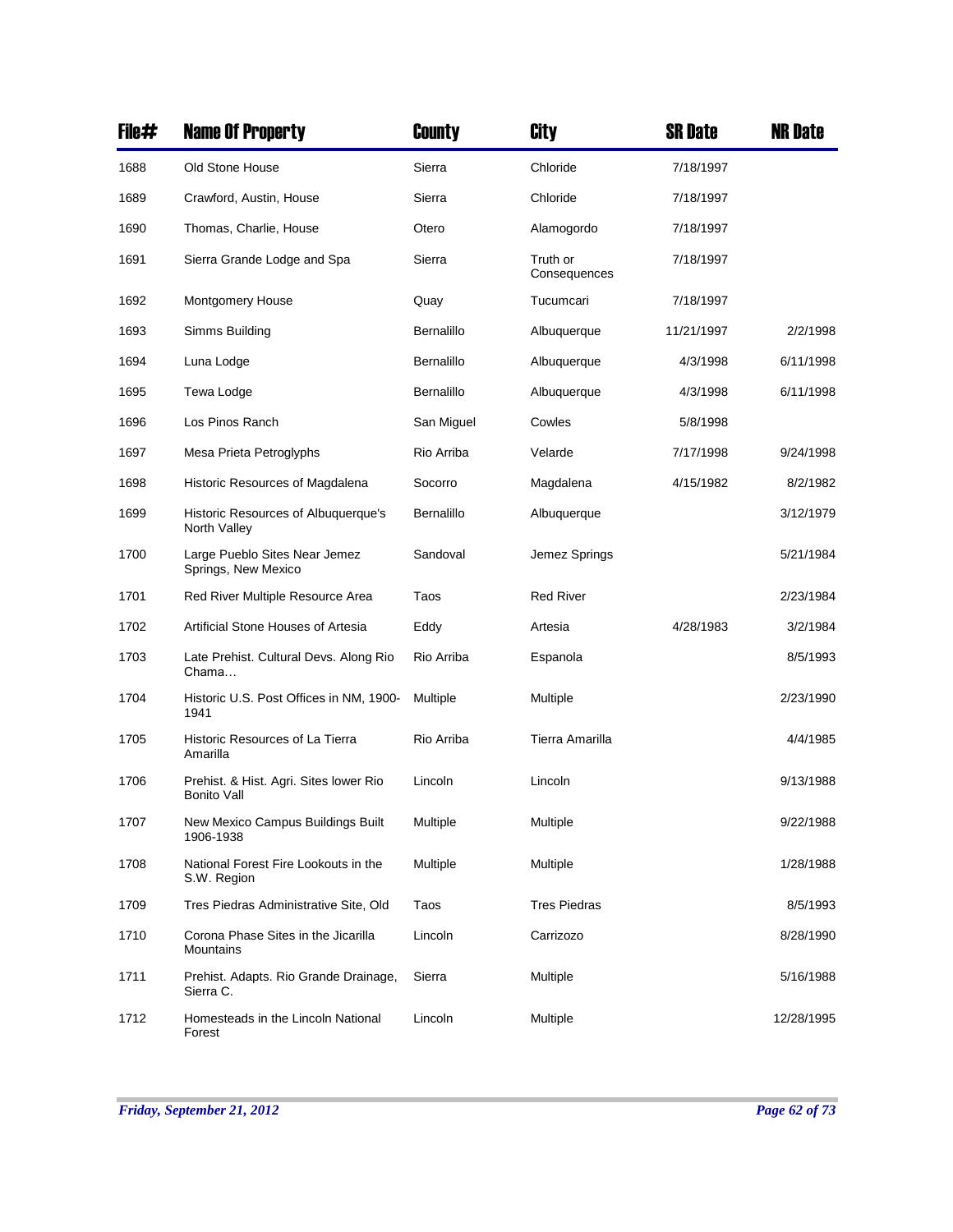| File# | Name Of Property | County | City | SR Date | NR Date |
|---|---|---|---|---|---|
| 1688 | Old Stone House | Sierra | Chloride | 7/18/1997 | |
| 1689 | Crawford, Austin, House | Sierra | Chloride | 7/18/1997 | |
| 1690 | Thomas, Charlie, House | Otero | Alamogordo | 7/18/1997 | |
| 1691 | Sierra Grande Lodge and Spa | Sierra | Truth or Consequences | 7/18/1997 | |
| 1692 | Montgomery House | Quay | Tucumcari | 7/18/1997 | |
| 1693 | Simms Building | Bernalillo | Albuquerque | 11/21/1997 | 2/2/1998 |
| 1694 | Luna Lodge | Bernalillo | Albuquerque | 4/3/1998 | 6/11/1998 |
| 1695 | Tewa Lodge | Bernalillo | Albuquerque | 4/3/1998 | 6/11/1998 |
| 1696 | Los Pinos Ranch | San Miguel | Cowles | 5/8/1998 | |
| 1697 | Mesa Prieta Petroglyphs | Rio Arriba | Velarde | 7/17/1998 | 9/24/1998 |
| 1698 | Historic Resources of Magdalena | Socorro | Magdalena | 4/15/1982 | 8/2/1982 |
| 1699 | Historic Resources of Albuquerque's North Valley | Bernalillo | Albuquerque | | 3/12/1979 |
| 1700 | Large Pueblo Sites Near Jemez Springs, New Mexico | Sandoval | Jemez Springs | | 5/21/1984 |
| 1701 | Red River Multiple Resource Area | Taos | Red River | | 2/23/1984 |
| 1702 | Artificial Stone Houses of Artesia | Eddy | Artesia | 4/28/1983 | 3/2/1984 |
| 1703 | Late Prehist. Cultural Devs. Along Rio Chama… | Rio Arriba | Espanola | | 8/5/1993 |
| 1704 | Historic U.S. Post Offices in NM, 1900-1941 | Multiple | Multiple | | 2/23/1990 |
| 1705 | Historic Resources of La Tierra Amarilla | Rio Arriba | Tierra Amarilla | | 4/4/1985 |
| 1706 | Prehist. & Hist. Agri. Sites lower Rio Bonito Vall | Lincoln | Lincoln | | 9/13/1988 |
| 1707 | New Mexico Campus Buildings Built 1906-1938 | Multiple | Multiple | | 9/22/1988 |
| 1708 | National Forest Fire Lookouts in the S.W. Region | Multiple | Multiple | | 1/28/1988 |
| 1709 | Tres Piedras Administrative Site, Old | Taos | Tres Piedras | | 8/5/1993 |
| 1710 | Corona Phase Sites in the Jicarilla Mountains | Lincoln | Carrizozo | | 8/28/1990 |
| 1711 | Prehist. Adapts. Rio Grande Drainage, Sierra C. | Sierra | Multiple | | 5/16/1988 |
| 1712 | Homesteads in the Lincoln National Forest | Lincoln | Multiple | | 12/28/1995 |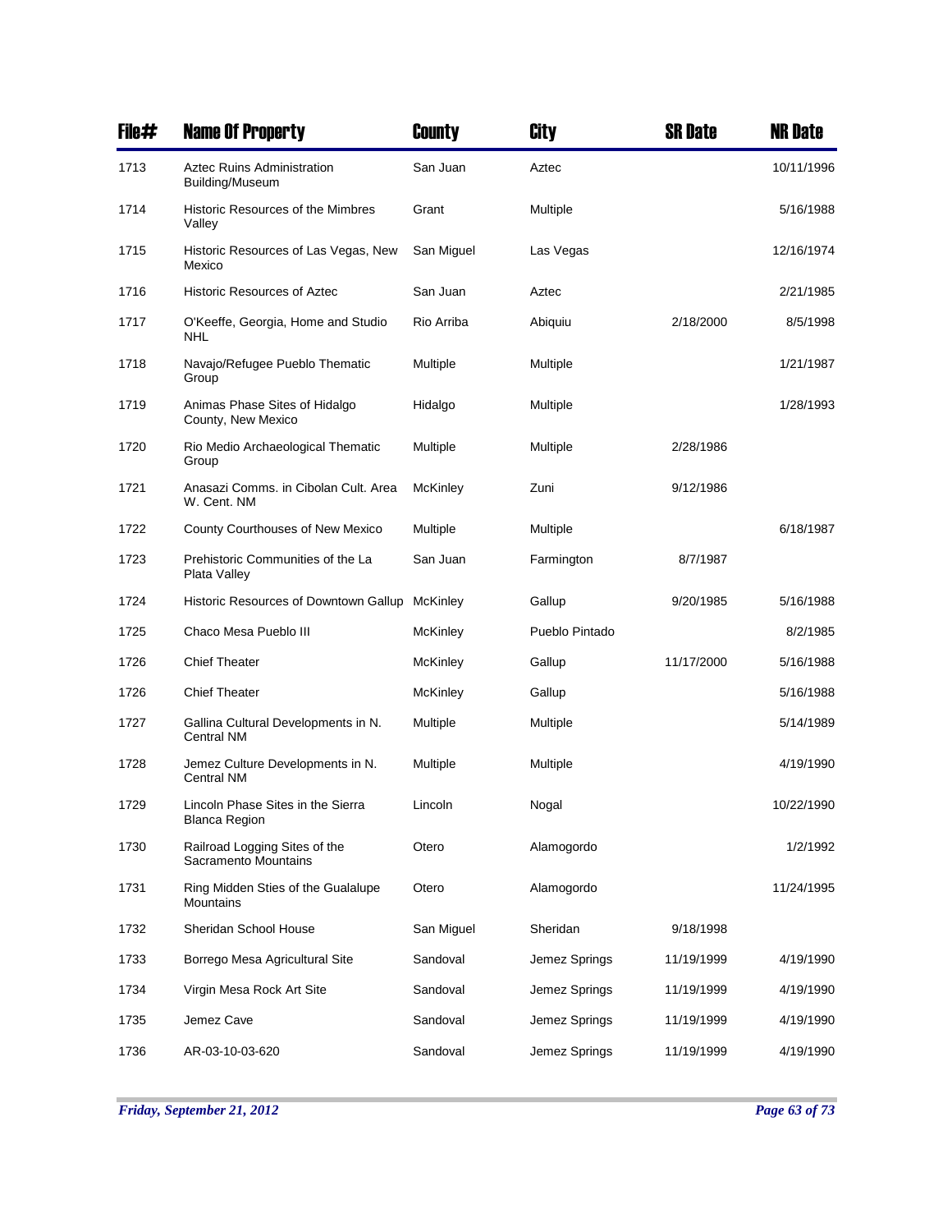| File# | Name Of Property | County | City | SR Date | NR Date |
|---|---|---|---|---|---|
| 1713 | Aztec Ruins Administration Building/Museum | San Juan | Aztec | | 10/11/1996 |
| 1714 | Historic Resources of the Mimbres Valley | Grant | Multiple | | 5/16/1988 |
| 1715 | Historic Resources of Las Vegas, New Mexico | San Miguel | Las Vegas | | 12/16/1974 |
| 1716 | Historic Resources of Aztec | San Juan | Aztec | | 2/21/1985 |
| 1717 | O'Keeffe, Georgia, Home and Studio NHL | Rio Arriba | Abiquiu | 2/18/2000 | 8/5/1998 |
| 1718 | Navajo/Refugee Pueblo Thematic Group | Multiple | Multiple | | 1/21/1987 |
| 1719 | Animas Phase Sites of Hidalgo County, New Mexico | Hidalgo | Multiple | | 1/28/1993 |
| 1720 | Rio Medio Archaeological Thematic Group | Multiple | Multiple | 2/28/1986 | |
| 1721 | Anasazi Comms. in Cibolan Cult. Area W. Cent. NM | McKinley | Zuni | 9/12/1986 | |
| 1722 | County Courthouses of New Mexico | Multiple | Multiple | | 6/18/1987 |
| 1723 | Prehistoric Communities of the La Plata Valley | San Juan | Farmington | 8/7/1987 | |
| 1724 | Historic Resources of Downtown Gallup | McKinley | Gallup | 9/20/1985 | 5/16/1988 |
| 1725 | Chaco Mesa Pueblo III | McKinley | Pueblo Pintado | | 8/2/1985 |
| 1726 | Chief Theater | McKinley | Gallup | 11/17/2000 | 5/16/1988 |
| 1726 | Chief Theater | McKinley | Gallup | | 5/16/1988 |
| 1727 | Gallina Cultural Developments in N. Central NM | Multiple | Multiple | | 5/14/1989 |
| 1728 | Jemez Culture Developments in N. Central NM | Multiple | Multiple | | 4/19/1990 |
| 1729 | Lincoln Phase Sites in the Sierra Blanca Region | Lincoln | Nogal | | 10/22/1990 |
| 1730 | Railroad Logging Sites of the Sacramento Mountains | Otero | Alamogordo | | 1/2/1992 |
| 1731 | Ring Midden Sties of the Gualalupe Mountains | Otero | Alamogordo | | 11/24/1995 |
| 1732 | Sheridan School House | San Miguel | Sheridan | 9/18/1998 | |
| 1733 | Borrego Mesa Agricultural Site | Sandoval | Jemez Springs | 11/19/1999 | 4/19/1990 |
| 1734 | Virgin Mesa Rock Art Site | Sandoval | Jemez Springs | 11/19/1999 | 4/19/1990 |
| 1735 | Jemez Cave | Sandoval | Jemez Springs | 11/19/1999 | 4/19/1990 |
| 1736 | AR-03-10-03-620 | Sandoval | Jemez Springs | 11/19/1999 | 4/19/1990 |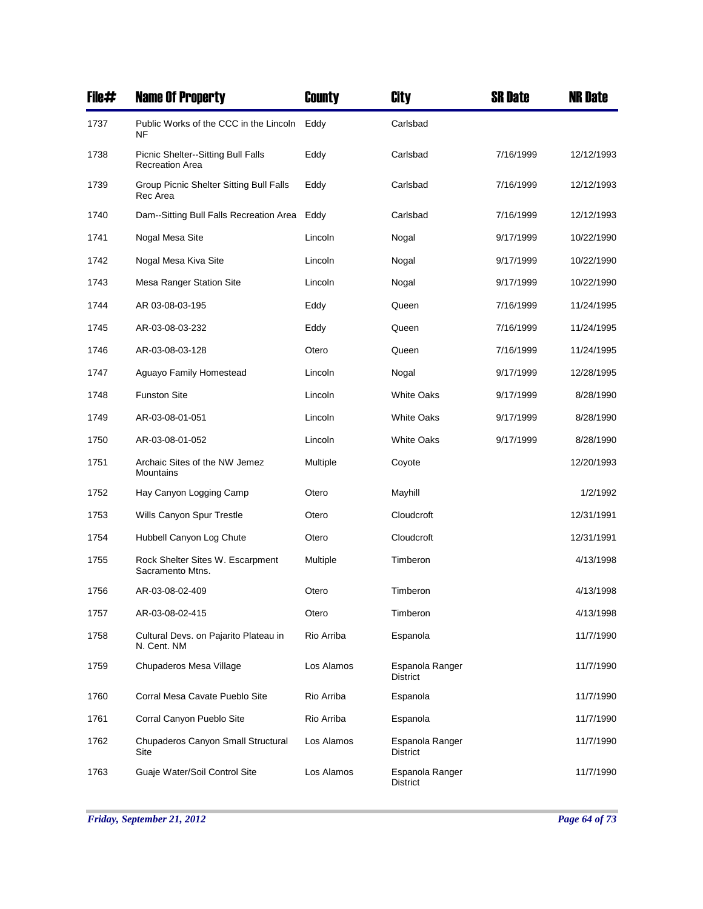| File# | Name Of Property | County | City | SR Date | NR Date |
|---|---|---|---|---|---|
| 1737 | Public Works of the CCC in the Lincoln NF | Eddy | Carlsbad | | |
| 1738 | Picnic Shelter--Sitting Bull Falls Recreation Area | Eddy | Carlsbad | 7/16/1999 | 12/12/1993 |
| 1739 | Group Picnic Shelter Sitting Bull Falls Rec Area | Eddy | Carlsbad | 7/16/1999 | 12/12/1993 |
| 1740 | Dam--Sitting Bull Falls Recreation Area | Eddy | Carlsbad | 7/16/1999 | 12/12/1993 |
| 1741 | Nogal Mesa Site | Lincoln | Nogal | 9/17/1999 | 10/22/1990 |
| 1742 | Nogal Mesa Kiva Site | Lincoln | Nogal | 9/17/1999 | 10/22/1990 |
| 1743 | Mesa Ranger Station Site | Lincoln | Nogal | 9/17/1999 | 10/22/1990 |
| 1744 | AR 03-08-03-195 | Eddy | Queen | 7/16/1999 | 11/24/1995 |
| 1745 | AR-03-08-03-232 | Eddy | Queen | 7/16/1999 | 11/24/1995 |
| 1746 | AR-03-08-03-128 | Otero | Queen | 7/16/1999 | 11/24/1995 |
| 1747 | Aguayo Family Homestead | Lincoln | Nogal | 9/17/1999 | 12/28/1995 |
| 1748 | Funston Site | Lincoln | White Oaks | 9/17/1999 | 8/28/1990 |
| 1749 | AR-03-08-01-051 | Lincoln | White Oaks | 9/17/1999 | 8/28/1990 |
| 1750 | AR-03-08-01-052 | Lincoln | White Oaks | 9/17/1999 | 8/28/1990 |
| 1751 | Archaic Sites of the NW Jemez Mountains | Multiple | Coyote | | 12/20/1993 |
| 1752 | Hay Canyon Logging Camp | Otero | Mayhill | | 1/2/1992 |
| 1753 | Wills Canyon Spur Trestle | Otero | Cloudcroft | | 12/31/1991 |
| 1754 | Hubbell Canyon Log Chute | Otero | Cloudcroft | | 12/31/1991 |
| 1755 | Rock Shelter Sites W. Escarpment Sacramento Mtns. | Multiple | Timberon | | 4/13/1998 |
| 1756 | AR-03-08-02-409 | Otero | Timberon | | 4/13/1998 |
| 1757 | AR-03-08-02-415 | Otero | Timberon | | 4/13/1998 |
| 1758 | Cultural Devs. on Pajarito Plateau in N. Cent. NM | Rio Arriba | Espanola | | 11/7/1990 |
| 1759 | Chupaderos Mesa Village | Los Alamos | Espanola Ranger District | | 11/7/1990 |
| 1760 | Corral Mesa Cavate Pueblo Site | Rio Arriba | Espanola | | 11/7/1990 |
| 1761 | Corral Canyon Pueblo Site | Rio Arriba | Espanola | | 11/7/1990 |
| 1762 | Chupaderos Canyon Small Structural Site | Los Alamos | Espanola Ranger District | | 11/7/1990 |
| 1763 | Guaje Water/Soil Control Site | Los Alamos | Espanola Ranger District | | 11/7/1990 |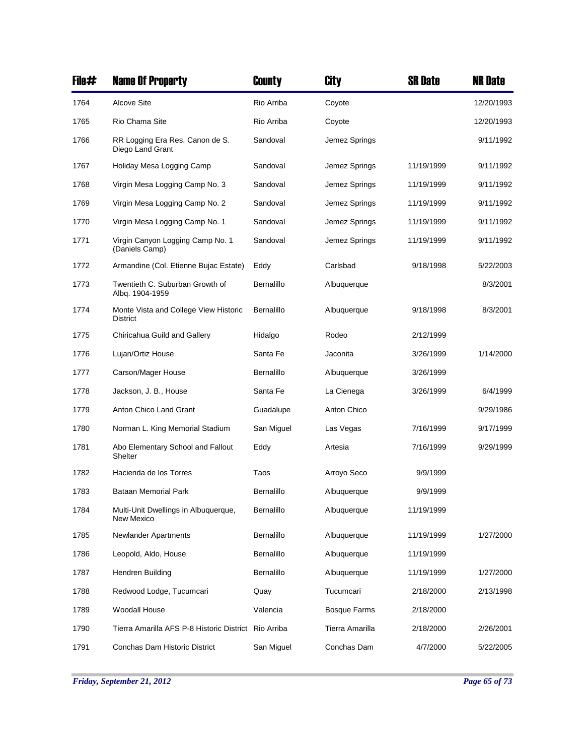| File# | Name Of Property | County | City | SR Date | NR Date |
|---|---|---|---|---|---|
| 1764 | Alcove Site | Rio Arriba | Coyote | | 12/20/1993 |
| 1765 | Rio Chama Site | Rio Arriba | Coyote | | 12/20/1993 |
| 1766 | RR Logging Era Res. Canon de S. Diego Land Grant | Sandoval | Jemez Springs | | 9/11/1992 |
| 1767 | Holiday Mesa Logging Camp | Sandoval | Jemez Springs | 11/19/1999 | 9/11/1992 |
| 1768 | Virgin Mesa Logging Camp No. 3 | Sandoval | Jemez Springs | 11/19/1999 | 9/11/1992 |
| 1769 | Virgin Mesa Logging Camp No. 2 | Sandoval | Jemez Springs | 11/19/1999 | 9/11/1992 |
| 1770 | Virgin Mesa Logging Camp No. 1 | Sandoval | Jemez Springs | 11/19/1999 | 9/11/1992 |
| 1771 | Virgin Canyon Logging Camp No. 1 (Daniels Camp) | Sandoval | Jemez Springs | 11/19/1999 | 9/11/1992 |
| 1772 | Armandine (Col. Etienne Bujac Estate) | Eddy | Carlsbad | 9/18/1998 | 5/22/2003 |
| 1773 | Twentieth C. Suburban Growth of Albq. 1904-1959 | Bernalillo | Albuquerque | | 8/3/2001 |
| 1774 | Monte Vista and College View Historic District | Bernalillo | Albuquerque | 9/18/1998 | 8/3/2001 |
| 1775 | Chiricahua Guild and Gallery | Hidalgo | Rodeo | 2/12/1999 | |
| 1776 | Lujan/Ortiz House | Santa Fe | Jaconita | 3/26/1999 | 1/14/2000 |
| 1777 | Carson/Mager House | Bernalillo | Albuquerque | 3/26/1999 | |
| 1778 | Jackson, J. B., House | Santa Fe | La Cienega | 3/26/1999 | 6/4/1999 |
| 1779 | Anton Chico Land Grant | Guadalupe | Anton Chico | | 9/29/1986 |
| 1780 | Norman L. King Memorial Stadium | San Miguel | Las Vegas | 7/16/1999 | 9/17/1999 |
| 1781 | Abo Elementary School and Fallout Shelter | Eddy | Artesia | 7/16/1999 | 9/29/1999 |
| 1782 | Hacienda de los Torres | Taos | Arroyo Seco | 9/9/1999 | |
| 1783 | Bataan Memorial Park | Bernalillo | Albuquerque | 9/9/1999 | |
| 1784 | Multi-Unit Dwellings in Albuquerque, New Mexico | Bernalillo | Albuquerque | 11/19/1999 | |
| 1785 | Newlander Apartments | Bernalillo | Albuquerque | 11/19/1999 | 1/27/2000 |
| 1786 | Leopold, Aldo, House | Bernalillo | Albuquerque | 11/19/1999 | |
| 1787 | Hendren Building | Bernalillo | Albuquerque | 11/19/1999 | 1/27/2000 |
| 1788 | Redwood Lodge, Tucumcari | Quay | Tucumcari | 2/18/2000 | 2/13/1998 |
| 1789 | Woodall House | Valencia | Bosque Farms | 2/18/2000 | |
| 1790 | Tierra Amarilla AFS P-8 Historic District | Rio Arriba | Tierra Amarilla | 2/18/2000 | 2/26/2001 |
| 1791 | Conchas Dam Historic District | San Miguel | Conchas Dam | 4/7/2000 | 5/22/2005 |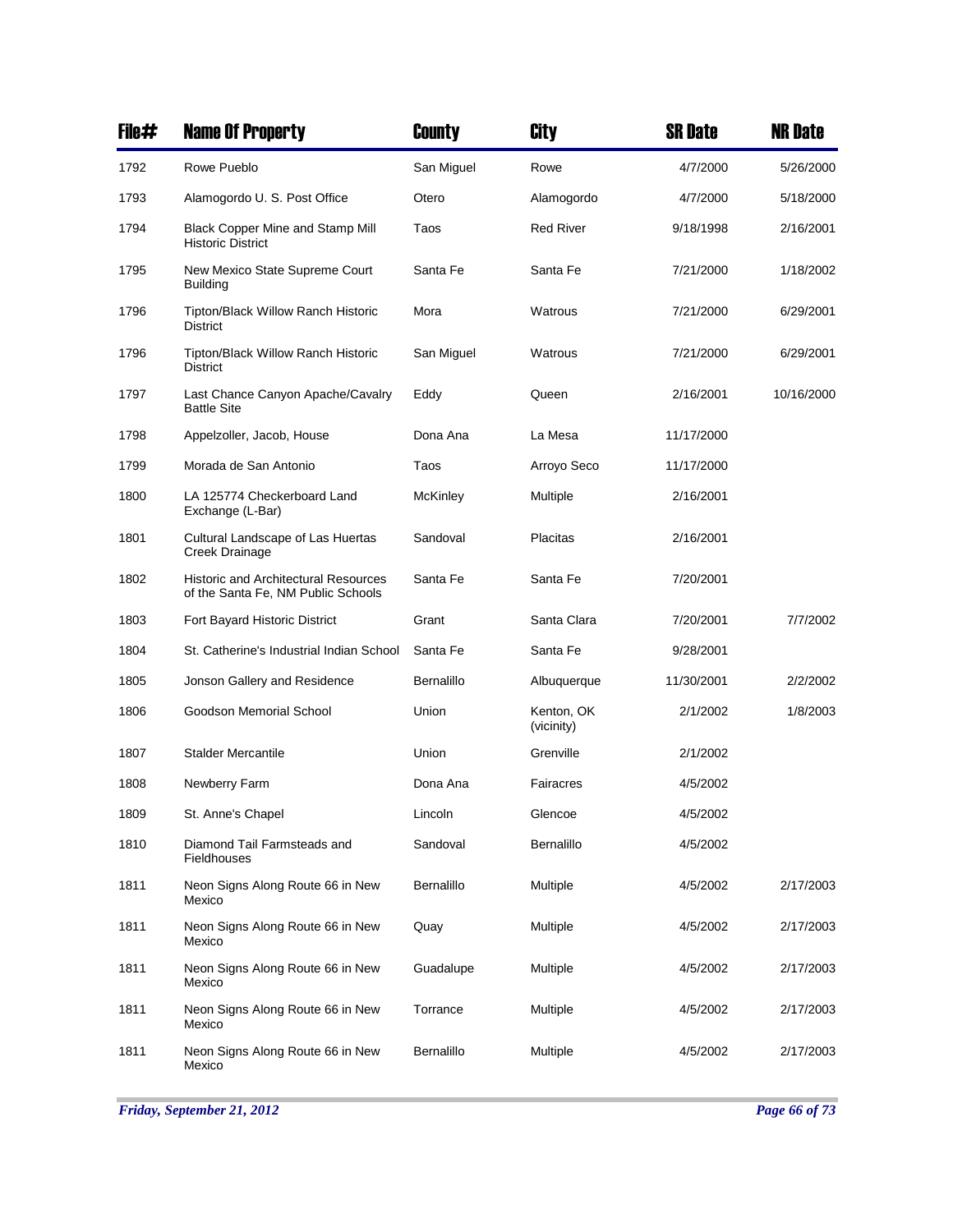| File# | Name Of Property | County | City | SR Date | NR Date |
|---|---|---|---|---|---|
| 1792 | Rowe Pueblo | San Miguel | Rowe | 4/7/2000 | 5/26/2000 |
| 1793 | Alamogordo U. S. Post Office | Otero | Alamogordo | 4/7/2000 | 5/18/2000 |
| 1794 | Black Copper Mine and Stamp Mill Historic District | Taos | Red River | 9/18/1998 | 2/16/2001 |
| 1795 | New Mexico State Supreme Court Building | Santa Fe | Santa Fe | 7/21/2000 | 1/18/2002 |
| 1796 | Tipton/Black Willow Ranch Historic District | Mora | Watrous | 7/21/2000 | 6/29/2001 |
| 1796 | Tipton/Black Willow Ranch Historic District | San Miguel | Watrous | 7/21/2000 | 6/29/2001 |
| 1797 | Last Chance Canyon Apache/Cavalry Battle Site | Eddy | Queen | 2/16/2001 | 10/16/2000 |
| 1798 | Appelzoller, Jacob, House | Dona Ana | La Mesa | 11/17/2000 | |
| 1799 | Morada de San Antonio | Taos | Arroyo Seco | 11/17/2000 | |
| 1800 | LA 125774 Checkerboard Land Exchange (L-Bar) | McKinley | Multiple | 2/16/2001 | |
| 1801 | Cultural Landscape of Las Huertas Creek Drainage | Sandoval | Placitas | 2/16/2001 | |
| 1802 | Historic and Architectural Resources of the Santa Fe, NM Public Schools | Santa Fe | Santa Fe | 7/20/2001 | |
| 1803 | Fort Bayard Historic District | Grant | Santa Clara | 7/20/2001 | 7/7/2002 |
| 1804 | St. Catherine's Industrial Indian School | Santa Fe | Santa Fe | 9/28/2001 | |
| 1805 | Jonson Gallery and Residence | Bernalillo | Albuquerque | 11/30/2001 | 2/2/2002 |
| 1806 | Goodson Memorial School | Union | Kenton, OK (vicinity) | 2/1/2002 | 1/8/2003 |
| 1807 | Stalder Mercantile | Union | Grenville | 2/1/2002 | |
| 1808 | Newberry Farm | Dona Ana | Fairacres | 4/5/2002 | |
| 1809 | St. Anne's Chapel | Lincoln | Glencoe | 4/5/2002 | |
| 1810 | Diamond Tail Farmsteads and Fieldhouses | Sandoval | Bernalillo | 4/5/2002 | |
| 1811 | Neon Signs Along Route 66 in New Mexico | Bernalillo | Multiple | 4/5/2002 | 2/17/2003 |
| 1811 | Neon Signs Along Route 66 in New Mexico | Quay | Multiple | 4/5/2002 | 2/17/2003 |
| 1811 | Neon Signs Along Route 66 in New Mexico | Guadalupe | Multiple | 4/5/2002 | 2/17/2003 |
| 1811 | Neon Signs Along Route 66 in New Mexico | Torrance | Multiple | 4/5/2002 | 2/17/2003 |
| 1811 | Neon Signs Along Route 66 in New Mexico | Bernalillo | Multiple | 4/5/2002 | 2/17/2003 |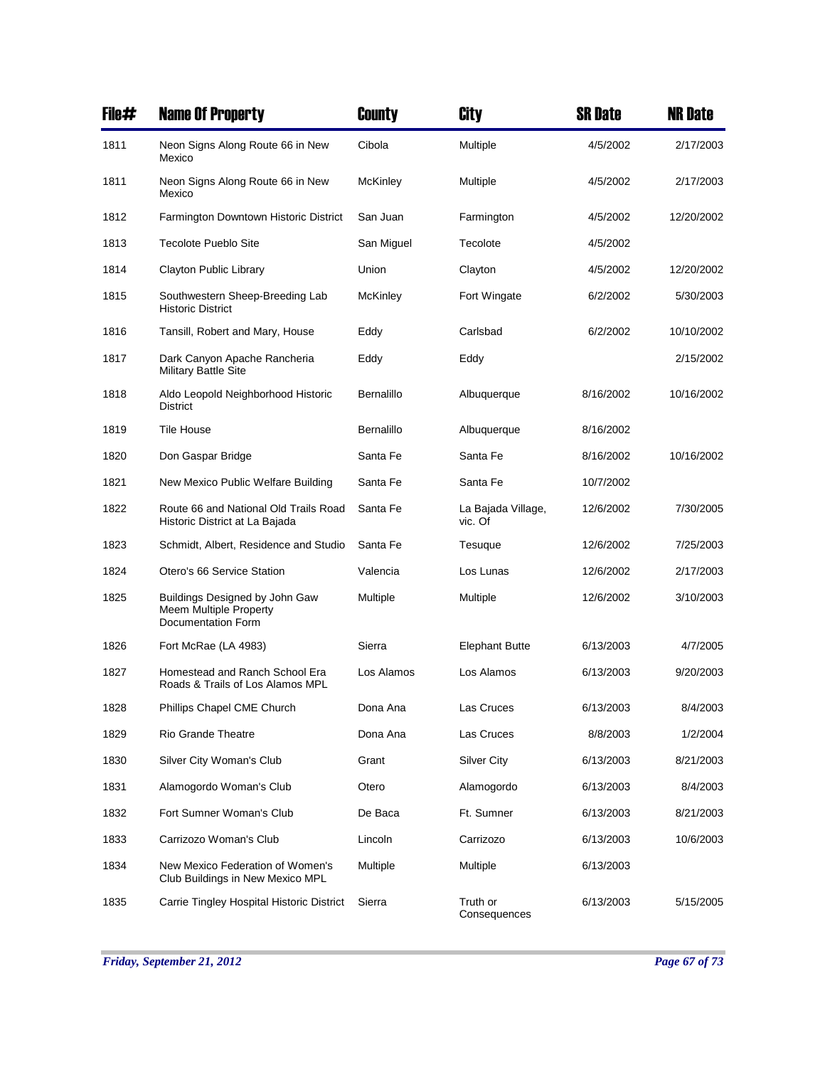| File# | Name Of Property | County | City | SR Date | NR Date |
|---|---|---|---|---|---|
| 1811 | Neon Signs Along Route 66 in New Mexico | Cibola | Multiple | 4/5/2002 | 2/17/2003 |
| 1811 | Neon Signs Along Route 66 in New Mexico | McKinley | Multiple | 4/5/2002 | 2/17/2003 |
| 1812 | Farmington Downtown Historic District | San Juan | Farmington | 4/5/2002 | 12/20/2002 |
| 1813 | Tecolote Pueblo Site | San Miguel | Tecolote | 4/5/2002 | |
| 1814 | Clayton Public Library | Union | Clayton | 4/5/2002 | 12/20/2002 |
| 1815 | Southwestern Sheep-Breeding Lab Historic District | McKinley | Fort Wingate | 6/2/2002 | 5/30/2003 |
| 1816 | Tansill, Robert and Mary, House | Eddy | Carlsbad | 6/2/2002 | 10/10/2002 |
| 1817 | Dark Canyon Apache Rancheria Military Battle Site | Eddy | Eddy | | 2/15/2002 |
| 1818 | Aldo Leopold Neighborhood Historic District | Bernalillo | Albuquerque | 8/16/2002 | 10/16/2002 |
| 1819 | Tile House | Bernalillo | Albuquerque | 8/16/2002 | |
| 1820 | Don Gaspar Bridge | Santa Fe | Santa Fe | 8/16/2002 | 10/16/2002 |
| 1821 | New Mexico Public Welfare Building | Santa Fe | Santa Fe | 10/7/2002 | |
| 1822 | Route 66 and National Old Trails Road Historic District at La Bajada | Santa Fe | La Bajada Village, vic. Of | 12/6/2002 | 7/30/2005 |
| 1823 | Schmidt, Albert, Residence and Studio | Santa Fe | Tesuque | 12/6/2002 | 7/25/2003 |
| 1824 | Otero's 66 Service Station | Valencia | Los Lunas | 12/6/2002 | 2/17/2003 |
| 1825 | Buildings Designed by John Gaw Meem Multiple Property Documentation Form | Multiple | Multiple | 12/6/2002 | 3/10/2003 |
| 1826 | Fort McRae (LA 4983) | Sierra | Elephant Butte | 6/13/2003 | 4/7/2005 |
| 1827 | Homestead and Ranch School Era Roads & Trails of Los Alamos MPL | Los Alamos | Los Alamos | 6/13/2003 | 9/20/2003 |
| 1828 | Phillips Chapel CME Church | Dona Ana | Las Cruces | 6/13/2003 | 8/4/2003 |
| 1829 | Rio Grande Theatre | Dona Ana | Las Cruces | 8/8/2003 | 1/2/2004 |
| 1830 | Silver City Woman's Club | Grant | Silver City | 6/13/2003 | 8/21/2003 |
| 1831 | Alamogordo Woman's Club | Otero | Alamogordo | 6/13/2003 | 8/4/2003 |
| 1832 | Fort Sumner Woman's Club | De Baca | Ft. Sumner | 6/13/2003 | 8/21/2003 |
| 1833 | Carrizozo Woman's Club | Lincoln | Carrizozo | 6/13/2003 | 10/6/2003 |
| 1834 | New Mexico Federation of Women's Club Buildings in New Mexico MPL | Multiple | Multiple | 6/13/2003 | |
| 1835 | Carrie Tingley Hospital Historic District | Sierra | Truth or Consequences | 6/13/2003 | 5/15/2005 |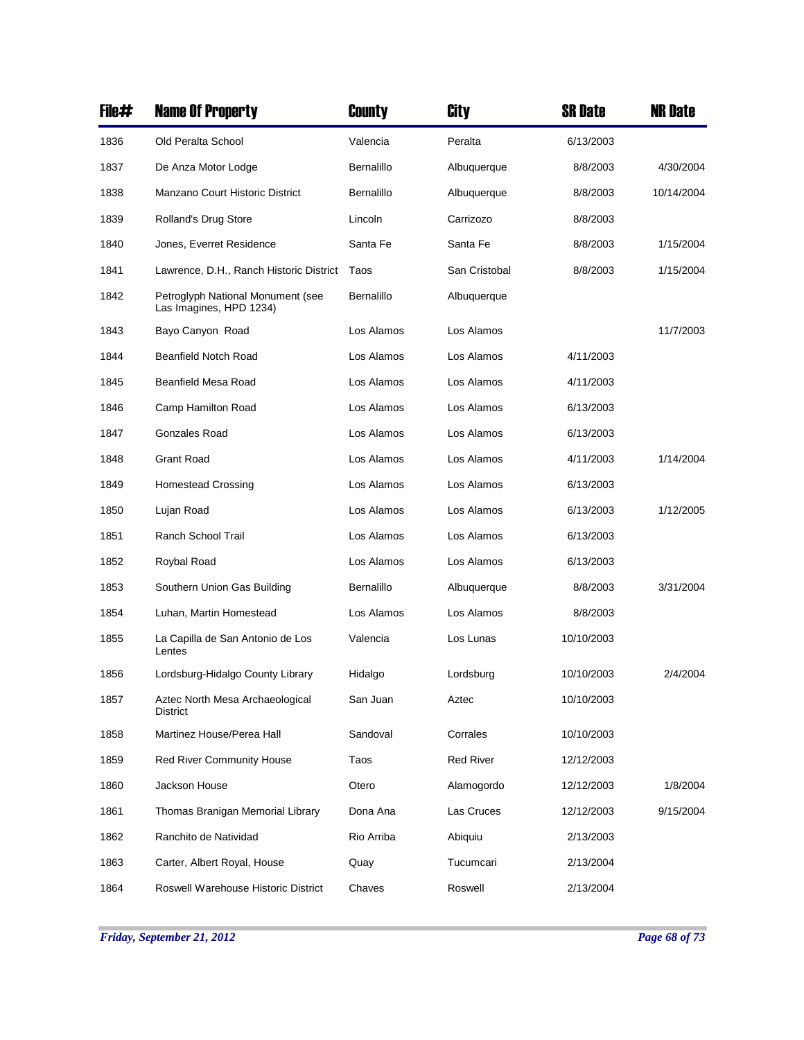| File# | Name Of Property | County | City | SR Date | NR Date |
|---|---|---|---|---|---|
| 1836 | Old Peralta School | Valencia | Peralta | 6/13/2003 | |
| 1837 | De Anza Motor Lodge | Bernalillo | Albuquerque | 8/8/2003 | 4/30/2004 |
| 1838 | Manzano Court Historic District | Bernalillo | Albuquerque | 8/8/2003 | 10/14/2004 |
| 1839 | Rolland's Drug Store | Lincoln | Carrizozo | 8/8/2003 | |
| 1840 | Jones, Everret Residence | Santa Fe | Santa Fe | 8/8/2003 | 1/15/2004 |
| 1841 | Lawrence, D.H., Ranch Historic District | Taos | San Cristobal | 8/8/2003 | 1/15/2004 |
| 1842 | Petroglyph National Monument (see Las Imagines, HPD 1234) | Bernalillo | Albuquerque | | |
| 1843 | Bayo Canyon Road | Los Alamos | Los Alamos | | 11/7/2003 |
| 1844 | Beanfield Notch Road | Los Alamos | Los Alamos | 4/11/2003 | |
| 1845 | Beanfield Mesa Road | Los Alamos | Los Alamos | 4/11/2003 | |
| 1846 | Camp Hamilton Road | Los Alamos | Los Alamos | 6/13/2003 | |
| 1847 | Gonzales Road | Los Alamos | Los Alamos | 6/13/2003 | |
| 1848 | Grant Road | Los Alamos | Los Alamos | 4/11/2003 | 1/14/2004 |
| 1849 | Homestead Crossing | Los Alamos | Los Alamos | 6/13/2003 | |
| 1850 | Lujan Road | Los Alamos | Los Alamos | 6/13/2003 | 1/12/2005 |
| 1851 | Ranch School Trail | Los Alamos | Los Alamos | 6/13/2003 | |
| 1852 | Roybal Road | Los Alamos | Los Alamos | 6/13/2003 | |
| 1853 | Southern Union Gas Building | Bernalillo | Albuquerque | 8/8/2003 | 3/31/2004 |
| 1854 | Luhan, Martin Homestead | Los Alamos | Los Alamos | 8/8/2003 | |
| 1855 | La Capilla de San Antonio de Los Lentes | Valencia | Los Lunas | 10/10/2003 | |
| 1856 | Lordsburg-Hidalgo County Library | Hidalgo | Lordsburg | 10/10/2003 | 2/4/2004 |
| 1857 | Aztec North Mesa Archaeological District | San Juan | Aztec | 10/10/2003 | |
| 1858 | Martinez House/Perea Hall | Sandoval | Corrales | 10/10/2003 | |
| 1859 | Red River Community House | Taos | Red River | 12/12/2003 | |
| 1860 | Jackson House | Otero | Alamogordo | 12/12/2003 | 1/8/2004 |
| 1861 | Thomas Branigan Memorial Library | Dona Ana | Las Cruces | 12/12/2003 | 9/15/2004 |
| 1862 | Ranchito de Natividad | Rio Arriba | Abiquiu | 2/13/2003 | |
| 1863 | Carter, Albert Royal, House | Quay | Tucumcari | 2/13/2004 | |
| 1864 | Roswell Warehouse Historic District | Chaves | Roswell | 2/13/2004 | |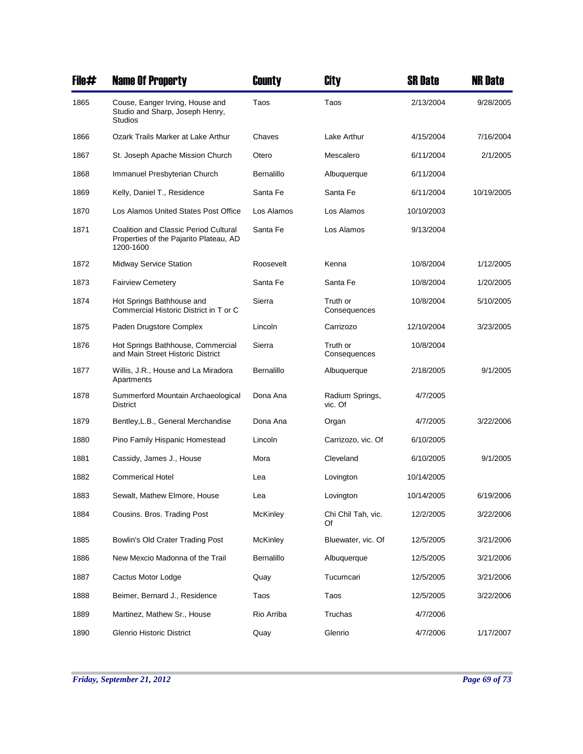| File# | Name Of Property | County | City | SR Date | NR Date |
|---|---|---|---|---|---|
| 1865 | Couse, Eanger Irving, House and Studio and Sharp, Joseph Henry, Studios | Taos | Taos | 2/13/2004 | 9/28/2005 |
| 1866 | Ozark Trails Marker at Lake Arthur | Chaves | Lake Arthur | 4/15/2004 | 7/16/2004 |
| 1867 | St. Joseph Apache Mission Church | Otero | Mescalero | 6/11/2004 | 2/1/2005 |
| 1868 | Immanuel Presbyterian Church | Bernalillo | Albuquerque | 6/11/2004 | |
| 1869 | Kelly, Daniel T., Residence | Santa Fe | Santa Fe | 6/11/2004 | 10/19/2005 |
| 1870 | Los Alamos United States Post Office | Los Alamos | Los Alamos | 10/10/2003 | |
| 1871 | Coalition and Classic Period Cultural Properties of the Pajarito Plateau, AD 1200-1600 | Santa Fe | Los Alamos | 9/13/2004 | |
| 1872 | Midway Service Station | Roosevelt | Kenna | 10/8/2004 | 1/12/2005 |
| 1873 | Fairview Cemetery | Santa Fe | Santa Fe | 10/8/2004 | 1/20/2005 |
| 1874 | Hot Springs Bathhouse and Commercial Historic District in T or C | Sierra | Truth or Consequences | 10/8/2004 | 5/10/2005 |
| 1875 | Paden Drugstore Complex | Lincoln | Carrizozo | 12/10/2004 | 3/23/2005 |
| 1876 | Hot Springs Bathhouse, Commercial and Main Street Historic District | Sierra | Truth or Consequences | 10/8/2004 | |
| 1877 | Willis, J.R., House and La Miradora Apartments | Bernalillo | Albuquerque | 2/18/2005 | 9/1/2005 |
| 1878 | Summerford Mountain Archaeological District | Dona Ana | Radium Springs, vic. Of | 4/7/2005 | |
| 1879 | Bentley,L.B., General Merchandise | Dona Ana | Organ | 4/7/2005 | 3/22/2006 |
| 1880 | Pino Family Hispanic Homestead | Lincoln | Carrizozo, vic. Of | 6/10/2005 | |
| 1881 | Cassidy, James J., House | Mora | Cleveland | 6/10/2005 | 9/1/2005 |
| 1882 | Commerical Hotel | Lea | Lovington | 10/14/2005 | |
| 1883 | Sewalt, Mathew Elmore, House | Lea | Lovington | 10/14/2005 | 6/19/2006 |
| 1884 | Cousins. Bros. Trading Post | McKinley | Chi Chil Tah, vic. Of | 12/2/2005 | 3/22/2006 |
| 1885 | Bowlin's Old Crater Trading Post | McKinley | Bluewater, vic. Of | 12/5/2005 | 3/21/2006 |
| 1886 | New Mexcio Madonna of the Trail | Bernalillo | Albuquerque | 12/5/2005 | 3/21/2006 |
| 1887 | Cactus Motor Lodge | Quay | Tucumcari | 12/5/2005 | 3/21/2006 |
| 1888 | Beimer, Bernard J., Residence | Taos | Taos | 12/5/2005 | 3/22/2006 |
| 1889 | Martinez, Mathew Sr., House | Rio Arriba | Truchas | 4/7/2006 | |
| 1890 | Glenrio Historic District | Quay | Glenrio | 4/7/2006 | 1/17/2007 |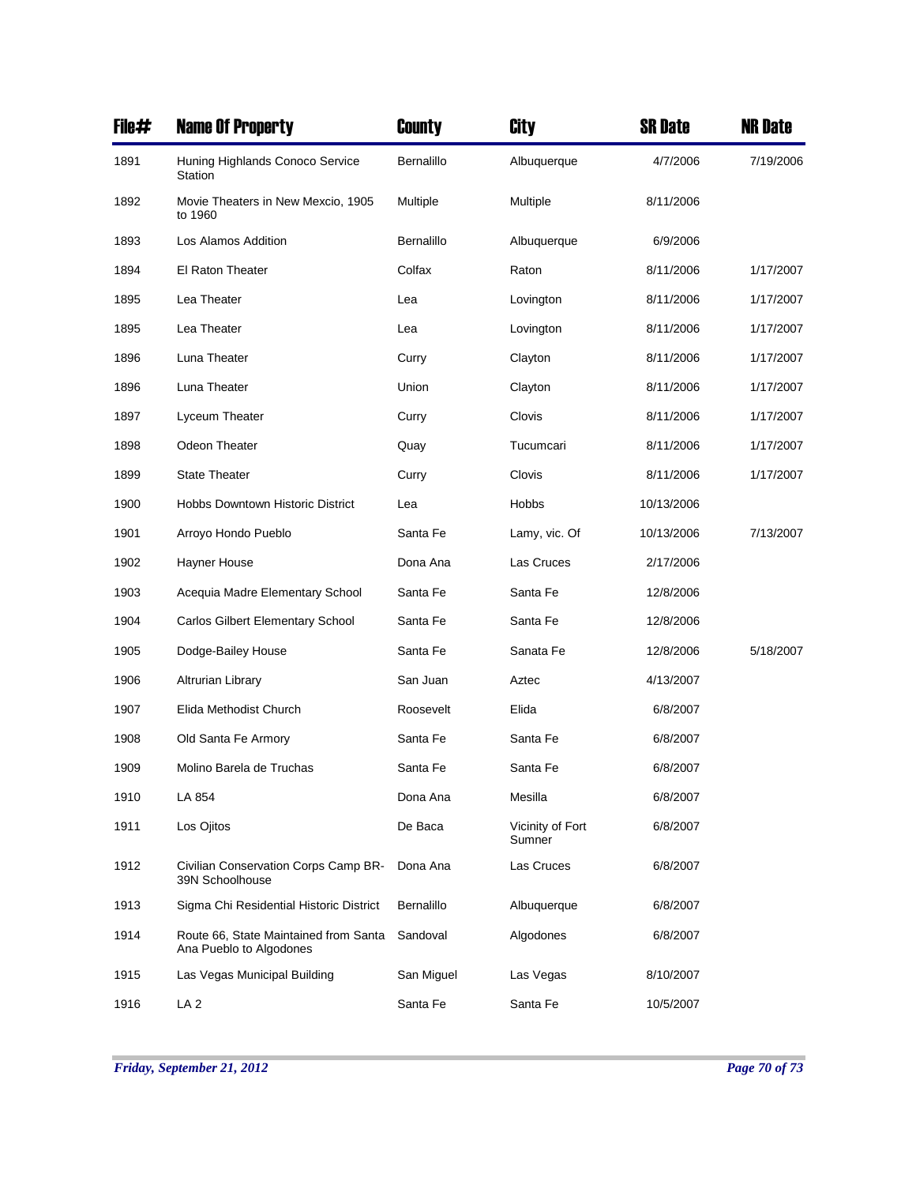| File# | Name Of Property | County | City | SR Date | NR Date |
|---|---|---|---|---|---|
| 1891 | Huning Highlands Conoco Service Station | Bernalillo | Albuquerque | 4/7/2006 | 7/19/2006 |
| 1892 | Movie Theaters in New Mexcio, 1905 to 1960 | Multiple | Multiple | 8/11/2006 | |
| 1893 | Los Alamos Addition | Bernalillo | Albuquerque | 6/9/2006 | |
| 1894 | El Raton Theater | Colfax | Raton | 8/11/2006 | 1/17/2007 |
| 1895 | Lea Theater | Lea | Lovington | 8/11/2006 | 1/17/2007 |
| 1895 | Lea Theater | Lea | Lovington | 8/11/2006 | 1/17/2007 |
| 1896 | Luna Theater | Curry | Clayton | 8/11/2006 | 1/17/2007 |
| 1896 | Luna Theater | Union | Clayton | 8/11/2006 | 1/17/2007 |
| 1897 | Lyceum Theater | Curry | Clovis | 8/11/2006 | 1/17/2007 |
| 1898 | Odeon Theater | Quay | Tucumcari | 8/11/2006 | 1/17/2007 |
| 1899 | State Theater | Curry | Clovis | 8/11/2006 | 1/17/2007 |
| 1900 | Hobbs Downtown Historic District | Lea | Hobbs | 10/13/2006 | |
| 1901 | Arroyo Hondo Pueblo | Santa Fe | Lamy, vic. Of | 10/13/2006 | 7/13/2007 |
| 1902 | Hayner House | Dona Ana | Las Cruces | 2/17/2006 | |
| 1903 | Acequia Madre Elementary School | Santa Fe | Santa Fe | 12/8/2006 | |
| 1904 | Carlos Gilbert Elementary School | Santa Fe | Santa Fe | 12/8/2006 | |
| 1905 | Dodge-Bailey House | Santa Fe | Sanata Fe | 12/8/2006 | 5/18/2007 |
| 1906 | Altrurian Library | San Juan | Aztec | 4/13/2007 | |
| 1907 | Elida Methodist Church | Roosevelt | Elida | 6/8/2007 | |
| 1908 | Old Santa Fe Armory | Santa Fe | Santa Fe | 6/8/2007 | |
| 1909 | Molino Barela de Truchas | Santa Fe | Santa Fe | 6/8/2007 | |
| 1910 | LA 854 | Dona Ana | Mesilla | 6/8/2007 | |
| 1911 | Los Ojitos | De Baca | Vicinity of Fort Sumner | 6/8/2007 | |
| 1912 | Civilian Conservation Corps Camp BR-39N Schoolhouse | Dona Ana | Las Cruces | 6/8/2007 | |
| 1913 | Sigma Chi Residential Historic District | Bernalillo | Albuquerque | 6/8/2007 | |
| 1914 | Route 66, State Maintained from Santa Ana Pueblo to Algodones | Sandoval | Algodones | 6/8/2007 | |
| 1915 | Las Vegas Municipal Building | San Miguel | Las Vegas | 8/10/2007 | |
| 1916 | LA 2 | Santa Fe | Santa Fe | 10/5/2007 | |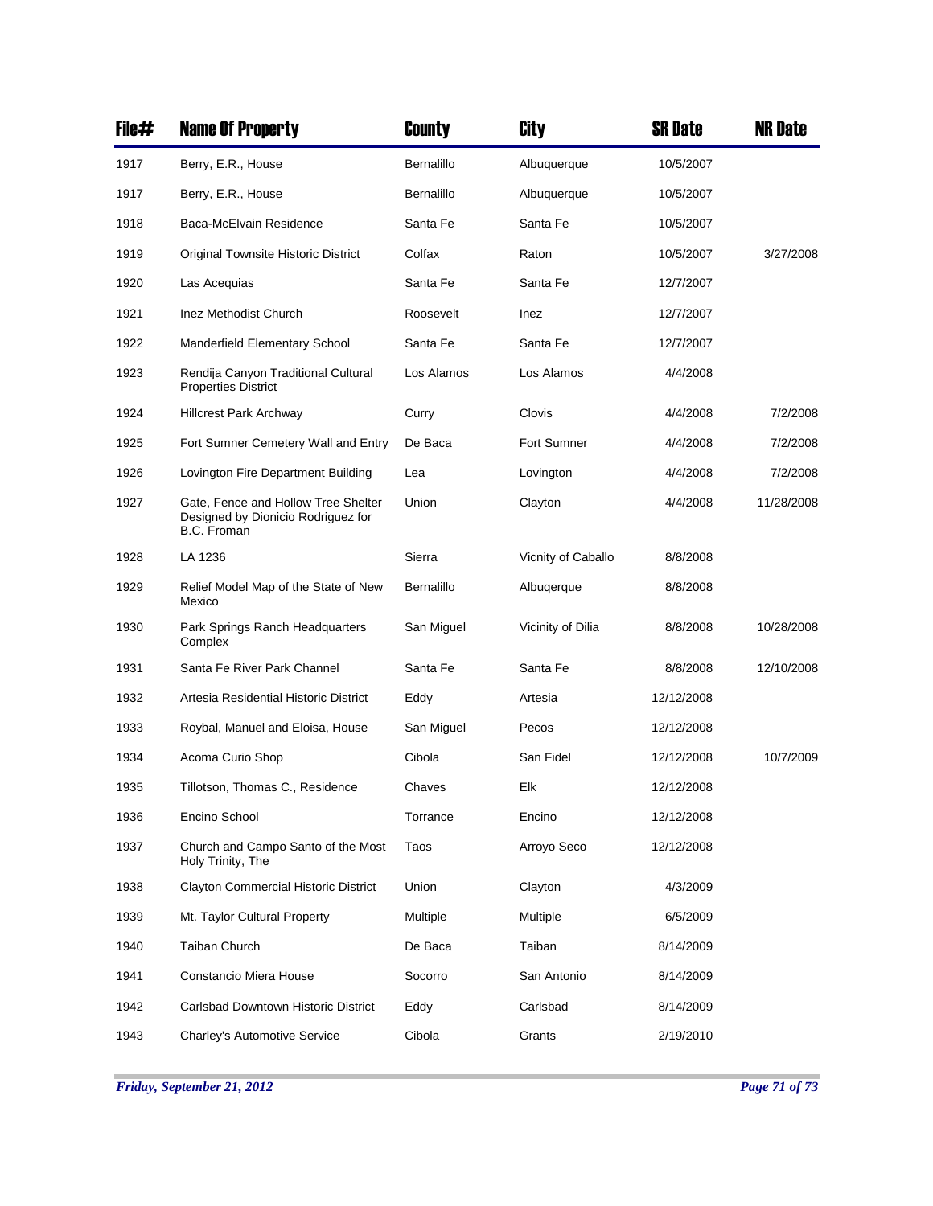| File# | Name Of Property | County | City | SR Date | NR Date |
|---|---|---|---|---|---|
| 1917 | Berry, E.R., House | Bernalillo | Albuquerque | 10/5/2007 | |
| 1917 | Berry, E.R., House | Bernalillo | Albuquerque | 10/5/2007 | |
| 1918 | Baca-McElvain Residence | Santa Fe | Santa Fe | 10/5/2007 | |
| 1919 | Original Townsite Historic District | Colfax | Raton | 10/5/2007 | 3/27/2008 |
| 1920 | Las Acequias | Santa Fe | Santa Fe | 12/7/2007 | |
| 1921 | Inez Methodist Church | Roosevelt | Inez | 12/7/2007 | |
| 1922 | Manderfield Elementary School | Santa Fe | Santa Fe | 12/7/2007 | |
| 1923 | Rendija Canyon Traditional Cultural Properties District | Los Alamos | Los Alamos | 4/4/2008 | |
| 1924 | Hillcrest Park Archway | Curry | Clovis | 4/4/2008 | 7/2/2008 |
| 1925 | Fort Sumner Cemetery Wall and Entry | De Baca | Fort Sumner | 4/4/2008 | 7/2/2008 |
| 1926 | Lovington Fire Department Building | Lea | Lovington | 4/4/2008 | 7/2/2008 |
| 1927 | Gate, Fence and Hollow Tree Shelter Designed by Dionicio Rodriguez for B.C. Froman | Union | Clayton | 4/4/2008 | 11/28/2008 |
| 1928 | LA 1236 | Sierra | Vicnity of Caballo | 8/8/2008 | |
| 1929 | Relief Model Map of the State of New Mexico | Bernalillo | Albuqerque | 8/8/2008 | |
| 1930 | Park Springs Ranch Headquarters Complex | San Miguel | Vicinity of Dilia | 8/8/2008 | 10/28/2008 |
| 1931 | Santa Fe River Park Channel | Santa Fe | Santa Fe | 8/8/2008 | 12/10/2008 |
| 1932 | Artesia Residential Historic District | Eddy | Artesia | 12/12/2008 | |
| 1933 | Roybal, Manuel and Eloisa, House | San Miguel | Pecos | 12/12/2008 | |
| 1934 | Acoma Curio Shop | Cibola | San Fidel | 12/12/2008 | 10/7/2009 |
| 1935 | Tillotson, Thomas C., Residence | Chaves | Elk | 12/12/2008 | |
| 1936 | Encino School | Torrance | Encino | 12/12/2008 | |
| 1937 | Church and Campo Santo of the Most Holy Trinity, The | Taos | Arroyo Seco | 12/12/2008 | |
| 1938 | Clayton Commercial Historic District | Union | Clayton | 4/3/2009 | |
| 1939 | Mt. Taylor Cultural Property | Multiple | Multiple | 6/5/2009 | |
| 1940 | Taiban Church | De Baca | Taiban | 8/14/2009 | |
| 1941 | Constancio Miera House | Socorro | San Antonio | 8/14/2009 | |
| 1942 | Carlsbad Downtown Historic District | Eddy | Carlsbad | 8/14/2009 | |
| 1943 | Charley's Automotive Service | Cibola | Grants | 2/19/2010 | |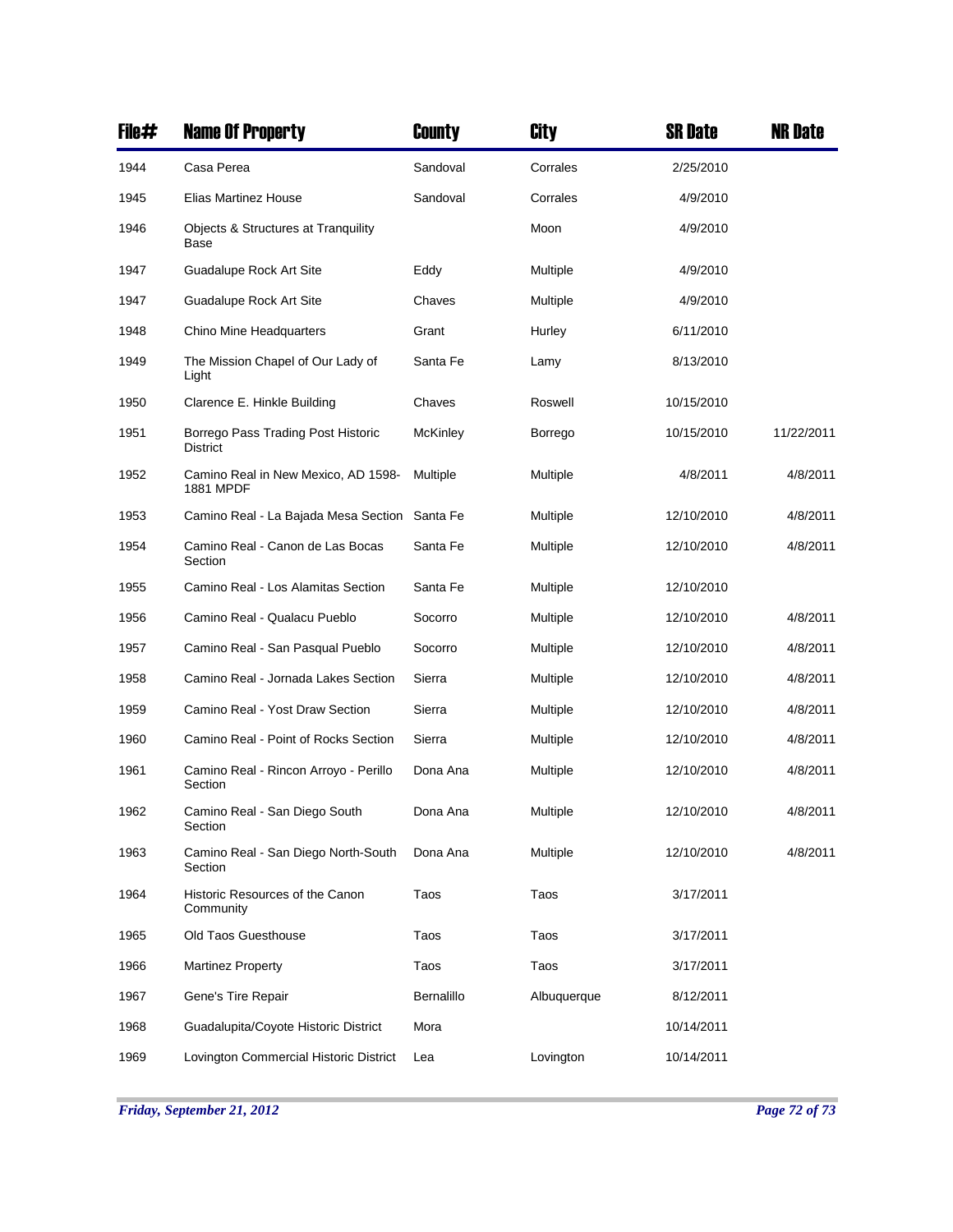| File# | Name Of Property | County | City | SR Date | NR Date |
| --- | --- | --- | --- | --- | --- |
| 1944 | Casa Perea | Sandoval | Corrales | 2/25/2010 | |
| 1945 | Elias Martinez House | Sandoval | Corrales | 4/9/2010 | |
| 1946 | Objects & Structures at Tranquility Base | | Moon | 4/9/2010 | |
| 1947 | Guadalupe Rock Art Site | Eddy | Multiple | 4/9/2010 | |
| 1947 | Guadalupe Rock Art Site | Chaves | Multiple | 4/9/2010 | |
| 1948 | Chino Mine Headquarters | Grant | Hurley | 6/11/2010 | |
| 1949 | The Mission Chapel of Our Lady of Light | Santa Fe | Lamy | 8/13/2010 | |
| 1950 | Clarence E. Hinkle Building | Chaves | Roswell | 10/15/2010 | |
| 1951 | Borrego Pass Trading Post Historic District | McKinley | Borrego | 10/15/2010 | 11/22/2011 |
| 1952 | Camino Real in New Mexico, AD 1598-1881 MPDF | Multiple | Multiple | 4/8/2011 | 4/8/2011 |
| 1953 | Camino Real - La Bajada Mesa Section | Santa Fe | Multiple | 12/10/2010 | 4/8/2011 |
| 1954 | Camino Real - Canon de Las Bocas Section | Santa Fe | Multiple | 12/10/2010 | 4/8/2011 |
| 1955 | Camino Real - Los Alamitas Section | Santa Fe | Multiple | 12/10/2010 | |
| 1956 | Camino Real - Qualacu Pueblo | Socorro | Multiple | 12/10/2010 | 4/8/2011 |
| 1957 | Camino Real - San Pasqual Pueblo | Socorro | Multiple | 12/10/2010 | 4/8/2011 |
| 1958 | Camino Real - Jornada Lakes Section | Sierra | Multiple | 12/10/2010 | 4/8/2011 |
| 1959 | Camino Real - Yost Draw Section | Sierra | Multiple | 12/10/2010 | 4/8/2011 |
| 1960 | Camino Real - Point of Rocks Section | Sierra | Multiple | 12/10/2010 | 4/8/2011 |
| 1961 | Camino Real - Rincon Arroyo - Perillo Section | Dona Ana | Multiple | 12/10/2010 | 4/8/2011 |
| 1962 | Camino Real - San Diego South Section | Dona Ana | Multiple | 12/10/2010 | 4/8/2011 |
| 1963 | Camino Real - San Diego North-South Section | Dona Ana | Multiple | 12/10/2010 | 4/8/2011 |
| 1964 | Historic Resources of the Canon Community | Taos | Taos | 3/17/2011 | |
| 1965 | Old Taos Guesthouse | Taos | Taos | 3/17/2011 | |
| 1966 | Martinez Property | Taos | Taos | 3/17/2011 | |
| 1967 | Gene's Tire Repair | Bernalillo | Albuquerque | 8/12/2011 | |
| 1968 | Guadalupita/Coyote Historic District | Mora | | 10/14/2011 | |
| 1969 | Lovington Commercial Historic District | Lea | Lovington | 10/14/2011 | |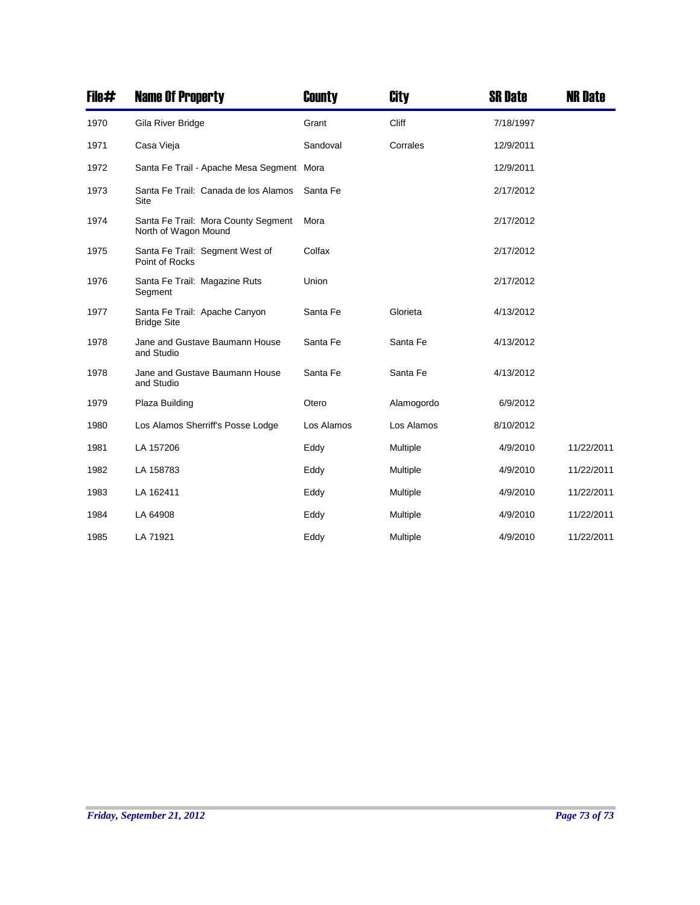| File# | Name Of Property | County | City | SR Date | NR Date |
|---|---|---|---|---|---|
| 1970 | Gila River Bridge | Grant | Cliff | 7/18/1997 | |
| 1971 | Casa Vieja | Sandoval | Corrales | 12/9/2011 | |
| 1972 | Santa Fe Trail - Apache Mesa Segment | Mora | | 12/9/2011 | |
| 1973 | Santa Fe Trail: Canada de los Alamos Site | Santa Fe | | 2/17/2012 | |
| 1974 | Santa Fe Trail: Mora County Segment North of Wagon Mound | Mora | | 2/17/2012 | |
| 1975 | Santa Fe Trail: Segment West of Point of Rocks | Colfax | | 2/17/2012 | |
| 1976 | Santa Fe Trail: Magazine Ruts Segment | Union | | 2/17/2012 | |
| 1977 | Santa Fe Trail: Apache Canyon Bridge Site | Santa Fe | Glorieta | 4/13/2012 | |
| 1978 | Jane and Gustave Baumann House and Studio | Santa Fe | Santa Fe | 4/13/2012 | |
| 1978 | Jane and Gustave Baumann House and Studio | Santa Fe | Santa Fe | 4/13/2012 | |
| 1979 | Plaza Building | Otero | Alamogordo | 6/9/2012 | |
| 1980 | Los Alamos Sherriff's Posse Lodge | Los Alamos | Los Alamos | 8/10/2012 | |
| 1981 | LA 157206 | Eddy | Multiple | 4/9/2010 | 11/22/2011 |
| 1982 | LA 158783 | Eddy | Multiple | 4/9/2010 | 11/22/2011 |
| 1983 | LA 162411 | Eddy | Multiple | 4/9/2010 | 11/22/2011 |
| 1984 | LA 64908 | Eddy | Multiple | 4/9/2010 | 11/22/2011 |
| 1985 | LA 71921 | Eddy | Multiple | 4/9/2010 | 11/22/2011 |